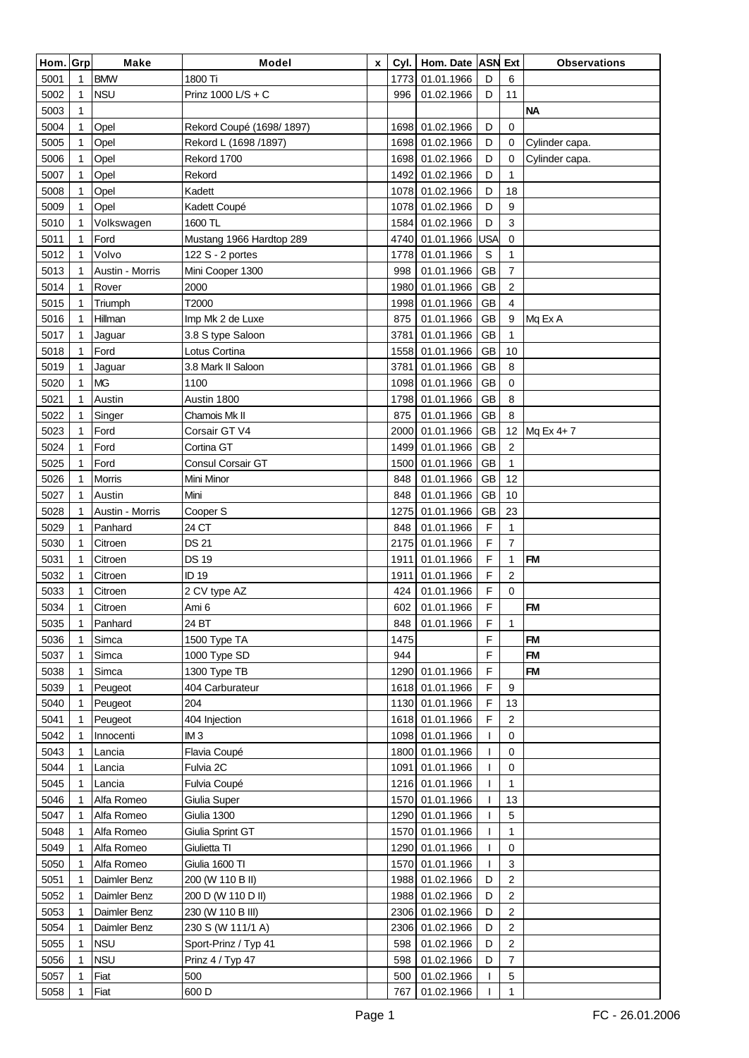| Hom. | Grp | Make | Model | x | Cyl. | Hom. Date | ASN | Ext | Observations |
|---|---|---|---|---|---|---|---|---|---|
| 5001 | 1 | BMW | 1800 Ti | | 1773 | 01.01.1966 | D | 6 | |
| 5002 | 1 | NSU | Prinz 1000 L/S + C | | 996 | 01.02.1966 | D | 11 | |
| 5003 | 1 | | | | | | | | **NA** |
| 5004 | 1 | Opel | Rekord Coupé (1698/ 1897) | | 1698 | 01.02.1966 | D | 0 | |
| 5005 | 1 | Opel | Rekord L (1698 /1897) | | 1698 | 01.02.1966 | D | 0 | Cylinder capa. |
| 5006 | 1 | Opel | Rekord 1700 | | 1698 | 01.02.1966 | D | 0 | Cylinder capa. |
| 5007 | 1 | Opel | Rekord | | 1492 | 01.02.1966 | D | 1 | |
| 5008 | 1 | Opel | Kadett | | 1078 | 01.02.1966 | D | 18 | |
| 5009 | 1 | Opel | Kadett Coupé | | 1078 | 01.02.1966 | D | 9 | |
| 5010 | 1 | Volkswagen | 1600 TL | | 1584 | 01.02.1966 | D | 3 | |
| 5011 | 1 | Ford | Mustang 1966 Hardtop 289 | | 4740 | 01.01.1966 | USA | 0 | |
| 5012 | 1 | Volvo | 122 S - 2 portes | | 1778 | 01.01.1966 | S | 1 | |
| 5013 | 1 | Austin - Morris | Mini Cooper 1300 | | 998 | 01.01.1966 | GB | 7 | |
| 5014 | 1 | Rover | 2000 | | 1980 | 01.01.1966 | GB | 2 | |
| 5015 | 1 | Triumph | T2000 | | 1998 | 01.01.1966 | GB | 4 | |
| 5016 | 1 | Hillman | Imp Mk 2 de Luxe | | 875 | 01.01.1966 | GB | 9 | Mq Ex A |
| 5017 | 1 | Jaguar | 3.8 S type Saloon | | 3781 | 01.01.1966 | GB | 1 | |
| 5018 | 1 | Ford | Lotus Cortina | | 1558 | 01.01.1966 | GB | 10 | |
| 5019 | 1 | Jaguar | 3.8 Mark II Saloon | | 3781 | 01.01.1966 | GB | 8 | |
| 5020 | 1 | MG | 1100 | | 1098 | 01.01.1966 | GB | 0 | |
| 5021 | 1 | Austin | Austin 1800 | | 1798 | 01.01.1966 | GB | 8 | |
| 5022 | 1 | Singer | Chamois Mk II | | 875 | 01.01.1966 | GB | 8 | |
| 5023 | 1 | Ford | Corsair GT V4 | | 2000 | 01.01.1966 | GB | 12 | Mq Ex 4+ 7 |
| 5024 | 1 | Ford | Cortina GT | | 1499 | 01.01.1966 | GB | 2 | |
| 5025 | 1 | Ford | Consul Corsair GT | | 1500 | 01.01.1966 | GB | 1 | |
| 5026 | 1 | Morris | Mini Minor | | 848 | 01.01.1966 | GB | 12 | |
| 5027 | 1 | Austin | Mini | | 848 | 01.01.1966 | GB | 10 | |
| 5028 | 1 | Austin - Morris | Cooper S | | 1275 | 01.01.1966 | GB | 23 | |
| 5029 | 1 | Panhard | 24 CT | | 848 | 01.01.1966 | F | 1 | |
| 5030 | 1 | Citroen | DS 21 | | 2175 | 01.01.1966 | F | 7 | |
| 5031 | 1 | Citroen | DS 19 | | 1911 | 01.01.1966 | F | 1 | **FM** |
| 5032 | 1 | Citroen | ID 19 | | 1911 | 01.01.1966 | F | 2 | |
| 5033 | 1 | Citroen | 2 CV type AZ | | 424 | 01.01.1966 | F | 0 | |
| 5034 | 1 | Citroen | Ami 6 | | 602 | 01.01.1966 | F | | **FM** |
| 5035 | 1 | Panhard | 24 BT | | 848 | 01.01.1966 | F | 1 | |
| 5036 | 1 | Simca | 1500 Type TA | | 1475 | | F | | **FM** |
| 5037 | 1 | Simca | 1000 Type SD | | 944 | | F | | **FM** |
| 5038 | 1 | Simca | 1300 Type TB | | 1290 | 01.01.1966 | F | | **FM** |
| 5039 | 1 | Peugeot | 404 Carburateur | | 1618 | 01.01.1966 | F | 9 | |
| 5040 | 1 | Peugeot | 204 | | 1130 | 01.01.1966 | F | 13 | |
| 5041 | 1 | Peugeot | 404 Injection | | 1618 | 01.01.1966 | F | 2 | |
| 5042 | 1 | Innocenti | IM 3 | | 1098 | 01.01.1966 | I | 0 | |
| 5043 | 1 | Lancia | Flavia Coupé | | 1800 | 01.01.1966 | I | 0 | |
| 5044 | 1 | Lancia | Fulvia 2C | | 1091 | 01.01.1966 | I | 0 | |
| 5045 | 1 | Lancia | Fulvia Coupé | | 1216 | 01.01.1966 | I | 1 | |
| 5046 | 1 | Alfa Romeo | Giulia Super | | 1570 | 01.01.1966 | I | 13 | |
| 5047 | 1 | Alfa Romeo | Giulia 1300 | | 1290 | 01.01.1966 | I | 5 | |
| 5048 | 1 | Alfa Romeo | Giulia Sprint GT | | 1570 | 01.01.1966 | I | 1 | |
| 5049 | 1 | Alfa Romeo | Giulietta TI | | 1290 | 01.01.1966 | I | 0 | |
| 5050 | 1 | Alfa Romeo | Giulia 1600 TI | | 1570 | 01.01.1966 | I | 3 | |
| 5051 | 1 | Daimler Benz | 200 (W 110 B II) | | 1988 | 01.02.1966 | D | 2 | |
| 5052 | 1 | Daimler Benz | 200 D (W 110 D II) | | 1988 | 01.02.1966 | D | 2 | |
| 5053 | 1 | Daimler Benz | 230 (W 110 B III) | | 2306 | 01.02.1966 | D | 2 | |
| 5054 | 1 | Daimler Benz | 230 S (W 111/1 A) | | 2306 | 01.02.1966 | D | 2 | |
| 5055 | 1 | NSU | Sport-Prinz / Typ 41 | | 598 | 01.02.1966 | D | 2 | |
| 5056 | 1 | NSU | Prinz 4 / Typ 47 | | 598 | 01.02.1966 | D | 7 | |
| 5057 | 1 | Fiat | 500 | | 500 | 01.02.1966 | I | 5 | |
| 5058 | 1 | Fiat | 600 D | | 767 | 01.02.1966 | I | 1 | |

FC - 26.01.2006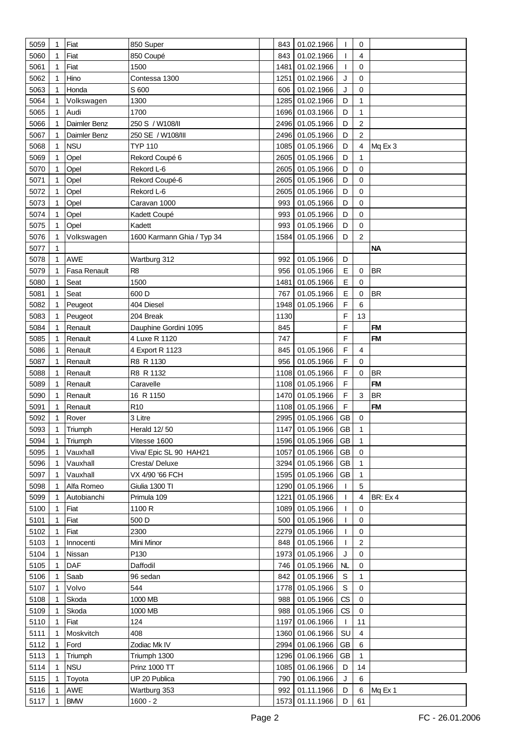| | | | | | | | | | |
|---|---|---|---|---|---|---|---|---|---|
| 5059 | 1 | Fiat | 850 Super | | 843 | 01.02.1966 | I | 0 | |
| 5060 | 1 | Fiat | 850 Coupé | | 843 | 01.02.1966 | I | 4 | |
| 5061 | 1 | Fiat | 1500 | | 1481 | 01.02.1966 | I | 0 | |
| 5062 | 1 | Hino | Contessa 1300 | | 1251 | 01.02.1966 | J | 0 | |
| 5063 | 1 | Honda | S 600 | | 606 | 01.02.1966 | J | 0 | |
| 5064 | 1 | Volkswagen | 1300 | | 1285 | 01.02.1966 | D | 1 | |
| 5065 | 1 | Audi | 1700 | | 1696 | 01.03.1966 | D | 1 | |
| 5066 | 1 | Daimler Benz | 250 S / W108/II | | 2496 | 01.05.1966 | D | 2 | |
| 5067 | 1 | Daimler Benz | 250 SE / W108/III | | 2496 | 01.05.1966 | D | 2 | |
| 5068 | 1 | NSU | TYP 110 | | 1085 | 01.05.1966 | D | 4 | Mq Ex 3 |
| 5069 | 1 | Opel | Rekord Coupé 6 | | 2605 | 01.05.1966 | D | 1 | |
| 5070 | 1 | Opel | Rekord L-6 | | 2605 | 01.05.1966 | D | 0 | |
| 5071 | 1 | Opel | Rekord Coupé-6 | | 2605 | 01.05.1966 | D | 0 | |
| 5072 | 1 | Opel | Rekord L-6 | | 2605 | 01.05.1966 | D | 0 | |
| 5073 | 1 | Opel | Caravan 1000 | | 993 | 01.05.1966 | D | 0 | |
| 5074 | 1 | Opel | Kadett Coupé | | 993 | 01.05.1966 | D | 0 | |
| 5075 | 1 | Opel | Kadett | | 993 | 01.05.1966 | D | 0 | |
| 5076 | 1 | Volkswagen | 1600 Karmann Ghia / Typ 34 | | 1584 | 01.05.1966 | D | 2 | |
| 5077 | 1 | | | | | | | | **NA** |
| 5078 | 1 | AWE | Wartburg 312 | | 992 | 01.05.1966 | D | | |
| 5079 | 1 | Fasa Renault | R8 | | 956 | 01.05.1966 | E | 0 | BR |
| 5080 | 1 | Seat | 1500 | | 1481 | 01.05.1966 | E | 0 | |
| 5081 | 1 | Seat | 600 D | | 767 | 01.05.1966 | E | 0 | BR |
| 5082 | 1 | Peugeot | 404 Diesel | | 1948 | 01.05.1966 | F | 6 | |
| 5083 | 1 | Peugeot | 204 Break | | 1130 | | F | 13 | |
| 5084 | 1 | Renault | Dauphine Gordini 1095 | | 845 | | F | | **FM** |
| 5085 | 1 | Renault | 4 Luxe R 1120 | | 747 | | F | | **FM** |
| 5086 | 1 | Renault | 4 Export R 1123 | | 845 | 01.05.1966 | F | 4 | |
| 5087 | 1 | Renault | R8 R 1130 | | 956 | 01.05.1966 | F | 0 | |
| 5088 | 1 | Renault | R8 R 1132 | | 1108 | 01.05.1966 | F | 0 | BR |
| 5089 | 1 | Renault | Caravelle | | 1108 | 01.05.1966 | F | | **FM** |
| 5090 | 1 | Renault | 16 R 1150 | | 1470 | 01.05.1966 | F | 3 | BR |
| 5091 | 1 | Renault | R10 | | 1108 | 01.05.1966 | F | | **FM** |
| 5092 | 1 | Rover | 3 Litre | | 2995 | 01.05.1966 | GB | 0 | |
| 5093 | 1 | Triumph | Herald 12/ 50 | | 1147 | 01.05.1966 | GB | 1 | |
| 5094 | 1 | Triumph | Vitesse 1600 | | 1596 | 01.05.1966 | GB | 1 | |
| 5095 | 1 | Vauxhall | Viva/ Epic SL 90 HAH21 | | 1057 | 01.05.1966 | GB | 0 | |
| 5096 | 1 | Vauxhall | Cresta/ Deluxe | | 3294 | 01.05.1966 | GB | 1 | |
| 5097 | 1 | Vauxhall | VX 4/90 '66 FCH | | 1595 | 01.05.1966 | GB | 1 | |
| 5098 | 1 | Alfa Romeo | Giulia 1300 TI | | 1290 | 01.05.1966 | I | 5 | |
| 5099 | 1 | Autobianchi | Primula 109 | | 1221 | 01.05.1966 | I | 4 | BR: Ex 4 |
| 5100 | 1 | Fiat | 1100 R | | 1089 | 01.05.1966 | I | 0 | |
| 5101 | 1 | Fiat | 500 D | | 500 | 01.05.1966 | I | 0 | |
| 5102 | 1 | Fiat | 2300 | | 2279 | 01.05.1966 | I | 0 | |
| 5103 | 1 | Innocenti | Mini Minor | | 848 | 01.05.1966 | I | 2 | |
| 5104 | 1 | Nissan | P130 | | 1973 | 01.05.1966 | J | 0 | |
| 5105 | 1 | DAF | Daffodil | | 746 | 01.05.1966 | NL | 0 | |
| 5106 | 1 | Saab | 96 sedan | | 842 | 01.05.1966 | S | 1 | |
| 5107 | 1 | Volvo | 544 | | 1778 | 01.05.1966 | S | 0 | |
| 5108 | 1 | Skoda | 1000 MB | | 988 | 01.05.1966 | CS | 0 | |
| 5109 | 1 | Skoda | 1000 MB | | 988 | 01.05.1966 | CS | 0 | |
| 5110 | 1 | Fiat | 124 | | 1197 | 01.06.1966 | I | 11 | |
| 5111 | 1 | Moskvitch | 408 | | 1360 | 01.06.1966 | SU | 4 | |
| 5112 | 1 | Ford | Zodiac Mk IV | | 2994 | 01.06.1966 | GB | 6 | |
| 5113 | 1 | Triumph | Triumph 1300 | | 1296 | 01.06.1966 | GB | 1 | |
| 5114 | 1 | NSU | Prinz 1000 TT | | 1085 | 01.06.1966 | D | 14 | |
| 5115 | 1 | Toyota | UP 20 Publica | | 790 | 01.06.1966 | J | 6 | |
| 5116 | 1 | AWE | Wartburg 353 | | 992 | 01.11.1966 | D | 6 | Mq Ex 1 |
| 5117 | 1 | BMW | 1600 - 2 | | 1573 | 01.11.1966 | D | 61 | |

FC - 26.01.2006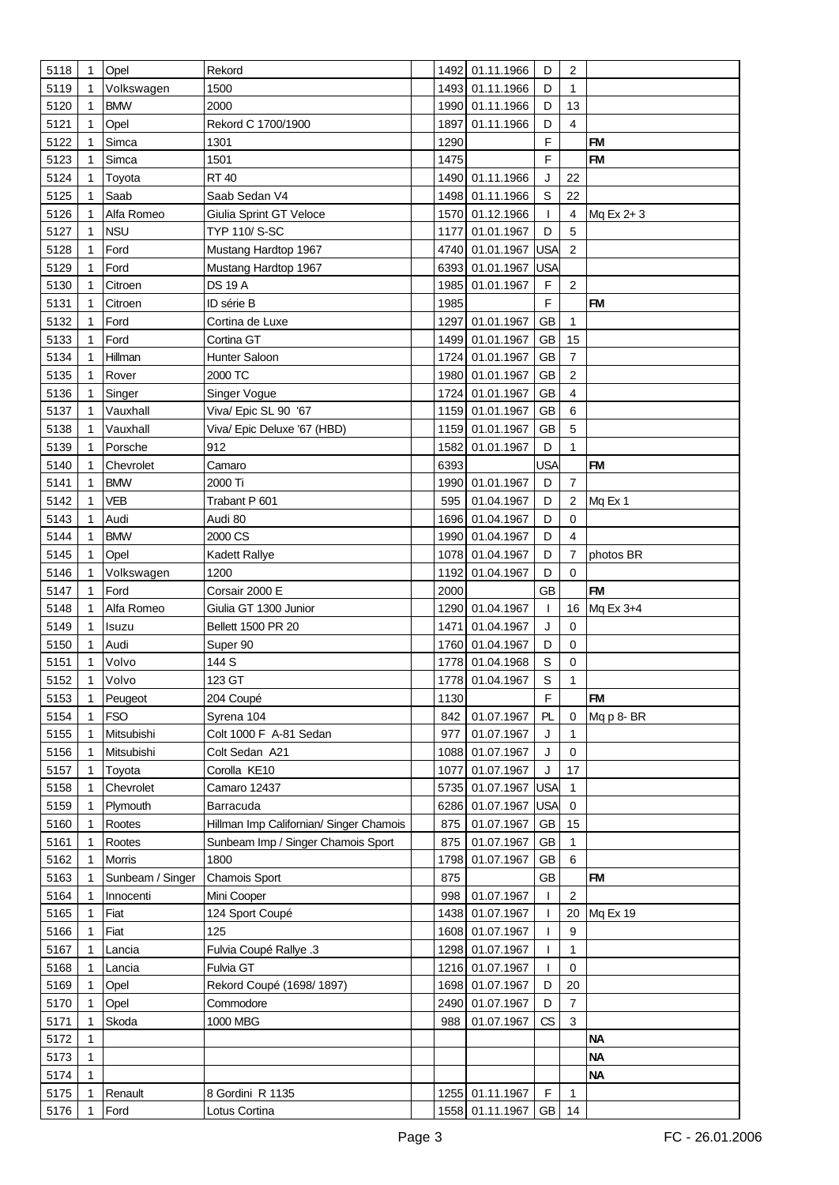| | | | | | | | | | |
|---|---|---|---|---|---|---|---|---|---|
| 5118 | 1 | Opel | Rekord | | 1492 | 01.11.1966 | D | 2 | |
| 5119 | 1 | Volkswagen | 1500 | | 1493 | 01.11.1966 | D | 1 | |
| 5120 | 1 | BMW | 2000 | | 1990 | 01.11.1966 | D | 13 | |
| 5121 | 1 | Opel | Rekord C 1700/1900 | | 1897 | 01.11.1966 | D | 4 | |
| 5122 | 1 | Simca | 1301 | | 1290 | | F | | FM |
| 5123 | 1 | Simca | 1501 | | 1475 | | F | | FM |
| 5124 | 1 | Toyota | RT 40 | | 1490 | 01.11.1966 | J | 22 | |
| 5125 | 1 | Saab | Saab Sedan V4 | | 1498 | 01.11.1966 | S | 22 | |
| 5126 | 1 | Alfa Romeo | Giulia Sprint GT Veloce | | 1570 | 01.12.1966 | I | 4 | Mq Ex 2+ 3 |
| 5127 | 1 | NSU | TYP 110/ S-SC | | 1177 | 01.01.1967 | D | 5 | |
| 5128 | 1 | Ford | Mustang Hardtop 1967 | | 4740 | 01.01.1967 | USA | 2 | |
| 5129 | 1 | Ford | Mustang Hardtop 1967 | | 6393 | 01.01.1967 | USA | | |
| 5130 | 1 | Citroen | DS 19 A | | 1985 | 01.01.1967 | F | 2 | |
| 5131 | 1 | Citroen | ID série B | | 1985 | | F | | FM |
| 5132 | 1 | Ford | Cortina de Luxe | | 1297 | 01.01.1967 | GB | 1 | |
| 5133 | 1 | Ford | Cortina GT | | 1499 | 01.01.1967 | GB | 15 | |
| 5134 | 1 | Hillman | Hunter Saloon | | 1724 | 01.01.1967 | GB | 7 | |
| 5135 | 1 | Rover | 2000 TC | | 1980 | 01.01.1967 | GB | 2 | |
| 5136 | 1 | Singer | Singer Vogue | | 1724 | 01.01.1967 | GB | 4 | |
| 5137 | 1 | Vauxhall | Viva/ Epic SL 90 '67 | | 1159 | 01.01.1967 | GB | 6 | |
| 5138 | 1 | Vauxhall | Viva/ Epic Deluxe '67 (HBD) | | 1159 | 01.01.1967 | GB | 5 | |
| 5139 | 1 | Porsche | 912 | | 1582 | 01.01.1967 | D | 1 | |
| 5140 | 1 | Chevrolet | Camaro | | 6393 | | USA | | FM |
| 5141 | 1 | BMW | 2000 Ti | | 1990 | 01.01.1967 | D | 7 | |
| 5142 | 1 | VEB | Trabant P 601 | | 595 | 01.04.1967 | D | 2 | Mq Ex 1 |
| 5143 | 1 | Audi | Audi 80 | | 1696 | 01.04.1967 | D | 0 | |
| 5144 | 1 | BMW | 2000 CS | | 1990 | 01.04.1967 | D | 4 | |
| 5145 | 1 | Opel | Kadett Rallye | | 1078 | 01.04.1967 | D | 7 | photos BR |
| 5146 | 1 | Volkswagen | 1200 | | 1192 | 01.04.1967 | D | 0 | |
| 5147 | 1 | Ford | Corsair 2000 E | | 2000 | | GB | | FM |
| 5148 | 1 | Alfa Romeo | Giulia GT 1300 Junior | | 1290 | 01.04.1967 | I | 16 | Mq Ex 3+4 |
| 5149 | 1 | Isuzu | Bellett 1500 PR 20 | | 1471 | 01.04.1967 | J | 0 | |
| 5150 | 1 | Audi | Super 90 | | 1760 | 01.04.1967 | D | 0 | |
| 5151 | 1 | Volvo | 144 S | | 1778 | 01.04.1968 | S | 0 | |
| 5152 | 1 | Volvo | 123 GT | | 1778 | 01.04.1967 | S | 1 | |
| 5153 | 1 | Peugeot | 204 Coupé | | 1130 | | F | | FM |
| 5154 | 1 | FSO | Syrena 104 | | 842 | 01.07.1967 | PL | 0 | Mq p 8- BR |
| 5155 | 1 | Mitsubishi | Colt 1000 F A-81 Sedan | | 977 | 01.07.1967 | J | 1 | |
| 5156 | 1 | Mitsubishi | Colt Sedan A21 | | 1088 | 01.07.1967 | J | 0 | |
| 5157 | 1 | Toyota | Corolla KE10 | | 1077 | 01.07.1967 | J | 17 | |
| 5158 | 1 | Chevrolet | Camaro 12437 | | 5735 | 01.07.1967 | USA | 1 | |
| 5159 | 1 | Plymouth | Barracuda | | 6286 | 01.07.1967 | USA | 0 | |
| 5160 | 1 | Rootes | Hillman Imp Californian/ Singer Chamois | | 875 | 01.07.1967 | GB | 15 | |
| 5161 | 1 | Rootes | Sunbeam Imp / Singer Chamois Sport | | 875 | 01.07.1967 | GB | 1 | |
| 5162 | 1 | Morris | 1800 | | 1798 | 01.07.1967 | GB | 6 | |
| 5163 | 1 | Sunbeam / Singer | Chamois Sport | | 875 | | GB | | FM |
| 5164 | 1 | Innocenti | Mini Cooper | | 998 | 01.07.1967 | I | 2 | |
| 5165 | 1 | Fiat | 124 Sport Coupé | | 1438 | 01.07.1967 | I | 20 | Mq Ex 19 |
| 5166 | 1 | Fiat | 125 | | 1608 | 01.07.1967 | I | 9 | |
| 5167 | 1 | Lancia | Fulvia Coupé Rallye .3 | | 1298 | 01.07.1967 | I | 1 | |
| 5168 | 1 | Lancia | Fulvia GT | | 1216 | 01.07.1967 | I | 0 | |
| 5169 | 1 | Opel | Rekord Coupé (1698/ 1897) | | 1698 | 01.07.1967 | D | 20 | |
| 5170 | 1 | Opel | Commodore | | 2490 | 01.07.1967 | D | 7 | |
| 5171 | 1 | Skoda | 1000 MBG | | 988 | 01.07.1967 | CS | 3 | |
| 5172 | 1 | | | | | | | | NA |
| 5173 | 1 | | | | | | | | NA |
| 5174 | 1 | | | | | | | | NA |
| 5175 | 1 | Renault | 8 Gordini R 1135 | | 1255 | 01.11.1967 | F | 1 | |
| 5176 | 1 | Ford | Lotus Cortina | | 1558 | 01.11.1967 | GB | 14 | |

FC - 26.01.2006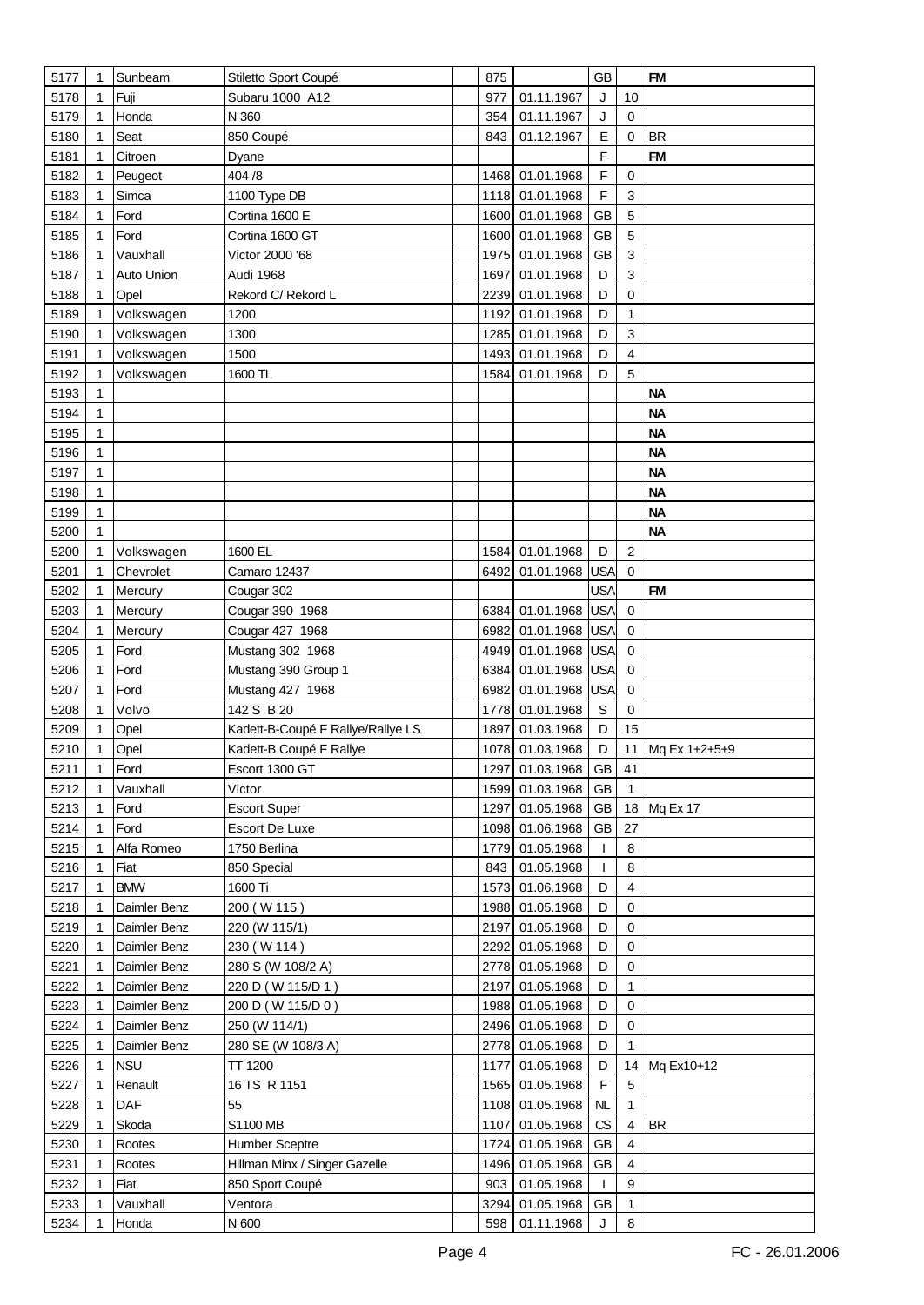| | | | | | | | | | |
|---|---|---|---|---|---|---|---|---|---|
| 5177 | 1 | Sunbeam | Stiletto Sport Coupé | | 875 | | GB | | FM |
| 5178 | 1 | Fuji | Subaru 1000 A12 | | 977 | 01.11.1967 | J | 10 | |
| 5179 | 1 | Honda | N 360 | | 354 | 01.11.1967 | J | 0 | |
| 5180 | 1 | Seat | 850 Coupé | | 843 | 01.12.1967 | E | 0 | BR |
| 5181 | 1 | Citroen | Dyane | | | | F | | FM |
| 5182 | 1 | Peugeot | 404 /8 | | 1468 | 01.01.1968 | F | 0 | |
| 5183 | 1 | Simca | 1100 Type DB | | 1118 | 01.01.1968 | F | 3 | |
| 5184 | 1 | Ford | Cortina 1600 E | | 1600 | 01.01.1968 | GB | 5 | |
| 5185 | 1 | Ford | Cortina 1600 GT | | 1600 | 01.01.1968 | GB | 5 | |
| 5186 | 1 | Vauxhall | Victor 2000 '68 | | 1975 | 01.01.1968 | GB | 3 | |
| 5187 | 1 | Auto Union | Audi 1968 | | 1697 | 01.01.1968 | D | 3 | |
| 5188 | 1 | Opel | Rekord C/ Rekord L | | 2239 | 01.01.1968 | D | 0 | |
| 5189 | 1 | Volkswagen | 1200 | | 1192 | 01.01.1968 | D | 1 | |
| 5190 | 1 | Volkswagen | 1300 | | 1285 | 01.01.1968 | D | 3 | |
| 5191 | 1 | Volkswagen | 1500 | | 1493 | 01.01.1968 | D | 4 | |
| 5192 | 1 | Volkswagen | 1600 TL | | 1584 | 01.01.1968 | D | 5 | |
| 5193 | 1 | | | | | | | | NA |
| 5194 | 1 | | | | | | | | NA |
| 5195 | 1 | | | | | | | | NA |
| 5196 | 1 | | | | | | | | NA |
| 5197 | 1 | | | | | | | | NA |
| 5198 | 1 | | | | | | | | NA |
| 5199 | 1 | | | | | | | | NA |
| 5200 | 1 | | | | | | | | NA |
| 5200 | 1 | Volkswagen | 1600 EL | | 1584 | 01.01.1968 | D | 2 | |
| 5201 | 1 | Chevrolet | Camaro 12437 | | 6492 | 01.01.1968 | USA | 0 | |
| 5202 | 1 | Mercury | Cougar 302 | | | | USA | | FM |
| 5203 | 1 | Mercury | Cougar 390 1968 | | 6384 | 01.01.1968 | USA | 0 | |
| 5204 | 1 | Mercury | Cougar 427 1968 | | 6982 | 01.01.1968 | USA | 0 | |
| 5205 | 1 | Ford | Mustang 302 1968 | | 4949 | 01.01.1968 | USA | 0 | |
| 5206 | 1 | Ford | Mustang 390 Group 1 | | 6384 | 01.01.1968 | USA | 0 | |
| 5207 | 1 | Ford | Mustang 427 1968 | | 6982 | 01.01.1968 | USA | 0 | |
| 5208 | 1 | Volvo | 142 S B 20 | | 1778 | 01.01.1968 | S | 0 | |
| 5209 | 1 | Opel | Kadett-B-Coupé F Rallye/Rallye LS | | 1897 | 01.03.1968 | D | 15 | |
| 5210 | 1 | Opel | Kadett-B Coupé F Rallye | | 1078 | 01.03.1968 | D | 11 | Mq Ex 1+2+5+9 |
| 5211 | 1 | Ford | Escort 1300 GT | | 1297 | 01.03.1968 | GB | 41 | |
| 5212 | 1 | Vauxhall | Victor | | 1599 | 01.03.1968 | GB | 1 | |
| 5213 | 1 | Ford | Escort Super | | 1297 | 01.05.1968 | GB | 18 | Mq Ex 17 |
| 5214 | 1 | Ford | Escort De Luxe | | 1098 | 01.06.1968 | GB | 27 | |
| 5215 | 1 | Alfa Romeo | 1750 Berlina | | 1779 | 01.05.1968 | I | 8 | |
| 5216 | 1 | Fiat | 850 Special | | 843 | 01.05.1968 | I | 8 | |
| 5217 | 1 | BMW | 1600 Ti | | 1573 | 01.06.1968 | D | 4 | |
| 5218 | 1 | Daimler Benz | 200 ( W 115 ) | | 1988 | 01.05.1968 | D | 0 | |
| 5219 | 1 | Daimler Benz | 220 (W 115/1) | | 2197 | 01.05.1968 | D | 0 | |
| 5220 | 1 | Daimler Benz | 230 ( W 114 ) | | 2292 | 01.05.1968 | D | 0 | |
| 5221 | 1 | Daimler Benz | 280 S (W 108/2 A) | | 2778 | 01.05.1968 | D | 0 | |
| 5222 | 1 | Daimler Benz | 220 D ( W 115/D 1 ) | | 2197 | 01.05.1968 | D | 1 | |
| 5223 | 1 | Daimler Benz | 200 D ( W 115/D 0 ) | | 1988 | 01.05.1968 | D | 0 | |
| 5224 | 1 | Daimler Benz | 250 (W 114/1) | | 2496 | 01.05.1968 | D | 0 | |
| 5225 | 1 | Daimler Benz | 280 SE (W 108/3 A) | | 2778 | 01.05.1968 | D | 1 | |
| 5226 | 1 | NSU | TT 1200 | | 1177 | 01.05.1968 | D | 14 | Mq Ex10+12 |
| 5227 | 1 | Renault | 16 TS R 1151 | | 1565 | 01.05.1968 | F | 5 | |
| 5228 | 1 | DAF | 55 | | 1108 | 01.05.1968 | NL | 1 | |
| 5229 | 1 | Skoda | S1100 MB | | 1107 | 01.05.1968 | CS | 4 | BR |
| 5230 | 1 | Rootes | Humber Sceptre | | 1724 | 01.05.1968 | GB | 4 | |
| 5231 | 1 | Rootes | Hillman Minx / Singer Gazelle | | 1496 | 01.05.1968 | GB | 4 | |
| 5232 | 1 | Fiat | 850 Sport Coupé | | 903 | 01.05.1968 | I | 9 | |
| 5233 | 1 | Vauxhall | Ventora | | 3294 | 01.05.1968 | GB | 1 | |
| 5234 | 1 | Honda | N 600 | | 598 | 01.11.1968 | J | 8 | |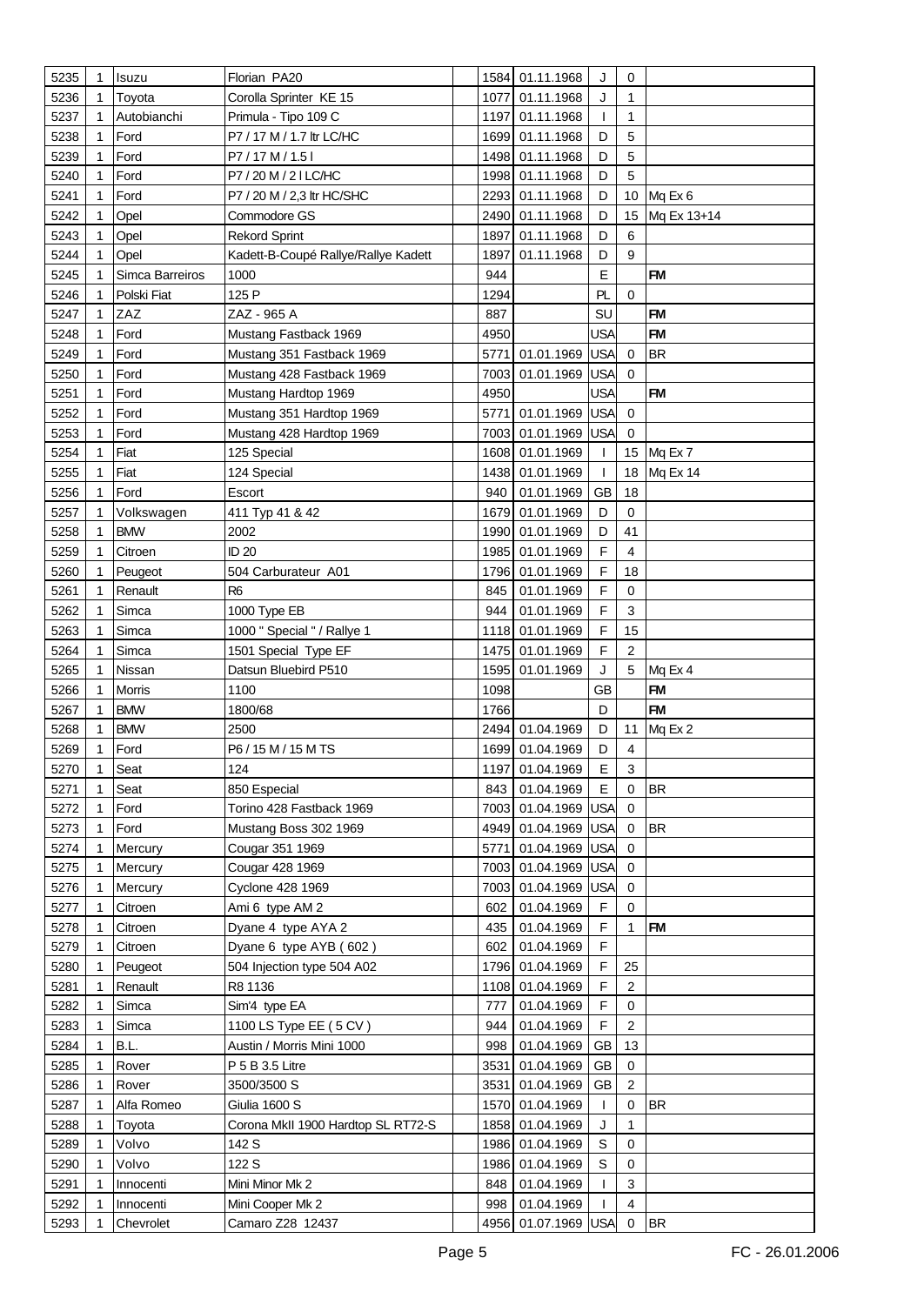| | | | | | | | | | |
|---|---|---|---|---|---|---|---|---|---|
| 5235 | 1 | Isuzu | Florian PA20 | | 1584 | 01.11.1968 | J | 0 | |
| 5236 | 1 | Toyota | Corolla Sprinter KE 15 | | 1077 | 01.11.1968 | J | 1 | |
| 5237 | 1 | Autobianchi | Primula - Tipo 109 C | | 1197 | 01.11.1968 | I | 1 | |
| 5238 | 1 | Ford | P7 / 17 M / 1.7 ltr LC/HC | | 1699 | 01.11.1968 | D | 5 | |
| 5239 | 1 | Ford | P7 / 17 M / 1.5 l | | 1498 | 01.11.1968 | D | 5 | |
| 5240 | 1 | Ford | P7 / 20 M / 2 l LC/HC | | 1998 | 01.11.1968 | D | 5 | |
| 5241 | 1 | Ford | P7 / 20 M / 2,3 ltr HC/SHC | | 2293 | 01.11.1968 | D | 10 | Mq Ex 6 |
| 5242 | 1 | Opel | Commodore GS | | 2490 | 01.11.1968 | D | 15 | Mq Ex 13+14 |
| 5243 | 1 | Opel | Rekord Sprint | | 1897 | 01.11.1968 | D | 6 | |
| 5244 | 1 | Opel | Kadett-B-Coupé Rallye/Rallye Kadett | | 1897 | 01.11.1968 | D | 9 | |
| 5245 | 1 | Simca Barreiros | 1000 | | 944 | | E | | FM |
| 5246 | 1 | Polski Fiat | 125 P | | 1294 | | PL | 0 | |
| 5247 | 1 | ZAZ | ZAZ - 965 A | | 887 | | SU | | FM |
| 5248 | 1 | Ford | Mustang Fastback 1969 | | 4950 | | USA | | FM |
| 5249 | 1 | Ford | Mustang 351 Fastback 1969 | | 5771 | 01.01.1969 | USA | 0 | BR |
| 5250 | 1 | Ford | Mustang 428 Fastback 1969 | | 7003 | 01.01.1969 | USA | 0 | |
| 5251 | 1 | Ford | Mustang Hardtop 1969 | | 4950 | | USA | | FM |
| 5252 | 1 | Ford | Mustang 351 Hardtop 1969 | | 5771 | 01.01.1969 | USA | 0 | |
| 5253 | 1 | Ford | Mustang 428 Hardtop 1969 | | 7003 | 01.01.1969 | USA | 0 | |
| 5254 | 1 | Fiat | 125 Special | | 1608 | 01.01.1969 | I | 15 | Mq Ex 7 |
| 5255 | 1 | Fiat | 124 Special | | 1438 | 01.01.1969 | I | 18 | Mq Ex 14 |
| 5256 | 1 | Ford | Escort | | 940 | 01.01.1969 | GB | 18 | |
| 5257 | 1 | Volkswagen | 411 Typ 41 & 42 | | 1679 | 01.01.1969 | D | 0 | |
| 5258 | 1 | BMW | 2002 | | 1990 | 01.01.1969 | D | 41 | |
| 5259 | 1 | Citroen | ID 20 | | 1985 | 01.01.1969 | F | 4 | |
| 5260 | 1 | Peugeot | 504 Carburateur A01 | | 1796 | 01.01.1969 | F | 18 | |
| 5261 | 1 | Renault | R6 | | 845 | 01.01.1969 | F | 0 | |
| 5262 | 1 | Simca | 1000 Type EB | | 944 | 01.01.1969 | F | 3 | |
| 5263 | 1 | Simca | 1000 " Special " / Rallye 1 | | 1118 | 01.01.1969 | F | 15 | |
| 5264 | 1 | Simca | 1501 Special Type EF | | 1475 | 01.01.1969 | F | 2 | |
| 5265 | 1 | Nissan | Datsun Bluebird P510 | | 1595 | 01.01.1969 | J | 5 | Mq Ex 4 |
| 5266 | 1 | Morris | 1100 | | 1098 | | GB | | FM |
| 5267 | 1 | BMW | 1800/68 | | 1766 | | D | | FM |
| 5268 | 1 | BMW | 2500 | | 2494 | 01.04.1969 | D | 11 | Mq Ex 2 |
| 5269 | 1 | Ford | P6 / 15 M / 15 M TS | | 1699 | 01.04.1969 | D | 4 | |
| 5270 | 1 | Seat | 124 | | 1197 | 01.04.1969 | E | 3 | |
| 5271 | 1 | Seat | 850 Especial | | 843 | 01.04.1969 | E | 0 | BR |
| 5272 | 1 | Ford | Torino 428 Fastback 1969 | | 7003 | 01.04.1969 | USA | 0 | |
| 5273 | 1 | Ford | Mustang Boss 302 1969 | | 4949 | 01.04.1969 | USA | 0 | BR |
| 5274 | 1 | Mercury | Cougar 351 1969 | | 5771 | 01.04.1969 | USA | 0 | |
| 5275 | 1 | Mercury | Cougar 428 1969 | | 7003 | 01.04.1969 | USA | 0 | |
| 5276 | 1 | Mercury | Cyclone 428 1969 | | 7003 | 01.04.1969 | USA | 0 | |
| 5277 | 1 | Citroen | Ami 6 type AM 2 | | 602 | 01.04.1969 | F | 0 | |
| 5278 | 1 | Citroen | Dyane 4 type AYA 2 | | 435 | 01.04.1969 | F | 1 | FM |
| 5279 | 1 | Citroen | Dyane 6 type AYB ( 602 ) | | 602 | 01.04.1969 | F | | |
| 5280 | 1 | Peugeot | 504 Injection type 504 A02 | | 1796 | 01.04.1969 | F | 25 | |
| 5281 | 1 | Renault | R8 1136 | | 1108 | 01.04.1969 | F | 2 | |
| 5282 | 1 | Simca | Sim'4 type EA | | 777 | 01.04.1969 | F | 0 | |
| 5283 | 1 | Simca | 1100 LS Type EE ( 5 CV ) | | 944 | 01.04.1969 | F | 2 | |
| 5284 | 1 | B.L. | Austin / Morris Mini 1000 | | 998 | 01.04.1969 | GB | 13 | |
| 5285 | 1 | Rover | P 5 B 3.5 Litre | | 3531 | 01.04.1969 | GB | 0 | |
| 5286 | 1 | Rover | 3500/3500 S | | 3531 | 01.04.1969 | GB | 2 | |
| 5287 | 1 | Alfa Romeo | Giulia 1600 S | | 1570 | 01.04.1969 | I | 0 | BR |
| 5288 | 1 | Toyota | Corona MkII 1900 Hardtop SL RT72-S | | 1858 | 01.04.1969 | J | 1 | |
| 5289 | 1 | Volvo | 142 S | | 1986 | 01.04.1969 | S | 0 | |
| 5290 | 1 | Volvo | 122 S | | 1986 | 01.04.1969 | S | 0 | |
| 5291 | 1 | Innocenti | Mini Minor Mk 2 | | 848 | 01.04.1969 | I | 3 | |
| 5292 | 1 | Innocenti | Mini Cooper Mk 2 | | 998 | 01.04.1969 | I | 4 | |
| 5293 | 1 | Chevrolet | Camaro Z28 12437 | | 4956 | 01.07.1969 | USA | 0 | BR |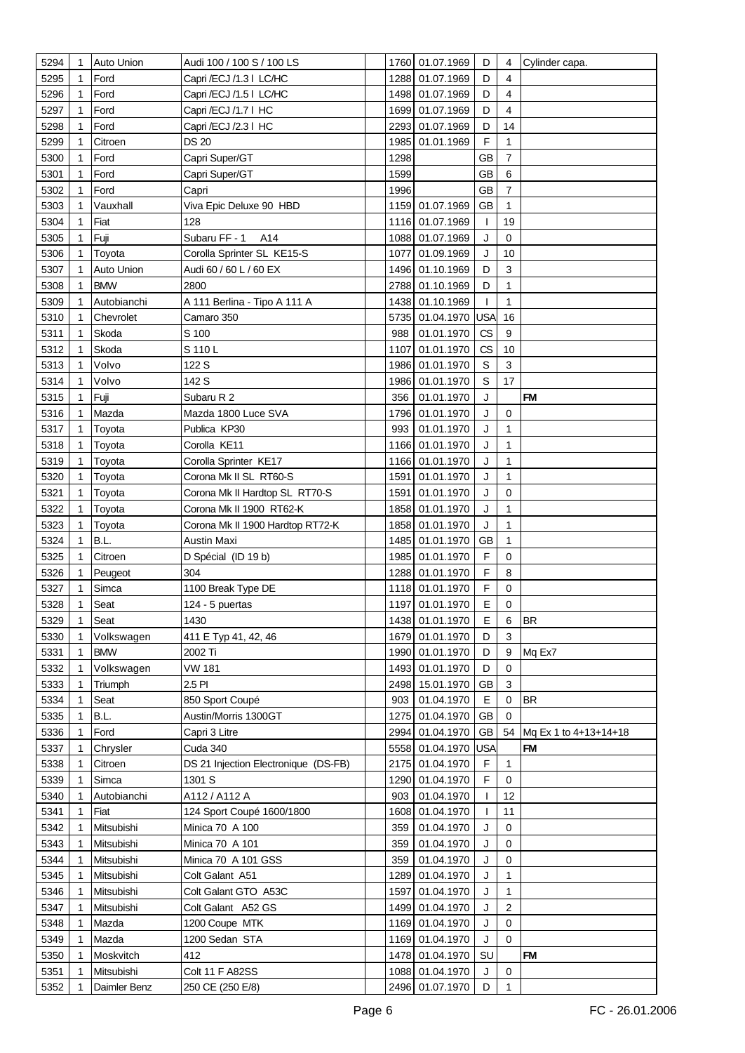| | | | | | | | | | |
|---|---|---|---|---|---|---|---|---|---|
| 5294 | 1 | Auto Union | Audi 100 / 100 S / 100 LS | | 1760 | 01.07.1969 | D | 4 | Cylinder capa. |
| 5295 | 1 | Ford | Capri /ECJ /1.3 l LC/HC | | 1288 | 01.07.1969 | D | 4 | |
| 5296 | 1 | Ford | Capri /ECJ /1.5 l LC/HC | | 1498 | 01.07.1969 | D | 4 | |
| 5297 | 1 | Ford | Capri /ECJ /1.7 l HC | | 1699 | 01.07.1969 | D | 4 | |
| 5298 | 1 | Ford | Capri /ECJ /2.3 l HC | | 2293 | 01.07.1969 | D | 14 | |
| 5299 | 1 | Citroen | DS 20 | | 1985 | 01.01.1969 | F | 1 | |
| 5300 | 1 | Ford | Capri Super/GT | | 1298 | | GB | 7 | |
| 5301 | 1 | Ford | Capri Super/GT | | 1599 | | GB | 6 | |
| 5302 | 1 | Ford | Capri | | 1996 | | GB | 7 | |
| 5303 | 1 | Vauxhall | Viva Epic Deluxe 90 HBD | | 1159 | 01.07.1969 | GB | 1 | |
| 5304 | 1 | Fiat | 128 | | 1116 | 01.07.1969 | I | 19 | |
| 5305 | 1 | Fuji | Subaru FF - 1 A14 | | 1088 | 01.07.1969 | J | 0 | |
| 5306 | 1 | Toyota | Corolla Sprinter SL KE15-S | | 1077 | 01.09.1969 | J | 10 | |
| 5307 | 1 | Auto Union | Audi 60 / 60 L / 60 EX | | 1496 | 01.10.1969 | D | 3 | |
| 5308 | 1 | BMW | 2800 | | 2788 | 01.10.1969 | D | 1 | |
| 5309 | 1 | Autobianchi | A 111 Berlina - Tipo A 111 A | | 1438 | 01.10.1969 | I | 1 | |
| 5310 | 1 | Chevrolet | Camaro 350 | | 5735 | 01.04.1970 | USA | 16 | |
| 5311 | 1 | Skoda | S 100 | | 988 | 01.01.1970 | CS | 9 | |
| 5312 | 1 | Skoda | S 110 L | | 1107 | 01.01.1970 | CS | 10 | |
| 5313 | 1 | Volvo | 122 S | | 1986 | 01.01.1970 | S | 3 | |
| 5314 | 1 | Volvo | 142 S | | 1986 | 01.01.1970 | S | 17 | |
| 5315 | 1 | Fuji | Subaru R 2 | | 356 | 01.01.1970 | J | | FM |
| 5316 | 1 | Mazda | Mazda 1800 Luce SVA | | 1796 | 01.01.1970 | J | 0 | |
| 5317 | 1 | Toyota | Publica KP30 | | 993 | 01.01.1970 | J | 1 | |
| 5318 | 1 | Toyota | Corolla KE11 | | 1166 | 01.01.1970 | J | 1 | |
| 5319 | 1 | Toyota | Corolla Sprinter KE17 | | 1166 | 01.01.1970 | J | 1 | |
| 5320 | 1 | Toyota | Corona Mk II SL RT60-S | | 1591 | 01.01.1970 | J | 1 | |
| 5321 | 1 | Toyota | Corona Mk II Hardtop SL RT70-S | | 1591 | 01.01.1970 | J | 0 | |
| 5322 | 1 | Toyota | Corona Mk II 1900 RT62-K | | 1858 | 01.01.1970 | J | 1 | |
| 5323 | 1 | Toyota | Corona Mk II 1900 Hardtop RT72-K | | 1858 | 01.01.1970 | J | 1 | |
| 5324 | 1 | B.L. | Austin Maxi | | 1485 | 01.01.1970 | GB | 1 | |
| 5325 | 1 | Citroen | D Spécial (ID 19 b) | | 1985 | 01.01.1970 | F | 0 | |
| 5326 | 1 | Peugeot | 304 | | 1288 | 01.01.1970 | F | 8 | |
| 5327 | 1 | Simca | 1100 Break Type DE | | 1118 | 01.01.1970 | F | 0 | |
| 5328 | 1 | Seat | 124 - 5 puertas | | 1197 | 01.01.1970 | E | 0 | |
| 5329 | 1 | Seat | 1430 | | 1438 | 01.01.1970 | E | 6 | BR |
| 5330 | 1 | Volkswagen | 411 E Typ 41, 42, 46 | | 1679 | 01.01.1970 | D | 3 | |
| 5331 | 1 | BMW | 2002 Ti | | 1990 | 01.01.1970 | D | 9 | Mq Ex7 |
| 5332 | 1 | Volkswagen | VW 181 | | 1493 | 01.01.1970 | D | 0 | |
| 5333 | 1 | Triumph | 2.5 PI | | 2498 | 15.01.1970 | GB | 3 | |
| 5334 | 1 | Seat | 850 Sport Coupé | | 903 | 01.04.1970 | E | 0 | BR |
| 5335 | 1 | B.L. | Austin/Morris 1300GT | | 1275 | 01.04.1970 | GB | 0 | |
| 5336 | 1 | Ford | Capri 3 Litre | | 2994 | 01.04.1970 | GB | 54 | Mq Ex 1 to 4+13+14+18 |
| 5337 | 1 | Chrysler | Cuda 340 | | 5558 | 01.04.1970 | USA | | FM |
| 5338 | 1 | Citroen | DS 21 Injection Electronique (DS-FB) | | 2175 | 01.04.1970 | F | 1 | |
| 5339 | 1 | Simca | 1301 S | | 1290 | 01.04.1970 | F | 0 | |
| 5340 | 1 | Autobianchi | A112 / A112 A | | 903 | 01.04.1970 | I | 12 | |
| 5341 | 1 | Fiat | 124 Sport Coupé 1600/1800 | | 1608 | 01.04.1970 | I | 11 | |
| 5342 | 1 | Mitsubishi | Minica 70 A 100 | | 359 | 01.04.1970 | J | 0 | |
| 5343 | 1 | Mitsubishi | Minica 70 A 101 | | 359 | 01.04.1970 | J | 0 | |
| 5344 | 1 | Mitsubishi | Minica 70 A 101 GSS | | 359 | 01.04.1970 | J | 0 | |
| 5345 | 1 | Mitsubishi | Colt Galant A51 | | 1289 | 01.04.1970 | J | 1 | |
| 5346 | 1 | Mitsubishi | Colt Galant GTO A53C | | 1597 | 01.04.1970 | J | 1 | |
| 5347 | 1 | Mitsubishi | Colt Galant A52 GS | | 1499 | 01.04.1970 | J | 2 | |
| 5348 | 1 | Mazda | 1200 Coupe MTK | | 1169 | 01.04.1970 | J | 0 | |
| 5349 | 1 | Mazda | 1200 Sedan STA | | 1169 | 01.04.1970 | J | 0 | |
| 5350 | 1 | Moskvitch | 412 | | 1478 | 01.04.1970 | SU | | FM |
| 5351 | 1 | Mitsubishi | Colt 11 F A82SS | | 1088 | 01.04.1970 | J | 0 | |
| 5352 | 1 | Daimler Benz | 250 CE (250 E/8) | | 2496 | 01.07.1970 | D | 1 | |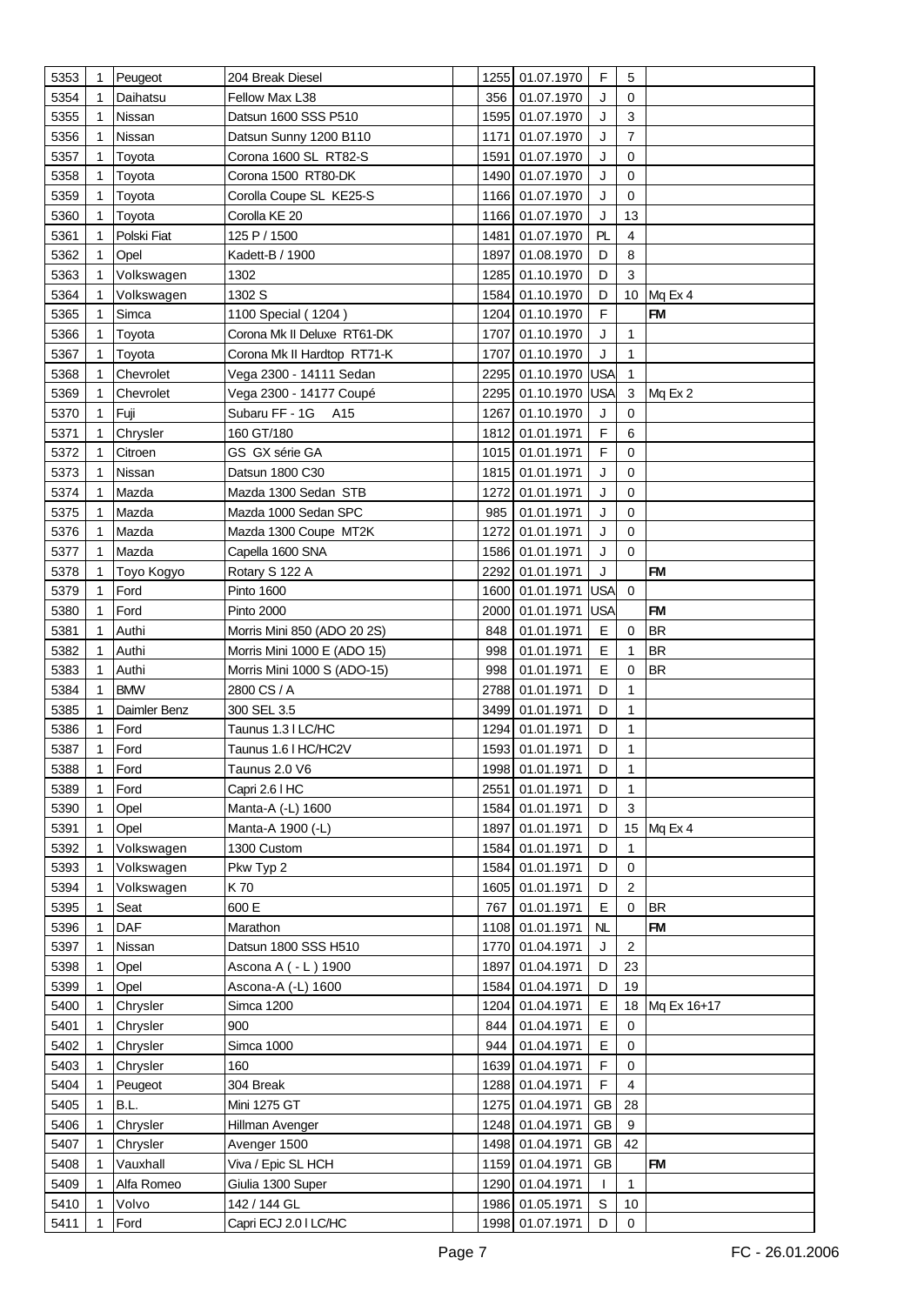| | | | | | | | | | |
|---|---|---|---|---|---|---|---|---|---|
| 5353 | 1 | Peugeot | 204 Break Diesel | | 1255 | 01.07.1970 | F | 5 | |
| 5354 | 1 | Daihatsu | Fellow Max L38 | | 356 | 01.07.1970 | J | 0 | |
| 5355 | 1 | Nissan | Datsun 1600 SSS P510 | | 1595 | 01.07.1970 | J | 3 | |
| 5356 | 1 | Nissan | Datsun Sunny 1200 B110 | | 1171 | 01.07.1970 | J | 7 | |
| 5357 | 1 | Toyota | Corona 1600 SL RT82-S | | 1591 | 01.07.1970 | J | 0 | |
| 5358 | 1 | Toyota | Corona 1500 RT80-DK | | 1490 | 01.07.1970 | J | 0 | |
| 5359 | 1 | Toyota | Corolla Coupe SL KE25-S | | 1166 | 01.07.1970 | J | 0 | |
| 5360 | 1 | Toyota | Corolla KE 20 | | 1166 | 01.07.1970 | J | 13 | |
| 5361 | 1 | Polski Fiat | 125 P / 1500 | | 1481 | 01.07.1970 | PL | 4 | |
| 5362 | 1 | Opel | Kadett-B / 1900 | | 1897 | 01.08.1970 | D | 8 | |
| 5363 | 1 | Volkswagen | 1302 | | 1285 | 01.10.1970 | D | 3 | |
| 5364 | 1 | Volkswagen | 1302 S | | 1584 | 01.10.1970 | D | 10 | Mq Ex 4 |
| 5365 | 1 | Simca | 1100 Special ( 1204 ) | | 1204 | 01.10.1970 | F | | FM |
| 5366 | 1 | Toyota | Corona Mk II Deluxe RT61-DK | | 1707 | 01.10.1970 | J | 1 | |
| 5367 | 1 | Toyota | Corona Mk II Hardtop RT71-K | | 1707 | 01.10.1970 | J | 1 | |
| 5368 | 1 | Chevrolet | Vega 2300 - 14111 Sedan | | 2295 | 01.10.1970 | USA | 1 | |
| 5369 | 1 | Chevrolet | Vega 2300 - 14177 Coupé | | 2295 | 01.10.1970 | USA | 3 | Mq Ex 2 |
| 5370 | 1 | Fuji | Subaru FF - 1G A15 | | 1267 | 01.10.1970 | J | 0 | |
| 5371 | 1 | Chrysler | 160 GT/180 | | 1812 | 01.01.1971 | F | 6 | |
| 5372 | 1 | Citroen | GS GX série GA | | 1015 | 01.01.1971 | F | 0 | |
| 5373 | 1 | Nissan | Datsun 1800 C30 | | 1815 | 01.01.1971 | J | 0 | |
| 5374 | 1 | Mazda | Mazda 1300 Sedan STB | | 1272 | 01.01.1971 | J | 0 | |
| 5375 | 1 | Mazda | Mazda 1000 Sedan SPC | | 985 | 01.01.1971 | J | 0 | |
| 5376 | 1 | Mazda | Mazda 1300 Coupe MT2K | | 1272 | 01.01.1971 | J | 0 | |
| 5377 | 1 | Mazda | Capella 1600 SNA | | 1586 | 01.01.1971 | J | 0 | |
| 5378 | 1 | Toyo Kogyo | Rotary S 122 A | | 2292 | 01.01.1971 | J | | FM |
| 5379 | 1 | Ford | Pinto 1600 | | 1600 | 01.01.1971 | USA | 0 | |
| 5380 | 1 | Ford | Pinto 2000 | | 2000 | 01.01.1971 | USA | | FM |
| 5381 | 1 | Authi | Morris Mini 850 (ADO 20 2S) | | 848 | 01.01.1971 | E | 0 | BR |
| 5382 | 1 | Authi | Morris Mini 1000 E (ADO 15) | | 998 | 01.01.1971 | E | 1 | BR |
| 5383 | 1 | Authi | Morris Mini 1000 S (ADO-15) | | 998 | 01.01.1971 | E | 0 | BR |
| 5384 | 1 | BMW | 2800 CS / A | | 2788 | 01.01.1971 | D | 1 | |
| 5385 | 1 | Daimler Benz | 300 SEL 3.5 | | 3499 | 01.01.1971 | D | 1 | |
| 5386 | 1 | Ford | Taunus 1.3 l LC/HC | | 1294 | 01.01.1971 | D | 1 | |
| 5387 | 1 | Ford | Taunus 1.6 l HC/HC2V | | 1593 | 01.01.1971 | D | 1 | |
| 5388 | 1 | Ford | Taunus 2.0 V6 | | 1998 | 01.01.1971 | D | 1 | |
| 5389 | 1 | Ford | Capri 2.6 l HC | | 2551 | 01.01.1971 | D | 1 | |
| 5390 | 1 | Opel | Manta-A (-L) 1600 | | 1584 | 01.01.1971 | D | 3 | |
| 5391 | 1 | Opel | Manta-A 1900 (-L) | | 1897 | 01.01.1971 | D | 15 | Mq Ex 4 |
| 5392 | 1 | Volkswagen | 1300 Custom | | 1584 | 01.01.1971 | D | 1 | |
| 5393 | 1 | Volkswagen | Pkw Typ 2 | | 1584 | 01.01.1971 | D | 0 | |
| 5394 | 1 | Volkswagen | K 70 | | 1605 | 01.01.1971 | D | 2 | |
| 5395 | 1 | Seat | 600 E | | 767 | 01.01.1971 | E | 0 | BR |
| 5396 | 1 | DAF | Marathon | | 1108 | 01.01.1971 | NL | | FM |
| 5397 | 1 | Nissan | Datsun 1800 SSS H510 | | 1770 | 01.04.1971 | J | 2 | |
| 5398 | 1 | Opel | Ascona A ( - L ) 1900 | | 1897 | 01.04.1971 | D | 23 | |
| 5399 | 1 | Opel | Ascona-A (-L) 1600 | | 1584 | 01.04.1971 | D | 19 | |
| 5400 | 1 | Chrysler | Simca 1200 | | 1204 | 01.04.1971 | E | 18 | Mq Ex 16+17 |
| 5401 | 1 | Chrysler | 900 | | 844 | 01.04.1971 | E | 0 | |
| 5402 | 1 | Chrysler | Simca 1000 | | 944 | 01.04.1971 | E | 0 | |
| 5403 | 1 | Chrysler | 160 | | 1639 | 01.04.1971 | F | 0 | |
| 5404 | 1 | Peugeot | 304 Break | | 1288 | 01.04.1971 | F | 4 | |
| 5405 | 1 | B.L. | Mini 1275 GT | | 1275 | 01.04.1971 | GB | 28 | |
| 5406 | 1 | Chrysler | Hillman Avenger | | 1248 | 01.04.1971 | GB | 9 | |
| 5407 | 1 | Chrysler | Avenger 1500 | | 1498 | 01.04.1971 | GB | 42 | |
| 5408 | 1 | Vauxhall | Viva / Epic SL HCH | | 1159 | 01.04.1971 | GB | | FM |
| 5409 | 1 | Alfa Romeo | Giulia 1300 Super | | 1290 | 01.04.1971 | I | 1 | |
| 5410 | 1 | Volvo | 142 / 144 GL | | 1986 | 01.05.1971 | S | 10 | |
| 5411 | 1 | Ford | Capri ECJ 2.0 l LC/HC | | 1998 | 01.07.1971 | D | 0 | |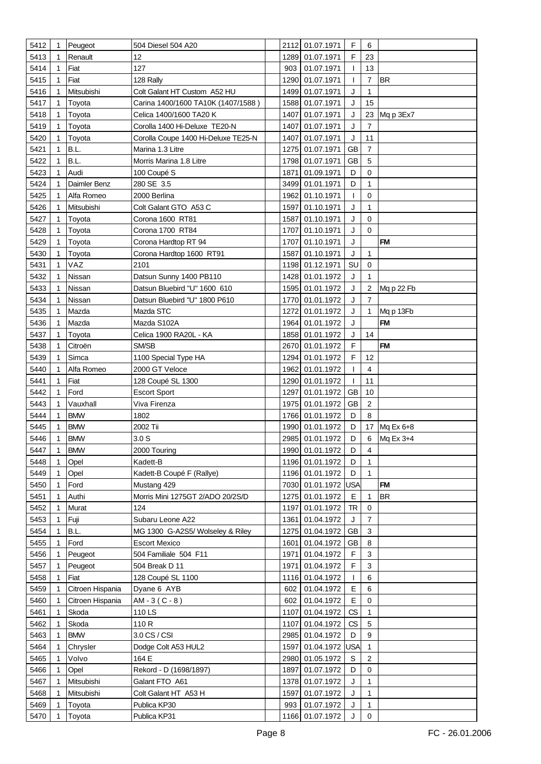| | | | | | | | | |
|---|---|---|---|---|---|---|---|---|
| 5412 | 1 | Peugeot | 504 Diesel 504 A20 | | 2112 | 01.07.1971 | F | 6 | |
| 5413 | 1 | Renault | 12 | | 1289 | 01.07.1971 | F | 23 | |
| 5414 | 1 | Fiat | 127 | | 903 | 01.07.1971 | I | 13 | |
| 5415 | 1 | Fiat | 128 Rally | | 1290 | 01.07.1971 | I | 7 | BR |
| 5416 | 1 | Mitsubishi | Colt Galant HT Custom A52 HU | | 1499 | 01.07.1971 | J | 1 | |
| 5417 | 1 | Toyota | Carina 1400/1600 TA10K (1407/1588 ) | | 1588 | 01.07.1971 | J | 15 | |
| 5418 | 1 | Toyota | Celica 1400/1600 TA20 K | | 1407 | 01.07.1971 | J | 23 | Mq p 3Ex7 |
| 5419 | 1 | Toyota | Corolla 1400 Hi-Deluxe TE20-N | | 1407 | 01.07.1971 | J | 7 | |
| 5420 | 1 | Toyota | Corolla Coupe 1400 Hi-Deluxe TE25-N | | 1407 | 01.07.1971 | J | 11 | |
| 5421 | 1 | B.L. | Marina 1.3 Litre | | 1275 | 01.07.1971 | GB | 7 | |
| 5422 | 1 | B.L. | Morris Marina 1.8 Litre | | 1798 | 01.07.1971 | GB | 5 | |
| 5423 | 1 | Audi | 100 Coupé S | | 1871 | 01.09.1971 | D | 0 | |
| 5424 | 1 | Daimler Benz | 280 SE 3.5 | | 3499 | 01.01.1971 | D | 1 | |
| 5425 | 1 | Alfa Romeo | 2000 Berlina | | 1962 | 01.10.1971 | I | 0 | |
| 5426 | 1 | Mitsubishi | Colt Galant GTO A53 C | | 1597 | 01.10.1971 | J | 1 | |
| 5427 | 1 | Toyota | Corona 1600 RT81 | | 1587 | 01.10.1971 | J | 0 | |
| 5428 | 1 | Toyota | Corona 1700 RT84 | | 1707 | 01.10.1971 | J | 0 | |
| 5429 | 1 | Toyota | Corona Hardtop RT 94 | | 1707 | 01.10.1971 | J | | **FM** |
| 5430 | 1 | Toyota | Corona Hardtop 1600 RT91 | | 1587 | 01.10.1971 | J | 1 | |
| 5431 | 1 | VAZ | 2101 | | 1198 | 01.12.1971 | SU | 0 | |
| 5432 | 1 | Nissan | Datsun Sunny 1400 PB110 | | 1428 | 01.01.1972 | J | 1 | |
| 5433 | 1 | Nissan | Datsun Bluebird "U" 1600 610 | | 1595 | 01.01.1972 | J | 2 | Mq p 22 Fb |
| 5434 | 1 | Nissan | Datsun Bluebird "U" 1800 P610 | | 1770 | 01.01.1972 | J | 7 | |
| 5435 | 1 | Mazda | Mazda STC | | 1272 | 01.01.1972 | J | 1 | Mq p 13Fb |
| 5436 | 1 | Mazda | Mazda S102A | | 1964 | 01.01.1972 | J | | **FM** |
| 5437 | 1 | Toyota | Celica 1900 RA20L - KA | | 1858 | 01.01.1972 | J | 14 | |
| 5438 | 1 | Citroën | SM/SB | | 2670 | 01.01.1972 | F | | **FM** |
| 5439 | 1 | Simca | 1100 Special Type HA | | 1294 | 01.01.1972 | F | 12 | |
| 5440 | 1 | Alfa Romeo | 2000 GT Veloce | | 1962 | 01.01.1972 | I | 4 | |
| 5441 | 1 | Fiat | 128 Coupé SL 1300 | | 1290 | 01.01.1972 | I | 11 | |
| 5442 | 1 | Ford | Escort Sport | | 1297 | 01.01.1972 | GB | 10 | |
| 5443 | 1 | Vauxhall | Viva Firenza | | 1975 | 01.01.1972 | GB | 2 | |
| 5444 | 1 | BMW | 1802 | | 1766 | 01.01.1972 | D | 8 | |
| 5445 | 1 | BMW | 2002 Tii | | 1990 | 01.01.1972 | D | 17 | Mq Ex 6+8 |
| 5446 | 1 | BMW | 3.0 S | | 2985 | 01.01.1972 | D | 6 | Mq Ex 3+4 |
| 5447 | 1 | BMW | 2000 Touring | | 1990 | 01.01.1972 | D | 4 | |
| 5448 | 1 | Opel | Kadett-B | | 1196 | 01.01.1972 | D | 1 | |
| 5449 | 1 | Opel | Kadett-B Coupé F (Rallye) | | 1196 | 01.01.1972 | D | 1 | |
| 5450 | 1 | Ford | Mustang 429 | | 7030 | 01.01.1972 | USA | | **FM** |
| 5451 | 1 | Authi | Morris Mini 1275GT 2/ADO 20/2S/D | | 1275 | 01.01.1972 | E | 1 | BR |
| 5452 | 1 | Murat | 124 | | 1197 | 01.01.1972 | TR | 0 | |
| 5453 | 1 | Fuji | Subaru Leone A22 | | 1361 | 01.04.1972 | J | 7 | |
| 5454 | 1 | B.L. | MG 1300 G-A2S5/ Wolseley & Riley | | 1275 | 01.04.1972 | GB | 3 | |
| 5455 | 1 | Ford | Escort Mexico | | 1601 | 01.04.1972 | GB | 8 | |
| 5456 | 1 | Peugeot | 504 Familiale 504 F11 | | 1971 | 01.04.1972 | F | 3 | |
| 5457 | 1 | Peugeot | 504 Break D 11 | | 1971 | 01.04.1972 | F | 3 | |
| 5458 | 1 | Fiat | 128 Coupé SL 1100 | | 1116 | 01.04.1972 | I | 6 | |
| 5459 | 1 | Citroen Hispania | Dyane 6 AYB | | 602 | 01.04.1972 | E | 6 | |
| 5460 | 1 | Citroen Hispania | AM - 3 ( C - 8 ) | | 602 | 01.04.1972 | E | 0 | |
| 5461 | 1 | Skoda | 110 LS | | 1107 | 01.04.1972 | CS | 1 | |
| 5462 | 1 | Skoda | 110 R | | 1107 | 01.04.1972 | CS | 5 | |
| 5463 | 1 | BMW | 3.0 CS / CSI | | 2985 | 01.04.1972 | D | 9 | |
| 5464 | 1 | Chrysler | Dodge Colt A53 HUL2 | | 1597 | 01.04.1972 | USA | 1 | |
| 5465 | 1 | Volvo | 164 E | | 2980 | 01.05.1972 | S | 2 | |
| 5466 | 1 | Opel | Rekord - D (1698/1897) | | 1897 | 01.07.1972 | D | 0 | |
| 5467 | 1 | Mitsubishi | Galant FTO A61 | | 1378 | 01.07.1972 | J | 1 | |
| 5468 | 1 | Mitsubishi | Colt Galant HT A53 H | | 1597 | 01.07.1972 | J | 1 | |
| 5469 | 1 | Toyota | Publica KP30 | | 993 | 01.07.1972 | J | 1 | |
| 5470 | 1 | Toyota | Publica KP31 | | 1166 | 01.07.1972 | J | 0 | |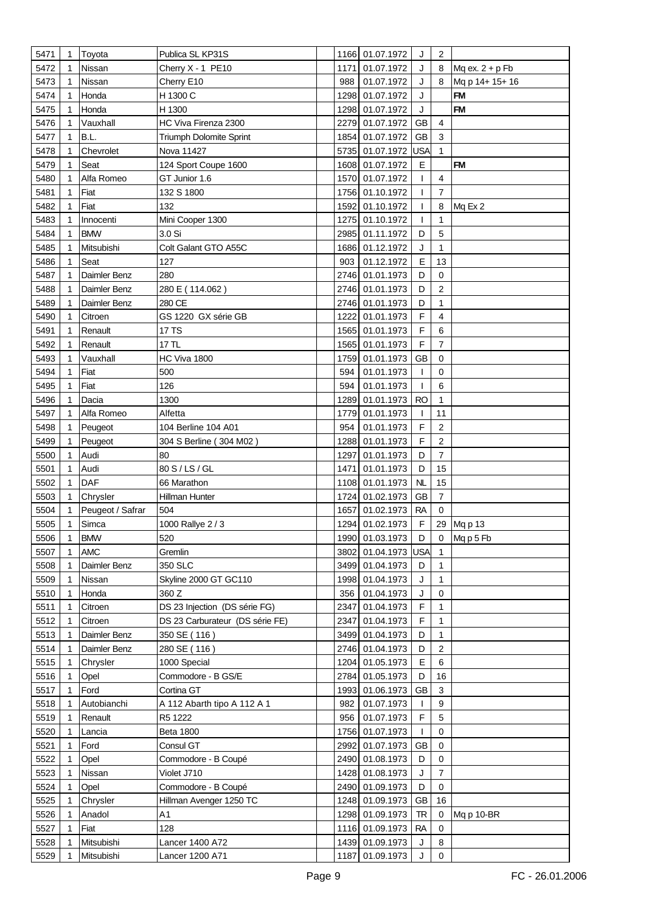| | | | | | | | | | |
|---|---|---|---|---|---|---|---|---|---|
| 5471 | 1 | Toyota | Publica SL KP31S | | 1166 | 01.07.1972 | J | 2 | |
| 5472 | 1 | Nissan | Cherry X - 1 PE10 | | 1171 | 01.07.1972 | J | 8 | Mq ex. 2 + p Fb |
| 5473 | 1 | Nissan | Cherry E10 | | 988 | 01.07.1972 | J | 8 | Mq p 14+ 15+ 16 |
| 5474 | 1 | Honda | H 1300 C | | 1298 | 01.07.1972 | J | | **FM** |
| 5475 | 1 | Honda | H 1300 | | 1298 | 01.07.1972 | J | | **FM** |
| 5476 | 1 | Vauxhall | HC Viva Firenza 2300 | | 2279 | 01.07.1972 | GB | 4 | |
| 5477 | 1 | B.L. | Triumph Dolomite Sprint | | 1854 | 01.07.1972 | GB | 3 | |
| 5478 | 1 | Chevrolet | Nova 11427 | | 5735 | 01.07.1972 | USA | 1 | |
| 5479 | 1 | Seat | 124 Sport Coupe 1600 | | 1608 | 01.07.1972 | E | | **FM** |
| 5480 | 1 | Alfa Romeo | GT Junior 1.6 | | 1570 | 01.07.1972 | I | 4 | |
| 5481 | 1 | Fiat | 132 S 1800 | | 1756 | 01.10.1972 | I | 7 | |
| 5482 | 1 | Fiat | 132 | | 1592 | 01.10.1972 | I | 8 | Mq Ex 2 |
| 5483 | 1 | Innocenti | Mini Cooper 1300 | | 1275 | 01.10.1972 | I | 1 | |
| 5484 | 1 | BMW | 3.0 Si | | 2985 | 01.11.1972 | D | 5 | |
| 5485 | 1 | Mitsubishi | Colt Galant GTO A55C | | 1686 | 01.12.1972 | J | 1 | |
| 5486 | 1 | Seat | 127 | | 903 | 01.12.1972 | E | 13 | |
| 5487 | 1 | Daimler Benz | 280 | | 2746 | 01.01.1973 | D | 0 | |
| 5488 | 1 | Daimler Benz | 280 E ( 114.062 ) | | 2746 | 01.01.1973 | D | 2 | |
| 5489 | 1 | Daimler Benz | 280 CE | | 2746 | 01.01.1973 | D | 1 | |
| 5490 | 1 | Citroen | GS 1220 GX série GB | | 1222 | 01.01.1973 | F | 4 | |
| 5491 | 1 | Renault | 17 TS | | 1565 | 01.01.1973 | F | 6 | |
| 5492 | 1 | Renault | 17 TL | | 1565 | 01.01.1973 | F | 7 | |
| 5493 | 1 | Vauxhall | HC Viva 1800 | | 1759 | 01.01.1973 | GB | 0 | |
| 5494 | 1 | Fiat | 500 | | 594 | 01.01.1973 | I | 0 | |
| 5495 | 1 | Fiat | 126 | | 594 | 01.01.1973 | I | 6 | |
| 5496 | 1 | Dacia | 1300 | | 1289 | 01.01.1973 | RO | 1 | |
| 5497 | 1 | Alfa Romeo | Alfetta | | 1779 | 01.01.1973 | I | 11 | |
| 5498 | 1 | Peugeot | 104 Berline 104 A01 | | 954 | 01.01.1973 | F | 2 | |
| 5499 | 1 | Peugeot | 304 S Berline ( 304 M02 ) | | 1288 | 01.01.1973 | F | 2 | |
| 5500 | 1 | Audi | 80 | | 1297 | 01.01.1973 | D | 7 | |
| 5501 | 1 | Audi | 80 S / LS / GL | | 1471 | 01.01.1973 | D | 15 | |
| 5502 | 1 | DAF | 66 Marathon | | 1108 | 01.01.1973 | NL | 15 | |
| 5503 | 1 | Chrysler | Hillman Hunter | | 1724 | 01.02.1973 | GB | 7 | |
| 5504 | 1 | Peugeot / Safrar | 504 | | 1657 | 01.02.1973 | RA | 0 | |
| 5505 | 1 | Simca | 1000 Rallye 2 / 3 | | 1294 | 01.02.1973 | F | 29 | Mq p 13 |
| 5506 | 1 | BMW | 520 | | 1990 | 01.03.1973 | D | 0 | Mq p 5 Fb |
| 5507 | 1 | AMC | Gremlin | | 3802 | 01.04.1973 | USA | 1 | |
| 5508 | 1 | Daimler Benz | 350 SLC | | 3499 | 01.04.1973 | D | 1 | |
| 5509 | 1 | Nissan | Skyline 2000 GT GC110 | | 1998 | 01.04.1973 | J | 1 | |
| 5510 | 1 | Honda | 360 Z | | 356 | 01.04.1973 | J | 0 | |
| 5511 | 1 | Citroen | DS 23 Injection (DS série FG) | | 2347 | 01.04.1973 | F | 1 | |
| 5512 | 1 | Citroen | DS 23 Carburateur (DS série FE) | | 2347 | 01.04.1973 | F | 1 | |
| 5513 | 1 | Daimler Benz | 350 SE ( 116 ) | | 3499 | 01.04.1973 | D | 1 | |
| 5514 | 1 | Daimler Benz | 280 SE ( 116 ) | | 2746 | 01.04.1973 | D | 2 | |
| 5515 | 1 | Chrysler | 1000 Special | | 1204 | 01.05.1973 | E | 6 | |
| 5516 | 1 | Opel | Commodore - B GS/E | | 2784 | 01.05.1973 | D | 16 | |
| 5517 | 1 | Ford | Cortina GT | | 1993 | 01.06.1973 | GB | 3 | |
| 5518 | 1 | Autobianchi | A 112 Abarth tipo A 112 A 1 | | 982 | 01.07.1973 | I | 9 | |
| 5519 | 1 | Renault | R5 1222 | | 956 | 01.07.1973 | F | 5 | |
| 5520 | 1 | Lancia | Beta 1800 | | 1756 | 01.07.1973 | I | 0 | |
| 5521 | 1 | Ford | Consul GT | | 2992 | 01.07.1973 | GB | 0 | |
| 5522 | 1 | Opel | Commodore - B Coupé | | 2490 | 01.08.1973 | D | 0 | |
| 5523 | 1 | Nissan | Violet J710 | | 1428 | 01.08.1973 | J | 7 | |
| 5524 | 1 | Opel | Commodore - B Coupé | | 2490 | 01.09.1973 | D | 0 | |
| 5525 | 1 | Chrysler | Hillman Avenger 1250 TC | | 1248 | 01.09.1973 | GB | 16 | |
| 5526 | 1 | Anadol | A1 | | 1298 | 01.09.1973 | TR | 0 | Mq p 10-BR |
| 5527 | 1 | Fiat | 128 | | 1116 | 01.09.1973 | RA | 0 | |
| 5528 | 1 | Mitsubishi | Lancer 1400 A72 | | 1439 | 01.09.1973 | J | 8 | |
| 5529 | 1 | Mitsubishi | Lancer 1200 A71 | | 1187 | 01.09.1973 | J | 0 | |

FC - 26.01.2006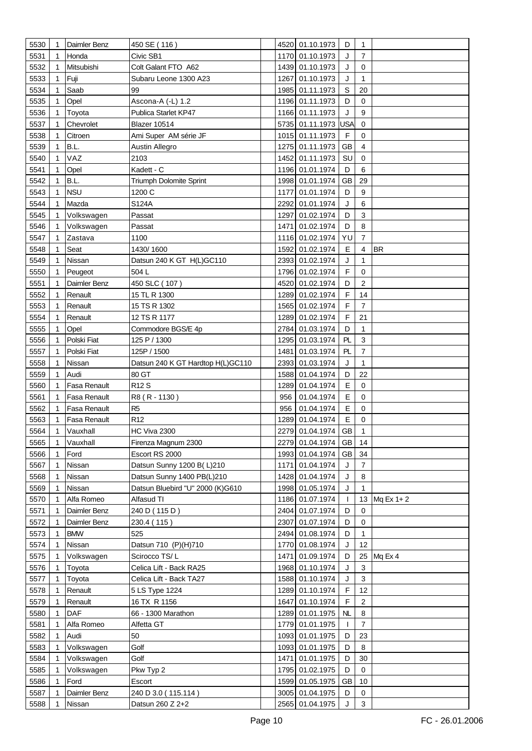| 5530 | 1 | Daimler Benz | 450 SE ( 116 ) | | 4520 | 01.10.1973 | D | 1 | |
|---|---|---|---|---|---|---|---|---|---|
| 5531 | 1 | Honda | Civic SB1 | | 1170 | 01.10.1973 | J | 7 | |
| 5532 | 1 | Mitsubishi | Colt Galant FTO A62 | | 1439 | 01.10.1973 | J | 0 | |
| 5533 | 1 | Fuji | Subaru Leone 1300 A23 | | 1267 | 01.10.1973 | J | 1 | |
| 5534 | 1 | Saab | 99 | | 1985 | 01.11.1973 | S | 20 | |
| 5535 | 1 | Opel | Ascona-A (-L) 1.2 | | 1196 | 01.11.1973 | D | 0 | |
| 5536 | 1 | Toyota | Publica Starlet KP47 | | 1166 | 01.11.1973 | J | 9 | |
| 5537 | 1 | Chevrolet | Blazer 10514 | | 5735 | 01.11.1973 | USA | 0 | |
| 5538 | 1 | Citroen | Ami Super AM série JF | | 1015 | 01.11.1973 | F | 0 | |
| 5539 | 1 | B.L. | Austin Allegro | | 1275 | 01.11.1973 | GB | 4 | |
| 5540 | 1 | VAZ | 2103 | | 1452 | 01.11.1973 | SU | 0 | |
| 5541 | 1 | Opel | Kadett - C | | 1196 | 01.01.1974 | D | 6 | |
| 5542 | 1 | B.L. | Triumph Dolomite Sprint | | 1998 | 01.01.1974 | GB | 29 | |
| 5543 | 1 | NSU | 1200 C | | 1177 | 01.01.1974 | D | 9 | |
| 5544 | 1 | Mazda | S124A | | 2292 | 01.01.1974 | J | 6 | |
| 5545 | 1 | Volkswagen | Passat | | 1297 | 01.02.1974 | D | 3 | |
| 5546 | 1 | Volkswagen | Passat | | 1471 | 01.02.1974 | D | 8 | |
| 5547 | 1 | Zastava | 1100 | | 1116 | 01.02.1974 | YU | 7 | |
| 5548 | 1 | Seat | 1430/ 1600 | | 1592 | 01.02.1974 | E | 4 | BR |
| 5549 | 1 | Nissan | Datsun 240 K GT H(L)GC110 | | 2393 | 01.02.1974 | J | 1 | |
| 5550 | 1 | Peugeot | 504 L | | 1796 | 01.02.1974 | F | 0 | |
| 5551 | 1 | Daimler Benz | 450 SLC ( 107 ) | | 4520 | 01.02.1974 | D | 2 | |
| 5552 | 1 | Renault | 15 TL R 1300 | | 1289 | 01.02.1974 | F | 14 | |
| 5553 | 1 | Renault | 15 TS R 1302 | | 1565 | 01.02.1974 | F | 7 | |
| 5554 | 1 | Renault | 12 TS R 1177 | | 1289 | 01.02.1974 | F | 21 | |
| 5555 | 1 | Opel | Commodore BGS/E 4p | | 2784 | 01.03.1974 | D | 1 | |
| 5556 | 1 | Polski Fiat | 125 P / 1300 | | 1295 | 01.03.1974 | PL | 3 | |
| 5557 | 1 | Polski Fiat | 125P / 1500 | | 1481 | 01.03.1974 | PL | 7 | |
| 5558 | 1 | Nissan | Datsun 240 K GT Hardtop H(L)GC110 | | 2393 | 01.03.1974 | J | 1 | |
| 5559 | 1 | Audi | 80 GT | | 1588 | 01.04.1974 | D | 22 | |
| 5560 | 1 | Fasa Renault | R12 S | | 1289 | 01.04.1974 | E | 0 | |
| 5561 | 1 | Fasa Renault | R8 ( R - 1130 ) | | 956 | 01.04.1974 | E | 0 | |
| 5562 | 1 | Fasa Renault | R5 | | 956 | 01.04.1974 | E | 0 | |
| 5563 | 1 | Fasa Renault | R12 | | 1289 | 01.04.1974 | E | 0 | |
| 5564 | 1 | Vauxhall | HC Viva 2300 | | 2279 | 01.04.1974 | GB | 1 | |
| 5565 | 1 | Vauxhall | Firenza Magnum 2300 | | 2279 | 01.04.1974 | GB | 14 | |
| 5566 | 1 | Ford | Escort RS 2000 | | 1993 | 01.04.1974 | GB | 34 | |
| 5567 | 1 | Nissan | Datsun Sunny 1200 B( L)210 | | 1171 | 01.04.1974 | J | 7 | |
| 5568 | 1 | Nissan | Datsun Sunny 1400 PB(L)210 | | 1428 | 01.04.1974 | J | 8 | |
| 5569 | 1 | Nissan | Datsun Bluebird "U" 2000 (K)G610 | | 1998 | 01.05.1974 | J | 1 | |
| 5570 | 1 | Alfa Romeo | Alfasud TI | | 1186 | 01.07.1974 | I | 13 | Mq Ex 1+ 2 |
| 5571 | 1 | Daimler Benz | 240 D ( 115 D ) | | 2404 | 01.07.1974 | D | 0 | |
| 5572 | 1 | Daimler Benz | 230.4 ( 115 ) | | 2307 | 01.07.1974 | D | 0 | |
| 5573 | 1 | BMW | 525 | | 2494 | 01.08.1974 | D | 1 | |
| 5574 | 1 | Nissan | Datsun 710 (P)(H)710 | | 1770 | 01.08.1974 | J | 12 | |
| 5575 | 1 | Volkswagen | Scirocco TS/ L | | 1471 | 01.09.1974 | D | 25 | Mq Ex 4 |
| 5576 | 1 | Toyota | Celica Lift - Back RA25 | | 1968 | 01.10.1974 | J | 3 | |
| 5577 | 1 | Toyota | Celica Lift - Back TA27 | | 1588 | 01.10.1974 | J | 3 | |
| 5578 | 1 | Renault | 5 LS Type 1224 | | 1289 | 01.10.1974 | F | 12 | |
| 5579 | 1 | Renault | 16 TX R 1156 | | 1647 | 01.10.1974 | F | 2 | |
| 5580 | 1 | DAF | 66 - 1300 Marathon | | 1289 | 01.01.1975 | NL | 8 | |
| 5581 | 1 | Alfa Romeo | Alfetta GT | | 1779 | 01.01.1975 | I | 7 | |
| 5582 | 1 | Audi | 50 | | 1093 | 01.01.1975 | D | 23 | |
| 5583 | 1 | Volkswagen | Golf | | 1093 | 01.01.1975 | D | 8 | |
| 5584 | 1 | Volkswagen | Golf | | 1471 | 01.01.1975 | D | 30 | |
| 5585 | 1 | Volkswagen | Pkw Typ 2 | | 1795 | 01.02.1975 | D | 0 | |
| 5586 | 1 | Ford | Escort | | 1599 | 01.05.1975 | GB | 10 | |
| 5587 | 1 | Daimler Benz | 240 D 3.0 ( 115.114 ) | | 3005 | 01.04.1975 | D | 0 | |
| 5588 | 1 | Nissan | Datsun 260 Z 2+2 | | 2565 | 01.04.1975 | J | 3 | |

FC - 26.01.2006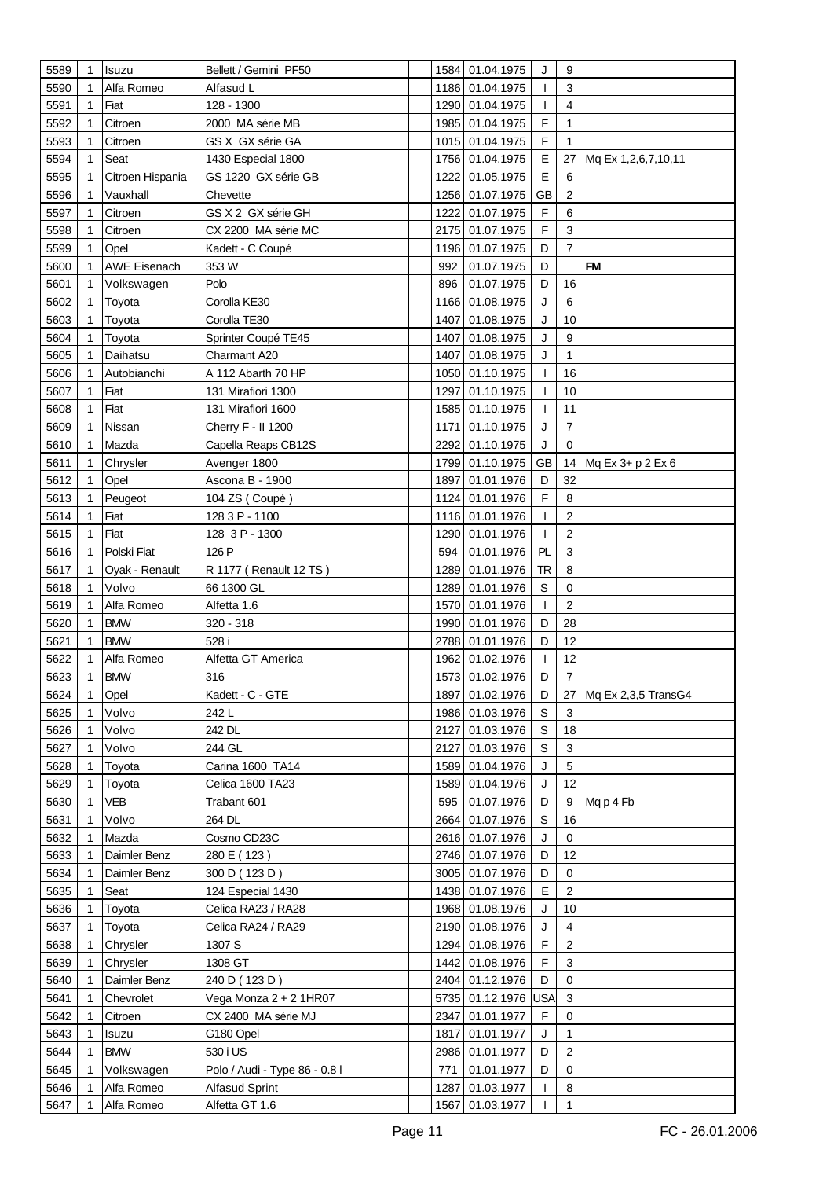| | | | | | | | | | |
|---|---|---|---|---|---|---|---|---|---|
| 5589 | 1 | Isuzu | Bellett / Gemini PF50 | | 1584 | 01.04.1975 | J | 9 | |
| 5590 | 1 | Alfa Romeo | Alfasud L | | 1186 | 01.04.1975 | I | 3 | |
| 5591 | 1 | Fiat | 128 - 1300 | | 1290 | 01.04.1975 | I | 4 | |
| 5592 | 1 | Citroen | 2000 MA série MB | | 1985 | 01.04.1975 | F | 1 | |
| 5593 | 1 | Citroen | GS X GX série GA | | 1015 | 01.04.1975 | F | 1 | |
| 5594 | 1 | Seat | 1430 Especial 1800 | | 1756 | 01.04.1975 | E | 27 | Mq Ex 1,2,6,7,10,11 |
| 5595 | 1 | Citroen Hispania | GS 1220 GX série GB | | 1222 | 01.05.1975 | E | 6 | |
| 5596 | 1 | Vauxhall | Chevette | | 1256 | 01.07.1975 | GB | 2 | |
| 5597 | 1 | Citroen | GS X 2 GX série GH | | 1222 | 01.07.1975 | F | 6 | |
| 5598 | 1 | Citroen | CX 2200 MA série MC | | 2175 | 01.07.1975 | F | 3 | |
| 5599 | 1 | Opel | Kadett - C Coupé | | 1196 | 01.07.1975 | D | 7 | |
| 5600 | 1 | AWE Eisenach | 353 W | | 992 | 01.07.1975 | D | | **FM** |
| 5601 | 1 | Volkswagen | Polo | | 896 | 01.07.1975 | D | 16 | |
| 5602 | 1 | Toyota | Corolla KE30 | | 1166 | 01.08.1975 | J | 6 | |
| 5603 | 1 | Toyota | Corolla TE30 | | 1407 | 01.08.1975 | J | 10 | |
| 5604 | 1 | Toyota | Sprinter Coupé TE45 | | 1407 | 01.08.1975 | J | 9 | |
| 5605 | 1 | Daihatsu | Charmant A20 | | 1407 | 01.08.1975 | J | 1 | |
| 5606 | 1 | Autobianchi | A 112 Abarth 70 HP | | 1050 | 01.10.1975 | I | 16 | |
| 5607 | 1 | Fiat | 131 Mirafiori 1300 | | 1297 | 01.10.1975 | I | 10 | |
| 5608 | 1 | Fiat | 131 Mirafiori 1600 | | 1585 | 01.10.1975 | I | 11 | |
| 5609 | 1 | Nissan | Cherry F - II 1200 | | 1171 | 01.10.1975 | J | 7 | |
| 5610 | 1 | Mazda | Capella Reaps CB12S | | 2292 | 01.10.1975 | J | 0 | |
| 5611 | 1 | Chrysler | Avenger 1800 | | 1799 | 01.10.1975 | GB | 14 | Mq Ex 3+ p 2 Ex 6 |
| 5612 | 1 | Opel | Ascona B - 1900 | | 1897 | 01.01.1976 | D | 32 | |
| 5613 | 1 | Peugeot | 104 ZS ( Coupé ) | | 1124 | 01.01.1976 | F | 8 | |
| 5614 | 1 | Fiat | 128 3 P - 1100 | | 1116 | 01.01.1976 | I | 2 | |
| 5615 | 1 | Fiat | 128 3 P - 1300 | | 1290 | 01.01.1976 | I | 2 | |
| 5616 | 1 | Polski Fiat | 126 P | | 594 | 01.01.1976 | PL | 3 | |
| 5617 | 1 | Oyak - Renault | R 1177 ( Renault 12 TS ) | | 1289 | 01.01.1976 | TR | 8 | |
| 5618 | 1 | Volvo | 66 1300 GL | | 1289 | 01.01.1976 | S | 0 | |
| 5619 | 1 | Alfa Romeo | Alfetta 1.6 | | 1570 | 01.01.1976 | I | 2 | |
| 5620 | 1 | BMW | 320 - 318 | | 1990 | 01.01.1976 | D | 28 | |
| 5621 | 1 | BMW | 528 i | | 2788 | 01.01.1976 | D | 12 | |
| 5622 | 1 | Alfa Romeo | Alfetta GT America | | 1962 | 01.02.1976 | I | 12 | |
| 5623 | 1 | BMW | 316 | | 1573 | 01.02.1976 | D | 7 | |
| 5624 | 1 | Opel | Kadett - C - GTE | | 1897 | 01.02.1976 | D | 27 | Mq Ex 2,3,5 TransG4 |
| 5625 | 1 | Volvo | 242 L | | 1986 | 01.03.1976 | S | 3 | |
| 5626 | 1 | Volvo | 242 DL | | 2127 | 01.03.1976 | S | 18 | |
| 5627 | 1 | Volvo | 244 GL | | 2127 | 01.03.1976 | S | 3 | |
| 5628 | 1 | Toyota | Carina 1600 TA14 | | 1589 | 01.04.1976 | J | 5 | |
| 5629 | 1 | Toyota | Celica 1600 TA23 | | 1589 | 01.04.1976 | J | 12 | |
| 5630 | 1 | VEB | Trabant 601 | | 595 | 01.07.1976 | D | 9 | Mq p 4 Fb |
| 5631 | 1 | Volvo | 264 DL | | 2664 | 01.07.1976 | S | 16 | |
| 5632 | 1 | Mazda | Cosmo CD23C | | 2616 | 01.07.1976 | J | 0 | |
| 5633 | 1 | Daimler Benz | 280 E ( 123 ) | | 2746 | 01.07.1976 | D | 12 | |
| 5634 | 1 | Daimler Benz | 300 D ( 123 D ) | | 3005 | 01.07.1976 | D | 0 | |
| 5635 | 1 | Seat | 124 Especial 1430 | | 1438 | 01.07.1976 | E | 2 | |
| 5636 | 1 | Toyota | Celica RA23 / RA28 | | 1968 | 01.08.1976 | J | 10 | |
| 5637 | 1 | Toyota | Celica RA24 / RA29 | | 2190 | 01.08.1976 | J | 4 | |
| 5638 | 1 | Chrysler | 1307 S | | 1294 | 01.08.1976 | F | 2 | |
| 5639 | 1 | Chrysler | 1308 GT | | 1442 | 01.08.1976 | F | 3 | |
| 5640 | 1 | Daimler Benz | 240 D ( 123 D ) | | 2404 | 01.12.1976 | D | 0 | |
| 5641 | 1 | Chevrolet | Vega Monza 2 + 2 1HR07 | | 5735 | 01.12.1976 | USA | 3 | |
| 5642 | 1 | Citroen | CX 2400 MA série MJ | | 2347 | 01.01.1977 | F | 0 | |
| 5643 | 1 | Isuzu | G180 Opel | | 1817 | 01.01.1977 | J | 1 | |
| 5644 | 1 | BMW | 530 i US | | 2986 | 01.01.1977 | D | 2 | |
| 5645 | 1 | Volkswagen | Polo / Audi - Type 86 - 0.8 l | | 771 | 01.01.1977 | D | 0 | |
| 5646 | 1 | Alfa Romeo | Alfasud Sprint | | 1287 | 01.03.1977 | I | 8 | |
| 5647 | 1 | Alfa Romeo | Alfetta GT 1.6 | | 1567 | 01.03.1977 | I | 1 | |

FC - 26.01.2006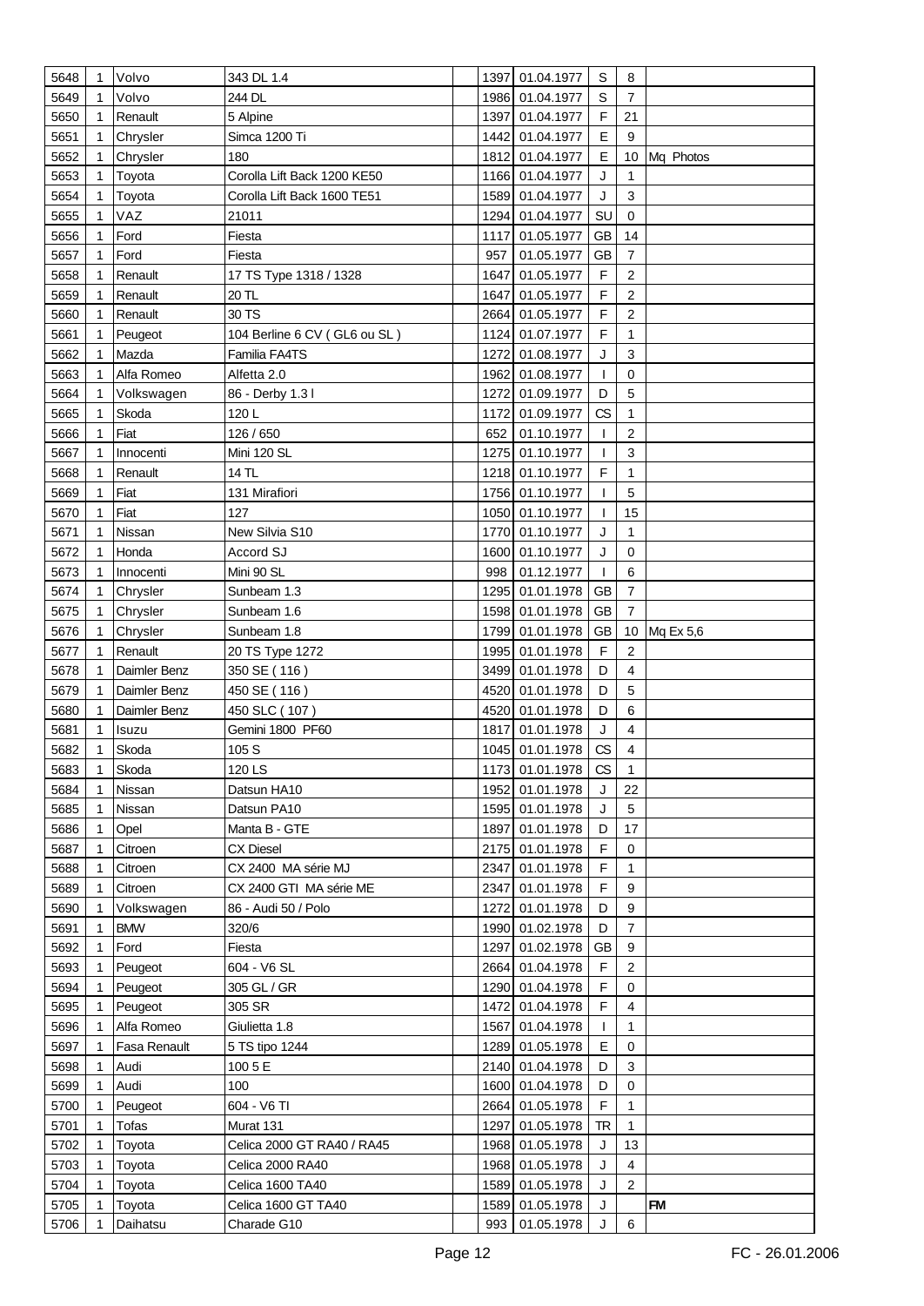| | | | | | | | | | |
|---|---|---|---|---|---|---|---|---|---|
| 5648 | 1 | Volvo | 343 DL 1.4 | | 1397 | 01.04.1977 | S | 8 | |
| 5649 | 1 | Volvo | 244 DL | | 1986 | 01.04.1977 | S | 7 | |
| 5650 | 1 | Renault | 5 Alpine | | 1397 | 01.04.1977 | F | 21 | |
| 5651 | 1 | Chrysler | Simca 1200 Ti | | 1442 | 01.04.1977 | E | 9 | |
| 5652 | 1 | Chrysler | 180 | | 1812 | 01.04.1977 | E | 10 | Mq Photos |
| 5653 | 1 | Toyota | Corolla Lift Back 1200 KE50 | | 1166 | 01.04.1977 | J | 1 | |
| 5654 | 1 | Toyota | Corolla Lift Back 1600 TE51 | | 1589 | 01.04.1977 | J | 3 | |
| 5655 | 1 | VAZ | 21011 | | 1294 | 01.04.1977 | SU | 0 | |
| 5656 | 1 | Ford | Fiesta | | 1117 | 01.05.1977 | GB | 14 | |
| 5657 | 1 | Ford | Fiesta | | 957 | 01.05.1977 | GB | 7 | |
| 5658 | 1 | Renault | 17 TS Type 1318 / 1328 | | 1647 | 01.05.1977 | F | 2 | |
| 5659 | 1 | Renault | 20 TL | | 1647 | 01.05.1977 | F | 2 | |
| 5660 | 1 | Renault | 30 TS | | 2664 | 01.05.1977 | F | 2 | |
| 5661 | 1 | Peugeot | 104 Berline 6 CV ( GL6 ou SL ) | | 1124 | 01.07.1977 | F | 1 | |
| 5662 | 1 | Mazda | Familia FA4TS | | 1272 | 01.08.1977 | J | 3 | |
| 5663 | 1 | Alfa Romeo | Alfetta 2.0 | | 1962 | 01.08.1977 | I | 0 | |
| 5664 | 1 | Volkswagen | 86 - Derby 1.3 l | | 1272 | 01.09.1977 | D | 5 | |
| 5665 | 1 | Skoda | 120 L | | 1172 | 01.09.1977 | CS | 1 | |
| 5666 | 1 | Fiat | 126 / 650 | | 652 | 01.10.1977 | I | 2 | |
| 5667 | 1 | Innocenti | Mini 120 SL | | 1275 | 01.10.1977 | I | 3 | |
| 5668 | 1 | Renault | 14 TL | | 1218 | 01.10.1977 | F | 1 | |
| 5669 | 1 | Fiat | 131 Mirafiori | | 1756 | 01.10.1977 | I | 5 | |
| 5670 | 1 | Fiat | 127 | | 1050 | 01.10.1977 | I | 15 | |
| 5671 | 1 | Nissan | New Silvia S10 | | 1770 | 01.10.1977 | J | 1 | |
| 5672 | 1 | Honda | Accord SJ | | 1600 | 01.10.1977 | J | 0 | |
| 5673 | 1 | Innocenti | Mini 90 SL | | 998 | 01.12.1977 | I | 6 | |
| 5674 | 1 | Chrysler | Sunbeam 1.3 | | 1295 | 01.01.1978 | GB | 7 | |
| 5675 | 1 | Chrysler | Sunbeam 1.6 | | 1598 | 01.01.1978 | GB | 7 | |
| 5676 | 1 | Chrysler | Sunbeam 1.8 | | 1799 | 01.01.1978 | GB | 10 | Mq Ex 5,6 |
| 5677 | 1 | Renault | 20 TS Type 1272 | | 1995 | 01.01.1978 | F | 2 | |
| 5678 | 1 | Daimler Benz | 350 SE ( 116 ) | | 3499 | 01.01.1978 | D | 4 | |
| 5679 | 1 | Daimler Benz | 450 SE ( 116 ) | | 4520 | 01.01.1978 | D | 5 | |
| 5680 | 1 | Daimler Benz | 450 SLC ( 107 ) | | 4520 | 01.01.1978 | D | 6 | |
| 5681 | 1 | Isuzu | Gemini 1800 PF60 | | 1817 | 01.01.1978 | J | 4 | |
| 5682 | 1 | Skoda | 105 S | | 1045 | 01.01.1978 | CS | 4 | |
| 5683 | 1 | Skoda | 120 LS | | 1173 | 01.01.1978 | CS | 1 | |
| 5684 | 1 | Nissan | Datsun HA10 | | 1952 | 01.01.1978 | J | 22 | |
| 5685 | 1 | Nissan | Datsun PA10 | | 1595 | 01.01.1978 | J | 5 | |
| 5686 | 1 | Opel | Manta B - GTE | | 1897 | 01.01.1978 | D | 17 | |
| 5687 | 1 | Citroen | CX Diesel | | 2175 | 01.01.1978 | F | 0 | |
| 5688 | 1 | Citroen | CX 2400 MA série MJ | | 2347 | 01.01.1978 | F | 1 | |
| 5689 | 1 | Citroen | CX 2400 GTI MA série ME | | 2347 | 01.01.1978 | F | 9 | |
| 5690 | 1 | Volkswagen | 86 - Audi 50 / Polo | | 1272 | 01.01.1978 | D | 9 | |
| 5691 | 1 | BMW | 320/6 | | 1990 | 01.02.1978 | D | 7 | |
| 5692 | 1 | Ford | Fiesta | | 1297 | 01.02.1978 | GB | 9 | |
| 5693 | 1 | Peugeot | 604 - V6 SL | | 2664 | 01.04.1978 | F | 2 | |
| 5694 | 1 | Peugeot | 305 GL / GR | | 1290 | 01.04.1978 | F | 0 | |
| 5695 | 1 | Peugeot | 305 SR | | 1472 | 01.04.1978 | F | 4 | |
| 5696 | 1 | Alfa Romeo | Giulietta 1.8 | | 1567 | 01.04.1978 | I | 1 | |
| 5697 | 1 | Fasa Renault | 5 TS tipo 1244 | | 1289 | 01.05.1978 | E | 0 | |
| 5698 | 1 | Audi | 100 5 E | | 2140 | 01.04.1978 | D | 3 | |
| 5699 | 1 | Audi | 100 | | 1600 | 01.04.1978 | D | 0 | |
| 5700 | 1 | Peugeot | 604 - V6 TI | | 2664 | 01.05.1978 | F | 1 | |
| 5701 | 1 | Tofas | Murat 131 | | 1297 | 01.05.1978 | TR | 1 | |
| 5702 | 1 | Toyota | Celica 2000 GT RA40 / RA45 | | 1968 | 01.05.1978 | J | 13 | |
| 5703 | 1 | Toyota | Celica 2000 RA40 | | 1968 | 01.05.1978 | J | 4 | |
| 5704 | 1 | Toyota | Celica 1600 TA40 | | 1589 | 01.05.1978 | J | 2 | |
| 5705 | 1 | Toyota | Celica 1600 GT TA40 | | 1589 | 01.05.1978 | J | | **FM** |
| 5706 | 1 | Daihatsu | Charade G10 | | 993 | 01.05.1978 | J | 6 | |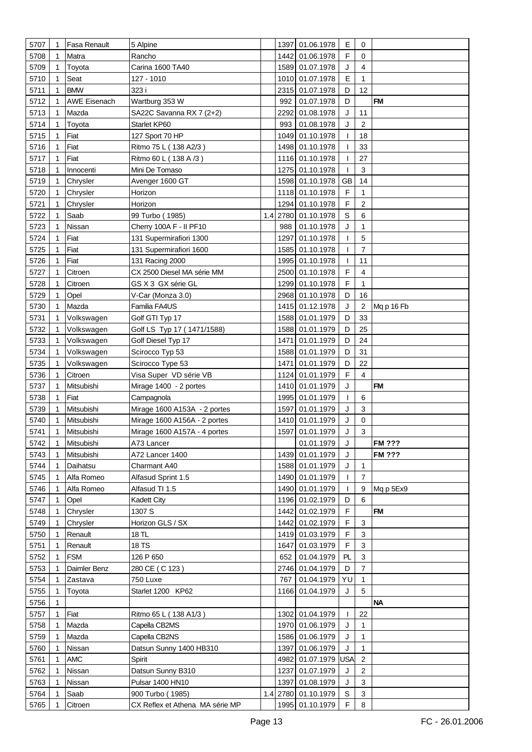| | | | | | | | | | |
|---|---|---|---|---|---|---|---|---|---|
| 5707 | 1 | Fasa Renault | 5 Alpine | | 1397 | 01.06.1978 | E | 0 | |
| 5708 | 1 | Matra | Rancho | | 1442 | 01.06.1978 | F | 0 | |
| 5709 | 1 | Toyota | Carina 1600 TA40 | | 1589 | 01.07.1978 | J | 4 | |
| 5710 | 1 | Seat | 127 - 1010 | | 1010 | 01.07.1978 | E | 1 | |
| 5711 | 1 | BMW | 323 i | | 2315 | 01.07.1978 | D | 12 | |
| 5712 | 1 | AWE Eisenach | Wartburg 353 W | | 992 | 01.07.1978 | D | | **FM** |
| 5713 | 1 | Mazda | SA22C Savanna RX 7 (2+2) | | 2292 | 01.08.1978 | J | 11 | |
| 5714 | 1 | Toyota | Starlet KP60 | | 993 | 01.08.1978 | J | 2 | |
| 5715 | 1 | Fiat | 127 Sport 70 HP | | 1049 | 01.10.1978 | I | 18 | |
| 5716 | 1 | Fiat | Ritmo 75 L ( 138 A2/3 ) | | 1498 | 01.10.1978 | I | 33 | |
| 5717 | 1 | Fiat | Ritmo 60 L ( 138 A /3 ) | | 1116 | 01.10.1978 | I | 27 | |
| 5718 | 1 | Innocenti | Mini De Tomaso | | 1275 | 01.10.1978 | I | 3 | |
| 5719 | 1 | Chrysler | Avenger 1600 GT | | 1598 | 01.10.1978 | GB | 14 | |
| 5720 | 1 | Chrysler | Horizon | | 1118 | 01.10.1978 | F | 1 | |
| 5721 | 1 | Chrysler | Horizon | | 1294 | 01.10.1978 | F | 2 | |
| 5722 | 1 | Saab | 99 Turbo ( 1985) | 1.4 | 2780 | 01.10.1978 | S | 6 | |
| 5723 | 1 | Nissan | Cherry 100A F - II PF10 | | 988 | 01.10.1978 | J | 1 | |
| 5724 | 1 | Fiat | 131 Supermirafiori 1300 | | 1297 | 01.10.1978 | I | 5 | |
| 5725 | 1 | Fiat | 131 Supermirafiori 1600 | | 1585 | 01.10.1978 | I | 7 | |
| 5726 | 1 | Fiat | 131 Racing 2000 | | 1995 | 01.10.1978 | I | 11 | |
| 5727 | 1 | Citroen | CX 2500 Diesel MA série MM | | 2500 | 01.10.1978 | F | 4 | |
| 5728 | 1 | Citroen | GS X 3 GX série GL | | 1299 | 01.10.1978 | F | 1 | |
| 5729 | 1 | Opel | V-Car (Monza 3.0) | | 2968 | 01.10.1978 | D | 16 | |
| 5730 | 1 | Mazda | Familia FA4US | | 1415 | 01.12.1978 | J | 2 | Mq p 16 Fb |
| 5731 | 1 | Volkswagen | Golf GTI Typ 17 | | 1588 | 01.01.1979 | D | 33 | |
| 5732 | 1 | Volkswagen | Golf LS Typ 17 ( 1471/1588) | | 1588 | 01.01.1979 | D | 25 | |
| 5733 | 1 | Volkswagen | Golf Diesel Typ 17 | | 1471 | 01.01.1979 | D | 24 | |
| 5734 | 1 | Volkswagen | Scirocco Typ 53 | | 1588 | 01.01.1979 | D | 31 | |
| 5735 | 1 | Volkswagen | Scirocco Type 53 | | 1471 | 01.01.1979 | D | 22 | |
| 5736 | 1 | Citroen | Visa Super VD série VB | | 1124 | 01.01.1979 | F | 4 | |
| 5737 | 1 | Mitsubishi | Mirage 1400 - 2 portes | | 1410 | 01.01.1979 | J | | **FM** |
| 5738 | 1 | Fiat | Campagnola | | 1995 | 01.01.1979 | I | 6 | |
| 5739 | 1 | Mitsubishi | Mirage 1600 A153A - 2 portes | | 1597 | 01.01.1979 | J | 3 | |
| 5740 | 1 | Mitsubishi | Mirage 1600 A156A - 2 portes | | 1410 | 01.01.1979 | J | 0 | |
| 5741 | 1 | Mitsubishi | Mirage 1600 A157A - 4 portes | | 1597 | 01.01.1979 | J | 3 | |
| 5742 | 1 | Mitsubishi | A73 Lancer | | | 01.01.1979 | J | | **FM ???** |
| 5743 | 1 | Mitsubishi | A72 Lancer 1400 | | 1439 | 01.01.1979 | J | | **FM ???** |
| 5744 | 1 | Daihatsu | Charmant A40 | | 1588 | 01.01.1979 | J | 1 | |
| 5745 | 1 | Alfa Romeo | Alfasud Sprint 1.5 | | 1490 | 01.01.1979 | I | 7 | |
| 5746 | 1 | Alfa Romeo | Alfasud TI 1.5 | | 1490 | 01.01.1979 | I | 9 | Mq p 5Ex9 |
| 5747 | 1 | Opel | Kadett City | | 1196 | 01.02.1979 | D | 6 | |
| 5748 | 1 | Chrysler | 1307 S | | 1442 | 01.02.1979 | F | | **FM** |
| 5749 | 1 | Chrysler | Horizon GLS / SX | | 1442 | 01.02.1979 | F | 3 | |
| 5750 | 1 | Renault | 18 TL | | 1419 | 01.03.1979 | F | 3 | |
| 5751 | 1 | Renault | 18 TS | | 1647 | 01.03.1979 | F | 3 | |
| 5752 | 1 | FSM | 126 P 650 | | 652 | 01.04.1979 | PL | 3 | |
| 5753 | 1 | Daimler Benz | 280 CE ( C 123 ) | | 2746 | 01.04.1979 | D | 7 | |
| 5754 | 1 | Zastava | 750 Luxe | | 767 | 01.04.1979 | YU | 1 | |
| 5755 | 1 | Toyota | Starlet 1200 KP62 | | 1166 | 01.04.1979 | J | 5 | |
| 5756 | 1 | | | | | | | | **NA** |
| 5757 | 1 | Fiat | Ritmo 65 L ( 138 A1/3 ) | | 1302 | 01.04.1979 | I | 22 | |
| 5758 | 1 | Mazda | Capella CB2MS | | 1970 | 01.06.1979 | J | 1 | |
| 5759 | 1 | Mazda | Capella CB2NS | | 1586 | 01.06.1979 | J | 1 | |
| 5760 | 1 | Nissan | Datsun Sunny 1400 HB310 | | 1397 | 01.06.1979 | J | 1 | |
| 5761 | 1 | AMC | Spirit | | 4982 | 01.07.1979 | USA | 2 | |
| 5762 | 1 | Nissan | Datsun Sunny B310 | | 1237 | 01.07.1979 | J | 2 | |
| 5763 | 1 | Nissan | Pulsar 1400 HN10 | | 1397 | 01.08.1979 | J | 3 | |
| 5764 | 1 | Saab | 900 Turbo ( 1985) | 1.4 | 2780 | 01.10.1979 | S | 3 | |
| 5765 | 1 | Citroen | CX Reflex et Athena MA série MP | | 1995 | 01.10.1979 | F | 8 | |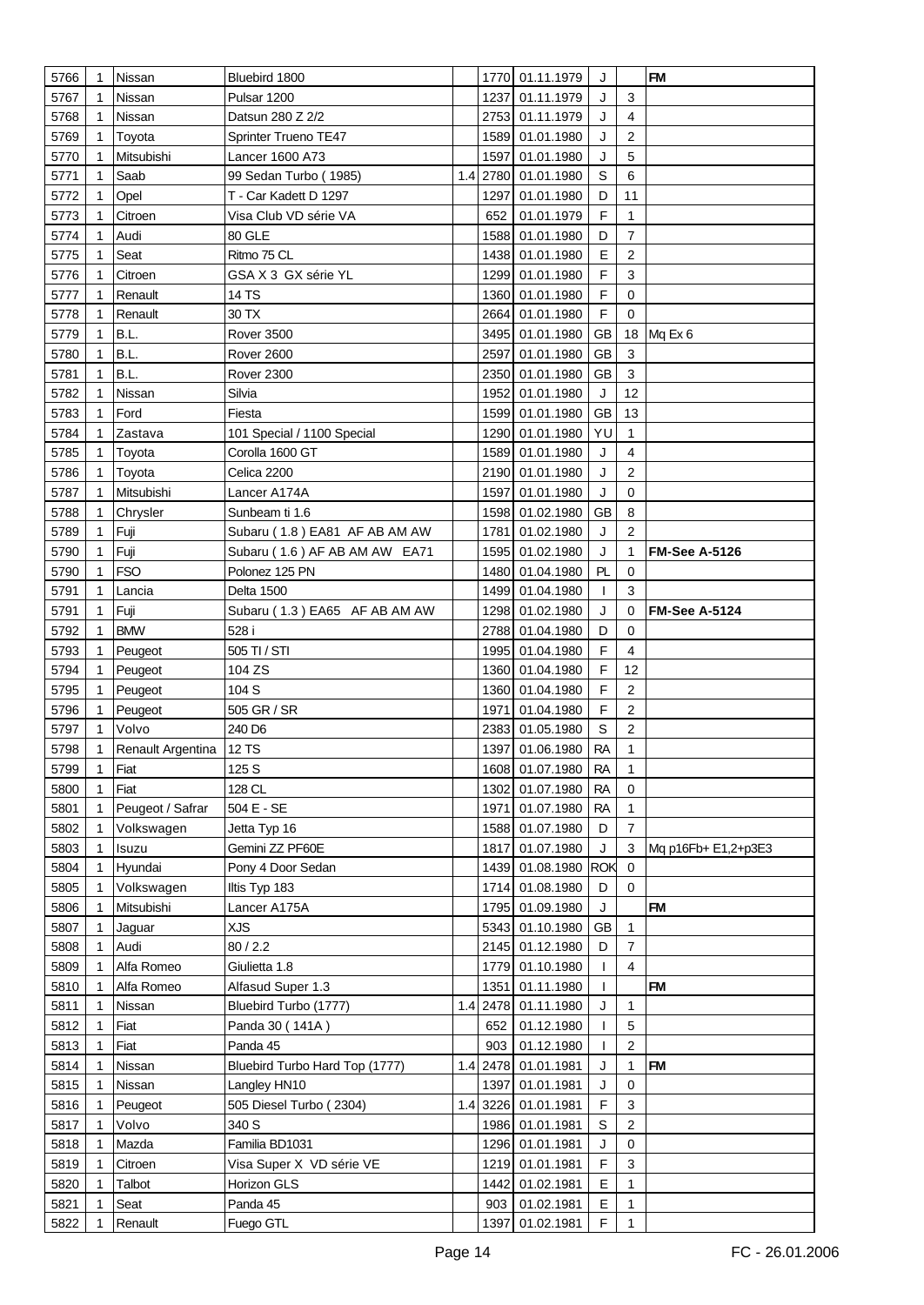| | | | | | | | | | |
|---|---|---|---|---|---|---|---|---|---|
| 5766 | 1 | Nissan | Bluebird 1800 | | 1770 | 01.11.1979 | J | | **FM** |
| 5767 | 1 | Nissan | Pulsar 1200 | | 1237 | 01.11.1979 | J | 3 | |
| 5768 | 1 | Nissan | Datsun 280 Z 2/2 | | 2753 | 01.11.1979 | J | 4 | |
| 5769 | 1 | Toyota | Sprinter Trueno TE47 | | 1589 | 01.01.1980 | J | 2 | |
| 5770 | 1 | Mitsubishi | Lancer 1600 A73 | | 1597 | 01.01.1980 | J | 5 | |
| 5771 | 1 | Saab | 99 Sedan Turbo ( 1985) | 1.4 | 2780 | 01.01.1980 | S | 6 | |
| 5772 | 1 | Opel | T - Car Kadett D 1297 | | 1297 | 01.01.1980 | D | 11 | |
| 5773 | 1 | Citroen | Visa Club VD série VA | | 652 | 01.01.1979 | F | 1 | |
| 5774 | 1 | Audi | 80 GLE | | 1588 | 01.01.1980 | D | 7 | |
| 5775 | 1 | Seat | Ritmo 75 CL | | 1438 | 01.01.1980 | E | 2 | |
| 5776 | 1 | Citroen | GSA X 3 GX série YL | | 1299 | 01.01.1980 | F | 3 | |
| 5777 | 1 | Renault | 14 TS | | 1360 | 01.01.1980 | F | 0 | |
| 5778 | 1 | Renault | 30 TX | | 2664 | 01.01.1980 | F | 0 | |
| 5779 | 1 | B.L. | Rover 3500 | | 3495 | 01.01.1980 | GB | 18 | Mq Ex 6 |
| 5780 | 1 | B.L. | Rover 2600 | | 2597 | 01.01.1980 | GB | 3 | |
| 5781 | 1 | B.L. | Rover 2300 | | 2350 | 01.01.1980 | GB | 3 | |
| 5782 | 1 | Nissan | Silvia | | 1952 | 01.01.1980 | J | 12 | |
| 5783 | 1 | Ford | Fiesta | | 1599 | 01.01.1980 | GB | 13 | |
| 5784 | 1 | Zastava | 101 Special / 1100 Special | | 1290 | 01.01.1980 | YU | 1 | |
| 5785 | 1 | Toyota | Corolla 1600 GT | | 1589 | 01.01.1980 | J | 4 | |
| 5786 | 1 | Toyota | Celica 2200 | | 2190 | 01.01.1980 | J | 2 | |
| 5787 | 1 | Mitsubishi | Lancer A174A | | 1597 | 01.01.1980 | J | 0 | |
| 5788 | 1 | Chrysler | Sunbeam ti 1.6 | | 1598 | 01.02.1980 | GB | 8 | |
| 5789 | 1 | Fuji | Subaru ( 1.8 ) EA81 AF AB AM AW | | 1781 | 01.02.1980 | J | 2 | |
| 5790 | 1 | Fuji | Subaru ( 1.6 ) AF AB AM AW EA71 | | 1595 | 01.02.1980 | J | 1 | **FM-See A-5126** |
| 5790 | 1 | FSO | Polonez 125 PN | | 1480 | 01.04.1980 | PL | 0 | |
| 5791 | 1 | Lancia | Delta 1500 | | 1499 | 01.04.1980 | I | 3 | |
| 5791 | 1 | Fuji | Subaru ( 1.3 ) EA65 AF AB AM AW | | 1298 | 01.02.1980 | J | 0 | **FM-See A-5124** |
| 5792 | 1 | BMW | 528 i | | 2788 | 01.04.1980 | D | 0 | |
| 5793 | 1 | Peugeot | 505 TI / STI | | 1995 | 01.04.1980 | F | 4 | |
| 5794 | 1 | Peugeot | 104 ZS | | 1360 | 01.04.1980 | F | 12 | |
| 5795 | 1 | Peugeot | 104 S | | 1360 | 01.04.1980 | F | 2 | |
| 5796 | 1 | Peugeot | 505 GR / SR | | 1971 | 01.04.1980 | F | 2 | |
| 5797 | 1 | Volvo | 240 D6 | | 2383 | 01.05.1980 | S | 2 | |
| 5798 | 1 | Renault Argentina | 12 TS | | 1397 | 01.06.1980 | RA | 1 | |
| 5799 | 1 | Fiat | 125 S | | 1608 | 01.07.1980 | RA | 1 | |
| 5800 | 1 | Fiat | 128 CL | | 1302 | 01.07.1980 | RA | 0 | |
| 5801 | 1 | Peugeot / Safrar | 504 E - SE | | 1971 | 01.07.1980 | RA | 1 | |
| 5802 | 1 | Volkswagen | Jetta Typ 16 | | 1588 | 01.07.1980 | D | 7 | |
| 5803 | 1 | Isuzu | Gemini ZZ PF60E | | 1817 | 01.07.1980 | J | 3 | Mq p16Fb+ E1,2+p3E3 |
| 5804 | 1 | Hyundai | Pony 4 Door Sedan | | 1439 | 01.08.1980 | ROK | 0 | |
| 5805 | 1 | Volkswagen | Iltis Typ 183 | | 1714 | 01.08.1980 | D | 0 | |
| 5806 | 1 | Mitsubishi | Lancer A175A | | 1795 | 01.09.1980 | J | | **FM** |
| 5807 | 1 | Jaguar | XJS | | 5343 | 01.10.1980 | GB | 1 | |
| 5808 | 1 | Audi | 80 / 2.2 | | 2145 | 01.12.1980 | D | 7 | |
| 5809 | 1 | Alfa Romeo | Giulietta 1.8 | | 1779 | 01.10.1980 | I | 4 | |
| 5810 | 1 | Alfa Romeo | Alfasud Super 1.3 | | 1351 | 01.11.1980 | I | | **FM** |
| 5811 | 1 | Nissan | Bluebird Turbo (1777) | 1.4 | 2478 | 01.11.1980 | J | 1 | |
| 5812 | 1 | Fiat | Panda 30 ( 141A ) | | 652 | 01.12.1980 | I | 5 | |
| 5813 | 1 | Fiat | Panda 45 | | 903 | 01.12.1980 | I | 2 | |
| 5814 | 1 | Nissan | Bluebird Turbo Hard Top (1777) | 1.4 | 2478 | 01.01.1981 | J | 1 | **FM** |
| 5815 | 1 | Nissan | Langley HN10 | | 1397 | 01.01.1981 | J | 0 | |
| 5816 | 1 | Peugeot | 505 Diesel Turbo ( 2304) | 1.4 | 3226 | 01.01.1981 | F | 3 | |
| 5817 | 1 | Volvo | 340 S | | 1986 | 01.01.1981 | S | 2 | |
| 5818 | 1 | Mazda | Familia BD1031 | | 1296 | 01.01.1981 | J | 0 | |
| 5819 | 1 | Citroen | Visa Super X VD série VE | | 1219 | 01.01.1981 | F | 3 | |
| 5820 | 1 | Talbot | Horizon GLS | | 1442 | 01.02.1981 | E | 1 | |
| 5821 | 1 | Seat | Panda 45 | | 903 | 01.02.1981 | E | 1 | |
| 5822 | 1 | Renault | Fuego GTL | | 1397 | 01.02.1981 | F | 1 | |

FC - 26.01.2006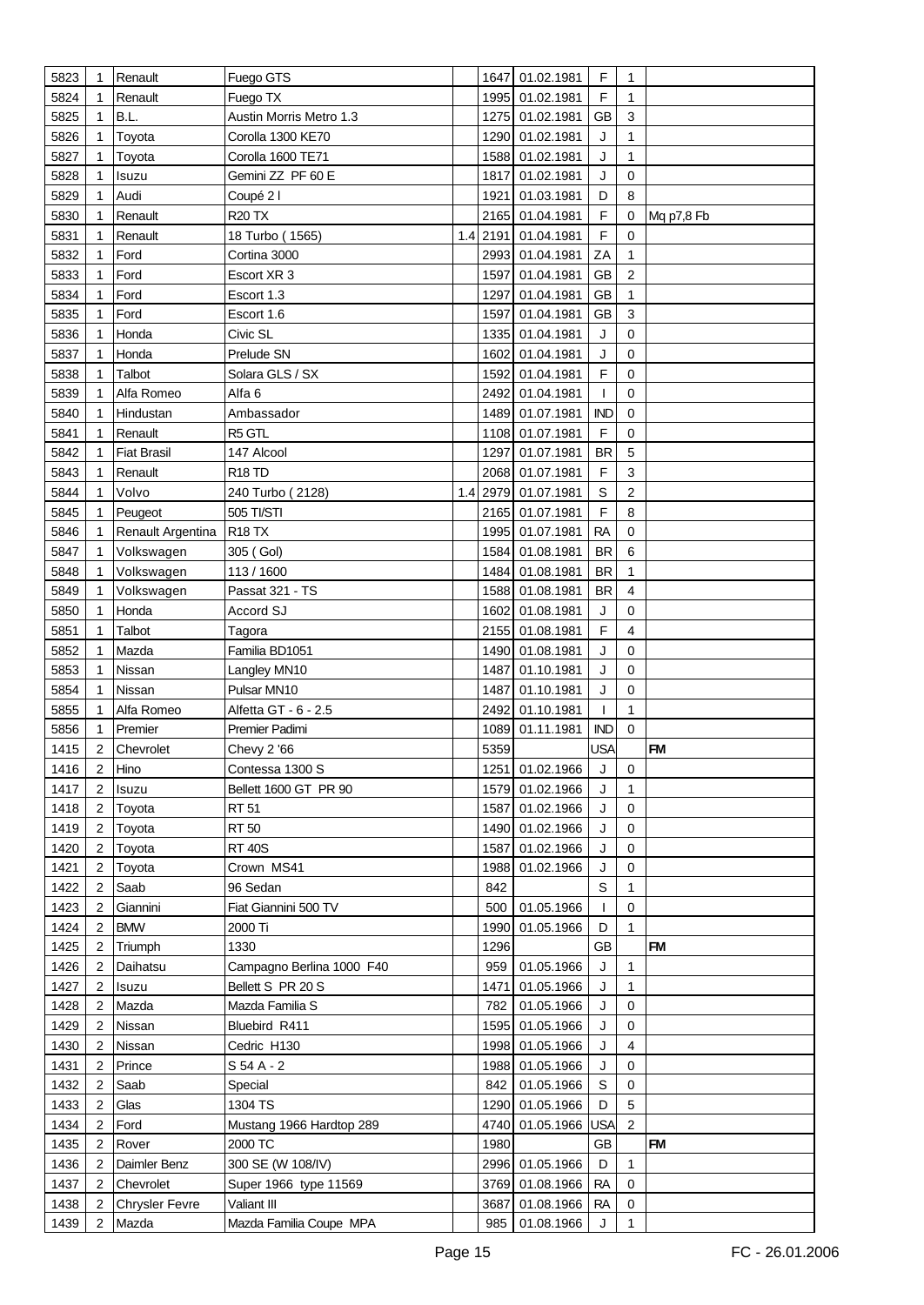| 5823 | 1 | Renault | Fuego GTS | | 1647 | 01.02.1981 | F | 1 | |
|---|---|---|---|---|---|---|---|---|---|
| 5824 | 1 | Renault | Fuego TX | | 1995 | 01.02.1981 | F | 1 | |
| 5825 | 1 | B.L. | Austin Morris Metro 1.3 | | 1275 | 01.02.1981 | GB | 3 | |
| 5826 | 1 | Toyota | Corolla 1300 KE70 | | 1290 | 01.02.1981 | J | 1 | |
| 5827 | 1 | Toyota | Corolla 1600 TE71 | | 1588 | 01.02.1981 | J | 1 | |
| 5828 | 1 | Isuzu | Gemini ZZ PF 60 E | | 1817 | 01.02.1981 | J | 0 | |
| 5829 | 1 | Audi | Coupé 2 l | | 1921 | 01.03.1981 | D | 8 | |
| 5830 | 1 | Renault | R20 TX | | 2165 | 01.04.1981 | F | 0 | Mq p7,8 Fb |
| 5831 | 1 | Renault | 18 Turbo ( 1565) | 1.4 | 2191 | 01.04.1981 | F | 0 | |
| 5832 | 1 | Ford | Cortina 3000 | | 2993 | 01.04.1981 | ZA | 1 | |
| 5833 | 1 | Ford | Escort XR 3 | | 1597 | 01.04.1981 | GB | 2 | |
| 5834 | 1 | Ford | Escort 1.3 | | 1297 | 01.04.1981 | GB | 1 | |
| 5835 | 1 | Ford | Escort 1.6 | | 1597 | 01.04.1981 | GB | 3 | |
| 5836 | 1 | Honda | Civic SL | | 1335 | 01.04.1981 | J | 0 | |
| 5837 | 1 | Honda | Prelude SN | | 1602 | 01.04.1981 | J | 0 | |
| 5838 | 1 | Talbot | Solara GLS / SX | | 1592 | 01.04.1981 | F | 0 | |
| 5839 | 1 | Alfa Romeo | Alfa 6 | | 2492 | 01.04.1981 | I | 0 | |
| 5840 | 1 | Hindustan | Ambassador | | 1489 | 01.07.1981 | IND | 0 | |
| 5841 | 1 | Renault | R5 GTL | | 1108 | 01.07.1981 | F | 0 | |
| 5842 | 1 | Fiat Brasil | 147 Alcool | | 1297 | 01.07.1981 | BR | 5 | |
| 5843 | 1 | Renault | R18 TD | | 2068 | 01.07.1981 | F | 3 | |
| 5844 | 1 | Volvo | 240 Turbo ( 2128) | 1.4 | 2979 | 01.07.1981 | S | 2 | |
| 5845 | 1 | Peugeot | 505 TI/STI | | 2165 | 01.07.1981 | F | 8 | |
| 5846 | 1 | Renault Argentina | R18 TX | | 1995 | 01.07.1981 | RA | 0 | |
| 5847 | 1 | Volkswagen | 305 ( Gol) | | 1584 | 01.08.1981 | BR | 6 | |
| 5848 | 1 | Volkswagen | 113 / 1600 | | 1484 | 01.08.1981 | BR | 1 | |
| 5849 | 1 | Volkswagen | Passat 321 - TS | | 1588 | 01.08.1981 | BR | 4 | |
| 5850 | 1 | Honda | Accord SJ | | 1602 | 01.08.1981 | J | 0 | |
| 5851 | 1 | Talbot | Tagora | | 2155 | 01.08.1981 | F | 4 | |
| 5852 | 1 | Mazda | Familia BD1051 | | 1490 | 01.08.1981 | J | 0 | |
| 5853 | 1 | Nissan | Langley MN10 | | 1487 | 01.10.1981 | J | 0 | |
| 5854 | 1 | Nissan | Pulsar MN10 | | 1487 | 01.10.1981 | J | 0 | |
| 5855 | 1 | Alfa Romeo | Alfetta GT - 6 - 2.5 | | 2492 | 01.10.1981 | I | 1 | |
| 5856 | 1 | Premier | Premier Padimi | | 1089 | 01.11.1981 | IND | 0 | |
| 1415 | 2 | Chevrolet | Chevy 2 '66 | | 5359 | | USA | | FM |
| 1416 | 2 | Hino | Contessa 1300 S | | 1251 | 01.02.1966 | J | 0 | |
| 1417 | 2 | Isuzu | Bellett 1600 GT PR 90 | | 1579 | 01.02.1966 | J | 1 | |
| 1418 | 2 | Toyota | RT 51 | | 1587 | 01.02.1966 | J | 0 | |
| 1419 | 2 | Toyota | RT 50 | | 1490 | 01.02.1966 | J | 0 | |
| 1420 | 2 | Toyota | RT 40S | | 1587 | 01.02.1966 | J | 0 | |
| 1421 | 2 | Toyota | Crown MS41 | | 1988 | 01.02.1966 | J | 0 | |
| 1422 | 2 | Saab | 96 Sedan | | 842 | | S | 1 | |
| 1423 | 2 | Giannini | Fiat Giannini 500 TV | | 500 | 01.05.1966 | I | 0 | |
| 1424 | 2 | BMW | 2000 Ti | | 1990 | 01.05.1966 | D | 1 | |
| 1425 | 2 | Triumph | 1330 | | 1296 | | GB | | FM |
| 1426 | 2 | Daihatsu | Campagno Berlina 1000 F40 | | 959 | 01.05.1966 | J | 1 | |
| 1427 | 2 | Isuzu | Bellett S PR 20 S | | 1471 | 01.05.1966 | J | 1 | |
| 1428 | 2 | Mazda | Mazda Familia S | | 782 | 01.05.1966 | J | 0 | |
| 1429 | 2 | Nissan | Bluebird R411 | | 1595 | 01.05.1966 | J | 0 | |
| 1430 | 2 | Nissan | Cedric H130 | | 1998 | 01.05.1966 | J | 4 | |
| 1431 | 2 | Prince | S 54 A - 2 | | 1988 | 01.05.1966 | J | 0 | |
| 1432 | 2 | Saab | Special | | 842 | 01.05.1966 | S | 0 | |
| 1433 | 2 | Glas | 1304 TS | | 1290 | 01.05.1966 | D | 5 | |
| 1434 | 2 | Ford | Mustang 1966 Hardtop 289 | | 4740 | 01.05.1966 | USA | 2 | |
| 1435 | 2 | Rover | 2000 TC | | 1980 | | GB | | FM |
| 1436 | 2 | Daimler Benz | 300 SE (W 108/IV) | | 2996 | 01.05.1966 | D | 1 | |
| 1437 | 2 | Chevrolet | Super 1966 type 11569 | | 3769 | 01.08.1966 | RA | 0 | |
| 1438 | 2 | Chrysler Fevre | Valiant III | | 3687 | 01.08.1966 | RA | 0 | |
| 1439 | 2 | Mazda | Mazda Familia Coupe MPA | | 985 | 01.08.1966 | J | 1 | |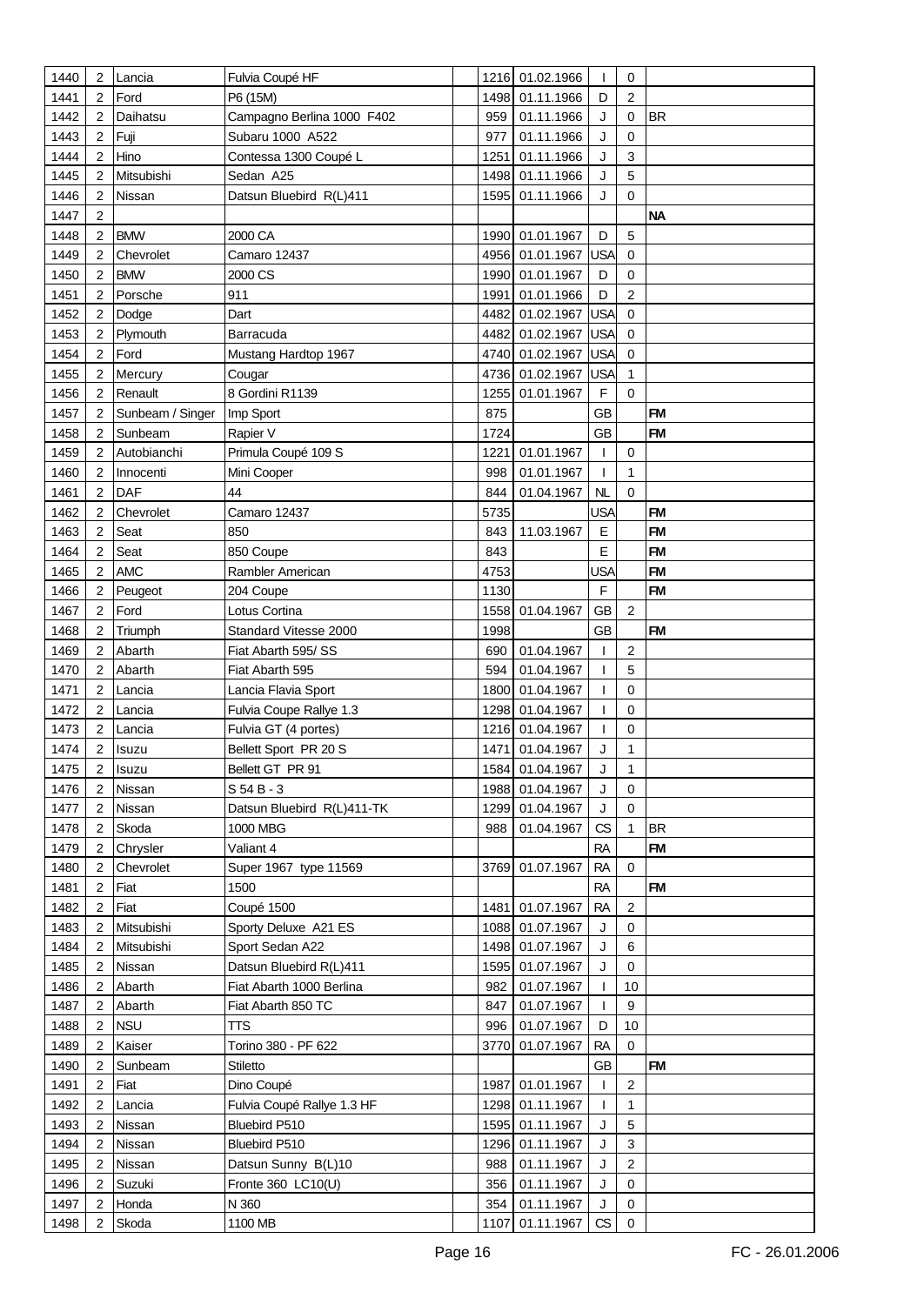| | | | | | | | | | |
|---|---|---|---|---|---|---|---|---|---|
| 1440 | 2 | Lancia | Fulvia Coupé HF | | 1216 | 01.02.1966 | I | 0 | |
| 1441 | 2 | Ford | P6 (15M) | | 1498 | 01.11.1966 | D | 2 | |
| 1442 | 2 | Daihatsu | Campagno Berlina 1000 F402 | | 959 | 01.11.1966 | J | 0 | BR |
| 1443 | 2 | Fuji | Subaru 1000 A522 | | 977 | 01.11.1966 | J | 0 | |
| 1444 | 2 | Hino | Contessa 1300 Coupé L | | 1251 | 01.11.1966 | J | 3 | |
| 1445 | 2 | Mitsubishi | Sedan A25 | | 1498 | 01.11.1966 | J | 5 | |
| 1446 | 2 | Nissan | Datsun Bluebird R(L)411 | | 1595 | 01.11.1966 | J | 0 | |
| 1447 | 2 | | | | | | | | NA |
| 1448 | 2 | BMW | 2000 CA | | 1990 | 01.01.1967 | D | 5 | |
| 1449 | 2 | Chevrolet | Camaro 12437 | | 4956 | 01.01.1967 | USA | 0 | |
| 1450 | 2 | BMW | 2000 CS | | 1990 | 01.01.1967 | D | 0 | |
| 1451 | 2 | Porsche | 911 | | 1991 | 01.01.1966 | D | 2 | |
| 1452 | 2 | Dodge | Dart | | 4482 | 01.02.1967 | USA | 0 | |
| 1453 | 2 | Plymouth | Barracuda | | 4482 | 01.02.1967 | USA | 0 | |
| 1454 | 2 | Ford | Mustang Hardtop 1967 | | 4740 | 01.02.1967 | USA | 0 | |
| 1455 | 2 | Mercury | Cougar | | 4736 | 01.02.1967 | USA | 1 | |
| 1456 | 2 | Renault | 8 Gordini R1139 | | 1255 | 01.01.1967 | F | 0 | |
| 1457 | 2 | Sunbeam / Singer | Imp Sport | | 875 | | GB | | FM |
| 1458 | 2 | Sunbeam | Rapier V | | 1724 | | GB | | FM |
| 1459 | 2 | Autobianchi | Primula Coupé 109 S | | 1221 | 01.01.1967 | I | 0 | |
| 1460 | 2 | Innocenti | Mini Cooper | | 998 | 01.01.1967 | I | 1 | |
| 1461 | 2 | DAF | 44 | | 844 | 01.04.1967 | NL | 0 | |
| 1462 | 2 | Chevrolet | Camaro 12437 | | 5735 | | USA | | FM |
| 1463 | 2 | Seat | 850 | | 843 | 11.03.1967 | E | | FM |
| 1464 | 2 | Seat | 850 Coupe | | 843 | | E | | FM |
| 1465 | 2 | AMC | Rambler American | | 4753 | | USA | | FM |
| 1466 | 2 | Peugeot | 204 Coupe | | 1130 | | F | | FM |
| 1467 | 2 | Ford | Lotus Cortina | | 1558 | 01.04.1967 | GB | 2 | |
| 1468 | 2 | Triumph | Standard Vitesse 2000 | | 1998 | | GB | | FM |
| 1469 | 2 | Abarth | Fiat Abarth 595/ SS | | 690 | 01.04.1967 | I | 2 | |
| 1470 | 2 | Abarth | Fiat Abarth 595 | | 594 | 01.04.1967 | I | 5 | |
| 1471 | 2 | Lancia | Lancia Flavia Sport | | 1800 | 01.04.1967 | I | 0 | |
| 1472 | 2 | Lancia | Fulvia Coupe Rallye 1.3 | | 1298 | 01.04.1967 | I | 0 | |
| 1473 | 2 | Lancia | Fulvia GT (4 portes) | | 1216 | 01.04.1967 | I | 0 | |
| 1474 | 2 | Isuzu | Bellett Sport PR 20 S | | 1471 | 01.04.1967 | J | 1 | |
| 1475 | 2 | Isuzu | Bellett GT PR 91 | | 1584 | 01.04.1967 | J | 1 | |
| 1476 | 2 | Nissan | S 54 B - 3 | | 1988 | 01.04.1967 | J | 0 | |
| 1477 | 2 | Nissan | Datsun Bluebird R(L)411-TK | | 1299 | 01.04.1967 | J | 0 | |
| 1478 | 2 | Skoda | 1000 MBG | | 988 | 01.04.1967 | CS | 1 | BR |
| 1479 | 2 | Chrysler | Valiant 4 | | | | RA | | FM |
| 1480 | 2 | Chevrolet | Super 1967 type 11569 | | 3769 | 01.07.1967 | RA | 0 | |
| 1481 | 2 | Fiat | 1500 | | | | RA | | FM |
| 1482 | 2 | Fiat | Coupé 1500 | | 1481 | 01.07.1967 | RA | 2 | |
| 1483 | 2 | Mitsubishi | Sporty Deluxe A21 ES | | 1088 | 01.07.1967 | J | 0 | |
| 1484 | 2 | Mitsubishi | Sport Sedan A22 | | 1498 | 01.07.1967 | J | 6 | |
| 1485 | 2 | Nissan | Datsun Bluebird R(L)411 | | 1595 | 01.07.1967 | J | 0 | |
| 1486 | 2 | Abarth | Fiat Abarth 1000 Berlina | | 982 | 01.07.1967 | I | 10 | |
| 1487 | 2 | Abarth | Fiat Abarth 850 TC | | 847 | 01.07.1967 | I | 9 | |
| 1488 | 2 | NSU | TTS | | 996 | 01.07.1967 | D | 10 | |
| 1489 | 2 | Kaiser | Torino 380 - PF 622 | | 3770 | 01.07.1967 | RA | 0 | |
| 1490 | 2 | Sunbeam | Stiletto | | | | GB | | FM |
| 1491 | 2 | Fiat | Dino Coupé | | 1987 | 01.01.1967 | I | 2 | |
| 1492 | 2 | Lancia | Fulvia Coupé Rallye 1.3 HF | | 1298 | 01.11.1967 | I | 1 | |
| 1493 | 2 | Nissan | Bluebird P510 | | 1595 | 01.11.1967 | J | 5 | |
| 1494 | 2 | Nissan | Bluebird P510 | | 1296 | 01.11.1967 | J | 3 | |
| 1495 | 2 | Nissan | Datsun Sunny B(L)10 | | 988 | 01.11.1967 | J | 2 | |
| 1496 | 2 | Suzuki | Fronte 360 LC10(U) | | 356 | 01.11.1967 | J | 0 | |
| 1497 | 2 | Honda | N 360 | | 354 | 01.11.1967 | J | 0 | |
| 1498 | 2 | Skoda | 1100 MB | | 1107 | 01.11.1967 | CS | 0 | |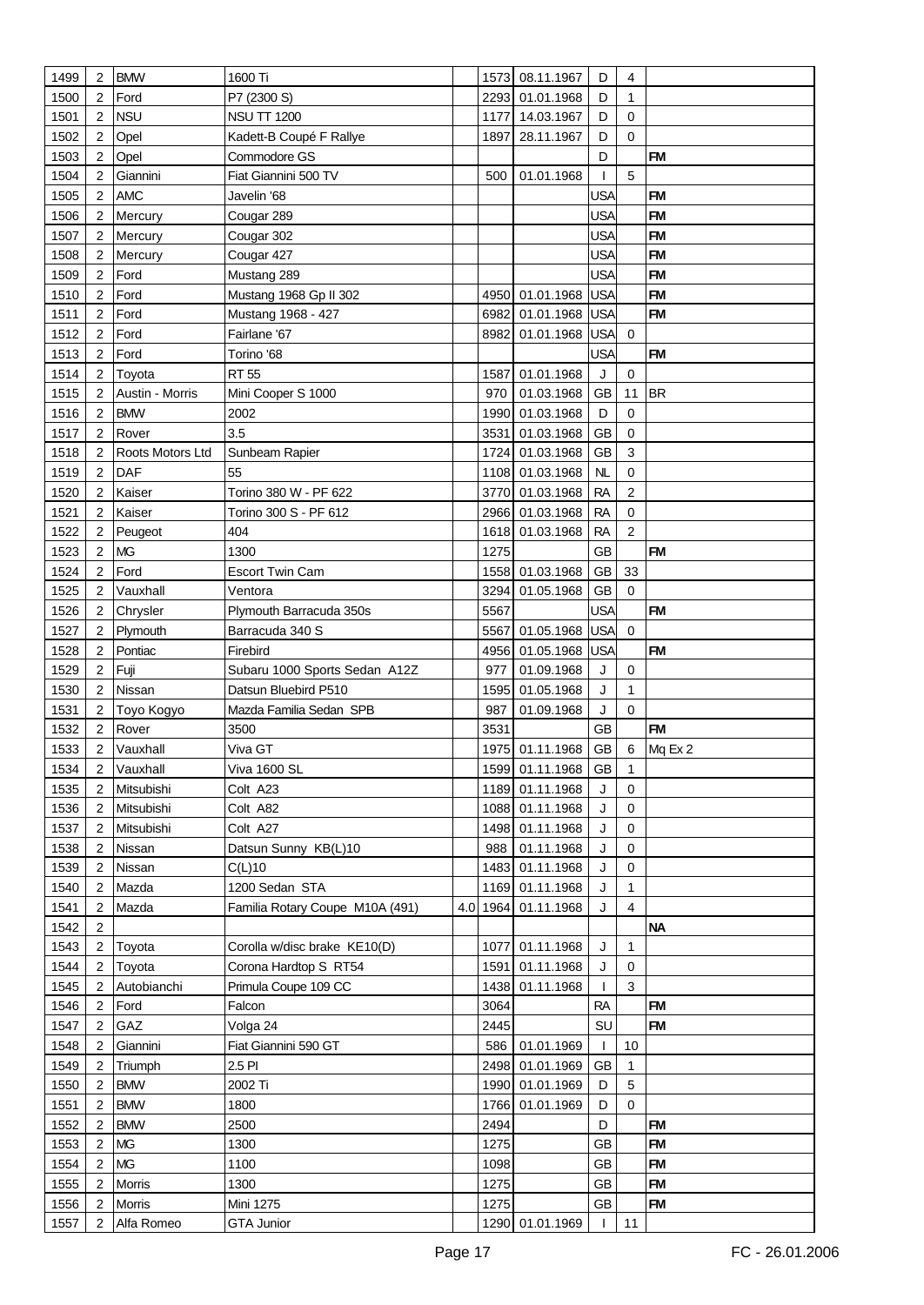| | | | | | | | | | |
|---|---|---|---|---|---|---|---|---|---|
| 1499 | 2 | BMW | 1600 Ti | | 1573 | 08.11.1967 | D | 4 | |
| 1500 | 2 | Ford | P7 (2300 S) | | 2293 | 01.01.1968 | D | 1 | |
| 1501 | 2 | NSU | NSU TT 1200 | | 1177 | 14.03.1967 | D | 0 | |
| 1502 | 2 | Opel | Kadett-B Coupé F Rallye | | 1897 | 28.11.1967 | D | 0 | |
| 1503 | 2 | Opel | Commodore GS | | | | D | | FM |
| 1504 | 2 | Giannini | Fiat Giannini 500 TV | | 500 | 01.01.1968 | I | 5 | |
| 1505 | 2 | AMC | Javelin '68 | | | | USA | | FM |
| 1506 | 2 | Mercury | Cougar 289 | | | | USA | | FM |
| 1507 | 2 | Mercury | Cougar 302 | | | | USA | | FM |
| 1508 | 2 | Mercury | Cougar 427 | | | | USA | | FM |
| 1509 | 2 | Ford | Mustang 289 | | | | USA | | FM |
| 1510 | 2 | Ford | Mustang 1968 Gp II 302 | | 4950 | 01.01.1968 | USA | | FM |
| 1511 | 2 | Ford | Mustang 1968 - 427 | | 6982 | 01.01.1968 | USA | | FM |
| 1512 | 2 | Ford | Fairlane '67 | | 8982 | 01.01.1968 | USA | 0 | |
| 1513 | 2 | Ford | Torino '68 | | | | USA | | FM |
| 1514 | 2 | Toyota | RT 55 | | 1587 | 01.01.1968 | J | 0 | |
| 1515 | 2 | Austin - Morris | Mini Cooper S 1000 | | 970 | 01.03.1968 | GB | 11 | BR |
| 1516 | 2 | BMW | 2002 | | 1990 | 01.03.1968 | D | 0 | |
| 1517 | 2 | Rover | 3.5 | | 3531 | 01.03.1968 | GB | 0 | |
| 1518 | 2 | Roots Motors Ltd | Sunbeam Rapier | | 1724 | 01.03.1968 | GB | 3 | |
| 1519 | 2 | DAF | 55 | | 1108 | 01.03.1968 | NL | 0 | |
| 1520 | 2 | Kaiser | Torino 380 W - PF 622 | | 3770 | 01.03.1968 | RA | 2 | |
| 1521 | 2 | Kaiser | Torino 300 S - PF 612 | | 2966 | 01.03.1968 | RA | 0 | |
| 1522 | 2 | Peugeot | 404 | | 1618 | 01.03.1968 | RA | 2 | |
| 1523 | 2 | MG | 1300 | | 1275 | | GB | | FM |
| 1524 | 2 | Ford | Escort Twin Cam | | 1558 | 01.03.1968 | GB | 33 | |
| 1525 | 2 | Vauxhall | Ventora | | 3294 | 01.05.1968 | GB | 0 | |
| 1526 | 2 | Chrysler | Plymouth Barracuda 350s | | 5567 | | USA | | FM |
| 1527 | 2 | Plymouth | Barracuda 340 S | | 5567 | 01.05.1968 | USA | 0 | |
| 1528 | 2 | Pontiac | Firebird | | 4956 | 01.05.1968 | USA | | FM |
| 1529 | 2 | Fuji | Subaru 1000 Sports Sedan A12Z | | 977 | 01.09.1968 | J | 0 | |
| 1530 | 2 | Nissan | Datsun Bluebird P510 | | 1595 | 01.05.1968 | J | 1 | |
| 1531 | 2 | Toyo Kogyo | Mazda Familia Sedan SPB | | 987 | 01.09.1968 | J | 0 | |
| 1532 | 2 | Rover | 3500 | | 3531 | | GB | | FM |
| 1533 | 2 | Vauxhall | Viva GT | | 1975 | 01.11.1968 | GB | 6 | Mq Ex 2 |
| 1534 | 2 | Vauxhall | Viva 1600 SL | | 1599 | 01.11.1968 | GB | 1 | |
| 1535 | 2 | Mitsubishi | Colt A23 | | 1189 | 01.11.1968 | J | 0 | |
| 1536 | 2 | Mitsubishi | Colt A82 | | 1088 | 01.11.1968 | J | 0 | |
| 1537 | 2 | Mitsubishi | Colt A27 | | 1498 | 01.11.1968 | J | 0 | |
| 1538 | 2 | Nissan | Datsun Sunny KB(L)10 | | 988 | 01.11.1968 | J | 0 | |
| 1539 | 2 | Nissan | C(L)10 | | 1483 | 01.11.1968 | J | 0 | |
| 1540 | 2 | Mazda | 1200 Sedan STA | | 1169 | 01.11.1968 | J | 1 | |
| 1541 | 2 | Mazda | Familia Rotary Coupe M10A (491) | 4.0 | 1964 | 01.11.1968 | J | 4 | |
| 1542 | 2 | | | | | | | | NA |
| 1543 | 2 | Toyota | Corolla w/disc brake KE10(D) | | 1077 | 01.11.1968 | J | 1 | |
| 1544 | 2 | Toyota | Corona Hardtop S RT54 | | 1591 | 01.11.1968 | J | 0 | |
| 1545 | 2 | Autobianchi | Primula Coupe 109 CC | | 1438 | 01.11.1968 | I | 3 | |
| 1546 | 2 | Ford | Falcon | | 3064 | | RA | | FM |
| 1547 | 2 | GAZ | Volga 24 | | 2445 | | SU | | FM |
| 1548 | 2 | Giannini | Fiat Giannini 590 GT | | 586 | 01.01.1969 | I | 10 | |
| 1549 | 2 | Triumph | 2.5 PI | | 2498 | 01.01.1969 | GB | 1 | |
| 1550 | 2 | BMW | 2002 Ti | | 1990 | 01.01.1969 | D | 5 | |
| 1551 | 2 | BMW | 1800 | | 1766 | 01.01.1969 | D | 0 | |
| 1552 | 2 | BMW | 2500 | | 2494 | | D | | FM |
| 1553 | 2 | MG | 1300 | | 1275 | | GB | | FM |
| 1554 | 2 | MG | 1100 | | 1098 | | GB | | FM |
| 1555 | 2 | Morris | 1300 | | 1275 | | GB | | FM |
| 1556 | 2 | Morris | Mini 1275 | | 1275 | | GB | | FM |
| 1557 | 2 | Alfa Romeo | GTA Junior | | 1290 | 01.01.1969 | I | 11 | |

FC - 26.01.2006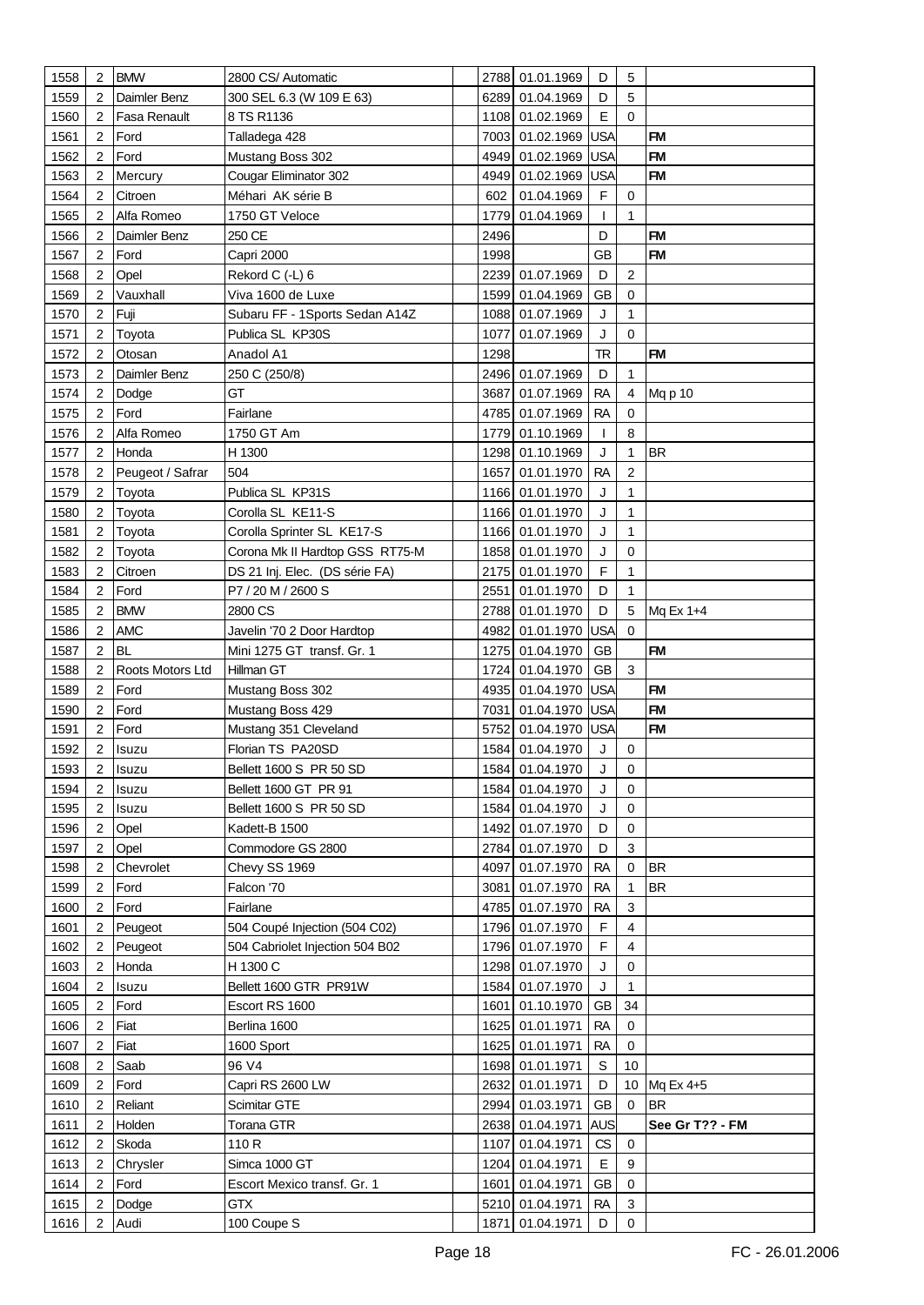| | | | | | | | | | |
|---|---|---|---|---|---|---|---|---|---|
| 1558 | 2 | BMW | 2800 CS/ Automatic | | 2788 | 01.01.1969 | D | 5 | |
| 1559 | 2 | Daimler Benz | 300 SEL 6.3 (W 109 E 63) | | 6289 | 01.04.1969 | D | 5 | |
| 1560 | 2 | Fasa Renault | 8 TS R1136 | | 1108 | 01.02.1969 | E | 0 | |
| 1561 | 2 | Ford | Talladega 428 | | 7003 | 01.02.1969 | USA | | FM |
| 1562 | 2 | Ford | Mustang Boss 302 | | 4949 | 01.02.1969 | USA | | FM |
| 1563 | 2 | Mercury | Cougar Eliminator 302 | | 4949 | 01.02.1969 | USA | | FM |
| 1564 | 2 | Citroen | Méhari AK série B | | 602 | 01.04.1969 | F | 0 | |
| 1565 | 2 | Alfa Romeo | 1750 GT Veloce | | 1779 | 01.04.1969 | I | 1 | |
| 1566 | 2 | Daimler Benz | 250 CE | | 2496 | | D | | FM |
| 1567 | 2 | Ford | Capri 2000 | | 1998 | | GB | | FM |
| 1568 | 2 | Opel | Rekord C (-L) 6 | | 2239 | 01.07.1969 | D | 2 | |
| 1569 | 2 | Vauxhall | Viva 1600 de Luxe | | 1599 | 01.04.1969 | GB | 0 | |
| 1570 | 2 | Fuji | Subaru FF - 1Sports Sedan A14Z | | 1088 | 01.07.1969 | J | 1 | |
| 1571 | 2 | Toyota | Publica SL KP30S | | 1077 | 01.07.1969 | J | 0 | |
| 1572 | 2 | Otosan | Anadol A1 | | 1298 | | TR | | FM |
| 1573 | 2 | Daimler Benz | 250 C (250/8) | | 2496 | 01.07.1969 | D | 1 | |
| 1574 | 2 | Dodge | GT | | 3687 | 01.07.1969 | RA | 4 | Mq p 10 |
| 1575 | 2 | Ford | Fairlane | | 4785 | 01.07.1969 | RA | 0 | |
| 1576 | 2 | Alfa Romeo | 1750 GT Am | | 1779 | 01.10.1969 | I | 8 | |
| 1577 | 2 | Honda | H 1300 | | 1298 | 01.10.1969 | J | 1 | BR |
| 1578 | 2 | Peugeot / Safrar | 504 | | 1657 | 01.01.1970 | RA | 2 | |
| 1579 | 2 | Toyota | Publica SL KP31S | | 1166 | 01.01.1970 | J | 1 | |
| 1580 | 2 | Toyota | Corolla SL KE11-S | | 1166 | 01.01.1970 | J | 1 | |
| 1581 | 2 | Toyota | Corolla Sprinter SL KE17-S | | 1166 | 01.01.1970 | J | 1 | |
| 1582 | 2 | Toyota | Corona Mk II Hardtop GSS RT75-M | | 1858 | 01.01.1970 | J | 0 | |
| 1583 | 2 | Citroen | DS 21 Inj. Elec. (DS série FA) | | 2175 | 01.01.1970 | F | 1 | |
| 1584 | 2 | Ford | P7 / 20 M / 2600 S | | 2551 | 01.01.1970 | D | 1 | |
| 1585 | 2 | BMW | 2800 CS | | 2788 | 01.01.1970 | D | 5 | Mq Ex 1+4 |
| 1586 | 2 | AMC | Javelin '70 2 Door Hardtop | | 4982 | 01.01.1970 | USA | 0 | |
| 1587 | 2 | BL | Mini 1275 GT transf. Gr. 1 | | 1275 | 01.04.1970 | GB | | FM |
| 1588 | 2 | Roots Motors Ltd | Hillman GT | | 1724 | 01.04.1970 | GB | 3 | |
| 1589 | 2 | Ford | Mustang Boss 302 | | 4935 | 01.04.1970 | USA | | FM |
| 1590 | 2 | Ford | Mustang Boss 429 | | 7031 | 01.04.1970 | USA | | FM |
| 1591 | 2 | Ford | Mustang 351 Cleveland | | 5752 | 01.04.1970 | USA | | FM |
| 1592 | 2 | Isuzu | Florian TS PA20SD | | 1584 | 01.04.1970 | J | 0 | |
| 1593 | 2 | Isuzu | Bellett 1600 S PR 50 SD | | 1584 | 01.04.1970 | J | 0 | |
| 1594 | 2 | Isuzu | Bellett 1600 GT PR 91 | | 1584 | 01.04.1970 | J | 0 | |
| 1595 | 2 | Isuzu | Bellett 1600 S PR 50 SD | | 1584 | 01.04.1970 | J | 0 | |
| 1596 | 2 | Opel | Kadett-B 1500 | | 1492 | 01.07.1970 | D | 0 | |
| 1597 | 2 | Opel | Commodore GS 2800 | | 2784 | 01.07.1970 | D | 3 | |
| 1598 | 2 | Chevrolet | Chevy SS 1969 | | 4097 | 01.07.1970 | RA | 0 | BR |
| 1599 | 2 | Ford | Falcon '70 | | 3081 | 01.07.1970 | RA | 1 | BR |
| 1600 | 2 | Ford | Fairlane | | 4785 | 01.07.1970 | RA | 3 | |
| 1601 | 2 | Peugeot | 504 Coupé Injection (504 C02) | | 1796 | 01.07.1970 | F | 4 | |
| 1602 | 2 | Peugeot | 504 Cabriolet Injection 504 B02 | | 1796 | 01.07.1970 | F | 4 | |
| 1603 | 2 | Honda | H 1300 C | | 1298 | 01.07.1970 | J | 0 | |
| 1604 | 2 | Isuzu | Bellett 1600 GTR PR91W | | 1584 | 01.07.1970 | J | 1 | |
| 1605 | 2 | Ford | Escort RS 1600 | | 1601 | 01.10.1970 | GB | 34 | |
| 1606 | 2 | Fiat | Berlina 1600 | | 1625 | 01.01.1971 | RA | 0 | |
| 1607 | 2 | Fiat | 1600 Sport | | 1625 | 01.01.1971 | RA | 0 | |
| 1608 | 2 | Saab | 96 V4 | | 1698 | 01.01.1971 | S | 10 | |
| 1609 | 2 | Ford | Capri RS 2600 LW | | 2632 | 01.01.1971 | D | 10 | Mq Ex 4+5 |
| 1610 | 2 | Reliant | Scimitar GTE | | 2994 | 01.03.1971 | GB | 0 | BR |
| 1611 | 2 | Holden | Torana GTR | | 2638 | 01.04.1971 | AUS | | **See Gr T?? - FM** |
| 1612 | 2 | Skoda | 110 R | | 1107 | 01.04.1971 | CS | 0 | |
| 1613 | 2 | Chrysler | Simca 1000 GT | | 1204 | 01.04.1971 | E | 9 | |
| 1614 | 2 | Ford | Escort Mexico transf. Gr. 1 | | 1601 | 01.04.1971 | GB | 0 | |
| 1615 | 2 | Dodge | GTX | | 5210 | 01.04.1971 | RA | 3 | |
| 1616 | 2 | Audi | 100 Coupe S | | 1871 | 01.04.1971 | D | 0 | |

FC - 26.01.2006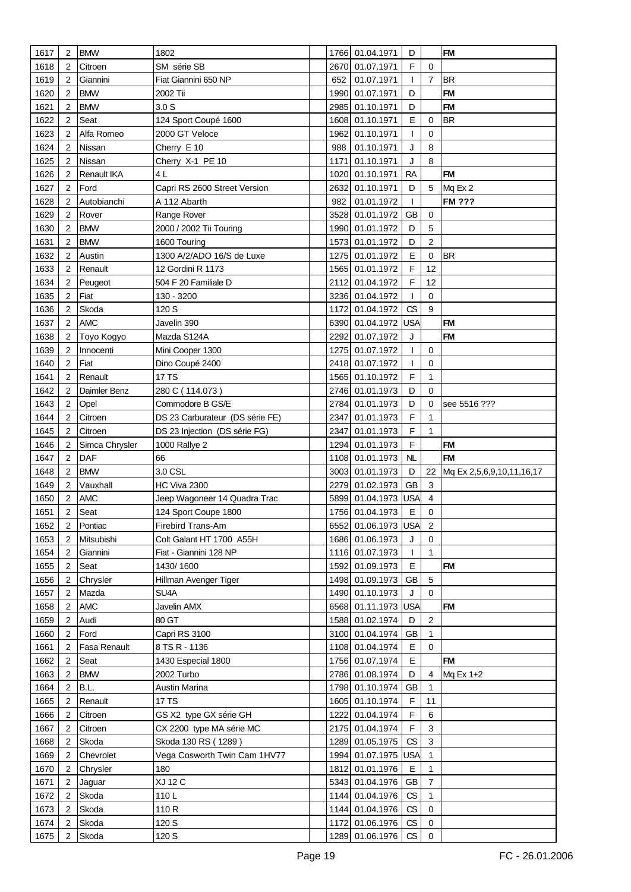| 1617 | 2 | BMW | 1802 | | 1766 | 01.04.1971 | D | | FM |
|---|---|---|---|---|---|---|---|---|---|
| 1618 | 2 | Citroen | SM série SB | | 2670 | 01.07.1971 | F | 0 | |
| 1619 | 2 | Giannini | Fiat Giannini 650 NP | | 652 | 01.07.1971 | I | 7 | BR |
| 1620 | 2 | BMW | 2002 Tii | | 1990 | 01.07.1971 | D | | FM |
| 1621 | 2 | BMW | 3.0 S | | 2985 | 01.10.1971 | D | | FM |
| 1622 | 2 | Seat | 124 Sport Coupé 1600 | | 1608 | 01.10.1971 | E | 0 | BR |
| 1623 | 2 | Alfa Romeo | 2000 GT Veloce | | 1962 | 01.10.1971 | I | 0 | |
| 1624 | 2 | Nissan | Cherry E 10 | | 988 | 01.10.1971 | J | 8 | |
| 1625 | 2 | Nissan | Cherry X-1 PE 10 | | 1171 | 01.10.1971 | J | 8 | |
| 1626 | 2 | Renault IKA | 4 L | | 1020 | 01.10.1971 | RA | | FM |
| 1627 | 2 | Ford | Capri RS 2600 Street Version | | 2632 | 01.10.1971 | D | 5 | Mq Ex 2 |
| 1628 | 2 | Autobianchi | A 112 Abarth | | 982 | 01.01.1972 | I | | FM ??? |
| 1629 | 2 | Rover | Range Rover | | 3528 | 01.01.1972 | GB | 0 | |
| 1630 | 2 | BMW | 2000 / 2002 Tii Touring | | 1990 | 01.01.1972 | D | 5 | |
| 1631 | 2 | BMW | 1600 Touring | | 1573 | 01.01.1972 | D | 2 | |
| 1632 | 2 | Austin | 1300 A/2/ADO 16/S de Luxe | | 1275 | 01.01.1972 | E | 0 | BR |
| 1633 | 2 | Renault | 12 Gordini R 1173 | | 1565 | 01.01.1972 | F | 12 | |
| 1634 | 2 | Peugeot | 504 F 20 Familiale D | | 2112 | 01.04.1972 | F | 12 | |
| 1635 | 2 | Fiat | 130 - 3200 | | 3236 | 01.04.1972 | I | 0 | |
| 1636 | 2 | Skoda | 120 S | | 1172 | 01.04.1972 | CS | 9 | |
| 1637 | 2 | AMC | Javelin 390 | | 6390 | 01.04.1972 | USA | | FM |
| 1638 | 2 | Toyo Kogyo | Mazda S124A | | 2292 | 01.07.1972 | J | | FM |
| 1639 | 2 | Innocenti | Mini Cooper 1300 | | 1275 | 01.07.1972 | I | 0 | |
| 1640 | 2 | Fiat | Dino Coupé 2400 | | 2418 | 01.07.1972 | I | 0 | |
| 1641 | 2 | Renault | 17 TS | | 1565 | 01.10.1972 | F | 1 | |
| 1642 | 2 | Daimler Benz | 280 C ( 114.073 ) | | 2746 | 01.01.1973 | D | 0 | |
| 1643 | 2 | Opel | Commodore B GS/E | | 2784 | 01.01.1973 | D | 0 | see 5516 ??? |
| 1644 | 2 | Citroen | DS 23 Carburateur (DS série FE) | | 2347 | 01.01.1973 | F | 1 | |
| 1645 | 2 | Citroen | DS 23 Injection (DS série FG) | | 2347 | 01.01.1973 | F | 1 | |
| 1646 | 2 | Simca Chrysler | 1000 Rallye 2 | | 1294 | 01.01.1973 | F | | FM |
| 1647 | 2 | DAF | 66 | | 1108 | 01.01.1973 | NL | | FM |
| 1648 | 2 | BMW | 3.0 CSL | | 3003 | 01.01.1973 | D | 22 | Mq Ex 2,5,6,9,10,11,16,17 |
| 1649 | 2 | Vauxhall | HC Viva 2300 | | 2279 | 01.02.1973 | GB | 3 | |
| 1650 | 2 | AMC | Jeep Wagoneer 14 Quadra Trac | | 5899 | 01.04.1973 | USA | 4 | |
| 1651 | 2 | Seat | 124 Sport Coupe 1800 | | 1756 | 01.04.1973 | E | 0 | |
| 1652 | 2 | Pontiac | Firebird Trans-Am | | 6552 | 01.06.1973 | USA | 2 | |
| 1653 | 2 | Mitsubishi | Colt Galant HT 1700 A55H | | 1686 | 01.06.1973 | J | 0 | |
| 1654 | 2 | Giannini | Fiat - Giannini 128 NP | | 1116 | 01.07.1973 | I | 1 | |
| 1655 | 2 | Seat | 1430/ 1600 | | 1592 | 01.09.1973 | E | | FM |
| 1656 | 2 | Chrysler | Hillman Avenger Tiger | | 1498 | 01.09.1973 | GB | 5 | |
| 1657 | 2 | Mazda | SU4A | | 1490 | 01.10.1973 | J | 0 | |
| 1658 | 2 | AMC | Javelin AMX | | 6568 | 01.11.1973 | USA | | FM |
| 1659 | 2 | Audi | 80 GT | | 1588 | 01.02.1974 | D | 2 | |
| 1660 | 2 | Ford | Capri RS 3100 | | 3100 | 01.04.1974 | GB | 1 | |
| 1661 | 2 | Fasa Renault | 8 TS R - 1136 | | 1108 | 01.04.1974 | E | 0 | |
| 1662 | 2 | Seat | 1430 Especial 1800 | | 1756 | 01.07.1974 | E | | FM |
| 1663 | 2 | BMW | 2002 Turbo | | 2786 | 01.08.1974 | D | 4 | Mq Ex 1+2 |
| 1664 | 2 | B.L. | Austin Marina | | 1798 | 01.10.1974 | GB | 1 | |
| 1665 | 2 | Renault | 17 TS | | 1605 | 01.10.1974 | F | 11 | |
| 1666 | 2 | Citroen | GS X2 type GX série GH | | 1222 | 01.04.1974 | F | 6 | |
| 1667 | 2 | Citroen | CX 2200 type MA série MC | | 2175 | 01.04.1974 | F | 3 | |
| 1668 | 2 | Skoda | Skoda 130 RS ( 1289 ) | | 1289 | 01.05.1975 | CS | 3 | |
| 1669 | 2 | Chevrolet | Vega Cosworth Twin Cam 1HV77 | | 1994 | 01.07.1975 | USA | 1 | |
| 1670 | 2 | Chrysler | 180 | | 1812 | 01.01.1976 | E | 1 | |
| 1671 | 2 | Jaguar | XJ 12 C | | 5343 | 01.04.1976 | GB | 7 | |
| 1672 | 2 | Skoda | 110 L | | 1144 | 01.04.1976 | CS | 1 | |
| 1673 | 2 | Skoda | 110 R | | 1144 | 01.04.1976 | CS | 0 | |
| 1674 | 2 | Skoda | 120 S | | 1172 | 01.06.1976 | CS | 0 | |
| 1675 | 2 | Skoda | 120 S | | 1289 | 01.06.1976 | CS | 0 | |

FC - 26.01.2006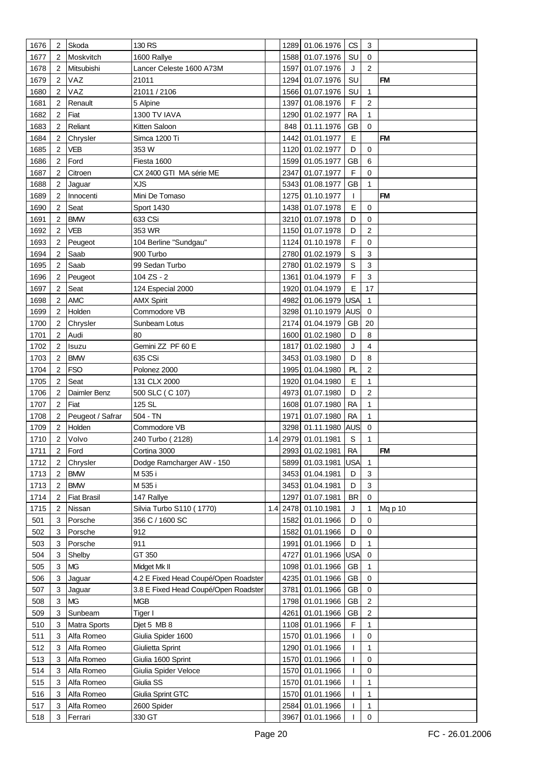| | | | | | | | | | |
|---|---|---|---|---|---|---|---|---|---|
| 1676 | 2 | Skoda | 130 RS | | 1289 | 01.06.1976 | CS | 3 | |
| 1677 | 2 | Moskvitch | 1600 Rallye | | 1588 | 01.07.1976 | SU | 0 | |
| 1678 | 2 | Mitsubishi | Lancer Celeste 1600 A73M | | 1597 | 01.07.1976 | J | 2 | |
| 1679 | 2 | VAZ | 21011 | | 1294 | 01.07.1976 | SU | | FM |
| 1680 | 2 | VAZ | 21011 / 2106 | | 1566 | 01.07.1976 | SU | 1 | |
| 1681 | 2 | Renault | 5 Alpine | | 1397 | 01.08.1976 | F | 2 | |
| 1682 | 2 | Fiat | 1300 TV IAVA | | 1290 | 01.02.1977 | RA | 1 | |
| 1683 | 2 | Reliant | Kitten Saloon | | 848 | 01.11.1976 | GB | 0 | |
| 1684 | 2 | Chrysler | Simca 1200 Ti | | 1442 | 01.01.1977 | E | | FM |
| 1685 | 2 | VEB | 353 W | | 1120 | 01.02.1977 | D | 0 | |
| 1686 | 2 | Ford | Fiesta 1600 | | 1599 | 01.05.1977 | GB | 6 | |
| 1687 | 2 | Citroen | CX 2400 GTI MA série ME | | 2347 | 01.07.1977 | F | 0 | |
| 1688 | 2 | Jaguar | XJS | | 5343 | 01.08.1977 | GB | 1 | |
| 1689 | 2 | Innocenti | Mini De Tomaso | | 1275 | 01.10.1977 | I | | FM |
| 1690 | 2 | Seat | Sport 1430 | | 1438 | 01.07.1978 | E | 0 | |
| 1691 | 2 | BMW | 633 CSi | | 3210 | 01.07.1978 | D | 0 | |
| 1692 | 2 | VEB | 353 WR | | 1150 | 01.07.1978 | D | 2 | |
| 1693 | 2 | Peugeot | 104 Berline "Sundgau" | | 1124 | 01.10.1978 | F | 0 | |
| 1694 | 2 | Saab | 900 Turbo | | 2780 | 01.02.1979 | S | 3 | |
| 1695 | 2 | Saab | 99 Sedan Turbo | | 2780 | 01.02.1979 | S | 3 | |
| 1696 | 2 | Peugeot | 104 ZS - 2 | | 1361 | 01.04.1979 | F | 3 | |
| 1697 | 2 | Seat | 124 Especial 2000 | | 1920 | 01.04.1979 | E | 17 | |
| 1698 | 2 | AMC | AMX Spirit | | 4982 | 01.06.1979 | USA | 1 | |
| 1699 | 2 | Holden | Commodore VB | | 3298 | 01.10.1979 | AUS | 0 | |
| 1700 | 2 | Chrysler | Sunbeam Lotus | | 2174 | 01.04.1979 | GB | 20 | |
| 1701 | 2 | Audi | 80 | | 1600 | 01.02.1980 | D | 8 | |
| 1702 | 2 | Isuzu | Gemini ZZ PF 60 E | | 1817 | 01.02.1980 | J | 4 | |
| 1703 | 2 | BMW | 635 CSi | | 3453 | 01.03.1980 | D | 8 | |
| 1704 | 2 | FSO | Polonez 2000 | | 1995 | 01.04.1980 | PL | 2 | |
| 1705 | 2 | Seat | 131 CLX 2000 | | 1920 | 01.04.1980 | E | 1 | |
| 1706 | 2 | Daimler Benz | 500 SLC ( C 107) | | 4973 | 01.07.1980 | D | 2 | |
| 1707 | 2 | Fiat | 125 SL | | 1608 | 01.07.1980 | RA | 1 | |
| 1708 | 2 | Peugeot / Safrar | 504 - TN | | 1971 | 01.07.1980 | RA | 1 | |
| 1709 | 2 | Holden | Commodore VB | | 3298 | 01.11.1980 | AUS | 0 | |
| 1710 | 2 | Volvo | 240 Turbo ( 2128) | 1.4 | 2979 | 01.01.1981 | S | 1 | |
| 1711 | 2 | Ford | Cortina 3000 | | 2993 | 01.02.1981 | RA | | FM |
| 1712 | 2 | Chrysler | Dodge Ramcharger AW - 150 | | 5899 | 01.03.1981 | USA | 1 | |
| 1713 | 2 | BMW | M 535 i | | 3453 | 01.04.1981 | D | 3 | |
| 1713 | 2 | BMW | M 535 i | | 3453 | 01.04.1981 | D | 3 | |
| 1714 | 2 | Fiat Brasil | 147 Rallye | | 1297 | 01.07.1981 | BR | 0 | |
| 1715 | 2 | Nissan | Silvia Turbo S110 ( 1770) | 1.4 | 2478 | 01.10.1981 | J | 1 | Mq p 10 |
| 501 | 3 | Porsche | 356 C / 1600 SC | | 1582 | 01.01.1966 | D | 0 | |
| 502 | 3 | Porsche | 912 | | 1582 | 01.01.1966 | D | 0 | |
| 503 | 3 | Porsche | 911 | | 1991 | 01.01.1966 | D | 1 | |
| 504 | 3 | Shelby | GT 350 | | 4727 | 01.01.1966 | USA | 0 | |
| 505 | 3 | MG | Midget Mk II | | 1098 | 01.01.1966 | GB | 1 | |
| 506 | 3 | Jaguar | 4.2 E Fixed Head Coupé/Open Roadster | | 4235 | 01.01.1966 | GB | 0 | |
| 507 | 3 | Jaguar | 3.8 E Fixed Head Coupé/Open Roadster | | 3781 | 01.01.1966 | GB | 0 | |
| 508 | 3 | MG | MGB | | 1798 | 01.01.1966 | GB | 2 | |
| 509 | 3 | Sunbeam | Tiger I | | 4261 | 01.01.1966 | GB | 2 | |
| 510 | 3 | Matra Sports | Djet 5 MB 8 | | 1108 | 01.01.1966 | F | 1 | |
| 511 | 3 | Alfa Romeo | Giulia Spider 1600 | | 1570 | 01.01.1966 | I | 0 | |
| 512 | 3 | Alfa Romeo | Giulietta Sprint | | 1290 | 01.01.1966 | I | 1 | |
| 513 | 3 | Alfa Romeo | Giulia 1600 Sprint | | 1570 | 01.01.1966 | I | 0 | |
| 514 | 3 | Alfa Romeo | Giulia Spider Veloce | | 1570 | 01.01.1966 | I | 0 | |
| 515 | 3 | Alfa Romeo | Giulia SS | | 1570 | 01.01.1966 | I | 1 | |
| 516 | 3 | Alfa Romeo | Giulia Sprint GTC | | 1570 | 01.01.1966 | I | 1 | |
| 517 | 3 | Alfa Romeo | 2600 Spider | | 2584 | 01.01.1966 | I | 1 | |
| 518 | 3 | Ferrari | 330 GT | | 3967 | 01.01.1966 | I | 0 | |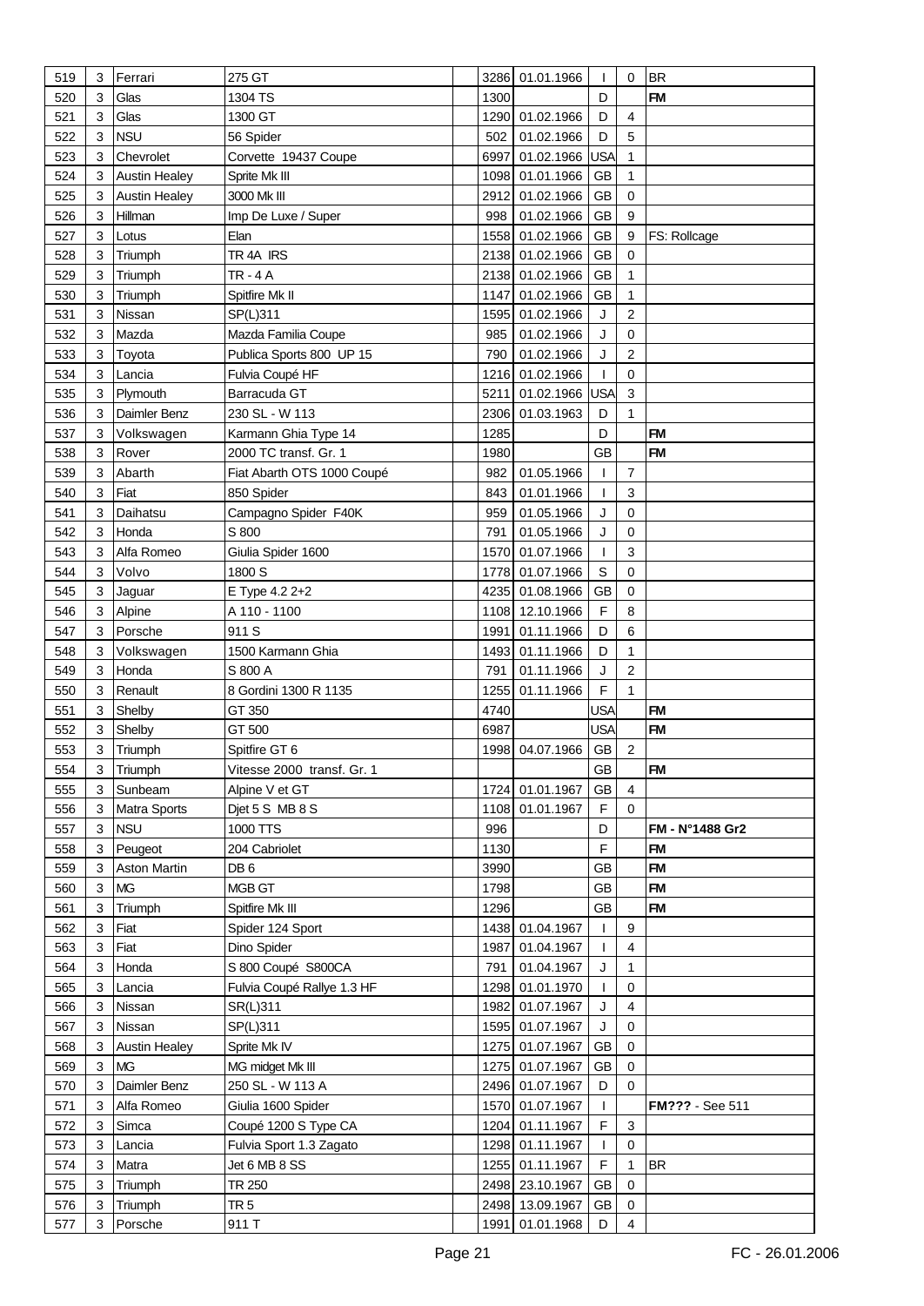| | | | | | | | | | |
|---|---|---|---|---|---|---|---|---|---|
| 519 | 3 | Ferrari | 275 GT | | 3286 | 01.01.1966 | I | 0 | BR |
| 520 | 3 | Glas | 1304 TS | | 1300 | | D | | FM |
| 521 | 3 | Glas | 1300 GT | | 1290 | 01.02.1966 | D | 4 | |
| 522 | 3 | NSU | 56 Spider | | 502 | 01.02.1966 | D | 5 | |
| 523 | 3 | Chevrolet | Corvette 19437 Coupe | | 6997 | 01.02.1966 | USA | 1 | |
| 524 | 3 | Austin Healey | Sprite Mk III | | 1098 | 01.01.1966 | GB | 1 | |
| 525 | 3 | Austin Healey | 3000 Mk III | | 2912 | 01.02.1966 | GB | 0 | |
| 526 | 3 | Hillman | Imp De Luxe / Super | | 998 | 01.02.1966 | GB | 9 | |
| 527 | 3 | Lotus | Elan | | 1558 | 01.02.1966 | GB | 9 | FS: Rollcage |
| 528 | 3 | Triumph | TR 4A IRS | | 2138 | 01.02.1966 | GB | 0 | |
| 529 | 3 | Triumph | TR - 4 A | | 2138 | 01.02.1966 | GB | 1 | |
| 530 | 3 | Triumph | Spitfire Mk II | | 1147 | 01.02.1966 | GB | 1 | |
| 531 | 3 | Nissan | SP(L)311 | | 1595 | 01.02.1966 | J | 2 | |
| 532 | 3 | Mazda | Mazda Familia Coupe | | 985 | 01.02.1966 | J | 0 | |
| 533 | 3 | Toyota | Publica Sports 800 UP 15 | | 790 | 01.02.1966 | J | 2 | |
| 534 | 3 | Lancia | Fulvia Coupé HF | | 1216 | 01.02.1966 | I | 0 | |
| 535 | 3 | Plymouth | Barracuda GT | | 5211 | 01.02.1966 | USA | 3 | |
| 536 | 3 | Daimler Benz | 230 SL - W 113 | | 2306 | 01.03.1963 | D | 1 | |
| 537 | 3 | Volkswagen | Karmann Ghia Type 14 | | 1285 | | D | | FM |
| 538 | 3 | Rover | 2000 TC transf. Gr. 1 | | 1980 | | GB | | FM |
| 539 | 3 | Abarth | Fiat Abarth OTS 1000 Coupé | | 982 | 01.05.1966 | I | 7 | |
| 540 | 3 | Fiat | 850 Spider | | 843 | 01.01.1966 | I | 3 | |
| 541 | 3 | Daihatsu | Campagno Spider F40K | | 959 | 01.05.1966 | J | 0 | |
| 542 | 3 | Honda | S 800 | | 791 | 01.05.1966 | J | 0 | |
| 543 | 3 | Alfa Romeo | Giulia Spider 1600 | | 1570 | 01.07.1966 | I | 3 | |
| 544 | 3 | Volvo | 1800 S | | 1778 | 01.07.1966 | S | 0 | |
| 545 | 3 | Jaguar | E Type 4.2 2+2 | | 4235 | 01.08.1966 | GB | 0 | |
| 546 | 3 | Alpine | A 110 - 1100 | | 1108 | 12.10.1966 | F | 8 | |
| 547 | 3 | Porsche | 911 S | | 1991 | 01.11.1966 | D | 6 | |
| 548 | 3 | Volkswagen | 1500 Karmann Ghia | | 1493 | 01.11.1966 | D | 1 | |
| 549 | 3 | Honda | S 800 A | | 791 | 01.11.1966 | J | 2 | |
| 550 | 3 | Renault | 8 Gordini 1300 R 1135 | | 1255 | 01.11.1966 | F | 1 | |
| 551 | 3 | Shelby | GT 350 | | 4740 | | USA | | FM |
| 552 | 3 | Shelby | GT 500 | | 6987 | | USA | | FM |
| 553 | 3 | Triumph | Spitfire GT 6 | | 1998 | 04.07.1966 | GB | 2 | |
| 554 | 3 | Triumph | Vitesse 2000 transf. Gr. 1 | | | | GB | | FM |
| 555 | 3 | Sunbeam | Alpine V et GT | | 1724 | 01.01.1967 | GB | 4 | |
| 556 | 3 | Matra Sports | Djet 5 S MB 8 S | | 1108 | 01.01.1967 | F | 0 | |
| 557 | 3 | NSU | 1000 TTS | | 996 | | D | | FM - N°1488 Gr2 |
| 558 | 3 | Peugeot | 204 Cabriolet | | 1130 | | F | | FM |
| 559 | 3 | Aston Martin | DB 6 | | 3990 | | GB | | FM |
| 560 | 3 | MG | MGB GT | | 1798 | | GB | | FM |
| 561 | 3 | Triumph | Spitfire Mk III | | 1296 | | GB | | FM |
| 562 | 3 | Fiat | Spider 124 Sport | | 1438 | 01.04.1967 | I | 9 | |
| 563 | 3 | Fiat | Dino Spider | | 1987 | 01.04.1967 | I | 4 | |
| 564 | 3 | Honda | S 800 Coupé S800CA | | 791 | 01.04.1967 | J | 1 | |
| 565 | 3 | Lancia | Fulvia Coupé Rallye 1.3 HF | | 1298 | 01.01.1970 | I | 0 | |
| 566 | 3 | Nissan | SR(L)311 | | 1982 | 01.07.1967 | J | 4 | |
| 567 | 3 | Nissan | SP(L)311 | | 1595 | 01.07.1967 | J | 0 | |
| 568 | 3 | Austin Healey | Sprite Mk IV | | 1275 | 01.07.1967 | GB | 0 | |
| 569 | 3 | MG | MG midget Mk III | | 1275 | 01.07.1967 | GB | 0 | |
| 570 | 3 | Daimler Benz | 250 SL - W 113 A | | 2496 | 01.07.1967 | D | 0 | |
| 571 | 3 | Alfa Romeo | Giulia 1600 Spider | | 1570 | 01.07.1967 | I | | FM??? - See 511 |
| 572 | 3 | Simca | Coupé 1200 S Type CA | | 1204 | 01.11.1967 | F | 3 | |
| 573 | 3 | Lancia | Fulvia Sport 1.3 Zagato | | 1298 | 01.11.1967 | I | 0 | |
| 574 | 3 | Matra | Jet 6 MB 8 SS | | 1255 | 01.11.1967 | F | 1 | BR |
| 575 | 3 | Triumph | TR 250 | | 2498 | 23.10.1967 | GB | 0 | |
| 576 | 3 | Triumph | TR 5 | | 2498 | 13.09.1967 | GB | 0 | |
| 577 | 3 | Porsche | 911 T | | 1991 | 01.01.1968 | D | 4 | |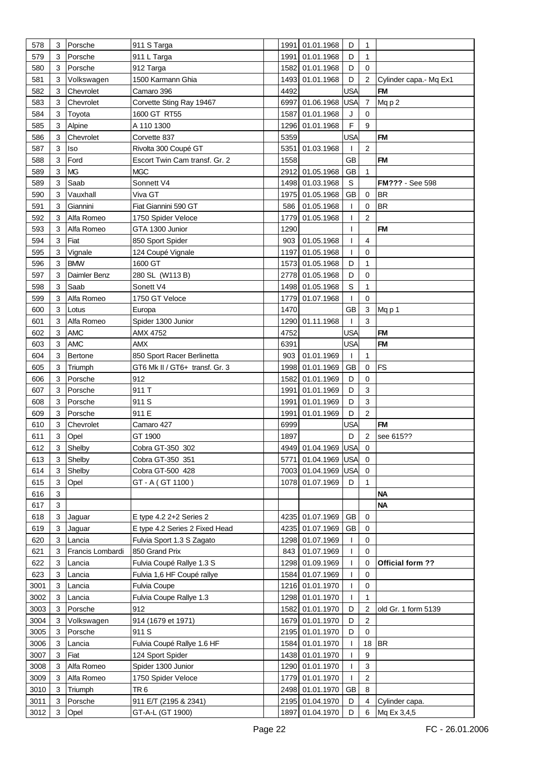| | | | | | | | | | |
|---|---|---|---|---|---|---|---|---|---|
| 578 | 3 | Porsche | 911 S Targa | | 1991 | 01.01.1968 | D | 1 | |
| 579 | 3 | Porsche | 911 L Targa | | 1991 | 01.01.1968 | D | 1 | |
| 580 | 3 | Porsche | 912 Targa | | 1582 | 01.01.1968 | D | 0 | |
| 581 | 3 | Volkswagen | 1500 Karmann Ghia | | 1493 | 01.01.1968 | D | 2 | Cylinder capa.- Mq Ex1 |
| 582 | 3 | Chevrolet | Camaro 396 | | 4492 | | USA | | **FM** |
| 583 | 3 | Chevrolet | Corvette Sting Ray 19467 | | 6997 | 01.06.1968 | USA | 7 | Mq p 2 |
| 584 | 3 | Toyota | 1600 GT RT55 | | 1587 | 01.01.1968 | J | 0 | |
| 585 | 3 | Alpine | A 110 1300 | | 1296 | 01.01.1968 | F | 9 | |
| 586 | 3 | Chevrolet | Corvette 837 | | 5359 | | USA | | **FM** |
| 587 | 3 | Iso | Rivolta 300 Coupé GT | | 5351 | 01.03.1968 | I | 2 | |
| 588 | 3 | Ford | Escort Twin Cam transf. Gr. 2 | | 1558 | | GB | | **FM** |
| 589 | 3 | MG | MGC | | 2912 | 01.05.1968 | GB | 1 | |
| 589 | 3 | Saab | Sonnett V4 | | 1498 | 01.03.1968 | S | | **FM???** - See 598 |
| 590 | 3 | Vauxhall | Viva GT | | 1975 | 01.05.1968 | GB | 0 | BR |
| 591 | 3 | Giannini | Fiat Giannini 590 GT | | 586 | 01.05.1968 | I | 0 | BR |
| 592 | 3 | Alfa Romeo | 1750 Spider Veloce | | 1779 | 01.05.1968 | I | 2 | |
| 593 | 3 | Alfa Romeo | GTA 1300 Junior | | 1290 | | I | | **FM** |
| 594 | 3 | Fiat | 850 Sport Spider | | 903 | 01.05.1968 | I | 4 | |
| 595 | 3 | Vignale | 124 Coupé Vignale | | 1197 | 01.05.1968 | I | 0 | |
| 596 | 3 | BMW | 1600 GT | | 1573 | 01.05.1968 | D | 1 | |
| 597 | 3 | Daimler Benz | 280 SL (W113 B) | | 2778 | 01.05.1968 | D | 0 | |
| 598 | 3 | Saab | Sonett V4 | | 1498 | 01.05.1968 | S | 1 | |
| 599 | 3 | Alfa Romeo | 1750 GT Veloce | | 1779 | 01.07.1968 | I | 0 | |
| 600 | 3 | Lotus | Europa | | 1470 | | GB | 3 | Mq p 1 |
| 601 | 3 | Alfa Romeo | Spider 1300 Junior | | 1290 | 01.11.1968 | I | 3 | |
| 602 | 3 | AMC | AMX 4752 | | 4752 | | USA | | **FM** |
| 603 | 3 | AMC | AMX | | 6391 | | USA | | **FM** |
| 604 | 3 | Bertone | 850 Sport Racer Berlinetta | | 903 | 01.01.1969 | I | 1 | |
| 605 | 3 | Triumph | GT6 Mk II / GT6+ transf. Gr. 3 | | 1998 | 01.01.1969 | GB | 0 | FS |
| 606 | 3 | Porsche | 912 | | 1582 | 01.01.1969 | D | 0 | |
| 607 | 3 | Porsche | 911 T | | 1991 | 01.01.1969 | D | 3 | |
| 608 | 3 | Porsche | 911 S | | 1991 | 01.01.1969 | D | 3 | |
| 609 | 3 | Porsche | 911 E | | 1991 | 01.01.1969 | D | 2 | |
| 610 | 3 | Chevrolet | Camaro 427 | | 6999 | | USA | | **FM** |
| 611 | 3 | Opel | GT 1900 | | 1897 | | D | 2 | see 615?? |
| 612 | 3 | Shelby | Cobra GT-350 302 | | 4949 | 01.04.1969 | USA | 0 | |
| 613 | 3 | Shelby | Cobra GT-350 351 | | 5771 | 01.04.1969 | USA | 0 | |
| 614 | 3 | Shelby | Cobra GT-500 428 | | 7003 | 01.04.1969 | USA | 0 | |
| 615 | 3 | Opel | GT - A ( GT 1100 ) | | 1078 | 01.07.1969 | D | 1 | |
| 616 | 3 | | | | | | | | **NA** |
| 617 | 3 | | | | | | | | **NA** |
| 618 | 3 | Jaguar | E type 4.2 2+2 Series 2 | | 4235 | 01.07.1969 | GB | 0 | |
| 619 | 3 | Jaguar | E type 4.2 Series 2 Fixed Head | | 4235 | 01.07.1969 | GB | 0 | |
| 620 | 3 | Lancia | Fulvia Sport 1.3 S Zagato | | 1298 | 01.07.1969 | I | 0 | |
| 621 | 3 | Francis Lombardi | 850 Grand Prix | | 843 | 01.07.1969 | I | 0 | |
| 622 | 3 | Lancia | Fulvia Coupé Rallye 1.3 S | | 1298 | 01.09.1969 | I | 0 | **Official form ??** |
| 623 | 3 | Lancia | Fulvia 1,6 HF Coupé rallye | | 1584 | 01.07.1969 | I | 0 | |
| 3001 | 3 | Lancia | Fulvia Coupe | | 1216 | 01.01.1970 | I | 0 | |
| 3002 | 3 | Lancia | Fulvia Coupe Rallye 1.3 | | 1298 | 01.01.1970 | I | 1 | |
| 3003 | 3 | Porsche | 912 | | 1582 | 01.01.1970 | D | 2 | old Gr. 1 form 5139 |
| 3004 | 3 | Volkswagen | 914 (1679 et 1971) | | 1679 | 01.01.1970 | D | 2 | |
| 3005 | 3 | Porsche | 911 S | | 2195 | 01.01.1970 | D | 0 | |
| 3006 | 3 | Lancia | Fulvia Coupé Rallye 1.6 HF | | 1584 | 01.01.1970 | I | 18 | BR |
| 3007 | 3 | Fiat | 124 Sport Spider | | 1438 | 01.01.1970 | I | 9 | |
| 3008 | 3 | Alfa Romeo | Spider 1300 Junior | | 1290 | 01.01.1970 | I | 3 | |
| 3009 | 3 | Alfa Romeo | 1750 Spider Veloce | | 1779 | 01.01.1970 | I | 2 | |
| 3010 | 3 | Triumph | TR 6 | | 2498 | 01.01.1970 | GB | 8 | |
| 3011 | 3 | Porsche | 911 E/T (2195 & 2341) | | 2195 | 01.04.1970 | D | 4 | Cylinder capa. |
| 3012 | 3 | Opel | GT-A-L (GT 1900) | | 1897 | 01.04.1970 | D | 6 | Mq Ex 3,4,5 |

FC - 26.01.2006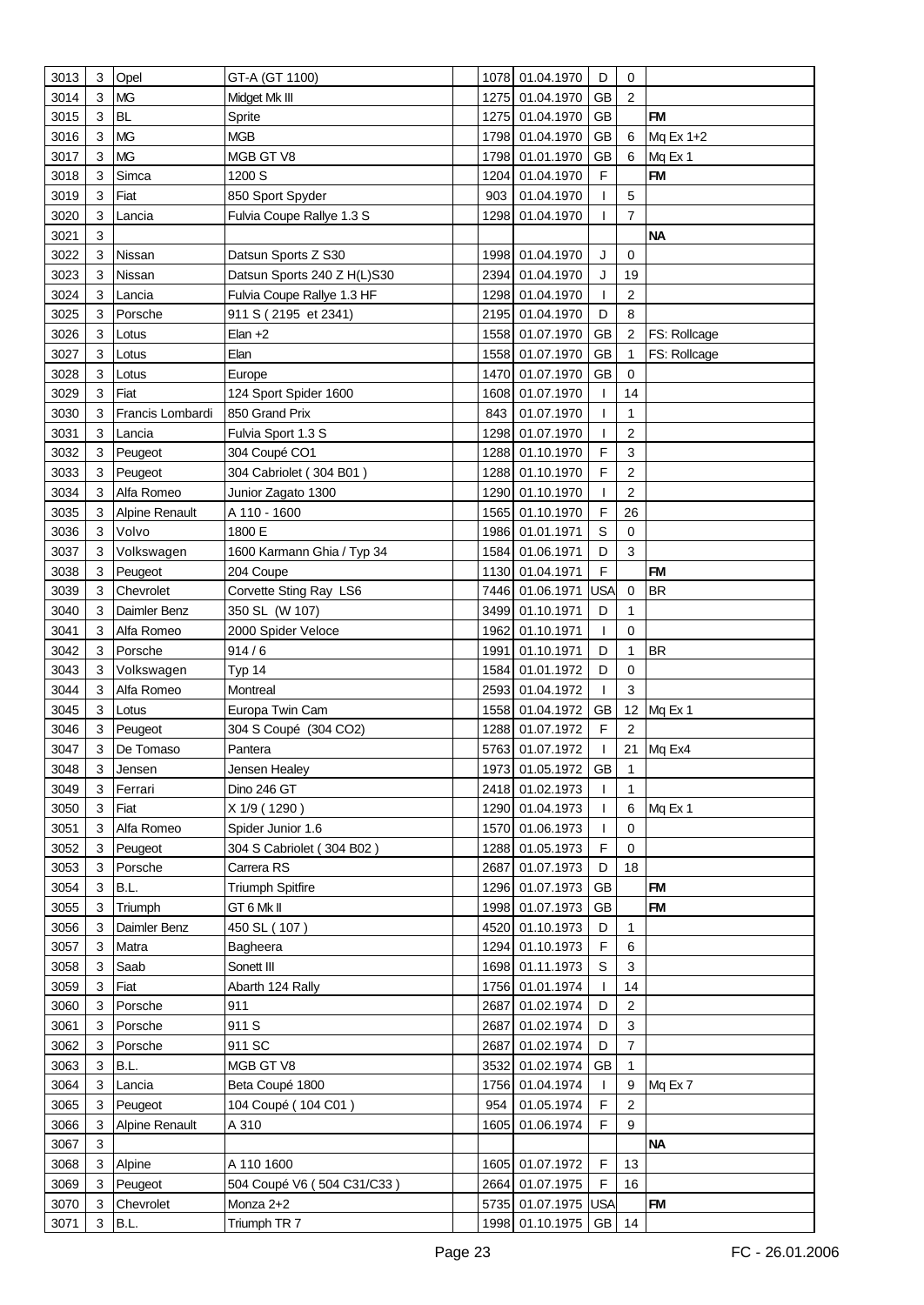| | | | | | | | | | |
|---|---|---|---|---|---|---|---|---|---|
| 3013 | 3 | Opel | GT-A (GT 1100) | | 1078 | 01.04.1970 | D | 0 | |
| 3014 | 3 | MG | Midget Mk III | | 1275 | 01.04.1970 | GB | 2 | |
| 3015 | 3 | BL | Sprite | | 1275 | 01.04.1970 | GB | | FM |
| 3016 | 3 | MG | MGB | | 1798 | 01.04.1970 | GB | 6 | Mq Ex 1+2 |
| 3017 | 3 | MG | MGB GT V8 | | 1798 | 01.01.1970 | GB | 6 | Mq Ex 1 |
| 3018 | 3 | Simca | 1200 S | | 1204 | 01.04.1970 | F | | FM |
| 3019 | 3 | Fiat | 850 Sport Spyder | | 903 | 01.04.1970 | I | 5 | |
| 3020 | 3 | Lancia | Fulvia Coupe Rallye 1.3 S | | 1298 | 01.04.1970 | I | 7 | |
| 3021 | 3 | | | | | | | | NA |
| 3022 | 3 | Nissan | Datsun Sports Z S30 | | 1998 | 01.04.1970 | J | 0 | |
| 3023 | 3 | Nissan | Datsun Sports 240 Z H(L)S30 | | 2394 | 01.04.1970 | J | 19 | |
| 3024 | 3 | Lancia | Fulvia Coupe Rallye 1.3 HF | | 1298 | 01.04.1970 | I | 2 | |
| 3025 | 3 | Porsche | 911 S ( 2195 et 2341) | | 2195 | 01.04.1970 | D | 8 | |
| 3026 | 3 | Lotus | Elan +2 | | 1558 | 01.07.1970 | GB | 2 | FS: Rollcage |
| 3027 | 3 | Lotus | Elan | | 1558 | 01.07.1970 | GB | 1 | FS: Rollcage |
| 3028 | 3 | Lotus | Europe | | 1470 | 01.07.1970 | GB | 0 | |
| 3029 | 3 | Fiat | 124 Sport Spider 1600 | | 1608 | 01.07.1970 | I | 14 | |
| 3030 | 3 | Francis Lombardi | 850 Grand Prix | | 843 | 01.07.1970 | I | 1 | |
| 3031 | 3 | Lancia | Fulvia Sport 1.3 S | | 1298 | 01.07.1970 | I | 2 | |
| 3032 | 3 | Peugeot | 304 Coupé CO1 | | 1288 | 01.10.1970 | F | 3 | |
| 3033 | 3 | Peugeot | 304 Cabriolet ( 304 B01 ) | | 1288 | 01.10.1970 | F | 2 | |
| 3034 | 3 | Alfa Romeo | Junior Zagato 1300 | | 1290 | 01.10.1970 | I | 2 | |
| 3035 | 3 | Alpine Renault | A 110 - 1600 | | 1565 | 01.10.1970 | F | 26 | |
| 3036 | 3 | Volvo | 1800 E | | 1986 | 01.01.1971 | S | 0 | |
| 3037 | 3 | Volkswagen | 1600 Karmann Ghia / Typ 34 | | 1584 | 01.06.1971 | D | 3 | |
| 3038 | 3 | Peugeot | 204 Coupe | | 1130 | 01.04.1971 | F | | FM |
| 3039 | 3 | Chevrolet | Corvette Sting Ray LS6 | | 7446 | 01.06.1971 | USA | 0 | BR |
| 3040 | 3 | Daimler Benz | 350 SL (W 107) | | 3499 | 01.10.1971 | D | 1 | |
| 3041 | 3 | Alfa Romeo | 2000 Spider Veloce | | 1962 | 01.10.1971 | I | 0 | |
| 3042 | 3 | Porsche | 914 / 6 | | 1991 | 01.10.1971 | D | 1 | BR |
| 3043 | 3 | Volkswagen | Typ 14 | | 1584 | 01.01.1972 | D | 0 | |
| 3044 | 3 | Alfa Romeo | Montreal | | 2593 | 01.04.1972 | I | 3 | |
| 3045 | 3 | Lotus | Europa Twin Cam | | 1558 | 01.04.1972 | GB | 12 | Mq Ex 1 |
| 3046 | 3 | Peugeot | 304 S Coupé (304 CO2) | | 1288 | 01.07.1972 | F | 2 | |
| 3047 | 3 | De Tomaso | Pantera | | 5763 | 01.07.1972 | I | 21 | Mq Ex4 |
| 3048 | 3 | Jensen | Jensen Healey | | 1973 | 01.05.1972 | GB | 1 | |
| 3049 | 3 | Ferrari | Dino 246 GT | | 2418 | 01.02.1973 | I | 1 | |
| 3050 | 3 | Fiat | X 1/9 ( 1290 ) | | 1290 | 01.04.1973 | I | 6 | Mq Ex 1 |
| 3051 | 3 | Alfa Romeo | Spider Junior 1.6 | | 1570 | 01.06.1973 | I | 0 | |
| 3052 | 3 | Peugeot | 304 S Cabriolet ( 304 B02 ) | | 1288 | 01.05.1973 | F | 0 | |
| 3053 | 3 | Porsche | Carrera RS | | 2687 | 01.07.1973 | D | 18 | |
| 3054 | 3 | B.L. | Triumph Spitfire | | 1296 | 01.07.1973 | GB | | FM |
| 3055 | 3 | Triumph | GT 6 Mk II | | 1998 | 01.07.1973 | GB | | FM |
| 3056 | 3 | Daimler Benz | 450 SL ( 107 ) | | 4520 | 01.10.1973 | D | 1 | |
| 3057 | 3 | Matra | Bagheera | | 1294 | 01.10.1973 | F | 6 | |
| 3058 | 3 | Saab | Sonett III | | 1698 | 01.11.1973 | S | 3 | |
| 3059 | 3 | Fiat | Abarth 124 Rally | | 1756 | 01.01.1974 | I | 14 | |
| 3060 | 3 | Porsche | 911 | | 2687 | 01.02.1974 | D | 2 | |
| 3061 | 3 | Porsche | 911 S | | 2687 | 01.02.1974 | D | 3 | |
| 3062 | 3 | Porsche | 911 SC | | 2687 | 01.02.1974 | D | 7 | |
| 3063 | 3 | B.L. | MGB GT V8 | | 3532 | 01.02.1974 | GB | 1 | |
| 3064 | 3 | Lancia | Beta Coupé 1800 | | 1756 | 01.04.1974 | I | 9 | Mq Ex 7 |
| 3065 | 3 | Peugeot | 104 Coupé ( 104 C01 ) | | 954 | 01.05.1974 | F | 2 | |
| 3066 | 3 | Alpine Renault | A 310 | | 1605 | 01.06.1974 | F | 9 | |
| 3067 | 3 | | | | | | | | NA |
| 3068 | 3 | Alpine | A 110 1600 | | 1605 | 01.07.1972 | F | 13 | |
| 3069 | 3 | Peugeot | 504 Coupé V6 ( 504 C31/C33 ) | | 2664 | 01.07.1975 | F | 16 | |
| 3070 | 3 | Chevrolet | Monza 2+2 | | 5735 | 01.07.1975 | USA | | FM |
| 3071 | 3 | B.L. | Triumph TR 7 | | 1998 | 01.10.1975 | GB | 14 | |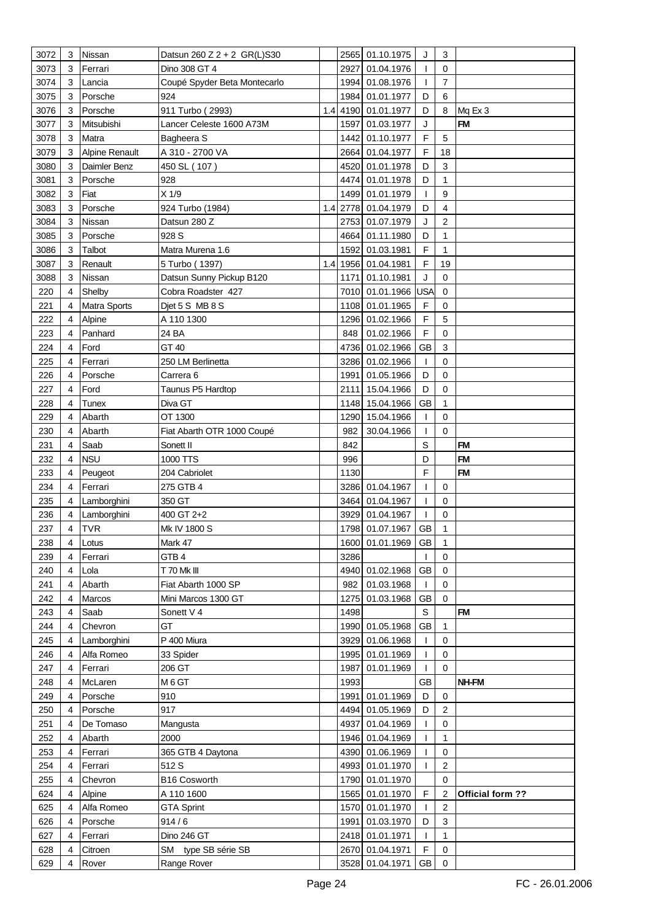| 3072 | 3 | Nissan | Datsun 260 Z 2 + 2 GR(L)S30 | | 2565 | 01.10.1975 | J | 3 | |
|---|---|---|---|---|---|---|---|---|---|
| 3073 | 3 | Ferrari | Dino 308 GT 4 | | 2927 | 01.04.1976 | I | 0 | |
| 3074 | 3 | Lancia | Coupé Spyder Beta Montecarlo | | 1994 | 01.08.1976 | I | 7 | |
| 3075 | 3 | Porsche | 924 | | 1984 | 01.01.1977 | D | 6 | |
| 3076 | 3 | Porsche | 911 Turbo ( 2993) | 1.4 | 4190 | 01.01.1977 | D | 8 | Mq Ex 3 |
| 3077 | 3 | Mitsubishi | Lancer Celeste 1600 A73M | | 1597 | 01.03.1977 | J | | **FM** |
| 3078 | 3 | Matra | Bagheera S | | 1442 | 01.10.1977 | F | 5 | |
| 3079 | 3 | Alpine Renault | A 310 - 2700 VA | | 2664 | 01.04.1977 | F | 18 | |
| 3080 | 3 | Daimler Benz | 450 SL ( 107 ) | | 4520 | 01.01.1978 | D | 3 | |
| 3081 | 3 | Porsche | 928 | | 4474 | 01.01.1978 | D | 1 | |
| 3082 | 3 | Fiat | X 1/9 | | 1499 | 01.01.1979 | I | 9 | |
| 3083 | 3 | Porsche | 924 Turbo (1984) | 1.4 | 2778 | 01.04.1979 | D | 4 | |
| 3084 | 3 | Nissan | Datsun 280 Z | | 2753 | 01.07.1979 | J | 2 | |
| 3085 | 3 | Porsche | 928 S | | 4664 | 01.11.1980 | D | 1 | |
| 3086 | 3 | Talbot | Matra Murena 1.6 | | 1592 | 01.03.1981 | F | 1 | |
| 3087 | 3 | Renault | 5 Turbo ( 1397) | 1.4 | 1956 | 01.04.1981 | F | 19 | |
| 3088 | 3 | Nissan | Datsun Sunny Pickup B120 | | 1171 | 01.10.1981 | J | 0 | |
| 220 | 4 | Shelby | Cobra Roadster 427 | | 7010 | 01.01.1966 | USA | 0 | |
| 221 | 4 | Matra Sports | Djet 5 S MB 8 S | | 1108 | 01.01.1965 | F | 0 | |
| 222 | 4 | Alpine | A 110 1300 | | 1296 | 01.02.1966 | F | 5 | |
| 223 | 4 | Panhard | 24 BA | | 848 | 01.02.1966 | F | 0 | |
| 224 | 4 | Ford | GT 40 | | 4736 | 01.02.1966 | GB | 3 | |
| 225 | 4 | Ferrari | 250 LM Berlinetta | | 3286 | 01.02.1966 | I | 0 | |
| 226 | 4 | Porsche | Carrera 6 | | 1991 | 01.05.1966 | D | 0 | |
| 227 | 4 | Ford | Taunus P5 Hardtop | | 2111 | 15.04.1966 | D | 0 | |
| 228 | 4 | Tunex | Diva GT | | 1148 | 15.04.1966 | GB | 1 | |
| 229 | 4 | Abarth | OT 1300 | | 1290 | 15.04.1966 | I | 0 | |
| 230 | 4 | Abarth | Fiat Abarth OTR 1000 Coupé | | 982 | 30.04.1966 | I | 0 | |
| 231 | 4 | Saab | Sonett II | | 842 | | S | | **FM** |
| 232 | 4 | NSU | 1000 TTS | | 996 | | D | | **FM** |
| 233 | 4 | Peugeot | 204 Cabriolet | | 1130 | | F | | **FM** |
| 234 | 4 | Ferrari | 275 GTB 4 | | 3286 | 01.04.1967 | I | 0 | |
| 235 | 4 | Lamborghini | 350 GT | | 3464 | 01.04.1967 | I | 0 | |
| 236 | 4 | Lamborghini | 400 GT 2+2 | | 3929 | 01.04.1967 | I | 0 | |
| 237 | 4 | TVR | Mk IV 1800 S | | 1798 | 01.07.1967 | GB | 1 | |
| 238 | 4 | Lotus | Mark 47 | | 1600 | 01.01.1969 | GB | 1 | |
| 239 | 4 | Ferrari | GTB 4 | | 3286 | | I | 0 | |
| 240 | 4 | Lola | T 70 Mk III | | 4940 | 01.02.1968 | GB | 0 | |
| 241 | 4 | Abarth | Fiat Abarth 1000 SP | | 982 | 01.03.1968 | I | 0 | |
| 242 | 4 | Marcos | Mini Marcos 1300 GT | | 1275 | 01.03.1968 | GB | 0 | |
| 243 | 4 | Saab | Sonett V 4 | | 1498 | | S | | **FM** |
| 244 | 4 | Chevron | GT | | 1990 | 01.05.1968 | GB | 1 | |
| 245 | 4 | Lamborghini | P 400 Miura | | 3929 | 01.06.1968 | I | 0 | |
| 246 | 4 | Alfa Romeo | 33 Spider | | 1995 | 01.01.1969 | I | 0 | |
| 247 | 4 | Ferrari | 206 GT | | 1987 | 01.01.1969 | I | 0 | |
| 248 | 4 | McLaren | M 6 GT | | 1993 | | GB | | **NH-FM** |
| 249 | 4 | Porsche | 910 | | 1991 | 01.01.1969 | D | 0 | |
| 250 | 4 | Porsche | 917 | | 4494 | 01.05.1969 | D | 2 | |
| 251 | 4 | De Tomaso | Mangusta | | 4937 | 01.04.1969 | I | 0 | |
| 252 | 4 | Abarth | 2000 | | 1946 | 01.04.1969 | I | 1 | |
| 253 | 4 | Ferrari | 365 GTB 4 Daytona | | 4390 | 01.06.1969 | I | 0 | |
| 254 | 4 | Ferrari | 512 S | | 4993 | 01.01.1970 | I | 2 | |
| 255 | 4 | Chevron | B16 Cosworth | | 1790 | 01.01.1970 | | 0 | |
| 624 | 4 | Alpine | A 110 1600 | | 1565 | 01.01.1970 | F | 2 | **Official form ??** |
| 625 | 4 | Alfa Romeo | GTA Sprint | | 1570 | 01.01.1970 | I | 2 | |
| 626 | 4 | Porsche | 914 / 6 | | 1991 | 01.03.1970 | D | 3 | |
| 627 | 4 | Ferrari | Dino 246 GT | | 2418 | 01.01.1971 | I | 1 | |
| 628 | 4 | Citroen | SM type SB série SB | | 2670 | 01.04.1971 | F | 0 | |
| 629 | 4 | Rover | Range Rover | | 3528 | 01.04.1971 | GB | 0 | |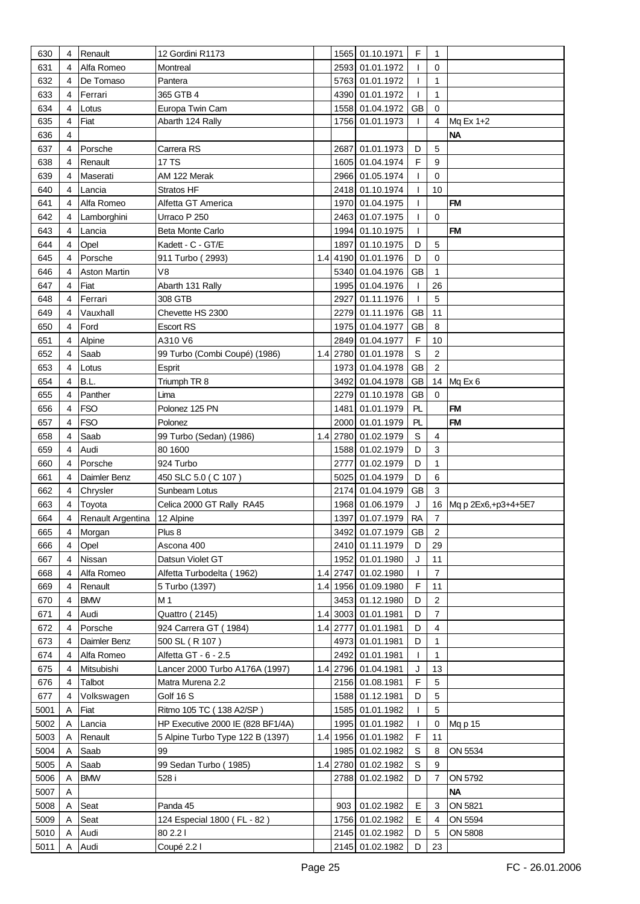| | | | | | | | | | |
|---|---|---|---|---|---|---|---|---|---|
| 630 | 4 | Renault | 12 Gordini R1173 | | 1565 | 01.10.1971 | F | 1 | |
| 631 | 4 | Alfa Romeo | Montreal | | 2593 | 01.01.1972 | I | 0 | |
| 632 | 4 | De Tomaso | Pantera | | 5763 | 01.01.1972 | I | 1 | |
| 633 | 4 | Ferrari | 365 GTB 4 | | 4390 | 01.01.1972 | I | 1 | |
| 634 | 4 | Lotus | Europa Twin Cam | | 1558 | 01.04.1972 | GB | 0 | |
| 635 | 4 | Fiat | Abarth 124 Rally | | 1756 | 01.01.1973 | I | 4 | Mq Ex 1+2 |
| 636 | 4 | | | | | | | | **NA** |
| 637 | 4 | Porsche | Carrera RS | | 2687 | 01.01.1973 | D | 5 | |
| 638 | 4 | Renault | 17 TS | | 1605 | 01.04.1974 | F | 9 | |
| 639 | 4 | Maserati | AM 122 Merak | | 2966 | 01.05.1974 | I | 0 | |
| 640 | 4 | Lancia | Stratos HF | | 2418 | 01.10.1974 | I | 10 | |
| 641 | 4 | Alfa Romeo | Alfetta GT America | | 1970 | 01.04.1975 | I | | **FM** |
| 642 | 4 | Lamborghini | Urraco P 250 | | 2463 | 01.07.1975 | I | 0 | |
| 643 | 4 | Lancia | Beta Monte Carlo | | 1994 | 01.10.1975 | I | | **FM** |
| 644 | 4 | Opel | Kadett - C - GT/E | | 1897 | 01.10.1975 | D | 5 | |
| 645 | 4 | Porsche | 911 Turbo ( 2993) | 1.4 | 4190 | 01.01.1976 | D | 0 | |
| 646 | 4 | Aston Martin | V8 | | 5340 | 01.04.1976 | GB | 1 | |
| 647 | 4 | Fiat | Abarth 131 Rally | | 1995 | 01.04.1976 | I | 26 | |
| 648 | 4 | Ferrari | 308 GTB | | 2927 | 01.11.1976 | I | 5 | |
| 649 | 4 | Vauxhall | Chevette HS 2300 | | 2279 | 01.11.1976 | GB | 11 | |
| 650 | 4 | Ford | Escort RS | | 1975 | 01.04.1977 | GB | 8 | |
| 651 | 4 | Alpine | A310 V6 | | 2849 | 01.04.1977 | F | 10 | |
| 652 | 4 | Saab | 99 Turbo (Combi Coupé) (1986) | 1.4 | 2780 | 01.01.1978 | S | 2 | |
| 653 | 4 | Lotus | Esprit | | 1973 | 01.04.1978 | GB | 2 | |
| 654 | 4 | B.L. | Triumph TR 8 | | 3492 | 01.04.1978 | GB | 14 | Mq Ex 6 |
| 655 | 4 | Panther | Lima | | 2279 | 01.10.1978 | GB | 0 | |
| 656 | 4 | FSO | Polonez 125 PN | | 1481 | 01.01.1979 | PL | | **FM** |
| 657 | 4 | FSO | Polonez | | 2000 | 01.01.1979 | PL | | **FM** |
| 658 | 4 | Saab | 99 Turbo (Sedan) (1986) | 1.4 | 2780 | 01.02.1979 | S | 4 | |
| 659 | 4 | Audi | 80 1600 | | 1588 | 01.02.1979 | D | 3 | |
| 660 | 4 | Porsche | 924 Turbo | | 2777 | 01.02.1979 | D | 1 | |
| 661 | 4 | Daimler Benz | 450 SLC 5.0 ( C 107 ) | | 5025 | 01.04.1979 | D | 6 | |
| 662 | 4 | Chrysler | Sunbeam Lotus | | 2174 | 01.04.1979 | GB | 3 | |
| 663 | 4 | Toyota | Celica 2000 GT Rally RA45 | | 1968 | 01.06.1979 | J | 16 | Mq p 2Ex6,+p3+4+5E7 |
| 664 | 4 | Renault Argentina | 12 Alpine | | 1397 | 01.07.1979 | RA | 7 | |
| 665 | 4 | Morgan | Plus 8 | | 3492 | 01.07.1979 | GB | 2 | |
| 666 | 4 | Opel | Ascona 400 | | 2410 | 01.11.1979 | D | 29 | |
| 667 | 4 | Nissan | Datsun Violet GT | | 1952 | 01.01.1980 | J | 11 | |
| 668 | 4 | Alfa Romeo | Alfetta Turbodelta ( 1962) | 1.4 | 2747 | 01.02.1980 | I | 7 | |
| 669 | 4 | Renault | 5 Turbo (1397) | 1.4 | 1956 | 01.09.1980 | F | 11 | |
| 670 | 4 | BMW | M 1 | | 3453 | 01.12.1980 | D | 2 | |
| 671 | 4 | Audi | Quattro ( 2145) | 1.4 | 3003 | 01.01.1981 | D | 7 | |
| 672 | 4 | Porsche | 924 Carrera GT ( 1984) | 1.4 | 2777 | 01.01.1981 | D | 4 | |
| 673 | 4 | Daimler Benz | 500 SL ( R 107 ) | | 4973 | 01.01.1981 | D | 1 | |
| 674 | 4 | Alfa Romeo | Alfetta GT - 6 - 2.5 | | 2492 | 01.01.1981 | I | 1 | |
| 675 | 4 | Mitsubishi | Lancer 2000 Turbo A176A (1997) | 1.4 | 2796 | 01.04.1981 | J | 13 | |
| 676 | 4 | Talbot | Matra Murena 2.2 | | 2156 | 01.08.1981 | F | 5 | |
| 677 | 4 | Volkswagen | Golf 16 S | | 1588 | 01.12.1981 | D | 5 | |
| 5001 | A | Fiat | Ritmo 105 TC ( 138 A2/SP ) | | 1585 | 01.01.1982 | I | 5 | |
| 5002 | A | Lancia | HP Executive 2000 IE (828 BF1/4A) | | 1995 | 01.01.1982 | I | 0 | Mq p 15 |
| 5003 | A | Renault | 5 Alpine Turbo Type 122 B (1397) | 1.4 | 1956 | 01.01.1982 | F | 11 | |
| 5004 | A | Saab | 99 | | 1985 | 01.02.1982 | S | 8 | ON 5534 |
| 5005 | A | Saab | 99 Sedan Turbo ( 1985) | 1.4 | 2780 | 01.02.1982 | S | 9 | |
| 5006 | A | BMW | 528 i | | 2788 | 01.02.1982 | D | 7 | ON 5792 |
| 5007 | A | | | | | | | | **NA** |
| 5008 | A | Seat | Panda 45 | | 903 | 01.02.1982 | E | 3 | ON 5821 |
| 5009 | A | Seat | 124 Especial 1800 ( FL - 82 ) | | 1756 | 01.02.1982 | E | 4 | ON 5594 |
| 5010 | A | Audi | 80 2.2 l | | 2145 | 01.02.1982 | D | 5 | ON 5808 |
| 5011 | A | Audi | Coupé 2.2 l | | 2145 | 01.02.1982 | D | 23 | |

FC - 26.01.2006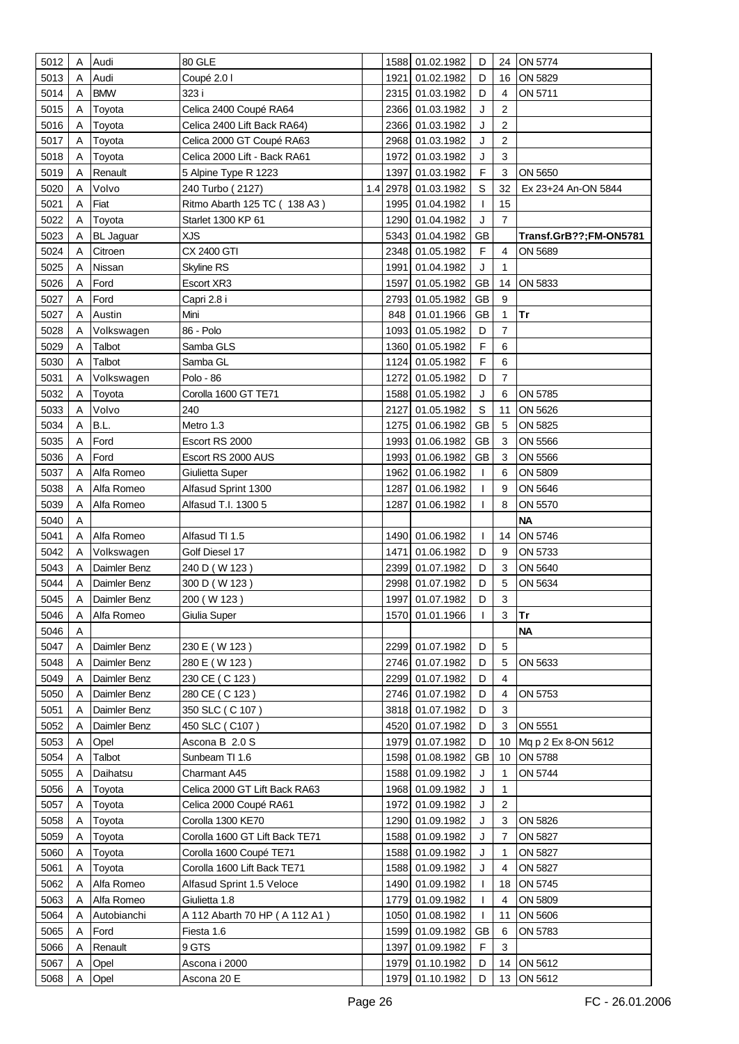| | | | | | | | | | |
|---|---|---|---|---|---|---|---|---|---|
| 5012 | A | Audi | 80 GLE | | 1588 | 01.02.1982 | D | 24 | ON 5774 |
| 5013 | A | Audi | Coupé 2.0 l | | 1921 | 01.02.1982 | D | 16 | ON 5829 |
| 5014 | A | BMW | 323 i | | 2315 | 01.03.1982 | D | 4 | ON 5711 |
| 5015 | A | Toyota | Celica 2400 Coupé RA64 | | 2366 | 01.03.1982 | J | 2 | |
| 5016 | A | Toyota | Celica 2400 Lift Back RA64) | | 2366 | 01.03.1982 | J | 2 | |
| 5017 | A | Toyota | Celica 2000 GT Coupé RA63 | | 2968 | 01.03.1982 | J | 2 | |
| 5018 | A | Toyota | Celica 2000 Lift - Back RA61 | | 1972 | 01.03.1982 | J | 3 | |
| 5019 | A | Renault | 5 Alpine Type R 1223 | | 1397 | 01.03.1982 | F | 3 | ON 5650 |
| 5020 | A | Volvo | 240 Turbo ( 2127) | 1.4 | 2978 | 01.03.1982 | S | 32 | Ex 23+24 An-ON 5844 |
| 5021 | A | Fiat | Ritmo Abarth 125 TC ( 138 A3 ) | | 1995 | 01.04.1982 | I | 15 | |
| 5022 | A | Toyota | Starlet 1300 KP 61 | | 1290 | 01.04.1982 | J | 7 | |
| 5023 | A | BL Jaguar | XJS | | 5343 | 01.04.1982 | GB | | **Transf.GrB??;FM-ON5781** |
| 5024 | A | Citroen | CX 2400 GTI | | 2348 | 01.05.1982 | F | 4 | ON 5689 |
| 5025 | A | Nissan | Skyline RS | | 1991 | 01.04.1982 | J | 1 | |
| 5026 | A | Ford | Escort XR3 | | 1597 | 01.05.1982 | GB | 14 | ON 5833 |
| 5027 | A | Ford | Capri 2.8 i | | 2793 | 01.05.1982 | GB | 9 | |
| 5027 | A | Austin | Mini | | 848 | 01.01.1966 | GB | 1 | **Tr** |
| 5028 | A | Volkswagen | 86 - Polo | | 1093 | 01.05.1982 | D | 7 | |
| 5029 | A | Talbot | Samba GLS | | 1360 | 01.05.1982 | F | 6 | |
| 5030 | A | Talbot | Samba GL | | 1124 | 01.05.1982 | F | 6 | |
| 5031 | A | Volkswagen | Polo - 86 | | 1272 | 01.05.1982 | D | 7 | |
| 5032 | A | Toyota | Corolla 1600 GT TE71 | | 1588 | 01.05.1982 | J | 6 | ON 5785 |
| 5033 | A | Volvo | 240 | | 2127 | 01.05.1982 | S | 11 | ON 5626 |
| 5034 | A | B.L. | Metro 1.3 | | 1275 | 01.06.1982 | GB | 5 | ON 5825 |
| 5035 | A | Ford | Escort RS 2000 | | 1993 | 01.06.1982 | GB | 3 | ON 5566 |
| 5036 | A | Ford | Escort RS 2000 AUS | | 1993 | 01.06.1982 | GB | 3 | ON 5566 |
| 5037 | A | Alfa Romeo | Giulietta Super | | 1962 | 01.06.1982 | I | 6 | ON 5809 |
| 5038 | A | Alfa Romeo | Alfasud Sprint 1300 | | 1287 | 01.06.1982 | I | 9 | ON 5646 |
| 5039 | A | Alfa Romeo | Alfasud T.I. 1300 5 | | 1287 | 01.06.1982 | I | 8 | ON 5570 |
| 5040 | A | | | | | | | | **NA** |
| 5041 | A | Alfa Romeo | Alfasud TI 1.5 | | 1490 | 01.06.1982 | I | 14 | ON 5746 |
| 5042 | A | Volkswagen | Golf Diesel 17 | | 1471 | 01.06.1982 | D | 9 | ON 5733 |
| 5043 | A | Daimler Benz | 240 D ( W 123 ) | | 2399 | 01.07.1982 | D | 3 | ON 5640 |
| 5044 | A | Daimler Benz | 300 D ( W 123 ) | | 2998 | 01.07.1982 | D | 5 | ON 5634 |
| 5045 | A | Daimler Benz | 200 ( W 123 ) | | 1997 | 01.07.1982 | D | 3 | |
| 5046 | A | Alfa Romeo | Giulia Super | | 1570 | 01.01.1966 | I | 3 | **Tr** |
| 5046 | A | | | | | | | | **NA** |
| 5047 | A | Daimler Benz | 230 E ( W 123 ) | | 2299 | 01.07.1982 | D | 5 | |
| 5048 | A | Daimler Benz | 280 E ( W 123 ) | | 2746 | 01.07.1982 | D | 5 | ON 5633 |
| 5049 | A | Daimler Benz | 230 CE ( C 123 ) | | 2299 | 01.07.1982 | D | 4 | |
| 5050 | A | Daimler Benz | 280 CE ( C 123 ) | | 2746 | 01.07.1982 | D | 4 | ON 5753 |
| 5051 | A | Daimler Benz | 350 SLC ( C 107 ) | | 3818 | 01.07.1982 | D | 3 | |
| 5052 | A | Daimler Benz | 450 SLC ( C107 ) | | 4520 | 01.07.1982 | D | 3 | ON 5551 |
| 5053 | A | Opel | Ascona B 2.0 S | | 1979 | 01.07.1982 | D | 10 | Mq p 2 Ex 8-ON 5612 |
| 5054 | A | Talbot | Sunbeam TI 1.6 | | 1598 | 01.08.1982 | GB | 10 | ON 5788 |
| 5055 | A | Daihatsu | Charmant A45 | | 1588 | 01.09.1982 | J | 1 | ON 5744 |
| 5056 | A | Toyota | Celica 2000 GT Lift Back RA63 | | 1968 | 01.09.1982 | J | 1 | |
| 5057 | A | Toyota | Celica 2000 Coupé RA61 | | 1972 | 01.09.1982 | J | 2 | |
| 5058 | A | Toyota | Corolla 1300 KE70 | | 1290 | 01.09.1982 | J | 3 | ON 5826 |
| 5059 | A | Toyota | Corolla 1600 GT Lift Back TE71 | | 1588 | 01.09.1982 | J | 7 | ON 5827 |
| 5060 | A | Toyota | Corolla 1600 Coupé TE71 | | 1588 | 01.09.1982 | J | 1 | ON 5827 |
| 5061 | A | Toyota | Corolla 1600 Lift Back TE71 | | 1588 | 01.09.1982 | J | 4 | ON 5827 |
| 5062 | A | Alfa Romeo | Alfasud Sprint 1.5 Veloce | | 1490 | 01.09.1982 | I | 18 | ON 5745 |
| 5063 | A | Alfa Romeo | Giulietta 1.8 | | 1779 | 01.09.1982 | I | 4 | ON 5809 |
| 5064 | A | Autobianchi | A 112 Abarth 70 HP ( A 112 A1 ) | | 1050 | 01.08.1982 | I | 11 | ON 5606 |
| 5065 | A | Ford | Fiesta 1.6 | | 1599 | 01.09.1982 | GB | 6 | ON 5783 |
| 5066 | A | Renault | 9 GTS | | 1397 | 01.09.1982 | F | 3 | |
| 5067 | A | Opel | Ascona i 2000 | | 1979 | 01.10.1982 | D | 14 | ON 5612 |
| 5068 | A | Opel | Ascona 20 E | | 1979 | 01.10.1982 | D | 13 | ON 5612 |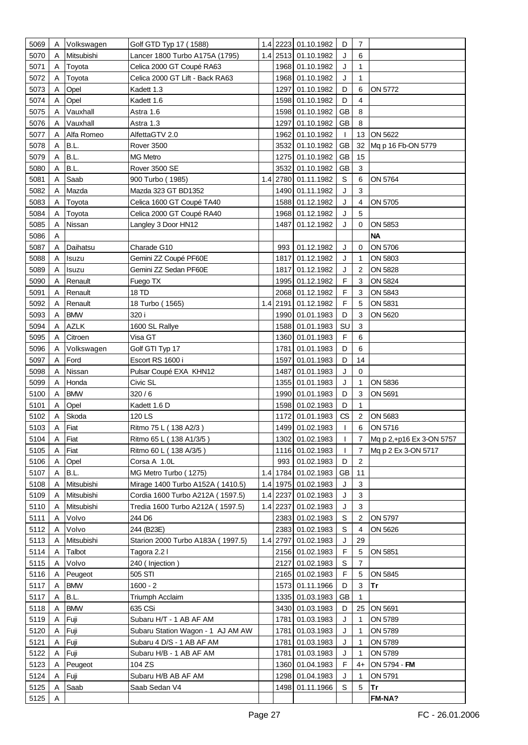| | | | | | | | | | |
|---|---|---|---|---|---|---|---|---|---|
| 5069 | A | Volkswagen | Golf GTD Typ 17 ( 1588) | 1.4 | 2223 | 01.10.1982 | D | 7 | |
| 5070 | A | Mitsubishi | Lancer 1800 Turbo A175A (1795) | 1.4 | 2513 | 01.10.1982 | J | 6 | |
| 5071 | A | Toyota | Celica 2000 GT Coupé RA63 | | 1968 | 01.10.1982 | J | 1 | |
| 5072 | A | Toyota | Celica 2000 GT Lift - Back RA63 | | 1968 | 01.10.1982 | J | 1 | |
| 5073 | A | Opel | Kadett 1.3 | | 1297 | 01.10.1982 | D | 6 | ON 5772 |
| 5074 | A | Opel | Kadett 1.6 | | 1598 | 01.10.1982 | D | 4 | |
| 5075 | A | Vauxhall | Astra 1.6 | | 1598 | 01.10.1982 | GB | 8 | |
| 5076 | A | Vauxhall | Astra 1.3 | | 1297 | 01.10.1982 | GB | 8 | |
| 5077 | A | Alfa Romeo | AlfettaGTV 2.0 | | 1962 | 01.10.1982 | I | 13 | ON 5622 |
| 5078 | A | B.L. | Rover 3500 | | 3532 | 01.10.1982 | GB | 32 | Mq p 16 Fb-ON 5779 |
| 5079 | A | B.L. | MG Metro | | 1275 | 01.10.1982 | GB | 15 | |
| 5080 | A | B.L. | Rover 3500 SE | | 3532 | 01.10.1982 | GB | 3 | |
| 5081 | A | Saab | 900 Turbo ( 1985) | 1.4 | 2780 | 01.11.1982 | S | 6 | ON 5764 |
| 5082 | A | Mazda | Mazda 323 GT BD1352 | | 1490 | 01.11.1982 | J | 3 | |
| 5083 | A | Toyota | Celica 1600 GT Coupé TA40 | | 1588 | 01.12.1982 | J | 4 | ON 5705 |
| 5084 | A | Toyota | Celica 2000 GT Coupé RA40 | | 1968 | 01.12.1982 | J | 5 | |
| 5085 | A | Nissan | Langley 3 Door HN12 | | 1487 | 01.12.1982 | J | 0 | ON 5853 |
| 5086 | A | | | | | | | | **NA** |
| 5087 | A | Daihatsu | Charade G10 | | 993 | 01.12.1982 | J | 0 | ON 5706 |
| 5088 | A | Isuzu | Gemini ZZ Coupé PF60E | | 1817 | 01.12.1982 | J | 1 | ON 5803 |
| 5089 | A | Isuzu | Gemini ZZ Sedan PF60E | | 1817 | 01.12.1982 | J | 2 | ON 5828 |
| 5090 | A | Renault | Fuego TX | | 1995 | 01.12.1982 | F | 3 | ON 5824 |
| 5091 | A | Renault | 18 TD | | 2068 | 01.12.1982 | F | 3 | ON 5843 |
| 5092 | A | Renault | 18 Turbo ( 1565) | 1.4 | 2191 | 01.12.1982 | F | 5 | ON 5831 |
| 5093 | A | BMW | 320 i | | 1990 | 01.01.1983 | D | 3 | ON 5620 |
| 5094 | A | AZLK | 1600 SL Rallye | | 1588 | 01.01.1983 | SU | 3 | |
| 5095 | A | Citroen | Visa GT | | 1360 | 01.01.1983 | F | 6 | |
| 5096 | A | Volkswagen | Golf GTI Typ 17 | | 1781 | 01.01.1983 | D | 6 | |
| 5097 | A | Ford | Escort RS 1600 i | | 1597 | 01.01.1983 | D | 14 | |
| 5098 | A | Nissan | Pulsar Coupé EXA KHN12 | | 1487 | 01.01.1983 | J | 0 | |
| 5099 | A | Honda | Civic SL | | 1355 | 01.01.1983 | J | 1 | ON 5836 |
| 5100 | A | BMW | 320 / 6 | | 1990 | 01.01.1983 | D | 3 | ON 5691 |
| 5101 | A | Opel | Kadett 1.6 D | | 1598 | 01.02.1983 | D | 1 | |
| 5102 | A | Skoda | 120 LS | | 1172 | 01.01.1983 | CS | 2 | ON 5683 |
| 5103 | A | Fiat | Ritmo 75 L ( 138 A2/3 ) | | 1499 | 01.02.1983 | I | 6 | ON 5716 |
| 5104 | A | Fiat | Ritmo 65 L ( 138 A1/3/5 ) | | 1302 | 01.02.1983 | I | 7 | Mq p 2,+p16 Ex 3-ON 5757 |
| 5105 | A | Fiat | Ritmo 60 L ( 138 A/3/5 ) | | 1116 | 01.02.1983 | I | 7 | Mq p 2 Ex 3-ON 5717 |
| 5106 | A | Opel | Corsa A 1.0L | | 993 | 01.02.1983 | D | 2 | |
| 5107 | A | B.L. | MG Metro Turbo ( 1275) | 1.4 | 1784 | 01.02.1983 | GB | 11 | |
| 5108 | A | Mitsubishi | Mirage 1400 Turbo A152A ( 1410.5) | 1.4 | 1975 | 01.02.1983 | J | 3 | |
| 5109 | A | Mitsubishi | Cordia 1600 Turbo A212A ( 1597.5) | 1.4 | 2237 | 01.02.1983 | J | 3 | |
| 5110 | A | Mitsubishi | Tredia 1600 Turbo A212A ( 1597.5) | 1.4 | 2237 | 01.02.1983 | J | 3 | |
| 5111 | A | Volvo | 244 D6 | | 2383 | 01.02.1983 | S | 2 | ON 5797 |
| 5112 | A | Volvo | 244 (B23E) | | 2383 | 01.02.1983 | S | 4 | ON 5626 |
| 5113 | A | Mitsubishi | Starion 2000 Turbo A183A ( 1997.5) | 1.4 | 2797 | 01.02.1983 | J | 29 | |
| 5114 | A | Talbot | Tagora 2.2 l | | 2156 | 01.02.1983 | F | 5 | ON 5851 |
| 5115 | A | Volvo | 240 ( Injection ) | | 2127 | 01.02.1983 | S | 7 | |
| 5116 | A | Peugeot | 505 STI | | 2165 | 01.02.1983 | F | 5 | ON 5845 |
| 5117 | A | BMW | 1600 - 2 | | 1573 | 01.11.1966 | D | 3 | **Tr** |
| 5117 | A | B.L. | Triumph Acclaim | | 1335 | 01.03.1983 | GB | 1 | |
| 5118 | A | BMW | 635 CSi | | 3430 | 01.03.1983 | D | 25 | ON 5691 |
| 5119 | A | Fuji | Subaru H/T - 1 AB AF AM | | 1781 | 01.03.1983 | J | 1 | ON 5789 |
| 5120 | A | Fuji | Subaru Station Wagon - 1 AJ AM AW | | 1781 | 01.03.1983 | J | 1 | ON 5789 |
| 5121 | A | Fuji | Subaru 4 D/S - 1 AB AF AM | | 1781 | 01.03.1983 | J | 1 | ON 5789 |
| 5122 | A | Fuji | Subaru H/B - 1 AB AF AM | | 1781 | 01.03.1983 | J | 1 | ON 5789 |
| 5123 | A | Peugeot | 104 ZS | | 1360 | 01.04.1983 | F | 4+ | ON 5794 - **FM** |
| 5124 | A | Fuji | Subaru H/B AB AF AM | | 1298 | 01.04.1983 | J | 1 | ON 5791 |
| 5125 | A | Saab | Saab Sedan V4 | | 1498 | 01.11.1966 | S | 5 | **Tr** |
| 5125 | A | | | | | | | | **FM-NA?** |

FC - 26.01.2006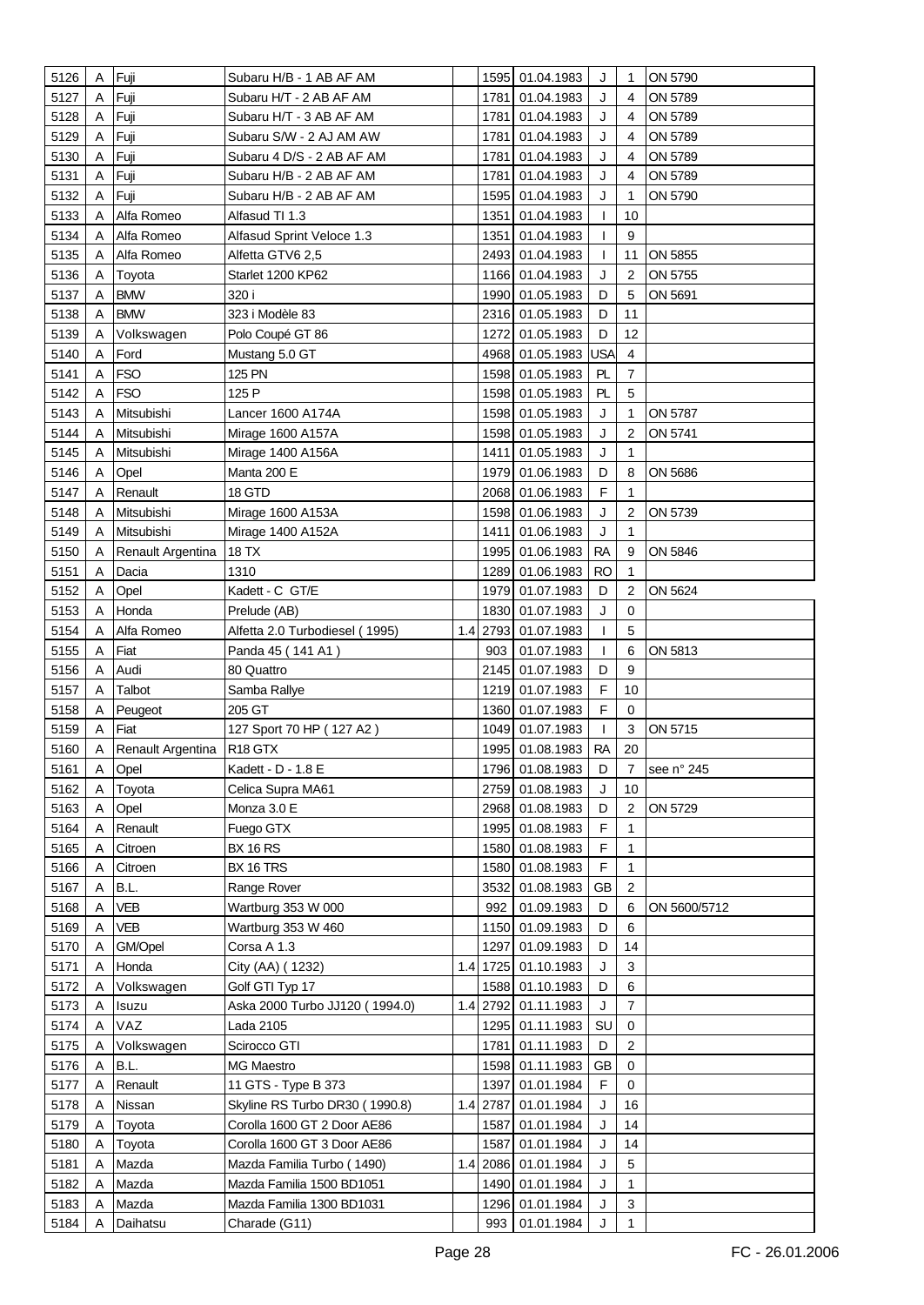| 5126 | A | Fuji | Subaru H/B - 1 AB AF AM | | 1595 | 01.04.1983 | J | 1 | ON 5790 |
|---|---|---|---|---|---|---|---|---|---|
| 5127 | A | Fuji | Subaru H/T - 2 AB AF AM | | 1781 | 01.04.1983 | J | 4 | ON 5789 |
| 5128 | A | Fuji | Subaru H/T - 3 AB AF AM | | 1781 | 01.04.1983 | J | 4 | ON 5789 |
| 5129 | A | Fuji | Subaru S/W - 2 AJ AM AW | | 1781 | 01.04.1983 | J | 4 | ON 5789 |
| 5130 | A | Fuji | Subaru 4 D/S - 2 AB AF AM | | 1781 | 01.04.1983 | J | 4 | ON 5789 |
| 5131 | A | Fuji | Subaru H/B - 2 AB AF AM | | 1781 | 01.04.1983 | J | 4 | ON 5789 |
| 5132 | A | Fuji | Subaru H/B - 2 AB AF AM | | 1595 | 01.04.1983 | J | 1 | ON 5790 |
| 5133 | A | Alfa Romeo | Alfasud TI 1.3 | | 1351 | 01.04.1983 | I | 10 | |
| 5134 | A | Alfa Romeo | Alfasud Sprint Veloce 1.3 | | 1351 | 01.04.1983 | I | 9 | |
| 5135 | A | Alfa Romeo | Alfetta GTV6 2,5 | | 2493 | 01.04.1983 | I | 11 | ON 5855 |
| 5136 | A | Toyota | Starlet 1200 KP62 | | 1166 | 01.04.1983 | J | 2 | ON 5755 |
| 5137 | A | BMW | 320 i | | 1990 | 01.05.1983 | D | 5 | ON 5691 |
| 5138 | A | BMW | 323 i Modèle 83 | | 2316 | 01.05.1983 | D | 11 | |
| 5139 | A | Volkswagen | Polo Coupé GT 86 | | 1272 | 01.05.1983 | D | 12 | |
| 5140 | A | Ford | Mustang 5.0 GT | | 4968 | 01.05.1983 | USA | 4 | |
| 5141 | A | FSO | 125 PN | | 1598 | 01.05.1983 | PL | 7 | |
| 5142 | A | FSO | 125 P | | 1598 | 01.05.1983 | PL | 5 | |
| 5143 | A | Mitsubishi | Lancer 1600 A174A | | 1598 | 01.05.1983 | J | 1 | ON 5787 |
| 5144 | A | Mitsubishi | Mirage 1600 A157A | | 1598 | 01.05.1983 | J | 2 | ON 5741 |
| 5145 | A | Mitsubishi | Mirage 1400 A156A | | 1411 | 01.05.1983 | J | 1 | |
| 5146 | A | Opel | Manta 200 E | | 1979 | 01.06.1983 | D | 8 | ON 5686 |
| 5147 | A | Renault | 18 GTD | | 2068 | 01.06.1983 | F | 1 | |
| 5148 | A | Mitsubishi | Mirage 1600 A153A | | 1598 | 01.06.1983 | J | 2 | ON 5739 |
| 5149 | A | Mitsubishi | Mirage 1400 A152A | | 1411 | 01.06.1983 | J | 1 | |
| 5150 | A | Renault Argentina | 18 TX | | 1995 | 01.06.1983 | RA | 9 | ON 5846 |
| 5151 | A | Dacia | 1310 | | 1289 | 01.06.1983 | RO | 1 | |
| 5152 | A | Opel | Kadett - C GT/E | | 1979 | 01.07.1983 | D | 2 | ON 5624 |
| 5153 | A | Honda | Prelude (AB) | | 1830 | 01.07.1983 | J | 0 | |
| 5154 | A | Alfa Romeo | Alfetta 2.0 Turbodiesel ( 1995) | 1.4 | 2793 | 01.07.1983 | I | 5 | |
| 5155 | A | Fiat | Panda 45 ( 141 A1 ) | | 903 | 01.07.1983 | I | 6 | ON 5813 |
| 5156 | A | Audi | 80 Quattro | | 2145 | 01.07.1983 | D | 9 | |
| 5157 | A | Talbot | Samba Rallye | | 1219 | 01.07.1983 | F | 10 | |
| 5158 | A | Peugeot | 205 GT | | 1360 | 01.07.1983 | F | 0 | |
| 5159 | A | Fiat | 127 Sport 70 HP ( 127 A2 ) | | 1049 | 01.07.1983 | I | 3 | ON 5715 |
| 5160 | A | Renault Argentina | R18 GTX | | 1995 | 01.08.1983 | RA | 20 | |
| 5161 | A | Opel | Kadett - D - 1.8 E | | 1796 | 01.08.1983 | D | 7 | see n° 245 |
| 5162 | A | Toyota | Celica Supra MA61 | | 2759 | 01.08.1983 | J | 10 | |
| 5163 | A | Opel | Monza 3.0 E | | 2968 | 01.08.1983 | D | 2 | ON 5729 |
| 5164 | A | Renault | Fuego GTX | | 1995 | 01.08.1983 | F | 1 | |
| 5165 | A | Citroen | BX 16 RS | | 1580 | 01.08.1983 | F | 1 | |
| 5166 | A | Citroen | BX 16 TRS | | 1580 | 01.08.1983 | F | 1 | |
| 5167 | A | B.L. | Range Rover | | 3532 | 01.08.1983 | GB | 2 | |
| 5168 | A | VEB | Wartburg 353 W 000 | | 992 | 01.09.1983 | D | 6 | ON 5600/5712 |
| 5169 | A | VEB | Wartburg 353 W 460 | | 1150 | 01.09.1983 | D | 6 | |
| 5170 | A | GM/Opel | Corsa A 1.3 | | 1297 | 01.09.1983 | D | 14 | |
| 5171 | A | Honda | City (AA) ( 1232) | 1.4 | 1725 | 01.10.1983 | J | 3 | |
| 5172 | A | Volkswagen | Golf GTI Typ 17 | | 1588 | 01.10.1983 | D | 6 | |
| 5173 | A | Isuzu | Aska 2000 Turbo JJ120 ( 1994.0) | 1.4 | 2792 | 01.11.1983 | J | 7 | |
| 5174 | A | VAZ | Lada 2105 | | 1295 | 01.11.1983 | SU | 0 | |
| 5175 | A | Volkswagen | Scirocco GTI | | 1781 | 01.11.1983 | D | 2 | |
| 5176 | A | B.L. | MG Maestro | | 1598 | 01.11.1983 | GB | 0 | |
| 5177 | A | Renault | 11 GTS - Type B 373 | | 1397 | 01.01.1984 | F | 0 | |
| 5178 | A | Nissan | Skyline RS Turbo DR30 ( 1990.8) | 1.4 | 2787 | 01.01.1984 | J | 16 | |
| 5179 | A | Toyota | Corolla 1600 GT 2 Door AE86 | | 1587 | 01.01.1984 | J | 14 | |
| 5180 | A | Toyota | Corolla 1600 GT 3 Door AE86 | | 1587 | 01.01.1984 | J | 14 | |
| 5181 | A | Mazda | Mazda Familia Turbo ( 1490) | 1.4 | 2086 | 01.01.1984 | J | 5 | |
| 5182 | A | Mazda | Mazda Familia 1500 BD1051 | | 1490 | 01.01.1984 | J | 1 | |
| 5183 | A | Mazda | Mazda Familia 1300 BD1031 | | 1296 | 01.01.1984 | J | 3 | |
| 5184 | A | Daihatsu | Charade (G11) | | 993 | 01.01.1984 | J | 1 | |

FC - 26.01.2006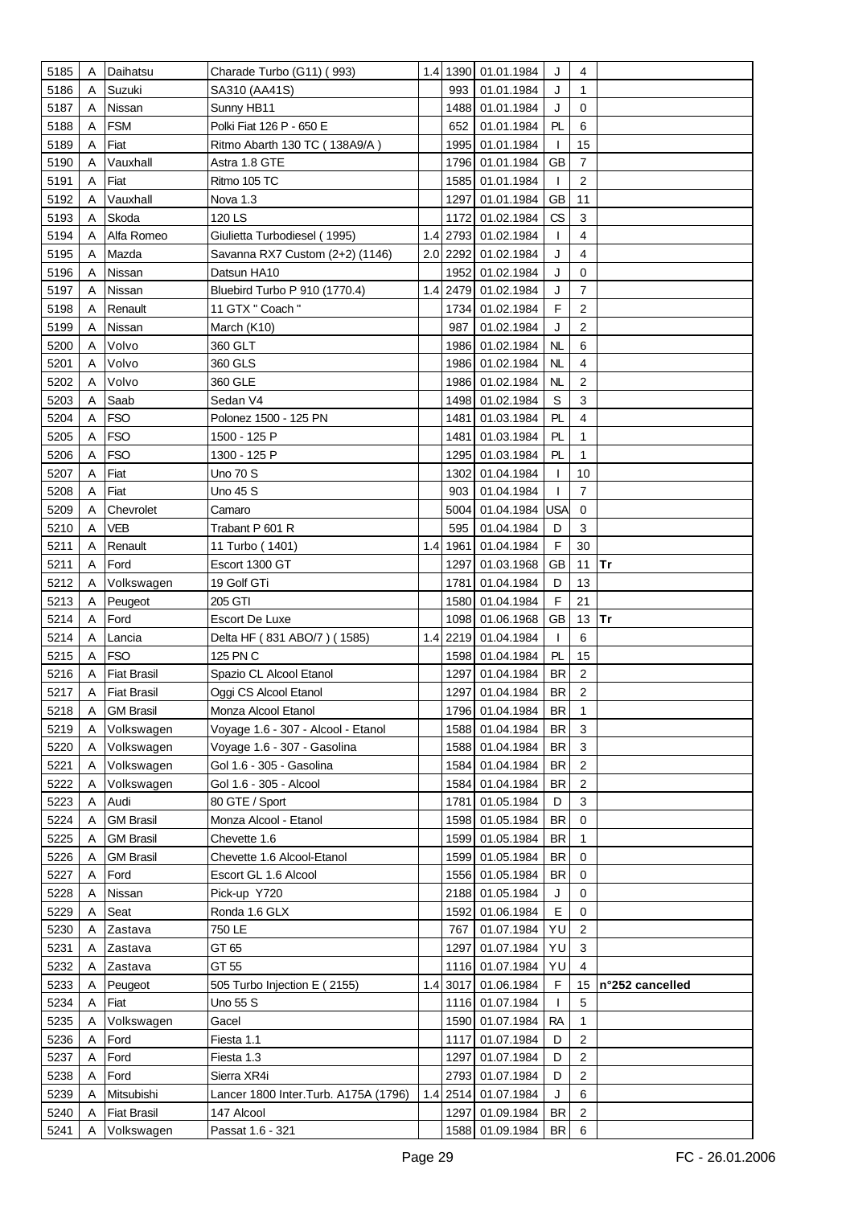| 5185 | A | Daihatsu | Charade Turbo (G11) ( 993) | 1.4 | 1390 | 01.01.1984 | J | 4 | |
|---|---|---|---|---|---|---|---|---|---|
| 5186 | A | Suzuki | SA310 (AA41S) | | 993 | 01.01.1984 | J | 1 | |
| 5187 | A | Nissan | Sunny HB11 | | 1488 | 01.01.1984 | J | 0 | |
| 5188 | A | FSM | Polki Fiat 126 P - 650 E | | 652 | 01.01.1984 | PL | 6 | |
| 5189 | A | Fiat | Ritmo Abarth 130 TC ( 138A9/A ) | | 1995 | 01.01.1984 | I | 15 | |
| 5190 | A | Vauxhall | Astra 1.8 GTE | | 1796 | 01.01.1984 | GB | 7 | |
| 5191 | A | Fiat | Ritmo 105 TC | | 1585 | 01.01.1984 | I | 2 | |
| 5192 | A | Vauxhall | Nova 1.3 | | 1297 | 01.01.1984 | GB | 11 | |
| 5193 | A | Skoda | 120 LS | | 1172 | 01.02.1984 | CS | 3 | |
| 5194 | A | Alfa Romeo | Giulietta Turbodiesel ( 1995) | 1.4 | 2793 | 01.02.1984 | I | 4 | |
| 5195 | A | Mazda | Savanna RX7 Custom (2+2) (1146) | 2.0 | 2292 | 01.02.1984 | J | 4 | |
| 5196 | A | Nissan | Datsun HA10 | | 1952 | 01.02.1984 | J | 0 | |
| 5197 | A | Nissan | Bluebird Turbo P 910 (1770.4) | 1.4 | 2479 | 01.02.1984 | J | 7 | |
| 5198 | A | Renault | 11 GTX " Coach " | | 1734 | 01.02.1984 | F | 2 | |
| 5199 | A | Nissan | March (K10) | | 987 | 01.02.1984 | J | 2 | |
| 5200 | A | Volvo | 360 GLT | | 1986 | 01.02.1984 | NL | 6 | |
| 5201 | A | Volvo | 360 GLS | | 1986 | 01.02.1984 | NL | 4 | |
| 5202 | A | Volvo | 360 GLE | | 1986 | 01.02.1984 | NL | 2 | |
| 5203 | A | Saab | Sedan V4 | | 1498 | 01.02.1984 | S | 3 | |
| 5204 | A | FSO | Polonez 1500 - 125 PN | | 1481 | 01.03.1984 | PL | 4 | |
| 5205 | A | FSO | 1500 - 125 P | | 1481 | 01.03.1984 | PL | 1 | |
| 5206 | A | FSO | 1300 - 125 P | | 1295 | 01.03.1984 | PL | 1 | |
| 5207 | A | Fiat | Uno 70 S | | 1302 | 01.04.1984 | I | 10 | |
| 5208 | A | Fiat | Uno 45 S | | 903 | 01.04.1984 | I | 7 | |
| 5209 | A | Chevrolet | Camaro | | 5004 | 01.04.1984 | USA | 0 | |
| 5210 | A | VEB | Trabant P 601 R | | 595 | 01.04.1984 | D | 3 | |
| 5211 | A | Renault | 11 Turbo ( 1401) | 1.4 | 1961 | 01.04.1984 | F | 30 | |
| 5211 | A | Ford | Escort 1300 GT | | 1297 | 01.03.1968 | GB | 11 | Tr |
| 5212 | A | Volkswagen | 19 Golf GTi | | 1781 | 01.04.1984 | D | 13 | |
| 5213 | A | Peugeot | 205 GTI | | 1580 | 01.04.1984 | F | 21 | |
| 5214 | A | Ford | Escort De Luxe | | 1098 | 01.06.1968 | GB | 13 | Tr |
| 5214 | A | Lancia | Delta HF ( 831 ABO/7 ) ( 1585) | 1.4 | 2219 | 01.04.1984 | I | 6 | |
| 5215 | A | FSO | 125 PN C | | 1598 | 01.04.1984 | PL | 15 | |
| 5216 | A | Fiat Brasil | Spazio CL Alcool Etanol | | 1297 | 01.04.1984 | BR | 2 | |
| 5217 | A | Fiat Brasil | Oggi CS Alcool Etanol | | 1297 | 01.04.1984 | BR | 2 | |
| 5218 | A | GM Brasil | Monza Alcool Etanol | | 1796 | 01.04.1984 | BR | 1 | |
| 5219 | A | Volkswagen | Voyage 1.6 - 307 - Alcool - Etanol | | 1588 | 01.04.1984 | BR | 3 | |
| 5220 | A | Volkswagen | Voyage 1.6 - 307 - Gasolina | | 1588 | 01.04.1984 | BR | 3 | |
| 5221 | A | Volkswagen | Gol 1.6 - 305 - Gasolina | | 1584 | 01.04.1984 | BR | 2 | |
| 5222 | A | Volkswagen | Gol 1.6 - 305 - Alcool | | 1584 | 01.04.1984 | BR | 2 | |
| 5223 | A | Audi | 80 GTE / Sport | | 1781 | 01.05.1984 | D | 3 | |
| 5224 | A | GM Brasil | Monza Alcool - Etanol | | 1598 | 01.05.1984 | BR | 0 | |
| 5225 | A | GM Brasil | Chevette 1.6 | | 1599 | 01.05.1984 | BR | 1 | |
| 5226 | A | GM Brasil | Chevette 1.6 Alcool-Etanol | | 1599 | 01.05.1984 | BR | 0 | |
| 5227 | A | Ford | Escort GL 1.6 Alcool | | 1556 | 01.05.1984 | BR | 0 | |
| 5228 | A | Nissan | Pick-up Y720 | | 2188 | 01.05.1984 | J | 0 | |
| 5229 | A | Seat | Ronda 1.6 GLX | | 1592 | 01.06.1984 | E | 0 | |
| 5230 | A | Zastava | 750 LE | | 767 | 01.07.1984 | YU | 2 | |
| 5231 | A | Zastava | GT 65 | | 1297 | 01.07.1984 | YU | 3 | |
| 5232 | A | Zastava | GT 55 | | 1116 | 01.07.1984 | YU | 4 | |
| 5233 | A | Peugeot | 505 Turbo Injection E ( 2155) | 1.4 | 3017 | 01.06.1984 | F | 15 | n°252 cancelled |
| 5234 | A | Fiat | Uno 55 S | | 1116 | 01.07.1984 | I | 5 | |
| 5235 | A | Volkswagen | Gacel | | 1590 | 01.07.1984 | RA | 1 | |
| 5236 | A | Ford | Fiesta 1.1 | | 1117 | 01.07.1984 | D | 2 | |
| 5237 | A | Ford | Fiesta 1.3 | | 1297 | 01.07.1984 | D | 2 | |
| 5238 | A | Ford | Sierra XR4i | | 2793 | 01.07.1984 | D | 2 | |
| 5239 | A | Mitsubishi | Lancer 1800 Inter.Turb. A175A (1796) | 1.4 | 2514 | 01.07.1984 | J | 6 | |
| 5240 | A | Fiat Brasil | 147 Alcool | | 1297 | 01.09.1984 | BR | 2 | |
| 5241 | A | Volkswagen | Passat 1.6 - 321 | | 1588 | 01.09.1984 | BR | 6 | |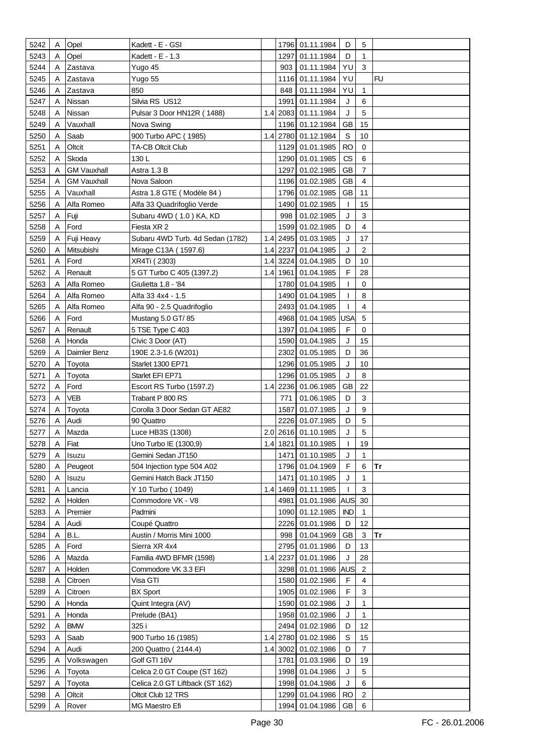| | | | | | | | | | |
|---|---|---|---|---|---|---|---|---|---|
| 5242 | A | Opel | Kadett - E - GSI | | 1796 | 01.11.1984 | D | 5 | |
| 5243 | A | Opel | Kadett - E - 1.3 | | 1297 | 01.11.1984 | D | 1 | |
| 5244 | A | Zastava | Yugo 45 | | 903 | 01.11.1984 | YU | 3 | |
| 5245 | A | Zastava | Yugo 55 | | 1116 | 01.11.1984 | YU | | FU |
| 5246 | A | Zastava | 850 | | 848 | 01.11.1984 | YU | 1 | |
| 5247 | A | Nissan | Silvia RS US12 | | 1991 | 01.11.1984 | J | 6 | |
| 5248 | A | Nissan | Pulsar 3 Door HN12R ( 1488) | 1.4 | 2083 | 01.11.1984 | J | 5 | |
| 5249 | A | Vauxhall | Nova Swing | | 1196 | 01.12.1984 | GB | 15 | |
| 5250 | A | Saab | 900 Turbo APC ( 1985) | 1.4 | 2780 | 01.12.1984 | S | 10 | |
| 5251 | A | Oltcit | TA-CB Oltcit Club | | 1129 | 01.01.1985 | RO | 0 | |
| 5252 | A | Skoda | 130 L | | 1290 | 01.01.1985 | CS | 6 | |
| 5253 | A | GM Vauxhall | Astra 1.3 B | | 1297 | 01.02.1985 | GB | 7 | |
| 5254 | A | GM Vauxhall | Nova Saloon | | 1196 | 01.02.1985 | GB | 4 | |
| 5255 | A | Vauxhall | Astra 1.8 GTE ( Modèle 84 ) | | 1796 | 01.02.1985 | GB | 11 | |
| 5256 | A | Alfa Romeo | Alfa 33 Quadrifoglio Verde | | 1490 | 01.02.1985 | I | 15 | |
| 5257 | A | Fuji | Subaru 4WD ( 1.0 ) KA, KD | | 998 | 01.02.1985 | J | 3 | |
| 5258 | A | Ford | Fiesta XR 2 | | 1599 | 01.02.1985 | D | 4 | |
| 5259 | A | Fuji Heavy | Subaru 4WD Turb. 4d Sedan (1782) | 1.4 | 2495 | 01.03.1985 | J | 17 | |
| 5260 | A | Mitsubishi | Mirage C13A ( 1597.6) | 1.4 | 2237 | 01.04.1985 | J | 2 | |
| 5261 | A | Ford | XR4Ti ( 2303) | 1.4 | 3224 | 01.04.1985 | D | 10 | |
| 5262 | A | Renault | 5 GT Turbo C 405 (1397.2) | 1.4 | 1961 | 01.04.1985 | F | 28 | |
| 5263 | A | Alfa Romeo | Giulietta 1.8 - '84 | | 1780 | 01.04.1985 | I | 0 | |
| 5264 | A | Alfa Romeo | Alfa 33 4x4 - 1.5 | | 1490 | 01.04.1985 | I | 8 | |
| 5265 | A | Alfa Romeo | Alfa 90 - 2.5 Quadrifoglio | | 2493 | 01.04.1985 | I | 4 | |
| 5266 | A | Ford | Mustang 5.0 GT/ 85 | | 4968 | 01.04.1985 | USA | 5 | |
| 5267 | A | Renault | 5 TSE Type C 403 | | 1397 | 01.04.1985 | F | 0 | |
| 5268 | A | Honda | Civic 3 Door (AT) | | 1590 | 01.04.1985 | J | 15 | |
| 5269 | A | Daimler Benz | 190E 2.3-1.6 (W201) | | 2302 | 01.05.1985 | D | 36 | |
| 5270 | A | Toyota | Starlet 1300 EP71 | | 1296 | 01.05.1985 | J | 10 | |
| 5271 | A | Toyota | Starlet EFI EP71 | | 1296 | 01.05.1985 | J | 8 | |
| 5272 | A | Ford | Escort RS Turbo (1597.2) | 1.4 | 2236 | 01.06.1985 | GB | 22 | |
| 5273 | A | VEB | Trabant P 800 RS | | 771 | 01.06.1985 | D | 3 | |
| 5274 | A | Toyota | Corolla 3 Door Sedan GT AE82 | | 1587 | 01.07.1985 | J | 9 | |
| 5276 | A | Audi | 90 Quattro | | 2226 | 01.07.1985 | D | 5 | |
| 5277 | A | Mazda | Luce HB3S (1308) | 2.0 | 2616 | 01.10.1985 | J | 5 | |
| 5278 | A | Fiat | Uno Turbo IE (1300,9) | 1.4 | 1821 | 01.10.1985 | I | 19 | |
| 5279 | A | Isuzu | Gemini Sedan JT150 | | 1471 | 01.10.1985 | J | 1 | |
| 5280 | A | Peugeot | 504 Injection type 504 A02 | | 1796 | 01.04.1969 | F | 6 | Tr |
| 5280 | A | Isuzu | Gemini Hatch Back JT150 | | 1471 | 01.10.1985 | J | 1 | |
| 5281 | A | Lancia | Y 10 Turbo ( 1049) | 1.4 | 1469 | 01.11.1985 | I | 3 | |
| 5282 | A | Holden | Commodore VK - V8 | | 4981 | 01.01.1986 | AUS | 30 | |
| 5283 | A | Premier | Padmini | | 1090 | 01.12.1985 | IND | 1 | |
| 5284 | A | Audi | Coupé Quattro | | 2226 | 01.01.1986 | D | 12 | |
| 5284 | A | B.L. | Austin / Morris Mini 1000 | | 998 | 01.04.1969 | GB | 3 | Tr |
| 5285 | A | Ford | Sierra XR 4x4 | | 2795 | 01.01.1986 | D | 13 | |
| 5286 | A | Mazda | Familia 4WD BFMR (1598) | 1.4 | 2237 | 01.01.1986 | J | 28 | |
| 5287 | A | Holden | Commodore VK 3.3 EFI | | 3298 | 01.01.1986 | AUS | 2 | |
| 5288 | A | Citroen | Visa GTI | | 1580 | 01.02.1986 | F | 4 | |
| 5289 | A | Citroen | BX Sport | | 1905 | 01.02.1986 | F | 3 | |
| 5290 | A | Honda | Quint Integra (AV) | | 1590 | 01.02.1986 | J | 1 | |
| 5291 | A | Honda | Prelude (BA1) | | 1958 | 01.02.1986 | J | 1 | |
| 5292 | A | BMW | 325 i | | 2494 | 01.02.1986 | D | 12 | |
| 5293 | A | Saab | 900 Turbo 16 (1985) | 1.4 | 2780 | 01.02.1986 | S | 15 | |
| 5294 | A | Audi | 200 Quattro ( 2144.4) | 1.4 | 3002 | 01.02.1986 | D | 7 | |
| 5295 | A | Volkswagen | Golf GTI 16V | | 1781 | 01.03.1986 | D | 19 | |
| 5296 | A | Toyota | Celica 2.0 GT Coupe (ST 162) | | 1998 | 01.04.1986 | J | 5 | |
| 5297 | A | Toyota | Celica 2.0 GT Liftback (ST 162) | | 1998 | 01.04.1986 | J | 6 | |
| 5298 | A | Oltcit | Oltcit Club 12 TRS | | 1299 | 01.04.1986 | RO | 2 | |
| 5299 | A | Rover | MG Maestro Efi | | 1994 | 01.04.1986 | GB | 6 | |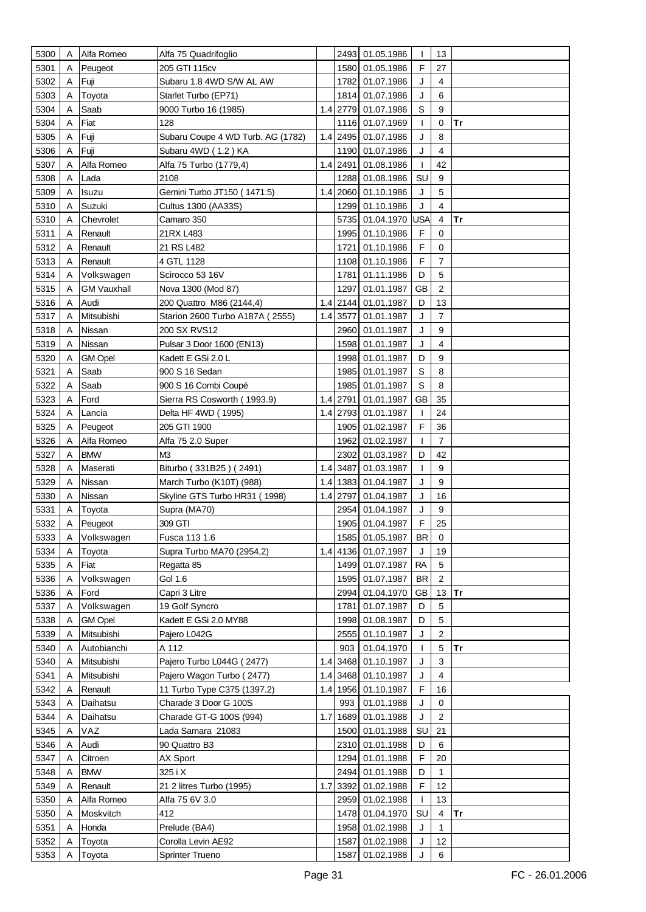| | | | | | | | | | |
|---|---|---|---|---|---|---|---|---|---|
| 5300 | A | Alfa Romeo | Alfa 75 Quadrifoglio | | 2493 | 01.05.1986 | I | 13 | |
| 5301 | A | Peugeot | 205 GTI 115cv | | 1580 | 01.05.1986 | F | 27 | |
| 5302 | A | Fuji | Subaru 1.8 4WD S/W AL AW | | 1782 | 01.07.1986 | J | 4 | |
| 5303 | A | Toyota | Starlet Turbo (EP71) | | 1814 | 01.07.1986 | J | 6 | |
| 5304 | A | Saab | 9000 Turbo 16 (1985) | 1.4 | 2779 | 01.07.1986 | S | 9 | |
| 5304 | A | Fiat | 128 | | 1116 | 01.07.1969 | I | 0 | Tr |
| 5305 | A | Fuji | Subaru Coupe 4 WD Turb. AG (1782) | 1.4 | 2495 | 01.07.1986 | J | 8 | |
| 5306 | A | Fuji | Subaru 4WD ( 1.2 ) KA | | 1190 | 01.07.1986 | J | 4 | |
| 5307 | A | Alfa Romeo | Alfa 75 Turbo (1779,4) | 1.4 | 2491 | 01.08.1986 | I | 42 | |
| 5308 | A | Lada | 2108 | | 1288 | 01.08.1986 | SU | 9 | |
| 5309 | A | Isuzu | Gemini Turbo JT150 ( 1471.5) | 1.4 | 2060 | 01.10.1986 | J | 5 | |
| 5310 | A | Suzuki | Cultus 1300 (AA33S) | | 1299 | 01.10.1986 | J | 4 | |
| 5310 | A | Chevrolet | Camaro 350 | | 5735 | 01.04.1970 | USA | 4 | Tr |
| 5311 | A | Renault | 21RX L483 | | 1995 | 01.10.1986 | F | 0 | |
| 5312 | A | Renault | 21 RS L482 | | 1721 | 01.10.1986 | F | 0 | |
| 5313 | A | Renault | 4 GTL 1128 | | 1108 | 01.10.1986 | F | 7 | |
| 5314 | A | Volkswagen | Scirocco 53 16V | | 1781 | 01.11.1986 | D | 5 | |
| 5315 | A | GM Vauxhall | Nova 1300 (Mod 87) | | 1297 | 01.01.1987 | GB | 2 | |
| 5316 | A | Audi | 200 Quattro M86 (2144,4) | 1.4 | 2144 | 01.01.1987 | D | 13 | |
| 5317 | A | Mitsubishi | Starion 2600 Turbo A187A ( 2555) | 1.4 | 3577 | 01.01.1987 | J | 7 | |
| 5318 | A | Nissan | 200 SX RVS12 | | 2960 | 01.01.1987 | J | 9 | |
| 5319 | A | Nissan | Pulsar 3 Door 1600 (EN13) | | 1598 | 01.01.1987 | J | 4 | |
| 5320 | A | GM Opel | Kadett E GSi 2.0 L | | 1998 | 01.01.1987 | D | 9 | |
| 5321 | A | Saab | 900 S 16 Sedan | | 1985 | 01.01.1987 | S | 8 | |
| 5322 | A | Saab | 900 S 16 Combi Coupé | | 1985 | 01.01.1987 | S | 8 | |
| 5323 | A | Ford | Sierra RS Cosworth ( 1993.9) | 1.4 | 2791 | 01.01.1987 | GB | 35 | |
| 5324 | A | Lancia | Delta HF 4WD ( 1995) | 1.4 | 2793 | 01.01.1987 | I | 24 | |
| 5325 | A | Peugeot | 205 GTI 1900 | | 1905 | 01.02.1987 | F | 36 | |
| 5326 | A | Alfa Romeo | Alfa 75 2.0 Super | | 1962 | 01.02.1987 | I | 7 | |
| 5327 | A | BMW | M3 | | 2302 | 01.03.1987 | D | 42 | |
| 5328 | A | Maserati | Biturbo ( 331B25 ) ( 2491) | 1.4 | 3487 | 01.03.1987 | I | 9 | |
| 5329 | A | Nissan | March Turbo (K10T) (988) | 1.4 | 1383 | 01.04.1987 | J | 9 | |
| 5330 | A | Nissan | Skyline GTS Turbo HR31 ( 1998) | 1.4 | 2797 | 01.04.1987 | J | 16 | |
| 5331 | A | Toyota | Supra (MA70) | | 2954 | 01.04.1987 | J | 9 | |
| 5332 | A | Peugeot | 309 GTI | | 1905 | 01.04.1987 | F | 25 | |
| 5333 | A | Volkswagen | Fusca 113 1.6 | | 1585 | 01.05.1987 | BR | 0 | |
| 5334 | A | Toyota | Supra Turbo MA70 (2954,2) | 1.4 | 4136 | 01.07.1987 | J | 19 | |
| 5335 | A | Fiat | Regatta 85 | | 1499 | 01.07.1987 | RA | 5 | |
| 5336 | A | Volkswagen | Gol 1.6 | | 1595 | 01.07.1987 | BR | 2 | |
| 5336 | A | Ford | Capri 3 Litre | | 2994 | 01.04.1970 | GB | 13 | Tr |
| 5337 | A | Volkswagen | 19 Golf Syncro | | 1781 | 01.07.1987 | D | 5 | |
| 5338 | A | GM Opel | Kadett E GSi 2.0 MY88 | | 1998 | 01.08.1987 | D | 5 | |
| 5339 | A | Mitsubishi | Pajero L042G | | 2555 | 01.10.1987 | J | 2 | |
| 5340 | A | Autobianchi | A 112 | | 903 | 01.04.1970 | I | 5 | Tr |
| 5340 | A | Mitsubishi | Pajero Turbo L044G ( 2477) | 1.4 | 3468 | 01.10.1987 | J | 3 | |
| 5341 | A | Mitsubishi | Pajero Wagon Turbo ( 2477) | 1.4 | 3468 | 01.10.1987 | J | 4 | |
| 5342 | A | Renault | 11 Turbo Type C375 (1397.2) | 1.4 | 1956 | 01.10.1987 | F | 16 | |
| 5343 | A | Daihatsu | Charade 3 Door G 100S | | 993 | 01.01.1988 | J | 0 | |
| 5344 | A | Daihatsu | Charade GT-G 100S (994) | 1.7 | 1689 | 01.01.1988 | J | 2 | |
| 5345 | A | VAZ | Lada Samara 21083 | | 1500 | 01.01.1988 | SU | 21 | |
| 5346 | A | Audi | 90 Quattro B3 | | 2310 | 01.01.1988 | D | 6 | |
| 5347 | A | Citroen | AX Sport | | 1294 | 01.01.1988 | F | 20 | |
| 5348 | A | BMW | 325 i X | | 2494 | 01.01.1988 | D | 1 | |
| 5349 | A | Renault | 21 2 litres Turbo (1995) | 1.7 | 3392 | 01.02.1988 | F | 12 | |
| 5350 | A | Alfa Romeo | Alfa 75 6V 3.0 | | 2959 | 01.02.1988 | I | 13 | |
| 5350 | A | Moskvitch | 412 | | 1478 | 01.04.1970 | SU | 4 | Tr |
| 5351 | A | Honda | Prelude (BA4) | | 1958 | 01.02.1988 | J | 1 | |
| 5352 | A | Toyota | Corolla Levin AE92 | | 1587 | 01.02.1988 | J | 12 | |
| 5353 | A | Toyota | Sprinter Trueno | | 1587 | 01.02.1988 | J | 6 | |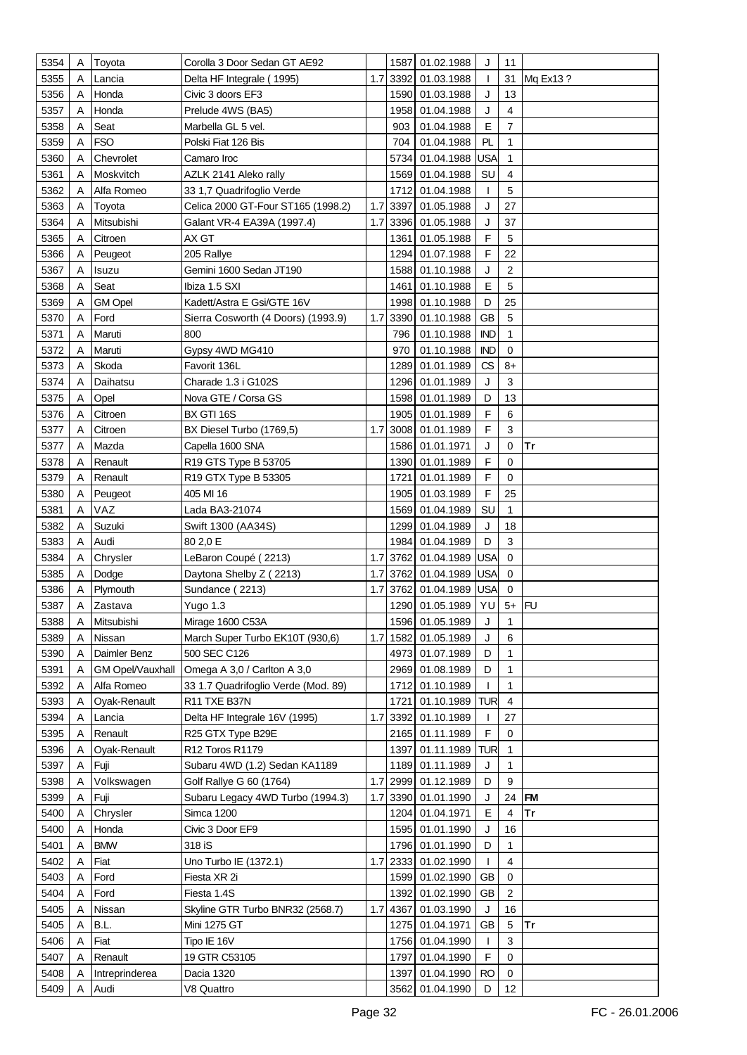| | | | | | | | | | |
|---|---|---|---|---|---|---|---|---|---|
| 5354 | A | Toyota | Corolla 3 Door Sedan GT AE92 | | 1587 | 01.02.1988 | J | 11 | |
| 5355 | A | Lancia | Delta HF Integrale ( 1995) | 1.7 | 3392 | 01.03.1988 | I | 31 | Mq Ex13 ? |
| 5356 | A | Honda | Civic 3 doors EF3 | | 1590 | 01.03.1988 | J | 13 | |
| 5357 | A | Honda | Prelude 4WS (BA5) | | 1958 | 01.04.1988 | J | 4 | |
| 5358 | A | Seat | Marbella GL 5 vel. | | 903 | 01.04.1988 | E | 7 | |
| 5359 | A | FSO | Polski Fiat 126 Bis | | 704 | 01.04.1988 | PL | 1 | |
| 5360 | A | Chevrolet | Camaro Iroc | | 5734 | 01.04.1988 | USA | 1 | |
| 5361 | A | Moskvitch | AZLK 2141 Aleko rally | | 1569 | 01.04.1988 | SU | 4 | |
| 5362 | A | Alfa Romeo | 33 1,7 Quadrifoglio Verde | | 1712 | 01.04.1988 | I | 5 | |
| 5363 | A | Toyota | Celica 2000 GT-Four ST165 (1998.2) | 1.7 | 3397 | 01.05.1988 | J | 27 | |
| 5364 | A | Mitsubishi | Galant VR-4 EA39A (1997.4) | 1.7 | 3396 | 01.05.1988 | J | 37 | |
| 5365 | A | Citroen | AX GT | | 1361 | 01.05.1988 | F | 5 | |
| 5366 | A | Peugeot | 205 Rallye | | 1294 | 01.07.1988 | F | 22 | |
| 5367 | A | Isuzu | Gemini 1600 Sedan JT190 | | 1588 | 01.10.1988 | J | 2 | |
| 5368 | A | Seat | Ibiza 1.5 SXI | | 1461 | 01.10.1988 | E | 5 | |
| 5369 | A | GM Opel | Kadett/Astra E Gsi/GTE 16V | | 1998 | 01.10.1988 | D | 25 | |
| 5370 | A | Ford | Sierra Cosworth (4 Doors) (1993.9) | 1.7 | 3390 | 01.10.1988 | GB | 5 | |
| 5371 | A | Maruti | 800 | | 796 | 01.10.1988 | IND | 1 | |
| 5372 | A | Maruti | Gypsy 4WD MG410 | | 970 | 01.10.1988 | IND | 0 | |
| 5373 | A | Skoda | Favorit 136L | | 1289 | 01.01.1989 | CS | 8+ | |
| 5374 | A | Daihatsu | Charade 1.3 i G102S | | 1296 | 01.01.1989 | J | 3 | |
| 5375 | A | Opel | Nova GTE / Corsa GS | | 1598 | 01.01.1989 | D | 13 | |
| 5376 | A | Citroen | BX GTI 16S | | 1905 | 01.01.1989 | F | 6 | |
| 5377 | A | Citroen | BX Diesel Turbo (1769,5) | 1.7 | 3008 | 01.01.1989 | F | 3 | |
| 5377 | A | Mazda | Capella 1600 SNA | | 1586 | 01.01.1971 | J | 0 | **Tr** |
| 5378 | A | Renault | R19 GTS Type B 53705 | | 1390 | 01.01.1989 | F | 0 | |
| 5379 | A | Renault | R19 GTX Type B 53305 | | 1721 | 01.01.1989 | F | 0 | |
| 5380 | A | Peugeot | 405 MI 16 | | 1905 | 01.03.1989 | F | 25 | |
| 5381 | A | VAZ | Lada BA3-21074 | | 1569 | 01.04.1989 | SU | 1 | |
| 5382 | A | Suzuki | Swift 1300 (AA34S) | | 1299 | 01.04.1989 | J | 18 | |
| 5383 | A | Audi | 80 2,0 E | | 1984 | 01.04.1989 | D | 3 | |
| 5384 | A | Chrysler | LeBaron Coupé ( 2213) | 1.7 | 3762 | 01.04.1989 | USA | 0 | |
| 5385 | A | Dodge | Daytona Shelby Z ( 2213) | 1.7 | 3762 | 01.04.1989 | USA | 0 | |
| 5386 | A | Plymouth | Sundance ( 2213) | 1.7 | 3762 | 01.04.1989 | USA | 0 | |
| 5387 | A | Zastava | Yugo 1.3 | | 1290 | 01.05.1989 | YU | 5+ | FU |
| 5388 | A | Mitsubishi | Mirage 1600 C53A | | 1596 | 01.05.1989 | J | 1 | |
| 5389 | A | Nissan | March Super Turbo EK10T (930,6) | 1.7 | 1582 | 01.05.1989 | J | 6 | |
| 5390 | A | Daimler Benz | 500 SEC C126 | | 4973 | 01.07.1989 | D | 1 | |
| 5391 | A | GM Opel/Vauxhall | Omega A 3,0 / Carlton A 3,0 | | 2969 | 01.08.1989 | D | 1 | |
| 5392 | A | Alfa Romeo | 33 1.7 Quadrifoglio Verde (Mod. 89) | | 1712 | 01.10.1989 | I | 1 | |
| 5393 | A | Oyak-Renault | R11 TXE B37N | | 1721 | 01.10.1989 | TUR | 4 | |
| 5394 | A | Lancia | Delta HF Integrale 16V (1995) | 1.7 | 3392 | 01.10.1989 | I | 27 | |
| 5395 | A | Renault | R25 GTX Type B29E | | 2165 | 01.11.1989 | F | 0 | |
| 5396 | A | Oyak-Renault | R12 Toros R1179 | | 1397 | 01.11.1989 | TUR | 1 | |
| 5397 | A | Fuji | Subaru 4WD (1.2) Sedan KA1189 | | 1189 | 01.11.1989 | J | 1 | |
| 5398 | A | Volkswagen | Golf Rallye G 60 (1764) | 1.7 | 2999 | 01.12.1989 | D | 9 | |
| 5399 | A | Fuji | Subaru Legacy 4WD Turbo (1994.3) | 1.7 | 3390 | 01.01.1990 | J | 24 | **FM** |
| 5400 | A | Chrysler | Simca 1200 | | 1204 | 01.04.1971 | E | 4 | **Tr** |
| 5400 | A | Honda | Civic 3 Door EF9 | | 1595 | 01.01.1990 | J | 16 | |
| 5401 | A | BMW | 318 iS | | 1796 | 01.01.1990 | D | 1 | |
| 5402 | A | Fiat | Uno Turbo IE (1372.1) | 1.7 | 2333 | 01.02.1990 | I | 4 | |
| 5403 | A | Ford | Fiesta XR 2i | | 1599 | 01.02.1990 | GB | 0 | |
| 5404 | A | Ford | Fiesta 1.4S | | 1392 | 01.02.1990 | GB | 2 | |
| 5405 | A | Nissan | Skyline GTR Turbo BNR32 (2568.7) | 1.7 | 4367 | 01.03.1990 | J | 16 | |
| 5405 | A | B.L. | Mini 1275 GT | | 1275 | 01.04.1971 | GB | 5 | **Tr** |
| 5406 | A | Fiat | Tipo IE 16V | | 1756 | 01.04.1990 | I | 3 | |
| 5407 | A | Renault | 19 GTR C53105 | | 1797 | 01.04.1990 | F | 0 | |
| 5408 | A | Intreprinderea | Dacia 1320 | | 1397 | 01.04.1990 | RO | 0 | |
| 5409 | A | Audi | V8 Quattro | | 3562 | 01.04.1990 | D | 12 | |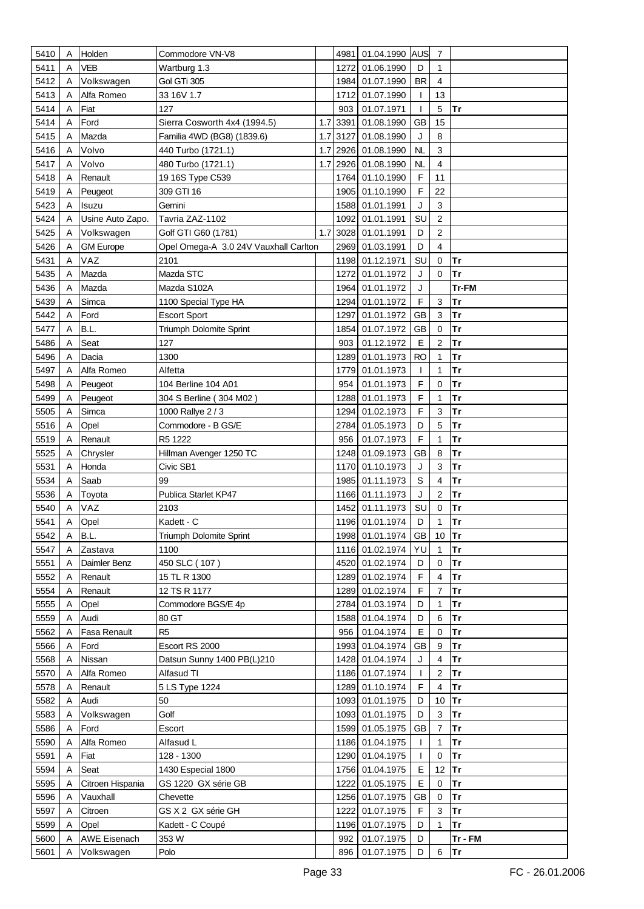| | | | | | | | | | |
|---|---|---|---|---|---|---|---|---|---|
| 5410 | A | Holden | Commodore VN-V8 | | 4981 | 01.04.1990 | AUS | 7 | |
| 5411 | A | VEB | Wartburg 1.3 | | 1272 | 01.06.1990 | D | 1 | |
| 5412 | A | Volkswagen | Gol GTi 305 | | 1984 | 01.07.1990 | BR | 4 | |
| 5413 | A | Alfa Romeo | 33 16V 1.7 | | 1712 | 01.07.1990 | I | 13 | |
| 5414 | A | Fiat | 127 | | 903 | 01.07.1971 | I | 5 | Tr |
| 5414 | A | Ford | Sierra Cosworth 4x4 (1994.5) | 1.7 | 3391 | 01.08.1990 | GB | 15 | |
| 5415 | A | Mazda | Familia 4WD (BG8) (1839.6) | 1.7 | 3127 | 01.08.1990 | J | 8 | |
| 5416 | A | Volvo | 440 Turbo (1721.1) | 1.7 | 2926 | 01.08.1990 | NL | 3 | |
| 5417 | A | Volvo | 480 Turbo (1721.1) | 1.7 | 2926 | 01.08.1990 | NL | 4 | |
| 5418 | A | Renault | 19 16S Type C539 | | 1764 | 01.10.1990 | F | 11 | |
| 5419 | A | Peugeot | 309 GTI 16 | | 1905 | 01.10.1990 | F | 22 | |
| 5423 | A | Isuzu | Gemini | | 1588 | 01.01.1991 | J | 3 | |
| 5424 | A | Usine Auto Zapo. | Tavria ZAZ-1102 | | 1092 | 01.01.1991 | SU | 2 | |
| 5425 | A | Volkswagen | Golf GTI G60 (1781) | 1.7 | 3028 | 01.01.1991 | D | 2 | |
| 5426 | A | GM Europe | Opel Omega-A 3.0 24V Vauxhall Carlton | | 2969 | 01.03.1991 | D | 4 | |
| 5431 | A | VAZ | 2101 | | 1198 | 01.12.1971 | SU | 0 | Tr |
| 5435 | A | Mazda | Mazda STC | | 1272 | 01.01.1972 | J | 0 | Tr |
| 5436 | A | Mazda | Mazda S102A | | 1964 | 01.01.1972 | J | | Tr-FM |
| 5439 | A | Simca | 1100 Special Type HA | | 1294 | 01.01.1972 | F | 3 | Tr |
| 5442 | A | Ford | Escort Sport | | 1297 | 01.01.1972 | GB | 3 | Tr |
| 5477 | A | B.L. | Triumph Dolomite Sprint | | 1854 | 01.07.1972 | GB | 0 | Tr |
| 5486 | A | Seat | 127 | | 903 | 01.12.1972 | E | 2 | Tr |
| 5496 | A | Dacia | 1300 | | 1289 | 01.01.1973 | RO | 1 | Tr |
| 5497 | A | Alfa Romeo | Alfetta | | 1779 | 01.01.1973 | I | 1 | Tr |
| 5498 | A | Peugeot | 104 Berline 104 A01 | | 954 | 01.01.1973 | F | 0 | Tr |
| 5499 | A | Peugeot | 304 S Berline ( 304 M02 ) | | 1288 | 01.01.1973 | F | 1 | Tr |
| 5505 | A | Simca | 1000 Rallye 2 / 3 | | 1294 | 01.02.1973 | F | 3 | Tr |
| 5516 | A | Opel | Commodore - B GS/E | | 2784 | 01.05.1973 | D | 5 | Tr |
| 5519 | A | Renault | R5 1222 | | 956 | 01.07.1973 | F | 1 | Tr |
| 5525 | A | Chrysler | Hillman Avenger 1250 TC | | 1248 | 01.09.1973 | GB | 8 | Tr |
| 5531 | A | Honda | Civic SB1 | | 1170 | 01.10.1973 | J | 3 | Tr |
| 5534 | A | Saab | 99 | | 1985 | 01.11.1973 | S | 4 | Tr |
| 5536 | A | Toyota | Publica Starlet KP47 | | 1166 | 01.11.1973 | J | 2 | Tr |
| 5540 | A | VAZ | 2103 | | 1452 | 01.11.1973 | SU | 0 | Tr |
| 5541 | A | Opel | Kadett - C | | 1196 | 01.01.1974 | D | 1 | Tr |
| 5542 | A | B.L. | Triumph Dolomite Sprint | | 1998 | 01.01.1974 | GB | 10 | Tr |
| 5547 | A | Zastava | 1100 | | 1116 | 01.02.1974 | YU | 1 | Tr |
| 5551 | A | Daimler Benz | 450 SLC ( 107 ) | | 4520 | 01.02.1974 | D | 0 | Tr |
| 5552 | A | Renault | 15 TL R 1300 | | 1289 | 01.02.1974 | F | 4 | Tr |
| 5554 | A | Renault | 12 TS R 1177 | | 1289 | 01.02.1974 | F | 7 | Tr |
| 5555 | A | Opel | Commodore BGS/E 4p | | 2784 | 01.03.1974 | D | 1 | Tr |
| 5559 | A | Audi | 80 GT | | 1588 | 01.04.1974 | D | 6 | Tr |
| 5562 | A | Fasa Renault | R5 | | 956 | 01.04.1974 | E | 0 | Tr |
| 5566 | A | Ford | Escort RS 2000 | | 1993 | 01.04.1974 | GB | 9 | Tr |
| 5568 | A | Nissan | Datsun Sunny 1400 PB(L)210 | | 1428 | 01.04.1974 | J | 4 | Tr |
| 5570 | A | Alfa Romeo | Alfasud TI | | 1186 | 01.07.1974 | I | 2 | Tr |
| 5578 | A | Renault | 5 LS Type 1224 | | 1289 | 01.10.1974 | F | 4 | Tr |
| 5582 | A | Audi | 50 | | 1093 | 01.01.1975 | D | 10 | Tr |
| 5583 | A | Volkswagen | Golf | | 1093 | 01.01.1975 | D | 3 | Tr |
| 5586 | A | Ford | Escort | | 1599 | 01.05.1975 | GB | 7 | Tr |
| 5590 | A | Alfa Romeo | Alfasud L | | 1186 | 01.04.1975 | I | 1 | Tr |
| 5591 | A | Fiat | 128 - 1300 | | 1290 | 01.04.1975 | I | 0 | Tr |
| 5594 | A | Seat | 1430 Especial 1800 | | 1756 | 01.04.1975 | E | 12 | Tr |
| 5595 | A | Citroen Hispania | GS 1220 GX série GB | | 1222 | 01.05.1975 | E | 0 | Tr |
| 5596 | A | Vauxhall | Chevette | | 1256 | 01.07.1975 | GB | 0 | Tr |
| 5597 | A | Citroen | GS X 2 GX série GH | | 1222 | 01.07.1975 | F | 3 | Tr |
| 5599 | A | Opel | Kadett - C Coupé | | 1196 | 01.07.1975 | D | 1 | Tr |
| 5600 | A | AWE Eisenach | 353 W | | 992 | 01.07.1975 | D | | Tr - FM |
| 5601 | A | Volkswagen | Polo | | 896 | 01.07.1975 | D | 6 | Tr |

FC - 26.01.2006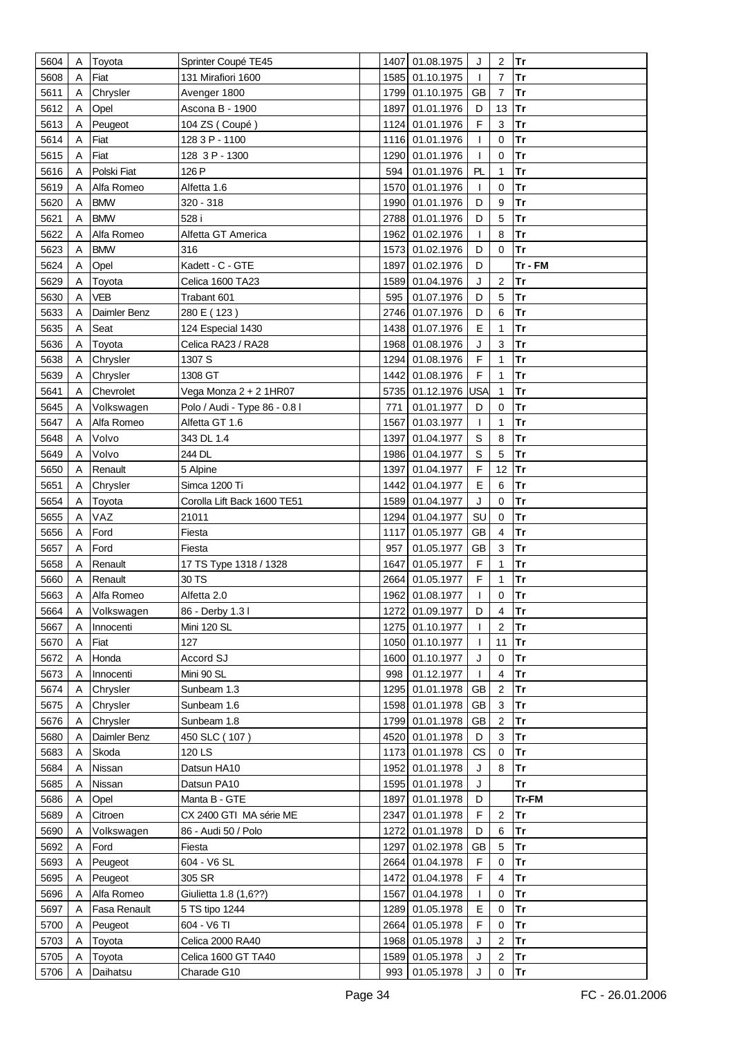| | | | | | | | | | |
|---|---|---|---|---|---|---|---|---|---|
| 5604 | A | Toyota | Sprinter Coupé TE45 | | 1407 | 01.08.1975 | J | 2 | Tr |
| 5608 | A | Fiat | 131 Mirafiori 1600 | | 1585 | 01.10.1975 | I | 7 | Tr |
| 5611 | A | Chrysler | Avenger 1800 | | 1799 | 01.10.1975 | GB | 7 | Tr |
| 5612 | A | Opel | Ascona B - 1900 | | 1897 | 01.01.1976 | D | 13 | Tr |
| 5613 | A | Peugeot | 104 ZS ( Coupé ) | | 1124 | 01.01.1976 | F | 3 | Tr |
| 5614 | A | Fiat | 128 3 P - 1100 | | 1116 | 01.01.1976 | I | 0 | Tr |
| 5615 | A | Fiat | 128 3 P - 1300 | | 1290 | 01.01.1976 | I | 0 | Tr |
| 5616 | A | Polski Fiat | 126 P | | 594 | 01.01.1976 | PL | 1 | Tr |
| 5619 | A | Alfa Romeo | Alfetta 1.6 | | 1570 | 01.01.1976 | I | 0 | Tr |
| 5620 | A | BMW | 320 - 318 | | 1990 | 01.01.1976 | D | 9 | Tr |
| 5621 | A | BMW | 528 i | | 2788 | 01.01.1976 | D | 5 | Tr |
| 5622 | A | Alfa Romeo | Alfetta GT America | | 1962 | 01.02.1976 | I | 8 | Tr |
| 5623 | A | BMW | 316 | | 1573 | 01.02.1976 | D | 0 | Tr |
| 5624 | A | Opel | Kadett - C - GTE | | 1897 | 01.02.1976 | D | | Tr - FM |
| 5629 | A | Toyota | Celica 1600 TA23 | | 1589 | 01.04.1976 | J | 2 | Tr |
| 5630 | A | VEB | Trabant 601 | | 595 | 01.07.1976 | D | 5 | Tr |
| 5633 | A | Daimler Benz | 280 E ( 123 ) | | 2746 | 01.07.1976 | D | 6 | Tr |
| 5635 | A | Seat | 124 Especial 1430 | | 1438 | 01.07.1976 | E | 1 | Tr |
| 5636 | A | Toyota | Celica RA23 / RA28 | | 1968 | 01.08.1976 | J | 3 | Tr |
| 5638 | A | Chrysler | 1307 S | | 1294 | 01.08.1976 | F | 1 | Tr |
| 5639 | A | Chrysler | 1308 GT | | 1442 | 01.08.1976 | F | 1 | Tr |
| 5641 | A | Chevrolet | Vega Monza 2 + 2 1HR07 | | 5735 | 01.12.1976 | USA | 1 | Tr |
| 5645 | A | Volkswagen | Polo / Audi - Type 86 - 0.8 l | | 771 | 01.01.1977 | D | 0 | Tr |
| 5647 | A | Alfa Romeo | Alfetta GT 1.6 | | 1567 | 01.03.1977 | I | 1 | Tr |
| 5648 | A | Volvo | 343 DL 1.4 | | 1397 | 01.04.1977 | S | 8 | Tr |
| 5649 | A | Volvo | 244 DL | | 1986 | 01.04.1977 | S | 5 | Tr |
| 5650 | A | Renault | 5 Alpine | | 1397 | 01.04.1977 | F | 12 | Tr |
| 5651 | A | Chrysler | Simca 1200 Ti | | 1442 | 01.04.1977 | E | 6 | Tr |
| 5654 | A | Toyota | Corolla Lift Back 1600 TE51 | | 1589 | 01.04.1977 | J | 0 | Tr |
| 5655 | A | VAZ | 21011 | | 1294 | 01.04.1977 | SU | 0 | Tr |
| 5656 | A | Ford | Fiesta | | 1117 | 01.05.1977 | GB | 4 | Tr |
| 5657 | A | Ford | Fiesta | | 957 | 01.05.1977 | GB | 3 | Tr |
| 5658 | A | Renault | 17 TS Type 1318 / 1328 | | 1647 | 01.05.1977 | F | 1 | Tr |
| 5660 | A | Renault | 30 TS | | 2664 | 01.05.1977 | F | 1 | Tr |
| 5663 | A | Alfa Romeo | Alfetta 2.0 | | 1962 | 01.08.1977 | I | 0 | Tr |
| 5664 | A | Volkswagen | 86 - Derby 1.3 l | | 1272 | 01.09.1977 | D | 4 | Tr |
| 5667 | A | Innocenti | Mini 120 SL | | 1275 | 01.10.1977 | I | 2 | Tr |
| 5670 | A | Fiat | 127 | | 1050 | 01.10.1977 | I | 11 | Tr |
| 5672 | A | Honda | Accord SJ | | 1600 | 01.10.1977 | J | 0 | Tr |
| 5673 | A | Innocenti | Mini 90 SL | | 998 | 01.12.1977 | I | 4 | Tr |
| 5674 | A | Chrysler | Sunbeam 1.3 | | 1295 | 01.01.1978 | GB | 2 | Tr |
| 5675 | A | Chrysler | Sunbeam 1.6 | | 1598 | 01.01.1978 | GB | 3 | Tr |
| 5676 | A | Chrysler | Sunbeam 1.8 | | 1799 | 01.01.1978 | GB | 2 | Tr |
| 5680 | A | Daimler Benz | 450 SLC ( 107 ) | | 4520 | 01.01.1978 | D | 3 | Tr |
| 5683 | A | Skoda | 120 LS | | 1173 | 01.01.1978 | CS | 0 | Tr |
| 5684 | A | Nissan | Datsun HA10 | | 1952 | 01.01.1978 | J | 8 | Tr |
| 5685 | A | Nissan | Datsun PA10 | | 1595 | 01.01.1978 | J | | Tr |
| 5686 | A | Opel | Manta B - GTE | | 1897 | 01.01.1978 | D | | Tr-FM |
| 5689 | A | Citroen | CX 2400 GTI MA série ME | | 2347 | 01.01.1978 | F | 2 | Tr |
| 5690 | A | Volkswagen | 86 - Audi 50 / Polo | | 1272 | 01.01.1978 | D | 6 | Tr |
| 5692 | A | Ford | Fiesta | | 1297 | 01.02.1978 | GB | 5 | Tr |
| 5693 | A | Peugeot | 604 - V6 SL | | 2664 | 01.04.1978 | F | 0 | Tr |
| 5695 | A | Peugeot | 305 SR | | 1472 | 01.04.1978 | F | 4 | Tr |
| 5696 | A | Alfa Romeo | Giulietta 1.8 (1,6??) | | 1567 | 01.04.1978 | I | 0 | Tr |
| 5697 | A | Fasa Renault | 5 TS tipo 1244 | | 1289 | 01.05.1978 | E | 0 | Tr |
| 5700 | A | Peugeot | 604 - V6 TI | | 2664 | 01.05.1978 | F | 0 | Tr |
| 5703 | A | Toyota | Celica 2000 RA40 | | 1968 | 01.05.1978 | J | 2 | Tr |
| 5705 | A | Toyota | Celica 1600 GT TA40 | | 1589 | 01.05.1978 | J | 2 | Tr |
| 5706 | A | Daihatsu | Charade G10 | | 993 | 01.05.1978 | J | 0 | Tr |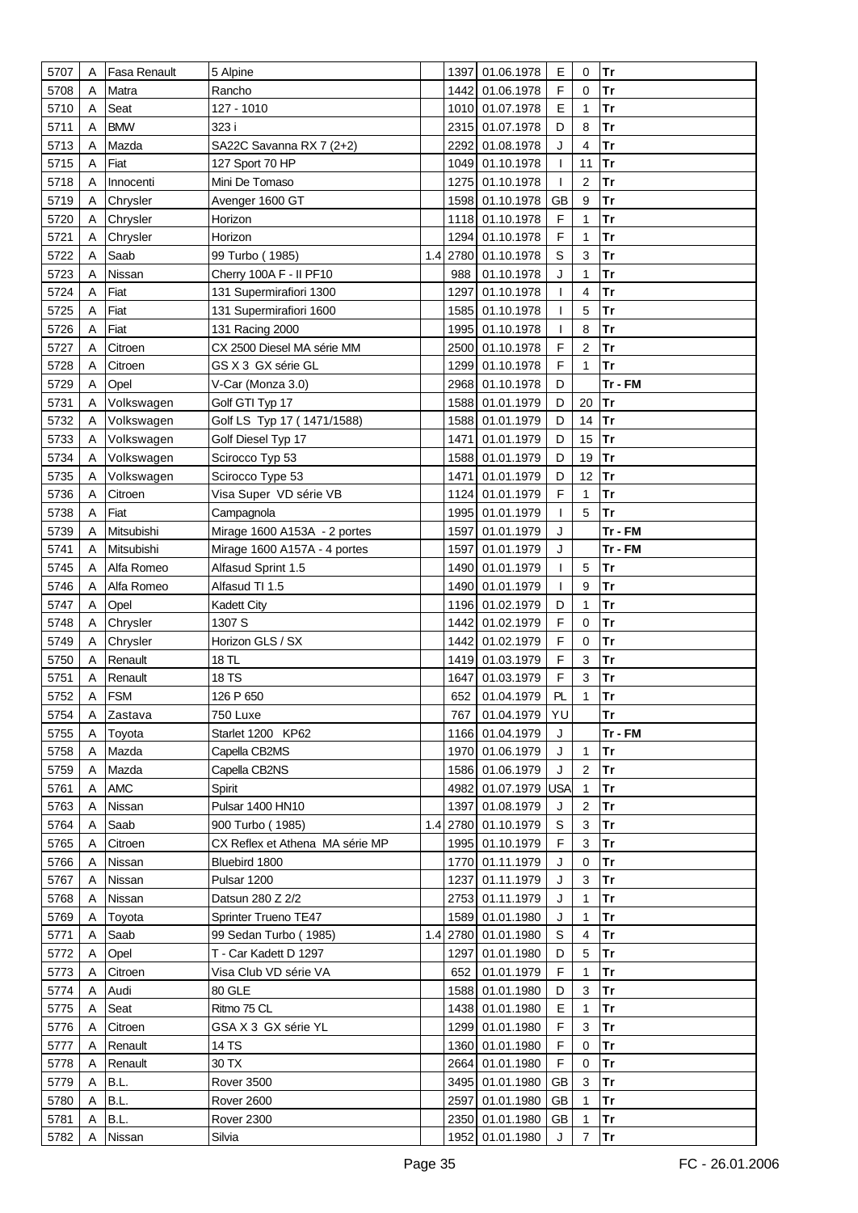| | | | | | | | | | |
|---|---|---|---|---|---|---|---|---|---|
| 5707 | A | Fasa Renault | 5 Alpine | | 1397 | 01.06.1978 | E | 0 | Tr |
| 5708 | A | Matra | Rancho | | 1442 | 01.06.1978 | F | 0 | Tr |
| 5710 | A | Seat | 127 - 1010 | | 1010 | 01.07.1978 | E | 1 | Tr |
| 5711 | A | BMW | 323 i | | 2315 | 01.07.1978 | D | 8 | Tr |
| 5713 | A | Mazda | SA22C Savanna RX 7 (2+2) | | 2292 | 01.08.1978 | J | 4 | Tr |
| 5715 | A | Fiat | 127 Sport 70 HP | | 1049 | 01.10.1978 | I | 11 | Tr |
| 5718 | A | Innocenti | Mini De Tomaso | | 1275 | 01.10.1978 | I | 2 | Tr |
| 5719 | A | Chrysler | Avenger 1600 GT | | 1598 | 01.10.1978 | GB | 9 | Tr |
| 5720 | A | Chrysler | Horizon | | 1118 | 01.10.1978 | F | 1 | Tr |
| 5721 | A | Chrysler | Horizon | | 1294 | 01.10.1978 | F | 1 | Tr |
| 5722 | A | Saab | 99 Turbo ( 1985) | 1.4 | 2780 | 01.10.1978 | S | 3 | Tr |
| 5723 | A | Nissan | Cherry 100A F - II PF10 | | 988 | 01.10.1978 | J | 1 | Tr |
| 5724 | A | Fiat | 131 Supermirafiori 1300 | | 1297 | 01.10.1978 | I | 4 | Tr |
| 5725 | A | Fiat | 131 Supermirafiori 1600 | | 1585 | 01.10.1978 | I | 5 | Tr |
| 5726 | A | Fiat | 131 Racing 2000 | | 1995 | 01.10.1978 | I | 8 | Tr |
| 5727 | A | Citroen | CX 2500 Diesel MA série MM | | 2500 | 01.10.1978 | F | 2 | Tr |
| 5728 | A | Citroen | GS X 3 GX série GL | | 1299 | 01.10.1978 | F | 1 | Tr |
| 5729 | A | Opel | V-Car (Monza 3.0) | | 2968 | 01.10.1978 | D | | Tr - FM |
| 5731 | A | Volkswagen | Golf GTI Typ 17 | | 1588 | 01.01.1979 | D | 20 | Tr |
| 5732 | A | Volkswagen | Golf LS Typ 17 ( 1471/1588) | | 1588 | 01.01.1979 | D | 14 | Tr |
| 5733 | A | Volkswagen | Golf Diesel Typ 17 | | 1471 | 01.01.1979 | D | 15 | Tr |
| 5734 | A | Volkswagen | Scirocco Typ 53 | | 1588 | 01.01.1979 | D | 19 | Tr |
| 5735 | A | Volkswagen | Scirocco Type 53 | | 1471 | 01.01.1979 | D | 12 | Tr |
| 5736 | A | Citroen | Visa Super VD série VB | | 1124 | 01.01.1979 | F | 1 | Tr |
| 5738 | A | Fiat | Campagnola | | 1995 | 01.01.1979 | I | 5 | Tr |
| 5739 | A | Mitsubishi | Mirage 1600 A153A - 2 portes | | 1597 | 01.01.1979 | J | | Tr - FM |
| 5741 | A | Mitsubishi | Mirage 1600 A157A - 4 portes | | 1597 | 01.01.1979 | J | | Tr - FM |
| 5745 | A | Alfa Romeo | Alfasud Sprint 1.5 | | 1490 | 01.01.1979 | I | 5 | Tr |
| 5746 | A | Alfa Romeo | Alfasud TI 1.5 | | 1490 | 01.01.1979 | I | 9 | Tr |
| 5747 | A | Opel | Kadett City | | 1196 | 01.02.1979 | D | 1 | Tr |
| 5748 | A | Chrysler | 1307 S | | 1442 | 01.02.1979 | F | 0 | Tr |
| 5749 | A | Chrysler | Horizon GLS / SX | | 1442 | 01.02.1979 | F | 0 | Tr |
| 5750 | A | Renault | 18 TL | | 1419 | 01.03.1979 | F | 3 | Tr |
| 5751 | A | Renault | 18 TS | | 1647 | 01.03.1979 | F | 3 | Tr |
| 5752 | A | FSM | 126 P 650 | | 652 | 01.04.1979 | PL | 1 | Tr |
| 5754 | A | Zastava | 750 Luxe | | 767 | 01.04.1979 | YU | | Tr |
| 5755 | A | Toyota | Starlet 1200 KP62 | | 1166 | 01.04.1979 | J | | Tr - FM |
| 5758 | A | Mazda | Capella CB2MS | | 1970 | 01.06.1979 | J | 1 | Tr |
| 5759 | A | Mazda | Capella CB2NS | | 1586 | 01.06.1979 | J | 2 | Tr |
| 5761 | A | AMC | Spirit | | 4982 | 01.07.1979 | USA | 1 | Tr |
| 5763 | A | Nissan | Pulsar 1400 HN10 | | 1397 | 01.08.1979 | J | 2 | Tr |
| 5764 | A | Saab | 900 Turbo ( 1985) | 1.4 | 2780 | 01.10.1979 | S | 3 | Tr |
| 5765 | A | Citroen | CX Reflex et Athena MA série MP | | 1995 | 01.10.1979 | F | 3 | Tr |
| 5766 | A | Nissan | Bluebird 1800 | | 1770 | 01.11.1979 | J | 0 | Tr |
| 5767 | A | Nissan | Pulsar 1200 | | 1237 | 01.11.1979 | J | 3 | Tr |
| 5768 | A | Nissan | Datsun 280 Z 2/2 | | 2753 | 01.11.1979 | J | 1 | Tr |
| 5769 | A | Toyota | Sprinter Trueno TE47 | | 1589 | 01.01.1980 | J | 1 | Tr |
| 5771 | A | Saab | 99 Sedan Turbo ( 1985) | 1.4 | 2780 | 01.01.1980 | S | 4 | Tr |
| 5772 | A | Opel | T - Car Kadett D 1297 | | 1297 | 01.01.1980 | D | 5 | Tr |
| 5773 | A | Citroen | Visa Club VD série VA | | 652 | 01.01.1979 | F | 1 | Tr |
| 5774 | A | Audi | 80 GLE | | 1588 | 01.01.1980 | D | 3 | Tr |
| 5775 | A | Seat | Ritmo 75 CL | | 1438 | 01.01.1980 | E | 1 | Tr |
| 5776 | A | Citroen | GSA X 3 GX série YL | | 1299 | 01.01.1980 | F | 3 | Tr |
| 5777 | A | Renault | 14 TS | | 1360 | 01.01.1980 | F | 0 | Tr |
| 5778 | A | Renault | 30 TX | | 2664 | 01.01.1980 | F | 0 | Tr |
| 5779 | A | B.L. | Rover 3500 | | 3495 | 01.01.1980 | GB | 3 | Tr |
| 5780 | A | B.L. | Rover 2600 | | 2597 | 01.01.1980 | GB | 1 | Tr |
| 5781 | A | B.L. | Rover 2300 | | 2350 | 01.01.1980 | GB | 1 | Tr |
| 5782 | A | Nissan | Silvia | | 1952 | 01.01.1980 | J | 7 | Tr |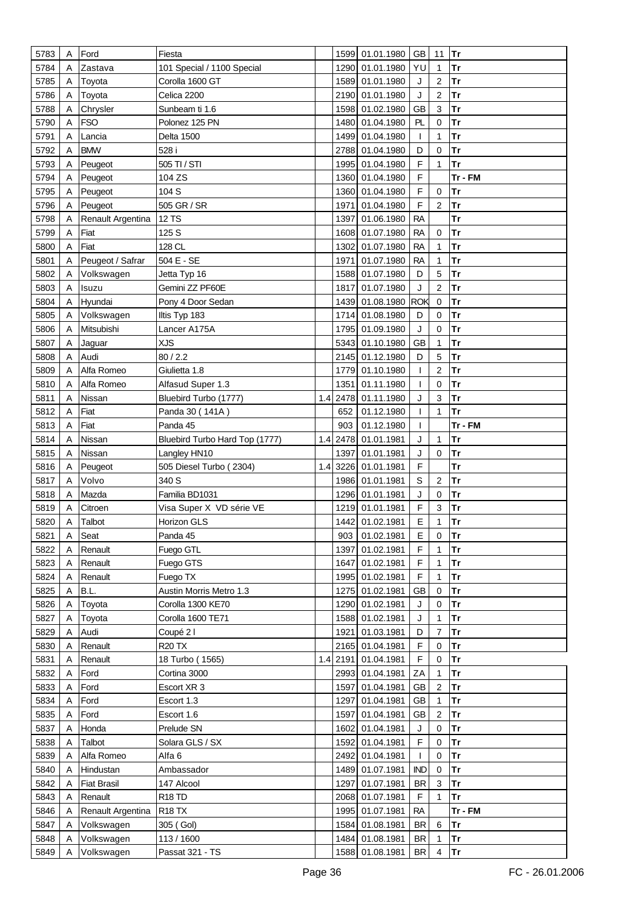| | | | | | | | | | |
|---|---|---|---|---|---|---|---|---|---|
| 5783 | A | Ford | Fiesta | | 1599 | 01.01.1980 | GB | 11 | Tr |
| 5784 | A | Zastava | 101 Special / 1100 Special | | 1290 | 01.01.1980 | YU | 1 | Tr |
| 5785 | A | Toyota | Corolla 1600 GT | | 1589 | 01.01.1980 | J | 2 | Tr |
| 5786 | A | Toyota | Celica 2200 | | 2190 | 01.01.1980 | J | 2 | Tr |
| 5788 | A | Chrysler | Sunbeam ti 1.6 | | 1598 | 01.02.1980 | GB | 3 | Tr |
| 5790 | A | FSO | Polonez 125 PN | | 1480 | 01.04.1980 | PL | 0 | Tr |
| 5791 | A | Lancia | Delta 1500 | | 1499 | 01.04.1980 | I | 1 | Tr |
| 5792 | A | BMW | 528 i | | 2788 | 01.04.1980 | D | 0 | Tr |
| 5793 | A | Peugeot | 505 TI / STI | | 1995 | 01.04.1980 | F | 1 | Tr |
| 5794 | A | Peugeot | 104 ZS | | 1360 | 01.04.1980 | F | | Tr - FM |
| 5795 | A | Peugeot | 104 S | | 1360 | 01.04.1980 | F | 0 | Tr |
| 5796 | A | Peugeot | 505 GR / SR | | 1971 | 01.04.1980 | F | 2 | Tr |
| 5798 | A | Renault Argentina | 12 TS | | 1397 | 01.06.1980 | RA | | Tr |
| 5799 | A | Fiat | 125 S | | 1608 | 01.07.1980 | RA | 0 | Tr |
| 5800 | A | Fiat | 128 CL | | 1302 | 01.07.1980 | RA | 1 | Tr |
| 5801 | A | Peugeot / Safrar | 504 E - SE | | 1971 | 01.07.1980 | RA | 1 | Tr |
| 5802 | A | Volkswagen | Jetta Typ 16 | | 1588 | 01.07.1980 | D | 5 | Tr |
| 5803 | A | Isuzu | Gemini ZZ PF60E | | 1817 | 01.07.1980 | J | 2 | Tr |
| 5804 | A | Hyundai | Pony 4 Door Sedan | | 1439 | 01.08.1980 | ROK | 0 | Tr |
| 5805 | A | Volkswagen | Iltis Typ 183 | | 1714 | 01.08.1980 | D | 0 | Tr |
| 5806 | A | Mitsubishi | Lancer A175A | | 1795 | 01.09.1980 | J | 0 | Tr |
| 5807 | A | Jaguar | XJS | | 5343 | 01.10.1980 | GB | 1 | Tr |
| 5808 | A | Audi | 80 / 2.2 | | 2145 | 01.12.1980 | D | 5 | Tr |
| 5809 | A | Alfa Romeo | Giulietta 1.8 | | 1779 | 01.10.1980 | I | 2 | Tr |
| 5810 | A | Alfa Romeo | Alfasud Super 1.3 | | 1351 | 01.11.1980 | I | 0 | Tr |
| 5811 | A | Nissan | Bluebird Turbo (1777) | 1.4 | 2478 | 01.11.1980 | J | 3 | Tr |
| 5812 | A | Fiat | Panda 30 ( 141A ) | | 652 | 01.12.1980 | I | 1 | Tr |
| 5813 | A | Fiat | Panda 45 | | 903 | 01.12.1980 | I | | Tr - FM |
| 5814 | A | Nissan | Bluebird Turbo Hard Top (1777) | 1.4 | 2478 | 01.01.1981 | J | 1 | Tr |
| 5815 | A | Nissan | Langley HN10 | | 1397 | 01.01.1981 | J | 0 | Tr |
| 5816 | A | Peugeot | 505 Diesel Turbo ( 2304) | 1.4 | 3226 | 01.01.1981 | F | | Tr |
| 5817 | A | Volvo | 340 S | | 1986 | 01.01.1981 | S | 2 | Tr |
| 5818 | A | Mazda | Familia BD1031 | | 1296 | 01.01.1981 | J | 0 | Tr |
| 5819 | A | Citroen | Visa Super X VD série VE | | 1219 | 01.01.1981 | F | 3 | Tr |
| 5820 | A | Talbot | Horizon GLS | | 1442 | 01.02.1981 | E | 1 | Tr |
| 5821 | A | Seat | Panda 45 | | 903 | 01.02.1981 | E | 0 | Tr |
| 5822 | A | Renault | Fuego GTL | | 1397 | 01.02.1981 | F | 1 | Tr |
| 5823 | A | Renault | Fuego GTS | | 1647 | 01.02.1981 | F | 1 | Tr |
| 5824 | A | Renault | Fuego TX | | 1995 | 01.02.1981 | F | 1 | Tr |
| 5825 | A | B.L. | Austin Morris Metro 1.3 | | 1275 | 01.02.1981 | GB | 0 | Tr |
| 5826 | A | Toyota | Corolla 1300 KE70 | | 1290 | 01.02.1981 | J | 0 | Tr |
| 5827 | A | Toyota | Corolla 1600 TE71 | | 1588 | 01.02.1981 | J | 1 | Tr |
| 5829 | A | Audi | Coupé 2 l | | 1921 | 01.03.1981 | D | 7 | Tr |
| 5830 | A | Renault | R20 TX | | 2165 | 01.04.1981 | F | 0 | Tr |
| 5831 | A | Renault | 18 Turbo ( 1565) | 1.4 | 2191 | 01.04.1981 | F | 0 | Tr |
| 5832 | A | Ford | Cortina 3000 | | 2993 | 01.04.1981 | ZA | 1 | Tr |
| 5833 | A | Ford | Escort XR 3 | | 1597 | 01.04.1981 | GB | 2 | Tr |
| 5834 | A | Ford | Escort 1.3 | | 1297 | 01.04.1981 | GB | 1 | Tr |
| 5835 | A | Ford | Escort 1.6 | | 1597 | 01.04.1981 | GB | 2 | Tr |
| 5837 | A | Honda | Prelude SN | | 1602 | 01.04.1981 | J | 0 | Tr |
| 5838 | A | Talbot | Solara GLS / SX | | 1592 | 01.04.1981 | F | 0 | Tr |
| 5839 | A | Alfa Romeo | Alfa 6 | | 2492 | 01.04.1981 | I | 0 | Tr |
| 5840 | A | Hindustan | Ambassador | | 1489 | 01.07.1981 | IND | 0 | Tr |
| 5842 | A | Fiat Brasil | 147 Alcool | | 1297 | 01.07.1981 | BR | 3 | Tr |
| 5843 | A | Renault | R18 TD | | 2068 | 01.07.1981 | F | 1 | Tr |
| 5846 | A | Renault Argentina | R18 TX | | 1995 | 01.07.1981 | RA | | Tr - FM |
| 5847 | A | Volkswagen | 305 ( Gol) | | 1584 | 01.08.1981 | BR | 6 | Tr |
| 5848 | A | Volkswagen | 113 / 1600 | | 1484 | 01.08.1981 | BR | 1 | Tr |
| 5849 | A | Volkswagen | Passat 321 - TS | | 1588 | 01.08.1981 | BR | 4 | Tr |

FC - 26.01.2006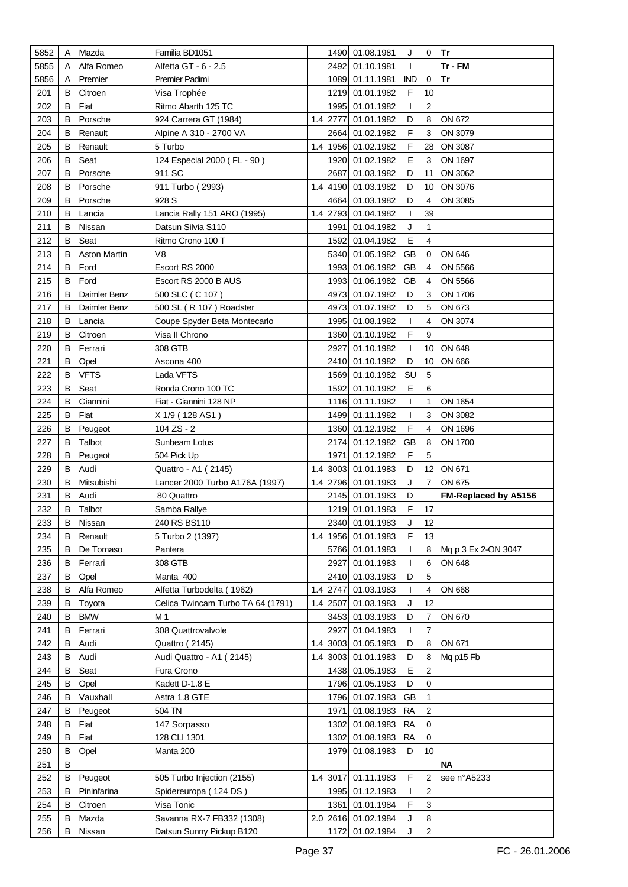| | | | | | | | | | |
|---|---|---|---|---|---|---|---|---|---|
| 5852 | A | Mazda | Familia BD1051 | | 1490 | 01.08.1981 | J | 0 | **Tr** |
| 5855 | A | Alfa Romeo | Alfetta GT - 6 - 2.5 | | 2492 | 01.10.1981 | I | | **Tr - FM** |
| 5856 | A | Premier | Premier Padimi | | 1089 | 01.11.1981 | IND | 0 | **Tr** |
| 201 | B | Citroen | Visa Trophée | | 1219 | 01.01.1982 | F | 10 | |
| 202 | B | Fiat | Ritmo Abarth 125 TC | | 1995 | 01.01.1982 | I | 2 | |
| 203 | B | Porsche | 924 Carrera GT (1984) | 1.4 | 2777 | 01.01.1982 | D | 8 | ON 672 |
| 204 | B | Renault | Alpine A 310 - 2700 VA | | 2664 | 01.02.1982 | F | 3 | ON 3079 |
| 205 | B | Renault | 5 Turbo | 1.4 | 1956 | 01.02.1982 | F | 28 | ON 3087 |
| 206 | B | Seat | 124 Especial 2000 ( FL - 90 ) | | 1920 | 01.02.1982 | E | 3 | ON 1697 |
| 207 | B | Porsche | 911 SC | | 2687 | 01.03.1982 | D | 11 | ON 3062 |
| 208 | B | Porsche | 911 Turbo ( 2993) | 1.4 | 4190 | 01.03.1982 | D | 10 | ON 3076 |
| 209 | B | Porsche | 928 S | | 4664 | 01.03.1982 | D | 4 | ON 3085 |
| 210 | B | Lancia | Lancia Rally 151 ARO (1995) | 1.4 | 2793 | 01.04.1982 | I | 39 | |
| 211 | B | Nissan | Datsun Silvia S110 | | 1991 | 01.04.1982 | J | 1 | |
| 212 | B | Seat | Ritmo Crono 100 T | | 1592 | 01.04.1982 | E | 4 | |
| 213 | B | Aston Martin | V8 | | 5340 | 01.05.1982 | GB | 0 | ON 646 |
| 214 | B | Ford | Escort RS 2000 | | 1993 | 01.06.1982 | GB | 4 | ON 5566 |
| 215 | B | Ford | Escort RS 2000 B AUS | | 1993 | 01.06.1982 | GB | 4 | ON 5566 |
| 216 | B | Daimler Benz | 500 SLC ( C 107 ) | | 4973 | 01.07.1982 | D | 3 | ON 1706 |
| 217 | B | Daimler Benz | 500 SL ( R 107 ) Roadster | | 4973 | 01.07.1982 | D | 5 | ON 673 |
| 218 | B | Lancia | Coupe Spyder Beta Montecarlo | | 1995 | 01.08.1982 | I | 4 | ON 3074 |
| 219 | B | Citroen | Visa II Chrono | | 1360 | 01.10.1982 | F | 9 | |
| 220 | B | Ferrari | 308 GTB | | 2927 | 01.10.1982 | I | 10 | ON 648 |
| 221 | B | Opel | Ascona 400 | | 2410 | 01.10.1982 | D | 10 | ON 666 |
| 222 | B | VFTS | Lada VFTS | | 1569 | 01.10.1982 | SU | 5 | |
| 223 | B | Seat | Ronda Crono 100 TC | | 1592 | 01.10.1982 | E | 6 | |
| 224 | B | Giannini | Fiat - Giannini 128 NP | | 1116 | 01.11.1982 | I | 1 | ON 1654 |
| 225 | B | Fiat | X 1/9 ( 128 AS1 ) | | 1499 | 01.11.1982 | I | 3 | ON 3082 |
| 226 | B | Peugeot | 104 ZS - 2 | | 1360 | 01.12.1982 | F | 4 | ON 1696 |
| 227 | B | Talbot | Sunbeam Lotus | | 2174 | 01.12.1982 | GB | 8 | ON 1700 |
| 228 | B | Peugeot | 504 Pick Up | | 1971 | 01.12.1982 | F | 5 | |
| 229 | B | Audi | Quattro - A1 ( 2145) | 1.4 | 3003 | 01.01.1983 | D | 12 | ON 671 |
| 230 | B | Mitsubishi | Lancer 2000 Turbo A176A (1997) | 1.4 | 2796 | 01.01.1983 | J | 7 | ON 675 |
| 231 | B | Audi | 80 Quattro | | 2145 | 01.01.1983 | D | | **FM-Replaced by A5156** |
| 232 | B | Talbot | Samba Rallye | | 1219 | 01.01.1983 | F | 17 | |
| 233 | B | Nissan | 240 RS BS110 | | 2340 | 01.01.1983 | J | 12 | |
| 234 | B | Renault | 5 Turbo 2 (1397) | 1.4 | 1956 | 01.01.1983 | F | 13 | |
| 235 | B | De Tomaso | Pantera | | 5766 | 01.01.1983 | I | 8 | Mq p 3 Ex 2-ON 3047 |
| 236 | B | Ferrari | 308 GTB | | 2927 | 01.01.1983 | I | 6 | ON 648 |
| 237 | B | Opel | Manta 400 | | 2410 | 01.03.1983 | D | 5 | |
| 238 | B | Alfa Romeo | Alfetta Turbodelta ( 1962) | 1.4 | 2747 | 01.03.1983 | I | 4 | ON 668 |
| 239 | B | Toyota | Celica Twincam Turbo TA 64 (1791) | 1.4 | 2507 | 01.03.1983 | J | 12 | |
| 240 | B | BMW | M 1 | | 3453 | 01.03.1983 | D | 7 | ON 670 |
| 241 | B | Ferrari | 308 Quattrovalvole | | 2927 | 01.04.1983 | I | 7 | |
| 242 | B | Audi | Quattro ( 2145) | 1.4 | 3003 | 01.05.1983 | D | 8 | ON 671 |
| 243 | B | Audi | Audi Quattro - A1 ( 2145) | 1.4 | 3003 | 01.01.1983 | D | 8 | Mq p15 Fb |
| 244 | B | Seat | Fura Crono | | 1438 | 01.05.1983 | E | 2 | |
| 245 | B | Opel | Kadett D-1.8 E | | 1796 | 01.05.1983 | D | 0 | |
| 246 | B | Vauxhall | Astra 1.8 GTE | | 1796 | 01.07.1983 | GB | 1 | |
| 247 | B | Peugeot | 504 TN | | 1971 | 01.08.1983 | RA | 2 | |
| 248 | B | Fiat | 147 Sorpasso | | 1302 | 01.08.1983 | RA | 0 | |
| 249 | B | Fiat | 128 CLI 1301 | | 1302 | 01.08.1983 | RA | 0 | |
| 250 | B | Opel | Manta 200 | | 1979 | 01.08.1983 | D | 10 | |
| 251 | B | | | | | | | | **NA** |
| 252 | B | Peugeot | 505 Turbo Injection (2155) | 1.4 | 3017 | 01.11.1983 | F | 2 | see n°A5233 |
| 253 | B | Pininfarina | Spidereuropa ( 124 DS ) | | 1995 | 01.12.1983 | I | 2 | |
| 254 | B | Citroen | Visa Tonic | | 1361 | 01.01.1984 | F | 3 | |
| 255 | B | Mazda | Savanna RX-7 FB332 (1308) | 2.0 | 2616 | 01.02.1984 | J | 8 | |
| 256 | B | Nissan | Datsun Sunny Pickup B120 | | 1172 | 01.02.1984 | J | 2 | |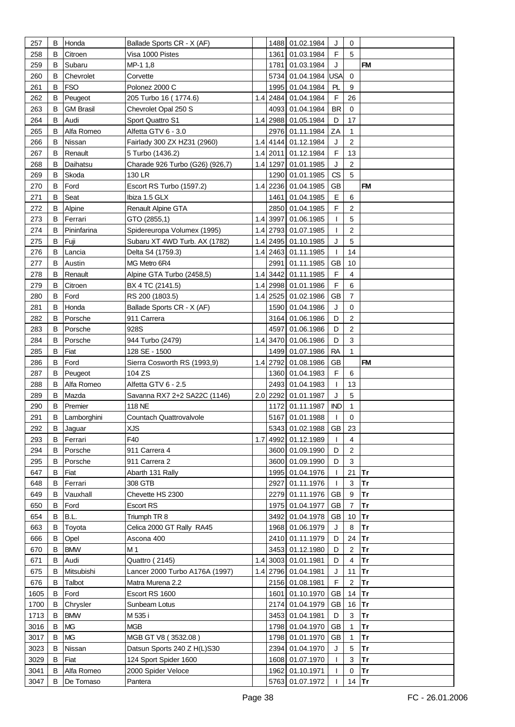| | | | | | | | | | |
|---|---|---|---|---|---|---|---|---|---|
| 257 | B | Honda | Ballade Sports CR - X (AF) | | 1488 | 01.02.1984 | J | 0 | |
| 258 | B | Citroen | Visa 1000 Pistes | | 1361 | 01.03.1984 | F | 5 | |
| 259 | B | Subaru | MP-1 1,8 | | 1781 | 01.03.1984 | J | | FM |
| 260 | B | Chevrolet | Corvette | | 5734 | 01.04.1984 | USA | 0 | |
| 261 | B | FSO | Polonez 2000 C | | 1995 | 01.04.1984 | PL | 9 | |
| 262 | B | Peugeot | 205 Turbo 16 ( 1774.6) | 1.4 | 2484 | 01.04.1984 | F | 26 | |
| 263 | B | GM Brasil | Chevrolet Opal 250 S | | 4093 | 01.04.1984 | BR | 0 | |
| 264 | B | Audi | Sport Quattro S1 | 1.4 | 2988 | 01.05.1984 | D | 17 | |
| 265 | B | Alfa Romeo | Alfetta GTV 6 - 3.0 | | 2976 | 01.11.1984 | ZA | 1 | |
| 266 | B | Nissan | Fairlady 300 ZX HZ31 (2960) | 1.4 | 4144 | 01.12.1984 | J | 2 | |
| 267 | B | Renault | 5 Turbo (1436.2) | 1.4 | 2011 | 01.12.1984 | F | 13 | |
| 268 | B | Daihatsu | Charade 926 Turbo (G26) (926,7) | 1.4 | 1297 | 01.01.1985 | J | 2 | |
| 269 | B | Skoda | 130 LR | | 1290 | 01.01.1985 | CS | 5 | |
| 270 | B | Ford | Escort RS Turbo (1597.2) | 1.4 | 2236 | 01.04.1985 | GB | | FM |
| 271 | B | Seat | Ibiza 1.5 GLX | | 1461 | 01.04.1985 | E | 6 | |
| 272 | B | Alpine | Renault Alpine GTA | | 2850 | 01.04.1985 | F | 2 | |
| 273 | B | Ferrari | GTO (2855,1) | 1.4 | 3997 | 01.06.1985 | I | 5 | |
| 274 | B | Pininfarina | Spidereuropa Volumex (1995) | 1.4 | 2793 | 01.07.1985 | I | 2 | |
| 275 | B | Fuji | Subaru XT 4WD Turb. AX (1782) | 1.4 | 2495 | 01.10.1985 | J | 5 | |
| 276 | B | Lancia | Delta S4 (1759.3) | 1.4 | 2463 | 01.11.1985 | I | 14 | |
| 277 | B | Austin | MG Metro 6R4 | | 2991 | 01.11.1985 | GB | 10 | |
| 278 | B | Renault | Alpine GTA Turbo (2458,5) | 1.4 | 3442 | 01.11.1985 | F | 4 | |
| 279 | B | Citroen | BX 4 TC (2141.5) | 1.4 | 2998 | 01.01.1986 | F | 6 | |
| 280 | B | Ford | RS 200 (1803.5) | 1.4 | 2525 | 01.02.1986 | GB | 7 | |
| 281 | B | Honda | Ballade Sports CR - X (AF) | | 1590 | 01.04.1986 | J | 0 | |
| 282 | B | Porsche | 911 Carrera | | 3164 | 01.06.1986 | D | 2 | |
| 283 | B | Porsche | 928S | | 4597 | 01.06.1986 | D | 2 | |
| 284 | B | Porsche | 944 Turbo (2479) | 1.4 | 3470 | 01.06.1986 | D | 3 | |
| 285 | B | Fiat | 128 SE - 1500 | | 1499 | 01.07.1986 | RA | 1 | |
| 286 | B | Ford | Sierra Cosworth RS (1993,9) | 1.4 | 2792 | 01.08.1986 | GB | | FM |
| 287 | B | Peugeot | 104 ZS | | 1360 | 01.04.1983 | F | 6 | |
| 288 | B | Alfa Romeo | Alfetta GTV 6 - 2.5 | | 2493 | 01.04.1983 | I | 13 | |
| 289 | B | Mazda | Savanna RX7 2+2 SA22C (1146) | 2.0 | 2292 | 01.01.1987 | J | 5 | |
| 290 | B | Premier | 118 NE | | 1172 | 01.11.1987 | IND | 1 | |
| 291 | B | Lamborghini | Countach Quattrovalvole | | 5167 | 01.01.1988 | I | 0 | |
| 292 | B | Jaguar | XJS | | 5343 | 01.02.1988 | GB | 23 | |
| 293 | B | Ferrari | F40 | 1.7 | 4992 | 01.12.1989 | I | 4 | |
| 294 | B | Porsche | 911 Carrera 4 | | 3600 | 01.09.1990 | D | 2 | |
| 295 | B | Porsche | 911 Carrera 2 | | 3600 | 01.09.1990 | D | 3 | |
| 647 | B | Fiat | Abarth 131 Rally | | 1995 | 01.04.1976 | I | 21 | Tr |
| 648 | B | Ferrari | 308 GTB | | 2927 | 01.11.1976 | I | 3 | Tr |
| 649 | B | Vauxhall | Chevette HS 2300 | | 2279 | 01.11.1976 | GB | 9 | Tr |
| 650 | B | Ford | Escort RS | | 1975 | 01.04.1977 | GB | 7 | Tr |
| 654 | B | B.L. | Triumph TR 8 | | 3492 | 01.04.1978 | GB | 10 | Tr |
| 663 | B | Toyota | Celica 2000 GT Rally RA45 | | 1968 | 01.06.1979 | J | 8 | Tr |
| 666 | B | Opel | Ascona 400 | | 2410 | 01.11.1979 | D | 24 | Tr |
| 670 | B | BMW | M 1 | | 3453 | 01.12.1980 | D | 2 | Tr |
| 671 | B | Audi | Quattro ( 2145) | 1.4 | 3003 | 01.01.1981 | D | 4 | Tr |
| 675 | B | Mitsubishi | Lancer 2000 Turbo A176A (1997) | 1.4 | 2796 | 01.04.1981 | J | 11 | Tr |
| 676 | B | Talbot | Matra Murena 2.2 | | 2156 | 01.08.1981 | F | 2 | Tr |
| 1605 | B | Ford | Escort RS 1600 | | 1601 | 01.10.1970 | GB | 14 | Tr |
| 1700 | B | Chrysler | Sunbeam Lotus | | 2174 | 01.04.1979 | GB | 16 | Tr |
| 1713 | B | BMW | M 535 i | | 3453 | 01.04.1981 | D | 3 | Tr |
| 3016 | B | MG | MGB | | 1798 | 01.04.1970 | GB | 1 | Tr |
| 3017 | B | MG | MGB GT V8 ( 3532.08 ) | | 1798 | 01.01.1970 | GB | 1 | Tr |
| 3023 | B | Nissan | Datsun Sports 240 Z H(L)S30 | | 2394 | 01.04.1970 | J | 5 | Tr |
| 3029 | B | Fiat | 124 Sport Spider 1600 | | 1608 | 01.07.1970 | I | 3 | Tr |
| 3041 | B | Alfa Romeo | 2000 Spider Veloce | | 1962 | 01.10.1971 | I | 0 | Tr |
| 3047 | B | De Tomaso | Pantera | | 5763 | 01.07.1972 | I | 14 | Tr |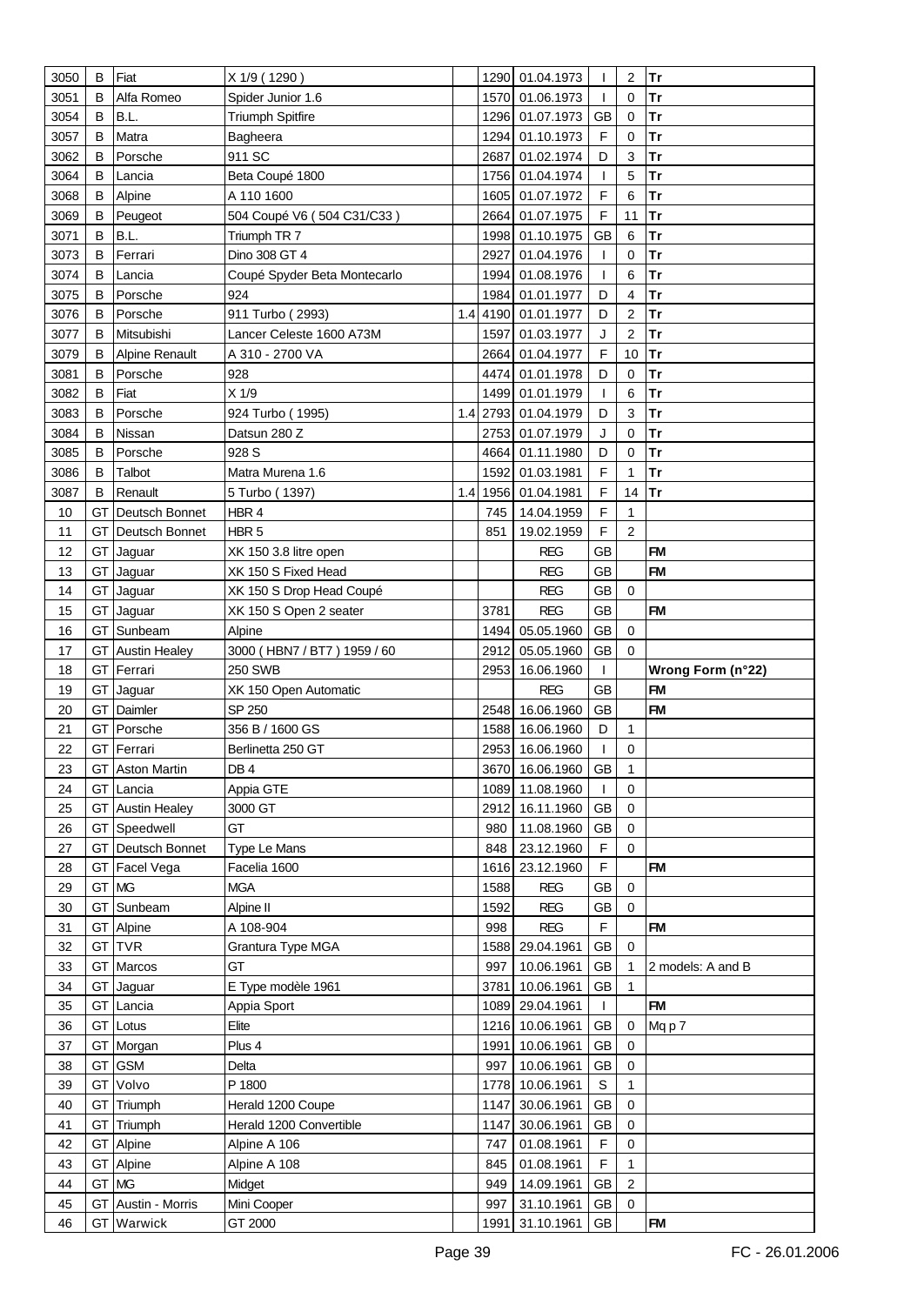| | | | | | | | | | |
|---|---|---|---|---|---|---|---|---|---|
| 3050 | B | Fiat | X 1/9 ( 1290 ) | | 1290 | 01.04.1973 | I | 2 | **Tr** |
| 3051 | B | Alfa Romeo | Spider Junior 1.6 | | 1570 | 01.06.1973 | I | 0 | **Tr** |
| 3054 | B | B.L. | Triumph Spitfire | | 1296 | 01.07.1973 | GB | 0 | **Tr** |
| 3057 | B | Matra | Bagheera | | 1294 | 01.10.1973 | F | 0 | **Tr** |
| 3062 | B | Porsche | 911 SC | | 2687 | 01.02.1974 | D | 3 | **Tr** |
| 3064 | B | Lancia | Beta Coupé 1800 | | 1756 | 01.04.1974 | I | 5 | **Tr** |
| 3068 | B | Alpine | A 110 1600 | | 1605 | 01.07.1972 | F | 6 | **Tr** |
| 3069 | B | Peugeot | 504 Coupé V6 ( 504 C31/C33 ) | | 2664 | 01.07.1975 | F | 11 | **Tr** |
| 3071 | B | B.L. | Triumph TR 7 | | 1998 | 01.10.1975 | GB | 6 | **Tr** |
| 3073 | B | Ferrari | Dino 308 GT 4 | | 2927 | 01.04.1976 | I | 0 | **Tr** |
| 3074 | B | Lancia | Coupé Spyder Beta Montecarlo | | 1994 | 01.08.1976 | I | 6 | **Tr** |
| 3075 | B | Porsche | 924 | | 1984 | 01.01.1977 | D | 4 | **Tr** |
| 3076 | B | Porsche | 911 Turbo ( 2993) | 1.4 | 4190 | 01.01.1977 | D | 2 | **Tr** |
| 3077 | B | Mitsubishi | Lancer Celeste 1600 A73M | | 1597 | 01.03.1977 | J | 2 | **Tr** |
| 3079 | B | Alpine Renault | A 310 - 2700 VA | | 2664 | 01.04.1977 | F | 10 | **Tr** |
| 3081 | B | Porsche | 928 | | 4474 | 01.01.1978 | D | 0 | **Tr** |
| 3082 | B | Fiat | X 1/9 | | 1499 | 01.01.1979 | I | 6 | **Tr** |
| 3083 | B | Porsche | 924 Turbo ( 1995) | 1.4 | 2793 | 01.04.1979 | D | 3 | **Tr** |
| 3084 | B | Nissan | Datsun 280 Z | | 2753 | 01.07.1979 | J | 0 | **Tr** |
| 3085 | B | Porsche | 928 S | | 4664 | 01.11.1980 | D | 0 | **Tr** |
| 3086 | B | Talbot | Matra Murena 1.6 | | 1592 | 01.03.1981 | F | 1 | **Tr** |
| 3087 | B | Renault | 5 Turbo ( 1397) | 1.4 | 1956 | 01.04.1981 | F | 14 | **Tr** |
| 10 | GT | Deutsch Bonnet | HBR 4 | | 745 | 14.04.1959 | F | 1 | |
| 11 | GT | Deutsch Bonnet | HBR 5 | | 851 | 19.02.1959 | F | 2 | |
| 12 | GT | Jaguar | XK 150 3.8 litre open | | | REG | GB | | **FM** |
| 13 | GT | Jaguar | XK 150 S Fixed Head | | | REG | GB | | **FM** |
| 14 | GT | Jaguar | XK 150 S Drop Head Coupé | | | REG | GB | 0 | |
| 15 | GT | Jaguar | XK 150 S Open 2 seater | | 3781 | REG | GB | | **FM** |
| 16 | GT | Sunbeam | Alpine | | 1494 | 05.05.1960 | GB | 0 | |
| 17 | GT | Austin Healey | 3000 ( HBN7 / BT7 ) 1959 / 60 | | 2912 | 05.05.1960 | GB | 0 | |
| 18 | GT | Ferrari | 250 SWB | | 2953 | 16.06.1960 | I | | **Wrong Form (n°22)** |
| 19 | GT | Jaguar | XK 150 Open Automatic | | | REG | GB | | **FM** |
| 20 | GT | Daimler | SP 250 | | 2548 | 16.06.1960 | GB | | **FM** |
| 21 | GT | Porsche | 356 B / 1600 GS | | 1588 | 16.06.1960 | D | 1 | |
| 22 | GT | Ferrari | Berlinetta 250 GT | | 2953 | 16.06.1960 | I | 0 | |
| 23 | GT | Aston Martin | DB 4 | | 3670 | 16.06.1960 | GB | 1 | |
| 24 | GT | Lancia | Appia GTE | | 1089 | 11.08.1960 | I | 0 | |
| 25 | GT | Austin Healey | 3000 GT | | 2912 | 16.11.1960 | GB | 0 | |
| 26 | GT | Speedwell | GT | | 980 | 11.08.1960 | GB | 0 | |
| 27 | GT | Deutsch Bonnet | Type Le Mans | | 848 | 23.12.1960 | F | 0 | |
| 28 | GT | Facel Vega | Facelia 1600 | | 1616 | 23.12.1960 | F | | **FM** |
| 29 | GT | MG | MGA | | 1588 | REG | GB | 0 | |
| 30 | GT | Sunbeam | Alpine II | | 1592 | REG | GB | 0 | |
| 31 | GT | Alpine | A 108-904 | | 998 | REG | F | | **FM** |
| 32 | GT | TVR | Grantura Type MGA | | 1588 | 29.04.1961 | GB | 0 | |
| 33 | GT | Marcos | GT | | 997 | 10.06.1961 | GB | 1 | 2 models: A and B |
| 34 | GT | Jaguar | E Type modèle 1961 | | 3781 | 10.06.1961 | GB | 1 | |
| 35 | GT | Lancia | Appia Sport | | 1089 | 29.04.1961 | I | | **FM** |
| 36 | GT | Lotus | Elite | | 1216 | 10.06.1961 | GB | 0 | Mq p 7 |
| 37 | GT | Morgan | Plus 4 | | 1991 | 10.06.1961 | GB | 0 | |
| 38 | GT | GSM | Delta | | 997 | 10.06.1961 | GB | 0 | |
| 39 | GT | Volvo | P 1800 | | 1778 | 10.06.1961 | S | 1 | |
| 40 | GT | Triumph | Herald 1200 Coupe | | 1147 | 30.06.1961 | GB | 0 | |
| 41 | GT | Triumph | Herald 1200 Convertible | | 1147 | 30.06.1961 | GB | 0 | |
| 42 | GT | Alpine | Alpine A 106 | | 747 | 01.08.1961 | F | 0 | |
| 43 | GT | Alpine | Alpine A 108 | | 845 | 01.08.1961 | F | 1 | |
| 44 | GT | MG | Midget | | 949 | 14.09.1961 | GB | 2 | |
| 45 | GT | Austin - Morris | Mini Cooper | | 997 | 31.10.1961 | GB | 0 | |
| 46 | GT | Warwick | GT 2000 | | 1991 | 31.10.1961 | GB | | **FM** |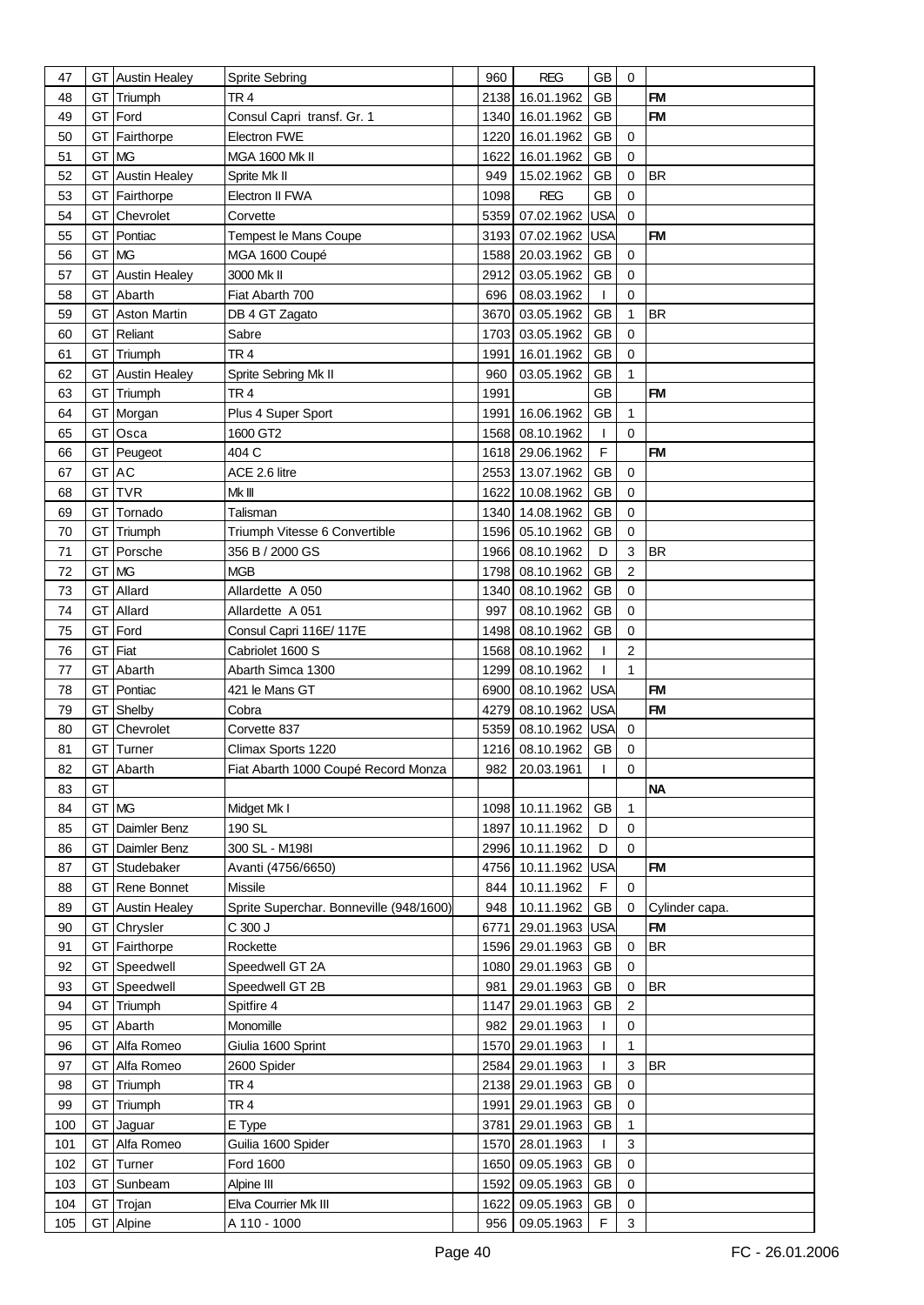| | | | | | | | | | |
|---|---|---|---|---|---|---|---|---|---|
| 47 | GT | Austin Healey | Sprite Sebring | | 960 | REG | GB | 0 | |
| 48 | GT | Triumph | TR 4 | | 2138 | 16.01.1962 | GB | | FM |
| 49 | GT | Ford | Consul Capri transf. Gr. 1 | | 1340 | 16.01.1962 | GB | | FM |
| 50 | GT | Fairthorpe | Electron FWE | | 1220 | 16.01.1962 | GB | 0 | |
| 51 | GT | MG | MGA 1600 Mk II | | 1622 | 16.01.1962 | GB | 0 | |
| 52 | GT | Austin Healey | Sprite Mk II | | 949 | 15.02.1962 | GB | 0 | BR |
| 53 | GT | Fairthorpe | Electron II FWA | | 1098 | REG | GB | 0 | |
| 54 | GT | Chevrolet | Corvette | | 5359 | 07.02.1962 | USA | 0 | |
| 55 | GT | Pontiac | Tempest le Mans Coupe | | 3193 | 07.02.1962 | USA | | FM |
| 56 | GT | MG | MGA 1600 Coupé | | 1588 | 20.03.1962 | GB | 0 | |
| 57 | GT | Austin Healey | 3000 Mk II | | 2912 | 03.05.1962 | GB | 0 | |
| 58 | GT | Abarth | Fiat Abarth 700 | | 696 | 08.03.1962 | I | 0 | |
| 59 | GT | Aston Martin | DB 4 GT Zagato | | 3670 | 03.05.1962 | GB | 1 | BR |
| 60 | GT | Reliant | Sabre | | 1703 | 03.05.1962 | GB | 0 | |
| 61 | GT | Triumph | TR 4 | | 1991 | 16.01.1962 | GB | 0 | |
| 62 | GT | Austin Healey | Sprite Sebring Mk II | | 960 | 03.05.1962 | GB | 1 | |
| 63 | GT | Triumph | TR 4 | | 1991 | | GB | | FM |
| 64 | GT | Morgan | Plus 4 Super Sport | | 1991 | 16.06.1962 | GB | 1 | |
| 65 | GT | Osca | 1600 GT2 | | 1568 | 08.10.1962 | I | 0 | |
| 66 | GT | Peugeot | 404 C | | 1618 | 29.06.1962 | F | | FM |
| 67 | GT | AC | ACE 2.6 litre | | 2553 | 13.07.1962 | GB | 0 | |
| 68 | GT | TVR | Mk III | | 1622 | 10.08.1962 | GB | 0 | |
| 69 | GT | Tornado | Talisman | | 1340 | 14.08.1962 | GB | 0 | |
| 70 | GT | Triumph | Triumph Vitesse 6 Convertible | | 1596 | 05.10.1962 | GB | 0 | |
| 71 | GT | Porsche | 356 B / 2000 GS | | 1966 | 08.10.1962 | D | 3 | BR |
| 72 | GT | MG | MGB | | 1798 | 08.10.1962 | GB | 2 | |
| 73 | GT | Allard | Allardette A 050 | | 1340 | 08.10.1962 | GB | 0 | |
| 74 | GT | Allard | Allardette A 051 | | 997 | 08.10.1962 | GB | 0 | |
| 75 | GT | Ford | Consul Capri 116E/ 117E | | 1498 | 08.10.1962 | GB | 0 | |
| 76 | GT | Fiat | Cabriolet 1600 S | | 1568 | 08.10.1962 | I | 2 | |
| 77 | GT | Abarth | Abarth Simca 1300 | | 1299 | 08.10.1962 | I | 1 | |
| 78 | GT | Pontiac | 421 le Mans GT | | 6900 | 08.10.1962 | USA | | FM |
| 79 | GT | Shelby | Cobra | | 4279 | 08.10.1962 | USA | | FM |
| 80 | GT | Chevrolet | Corvette 837 | | 5359 | 08.10.1962 | USA | 0 | |
| 81 | GT | Turner | Climax Sports 1220 | | 1216 | 08.10.1962 | GB | 0 | |
| 82 | GT | Abarth | Fiat Abarth 1000 Coupé Record Monza | | 982 | 20.03.1961 | I | 0 | |
| 83 | GT | | | | | | | | NA |
| 84 | GT | MG | Midget Mk I | | 1098 | 10.11.1962 | GB | 1 | |
| 85 | GT | Daimler Benz | 190 SL | | 1897 | 10.11.1962 | D | 0 | |
| 86 | GT | Daimler Benz | 300 SL - M198I | | 2996 | 10.11.1962 | D | 0 | |
| 87 | GT | Studebaker | Avanti (4756/6650) | | 4756 | 10.11.1962 | USA | | FM |
| 88 | GT | Rene Bonnet | Missile | | 844 | 10.11.1962 | F | 0 | |
| 89 | GT | Austin Healey | Sprite Superchar. Bonneville (948/1600) | | 948 | 10.11.1962 | GB | 0 | Cylinder capa. |
| 90 | GT | Chrysler | C 300 J | | 6771 | 29.01.1963 | USA | | FM |
| 91 | GT | Fairthorpe | Rockette | | 1596 | 29.01.1963 | GB | 0 | BR |
| 92 | GT | Speedwell | Speedwell GT 2A | | 1080 | 29.01.1963 | GB | 0 | |
| 93 | GT | Speedwell | Speedwell GT 2B | | 981 | 29.01.1963 | GB | 0 | BR |
| 94 | GT | Triumph | Spitfire 4 | | 1147 | 29.01.1963 | GB | 2 | |
| 95 | GT | Abarth | Monomille | | 982 | 29.01.1963 | I | 0 | |
| 96 | GT | Alfa Romeo | Giulia 1600 Sprint | | 1570 | 29.01.1963 | I | 1 | |
| 97 | GT | Alfa Romeo | 2600 Spider | | 2584 | 29.01.1963 | I | 3 | BR |
| 98 | GT | Triumph | TR 4 | | 2138 | 29.01.1963 | GB | 0 | |
| 99 | GT | Triumph | TR 4 | | 1991 | 29.01.1963 | GB | 0 | |
| 100 | GT | Jaguar | E Type | | 3781 | 29.01.1963 | GB | 1 | |
| 101 | GT | Alfa Romeo | Guilia 1600 Spider | | 1570 | 28.01.1963 | I | 3 | |
| 102 | GT | Turner | Ford 1600 | | 1650 | 09.05.1963 | GB | 0 | |
| 103 | GT | Sunbeam | Alpine III | | 1592 | 09.05.1963 | GB | 0 | |
| 104 | GT | Trojan | Elva Courrier Mk III | | 1622 | 09.05.1963 | GB | 0 | |
| 105 | GT | Alpine | A 110 - 1000 | | 956 | 09.05.1963 | F | 3 | |

FC - 26.01.2006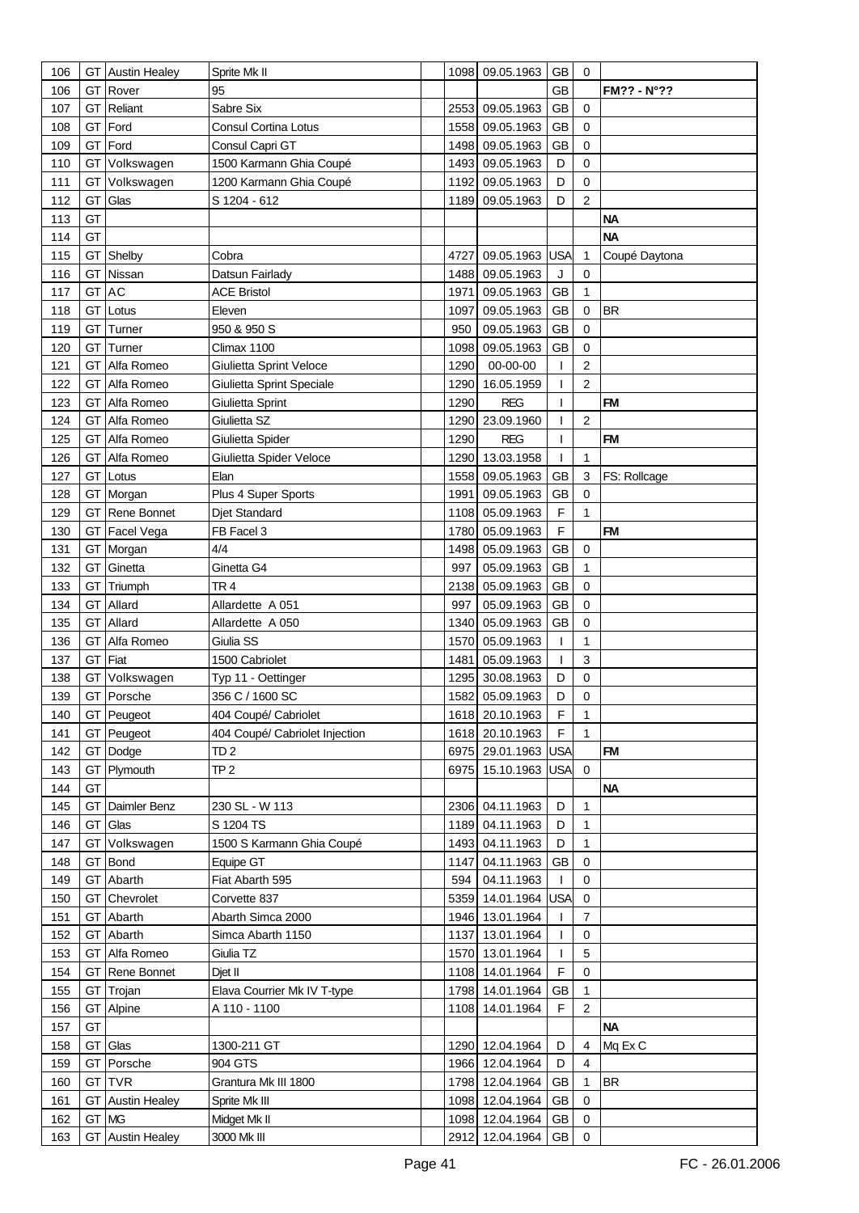| | | | | | | | | | |
|---|---|---|---|---|---|---|---|---|---|
| 106 | GT | Austin Healey | Sprite Mk II | | 1098 | 09.05.1963 | GB | 0 | |
| 106 | GT | Rover | 95 | | | | GB | | **FM?? - N°??** |
| 107 | GT | Reliant | Sabre Six | | 2553 | 09.05.1963 | GB | 0 | |
| 108 | GT | Ford | Consul Cortina Lotus | | 1558 | 09.05.1963 | GB | 0 | |
| 109 | GT | Ford | Consul Capri GT | | 1498 | 09.05.1963 | GB | 0 | |
| 110 | GT | Volkswagen | 1500 Karmann Ghia Coupé | | 1493 | 09.05.1963 | D | 0 | |
| 111 | GT | Volkswagen | 1200 Karmann Ghia Coupé | | 1192 | 09.05.1963 | D | 0 | |
| 112 | GT | Glas | S 1204 - 612 | | 1189 | 09.05.1963 | D | 2 | |
| 113 | GT | | | | | | | | **NA** |
| 114 | GT | | | | | | | | **NA** |
| 115 | GT | Shelby | Cobra | | 4727 | 09.05.1963 | USA | 1 | Coupé Daytona |
| 116 | GT | Nissan | Datsun Fairlady | | 1488 | 09.05.1963 | J | 0 | |
| 117 | GT | AC | ACE Bristol | | 1971 | 09.05.1963 | GB | 1 | |
| 118 | GT | Lotus | Eleven | | 1097 | 09.05.1963 | GB | 0 | BR |
| 119 | GT | Turner | 950 & 950 S | | 950 | 09.05.1963 | GB | 0 | |
| 120 | GT | Turner | Climax 1100 | | 1098 | 09.05.1963 | GB | 0 | |
| 121 | GT | Alfa Romeo | Giulietta Sprint Veloce | | 1290 | 00-00-00 | I | 2 | |
| 122 | GT | Alfa Romeo | Giulietta Sprint Speciale | | 1290 | 16.05.1959 | I | 2 | |
| 123 | GT | Alfa Romeo | Giulietta Sprint | | 1290 | REG | I | | **FM** |
| 124 | GT | Alfa Romeo | Giulietta SZ | | 1290 | 23.09.1960 | I | 2 | |
| 125 | GT | Alfa Romeo | Giulietta Spider | | 1290 | REG | I | | **FM** |
| 126 | GT | Alfa Romeo | Giulietta Spider Veloce | | 1290 | 13.03.1958 | I | 1 | |
| 127 | GT | Lotus | Elan | | 1558 | 09.05.1963 | GB | 3 | FS: Rollcage |
| 128 | GT | Morgan | Plus 4 Super Sports | | 1991 | 09.05.1963 | GB | 0 | |
| 129 | GT | Rene Bonnet | Djet Standard | | 1108 | 05.09.1963 | F | 1 | |
| 130 | GT | Facel Vega | FB Facel 3 | | 1780 | 05.09.1963 | F | | **FM** |
| 131 | GT | Morgan | 4/4 | | 1498 | 05.09.1963 | GB | 0 | |
| 132 | GT | Ginetta | Ginetta G4 | | 997 | 05.09.1963 | GB | 1 | |
| 133 | GT | Triumph | TR 4 | | 2138 | 05.09.1963 | GB | 0 | |
| 134 | GT | Allard | Allardette A 051 | | 997 | 05.09.1963 | GB | 0 | |
| 135 | GT | Allard | Allardette A 050 | | 1340 | 05.09.1963 | GB | 0 | |
| 136 | GT | Alfa Romeo | Giulia SS | | 1570 | 05.09.1963 | I | 1 | |
| 137 | GT | Fiat | 1500 Cabriolet | | 1481 | 05.09.1963 | I | 3 | |
| 138 | GT | Volkswagen | Typ 11 - Oettinger | | 1295 | 30.08.1963 | D | 0 | |
| 139 | GT | Porsche | 356 C / 1600 SC | | 1582 | 05.09.1963 | D | 0 | |
| 140 | GT | Peugeot | 404 Coupé/ Cabriolet | | 1618 | 20.10.1963 | F | 1 | |
| 141 | GT | Peugeot | 404 Coupé/ Cabriolet Injection | | 1618 | 20.10.1963 | F | 1 | |
| 142 | GT | Dodge | TD 2 | | 6975 | 29.01.1963 | USA | | **FM** |
| 143 | GT | Plymouth | TP 2 | | 6975 | 15.10.1963 | USA | 0 | |
| 144 | GT | | | | | | | | **NA** |
| 145 | GT | Daimler Benz | 230 SL - W 113 | | 2306 | 04.11.1963 | D | 1 | |
| 146 | GT | Glas | S 1204 TS | | 1189 | 04.11.1963 | D | 1 | |
| 147 | GT | Volkswagen | 1500 S Karmann Ghia Coupé | | 1493 | 04.11.1963 | D | 1 | |
| 148 | GT | Bond | Equipe GT | | 1147 | 04.11.1963 | GB | 0 | |
| 149 | GT | Abarth | Fiat Abarth 595 | | 594 | 04.11.1963 | I | 0 | |
| 150 | GT | Chevrolet | Corvette 837 | | 5359 | 14.01.1964 | USA | 0 | |
| 151 | GT | Abarth | Abarth Simca 2000 | | 1946 | 13.01.1964 | I | 7 | |
| 152 | GT | Abarth | Simca Abarth 1150 | | 1137 | 13.01.1964 | I | 0 | |
| 153 | GT | Alfa Romeo | Giulia TZ | | 1570 | 13.01.1964 | I | 5 | |
| 154 | GT | Rene Bonnet | Djet II | | 1108 | 14.01.1964 | F | 0 | |
| 155 | GT | Trojan | Elava Courrier Mk IV T-type | | 1798 | 14.01.1964 | GB | 1 | |
| 156 | GT | Alpine | A 110 - 1100 | | 1108 | 14.01.1964 | F | 2 | |
| 157 | GT | | | | | | | | **NA** |
| 158 | GT | Glas | 1300-211 GT | | 1290 | 12.04.1964 | D | 4 | Mq Ex C |
| 159 | GT | Porsche | 904 GTS | | 1966 | 12.04.1964 | D | 4 | |
| 160 | GT | TVR | Grantura Mk III 1800 | | 1798 | 12.04.1964 | GB | 1 | BR |
| 161 | GT | Austin Healey | Sprite Mk III | | 1098 | 12.04.1964 | GB | 0 | |
| 162 | GT | MG | Midget Mk II | | 1098 | 12.04.1964 | GB | 0 | |
| 163 | GT | Austin Healey | 3000 Mk III | | 2912 | 12.04.1964 | GB | 0 | |

FC - 26.01.2006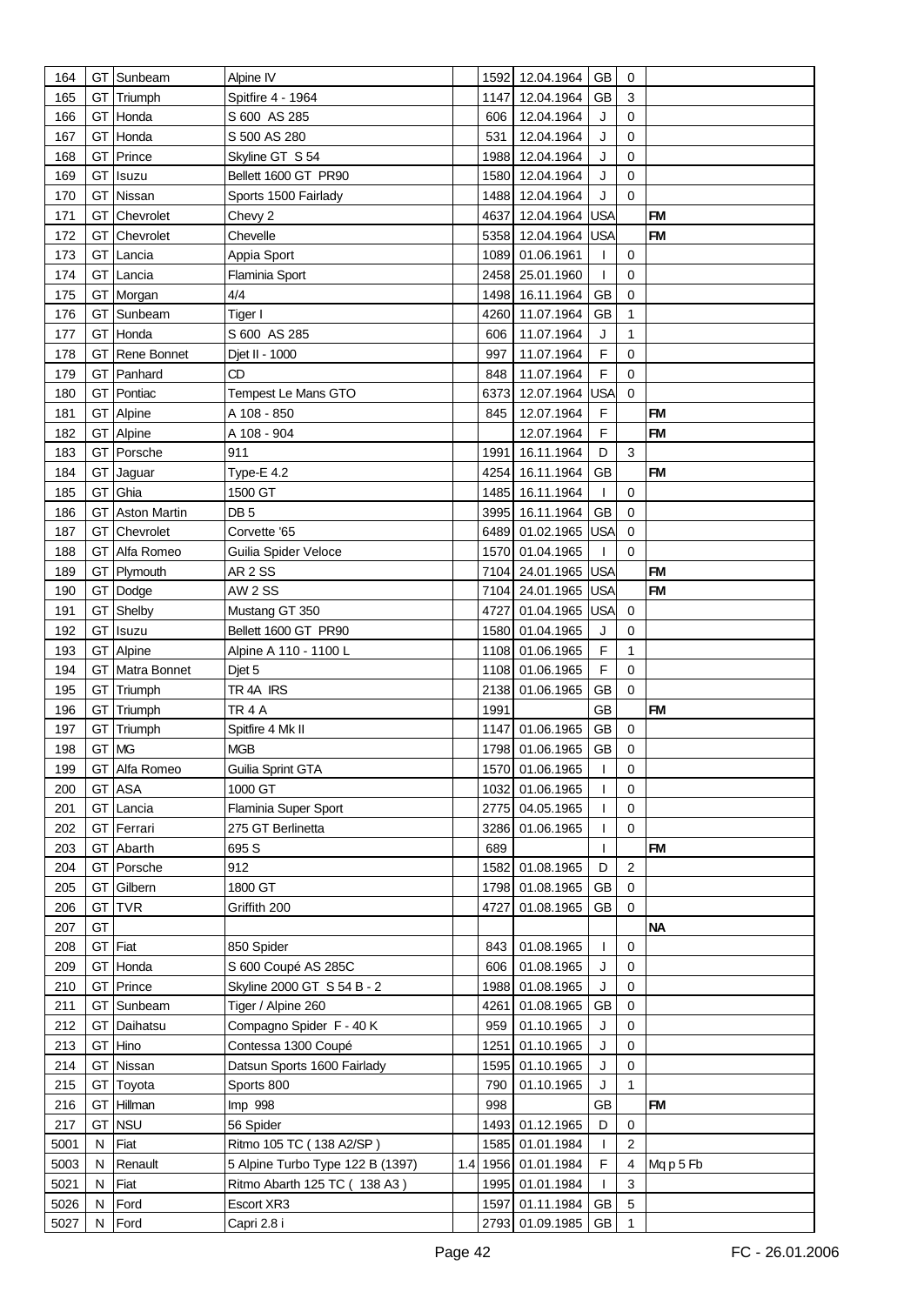| | | | | | | | | | |
|---|---|---|---|---|---|---|---|---|---|
| 164 | GT | Sunbeam | Alpine IV | | 1592 | 12.04.1964 | GB | 0 | |
| 165 | GT | Triumph | Spitfire 4 - 1964 | | 1147 | 12.04.1964 | GB | 3 | |
| 166 | GT | Honda | S 600 AS 285 | | 606 | 12.04.1964 | J | 0 | |
| 167 | GT | Honda | S 500 AS 280 | | 531 | 12.04.1964 | J | 0 | |
| 168 | GT | Prince | Skyline GT S 54 | | 1988 | 12.04.1964 | J | 0 | |
| 169 | GT | Isuzu | Bellett 1600 GT PR90 | | 1580 | 12.04.1964 | J | 0 | |
| 170 | GT | Nissan | Sports 1500 Fairlady | | 1488 | 12.04.1964 | J | 0 | |
| 171 | GT | Chevrolet | Chevy 2 | | 4637 | 12.04.1964 | USA | | FM |
| 172 | GT | Chevrolet | Chevelle | | 5358 | 12.04.1964 | USA | | FM |
| 173 | GT | Lancia | Appia Sport | | 1089 | 01.06.1961 | I | 0 | |
| 174 | GT | Lancia | Flaminia Sport | | 2458 | 25.01.1960 | I | 0 | |
| 175 | GT | Morgan | 4/4 | | 1498 | 16.11.1964 | GB | 0 | |
| 176 | GT | Sunbeam | Tiger I | | 4260 | 11.07.1964 | GB | 1 | |
| 177 | GT | Honda | S 600 AS 285 | | 606 | 11.07.1964 | J | 1 | |
| 178 | GT | Rene Bonnet | Djet II - 1000 | | 997 | 11.07.1964 | F | 0 | |
| 179 | GT | Panhard | CD | | 848 | 11.07.1964 | F | 0 | |
| 180 | GT | Pontiac | Tempest Le Mans GTO | | 6373 | 12.07.1964 | USA | 0 | |
| 181 | GT | Alpine | A 108 - 850 | | 845 | 12.07.1964 | F | | FM |
| 182 | GT | Alpine | A 108 - 904 | | | 12.07.1964 | F | | FM |
| 183 | GT | Porsche | 911 | | 1991 | 16.11.1964 | D | 3 | |
| 184 | GT | Jaguar | Type-E 4.2 | | 4254 | 16.11.1964 | GB | | FM |
| 185 | GT | Ghia | 1500 GT | | 1485 | 16.11.1964 | I | 0 | |
| 186 | GT | Aston Martin | DB 5 | | 3995 | 16.11.1964 | GB | 0 | |
| 187 | GT | Chevrolet | Corvette '65 | | 6489 | 01.02.1965 | USA | 0 | |
| 188 | GT | Alfa Romeo | Guilia Spider Veloce | | 1570 | 01.04.1965 | I | 0 | |
| 189 | GT | Plymouth | AR 2 SS | | 7104 | 24.01.1965 | USA | | FM |
| 190 | GT | Dodge | AW 2 SS | | 7104 | 24.01.1965 | USA | | FM |
| 191 | GT | Shelby | Mustang GT 350 | | 4727 | 01.04.1965 | USA | 0 | |
| 192 | GT | Isuzu | Bellett 1600 GT PR90 | | 1580 | 01.04.1965 | J | 0 | |
| 193 | GT | Alpine | Alpine A 110 - 1100 L | | 1108 | 01.06.1965 | F | 1 | |
| 194 | GT | Matra Bonnet | Djet 5 | | 1108 | 01.06.1965 | F | 0 | |
| 195 | GT | Triumph | TR 4A IRS | | 2138 | 01.06.1965 | GB | 0 | |
| 196 | GT | Triumph | TR 4 A | | 1991 | | GB | | FM |
| 197 | GT | Triumph | Spitfire 4 Mk II | | 1147 | 01.06.1965 | GB | 0 | |
| 198 | GT | MG | MGB | | 1798 | 01.06.1965 | GB | 0 | |
| 199 | GT | Alfa Romeo | Guilia Sprint GTA | | 1570 | 01.06.1965 | I | 0 | |
| 200 | GT | ASA | 1000 GT | | 1032 | 01.06.1965 | I | 0 | |
| 201 | GT | Lancia | Flaminia Super Sport | | 2775 | 04.05.1965 | I | 0 | |
| 202 | GT | Ferrari | 275 GT Berlinetta | | 3286 | 01.06.1965 | I | 0 | |
| 203 | GT | Abarth | 695 S | | 689 | | I | | FM |
| 204 | GT | Porsche | 912 | | 1582 | 01.08.1965 | D | 2 | |
| 205 | GT | Gilbern | 1800 GT | | 1798 | 01.08.1965 | GB | 0 | |
| 206 | GT | TVR | Griffith 200 | | 4727 | 01.08.1965 | GB | 0 | |
| 207 | GT | | | | | | | | NA |
| 208 | GT | Fiat | 850 Spider | | 843 | 01.08.1965 | I | 0 | |
| 209 | GT | Honda | S 600 Coupé AS 285C | | 606 | 01.08.1965 | J | 0 | |
| 210 | GT | Prince | Skyline 2000 GT S 54 B - 2 | | 1988 | 01.08.1965 | J | 0 | |
| 211 | GT | Sunbeam | Tiger / Alpine 260 | | 4261 | 01.08.1965 | GB | 0 | |
| 212 | GT | Daihatsu | Compagno Spider F - 40 K | | 959 | 01.10.1965 | J | 0 | |
| 213 | GT | Hino | Contessa 1300 Coupé | | 1251 | 01.10.1965 | J | 0 | |
| 214 | GT | Nissan | Datsun Sports 1600 Fairlady | | 1595 | 01.10.1965 | J | 0 | |
| 215 | GT | Toyota | Sports 800 | | 790 | 01.10.1965 | J | 1 | |
| 216 | GT | Hillman | Imp 998 | | 998 | | GB | | FM |
| 217 | GT | NSU | 56 Spider | | 1493 | 01.12.1965 | D | 0 | |
| 5001 | N | Fiat | Ritmo 105 TC ( 138 A2/SP ) | | 1585 | 01.01.1984 | I | 2 | |
| 5003 | N | Renault | 5 Alpine Turbo Type 122 B (1397) | 1.4 | 1956 | 01.01.1984 | F | 4 | Mq p 5 Fb |
| 5021 | N | Fiat | Ritmo Abarth 125 TC ( 138 A3 ) | | 1995 | 01.01.1984 | I | 3 | |
| 5026 | N | Ford | Escort XR3 | | 1597 | 01.11.1984 | GB | 5 | |
| 5027 | N | Ford | Capri 2.8 i | | 2793 | 01.09.1985 | GB | 1 | |

FC - 26.01.2006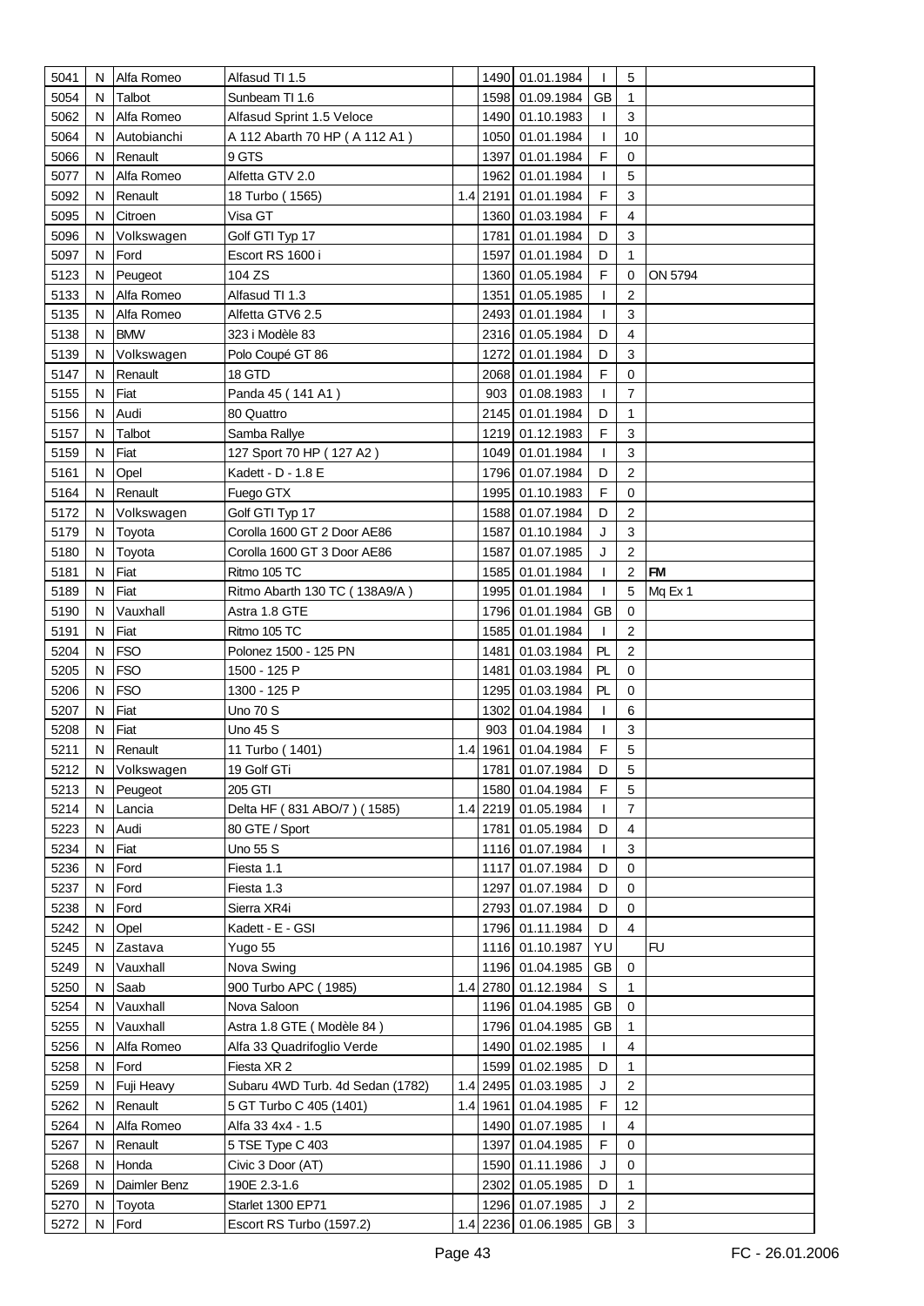| | | | | | | | | | |
|---|---|---|---|---|---|---|---|---|---|
| 5041 | N | Alfa Romeo | Alfasud TI 1.5 | | 1490 | 01.01.1984 | I | 5 | |
| 5054 | N | Talbot | Sunbeam TI 1.6 | | 1598 | 01.09.1984 | GB | 1 | |
| 5062 | N | Alfa Romeo | Alfasud Sprint 1.5 Veloce | | 1490 | 01.10.1983 | I | 3 | |
| 5064 | N | Autobianchi | A 112 Abarth 70 HP ( A 112 A1 ) | | 1050 | 01.01.1984 | I | 10 | |
| 5066 | N | Renault | 9 GTS | | 1397 | 01.01.1984 | F | 0 | |
| 5077 | N | Alfa Romeo | Alfetta GTV 2.0 | | 1962 | 01.01.1984 | I | 5 | |
| 5092 | N | Renault | 18 Turbo ( 1565) | 1.4 | 2191 | 01.01.1984 | F | 3 | |
| 5095 | N | Citroen | Visa GT | | 1360 | 01.03.1984 | F | 4 | |
| 5096 | N | Volkswagen | Golf GTI Typ 17 | | 1781 | 01.01.1984 | D | 3 | |
| 5097 | N | Ford | Escort RS 1600 i | | 1597 | 01.01.1984 | D | 1 | |
| 5123 | N | Peugeot | 104 ZS | | 1360 | 01.05.1984 | F | 0 | ON 5794 |
| 5133 | N | Alfa Romeo | Alfasud TI 1.3 | | 1351 | 01.05.1985 | I | 2 | |
| 5135 | N | Alfa Romeo | Alfetta GTV6 2.5 | | 2493 | 01.01.1984 | I | 3 | |
| 5138 | N | BMW | 323 i Modèle 83 | | 2316 | 01.05.1984 | D | 4 | |
| 5139 | N | Volkswagen | Polo Coupé GT 86 | | 1272 | 01.01.1984 | D | 3 | |
| 5147 | N | Renault | 18 GTD | | 2068 | 01.01.1984 | F | 0 | |
| 5155 | N | Fiat | Panda 45 ( 141 A1 ) | | 903 | 01.08.1983 | I | 7 | |
| 5156 | N | Audi | 80 Quattro | | 2145 | 01.01.1984 | D | 1 | |
| 5157 | N | Talbot | Samba Rallye | | 1219 | 01.12.1983 | F | 3 | |
| 5159 | N | Fiat | 127 Sport 70 HP ( 127 A2 ) | | 1049 | 01.01.1984 | I | 3 | |
| 5161 | N | Opel | Kadett - D - 1.8 E | | 1796 | 01.07.1984 | D | 2 | |
| 5164 | N | Renault | Fuego GTX | | 1995 | 01.10.1983 | F | 0 | |
| 5172 | N | Volkswagen | Golf GTI Typ 17 | | 1588 | 01.07.1984 | D | 2 | |
| 5179 | N | Toyota | Corolla 1600 GT 2 Door AE86 | | 1587 | 01.10.1984 | J | 3 | |
| 5180 | N | Toyota | Corolla 1600 GT 3 Door AE86 | | 1587 | 01.07.1985 | J | 2 | |
| 5181 | N | Fiat | Ritmo 105 TC | | 1585 | 01.01.1984 | I | 2 | **FM** |
| 5189 | N | Fiat | Ritmo Abarth 130 TC ( 138A9/A ) | | 1995 | 01.01.1984 | I | 5 | Mq Ex 1 |
| 5190 | N | Vauxhall | Astra 1.8 GTE | | 1796 | 01.01.1984 | GB | 0 | |
| 5191 | N | Fiat | Ritmo 105 TC | | 1585 | 01.01.1984 | I | 2 | |
| 5204 | N | FSO | Polonez 1500 - 125 PN | | 1481 | 01.03.1984 | PL | 2 | |
| 5205 | N | FSO | 1500 - 125 P | | 1481 | 01.03.1984 | PL | 0 | |
| 5206 | N | FSO | 1300 - 125 P | | 1295 | 01.03.1984 | PL | 0 | |
| 5207 | N | Fiat | Uno 70 S | | 1302 | 01.04.1984 | I | 6 | |
| 5208 | N | Fiat | Uno 45 S | | 903 | 01.04.1984 | I | 3 | |
| 5211 | N | Renault | 11 Turbo ( 1401) | 1.4 | 1961 | 01.04.1984 | F | 5 | |
| 5212 | N | Volkswagen | 19 Golf GTi | | 1781 | 01.07.1984 | D | 5 | |
| 5213 | N | Peugeot | 205 GTI | | 1580 | 01.04.1984 | F | 5 | |
| 5214 | N | Lancia | Delta HF ( 831 ABO/7 ) ( 1585) | 1.4 | 2219 | 01.05.1984 | I | 7 | |
| 5223 | N | Audi | 80 GTE / Sport | | 1781 | 01.05.1984 | D | 4 | |
| 5234 | N | Fiat | Uno 55 S | | 1116 | 01.07.1984 | I | 3 | |
| 5236 | N | Ford | Fiesta 1.1 | | 1117 | 01.07.1984 | D | 0 | |
| 5237 | N | Ford | Fiesta 1.3 | | 1297 | 01.07.1984 | D | 0 | |
| 5238 | N | Ford | Sierra XR4i | | 2793 | 01.07.1984 | D | 0 | |
| 5242 | N | Opel | Kadett - E - GSI | | 1796 | 01.11.1984 | D | 4 | |
| 5245 | N | Zastava | Yugo 55 | | 1116 | 01.10.1987 | YU | | FU |
| 5249 | N | Vauxhall | Nova Swing | | 1196 | 01.04.1985 | GB | 0 | |
| 5250 | N | Saab | 900 Turbo APC ( 1985) | 1.4 | 2780 | 01.12.1984 | S | 1 | |
| 5254 | N | Vauxhall | Nova Saloon | | 1196 | 01.04.1985 | GB | 0 | |
| 5255 | N | Vauxhall | Astra 1.8 GTE ( Modèle 84 ) | | 1796 | 01.04.1985 | GB | 1 | |
| 5256 | N | Alfa Romeo | Alfa 33 Quadrifoglio Verde | | 1490 | 01.02.1985 | I | 4 | |
| 5258 | N | Ford | Fiesta XR 2 | | 1599 | 01.02.1985 | D | 1 | |
| 5259 | N | Fuji Heavy | Subaru 4WD Turb. 4d Sedan (1782) | 1.4 | 2495 | 01.03.1985 | J | 2 | |
| 5262 | N | Renault | 5 GT Turbo C 405 (1401) | 1.4 | 1961 | 01.04.1985 | F | 12 | |
| 5264 | N | Alfa Romeo | Alfa 33 4x4 - 1.5 | | 1490 | 01.07.1985 | I | 4 | |
| 5267 | N | Renault | 5 TSE Type C 403 | | 1397 | 01.04.1985 | F | 0 | |
| 5268 | N | Honda | Civic 3 Door (AT) | | 1590 | 01.11.1986 | J | 0 | |
| 5269 | N | Daimler Benz | 190E 2.3-1.6 | | 2302 | 01.05.1985 | D | 1 | |
| 5270 | N | Toyota | Starlet 1300 EP71 | | 1296 | 01.07.1985 | J | 2 | |
| 5272 | N | Ford | Escort RS Turbo (1597.2) | 1.4 | 2236 | 01.06.1985 | GB | 3 | |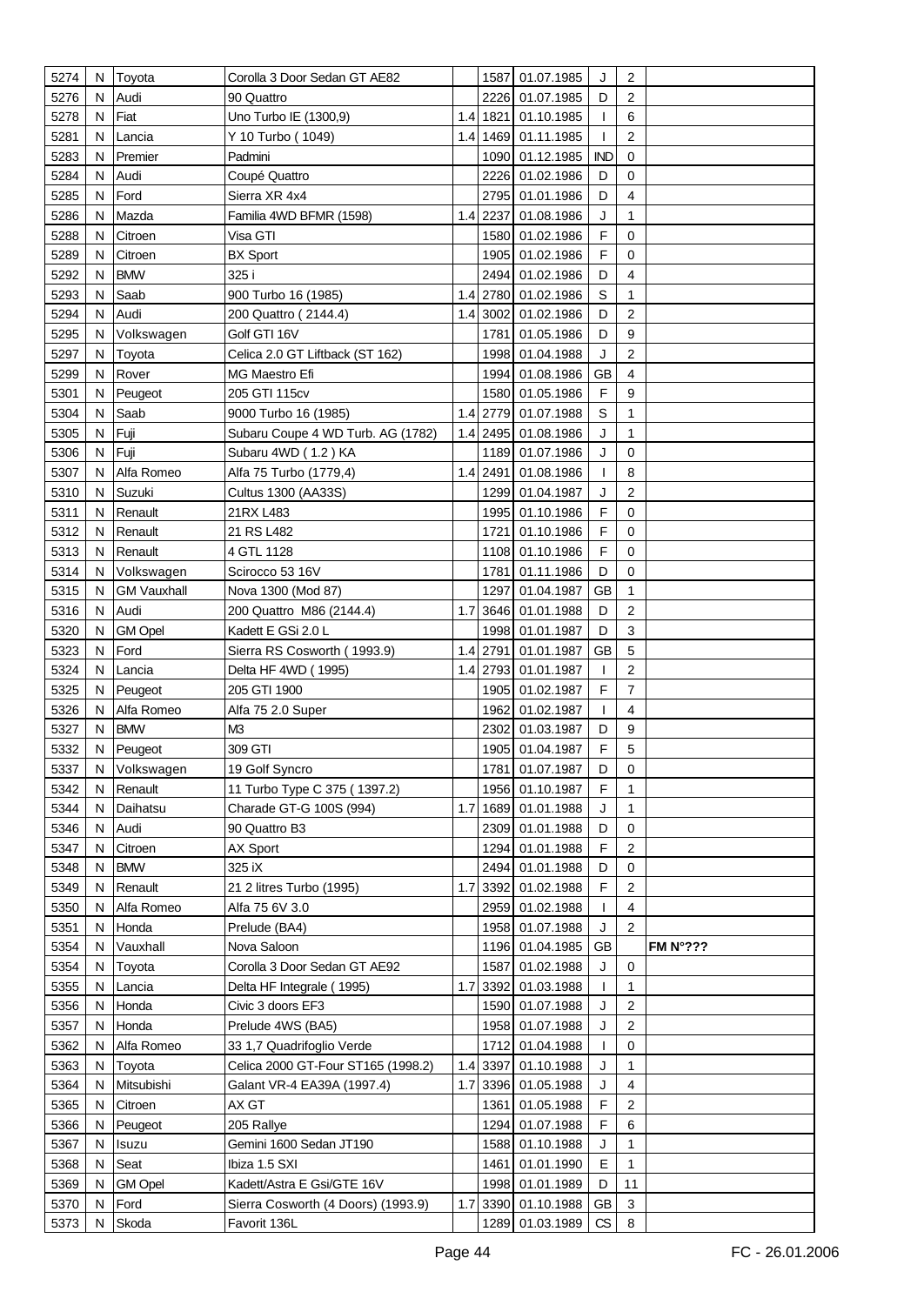| 5274 | N | Toyota | Corolla 3 Door Sedan GT AE82 | | 1587 | 01.07.1985 | J | 2 | |
|---|---|---|---|---|---|---|---|---|---|
| 5276 | N | Audi | 90 Quattro | | 2226 | 01.07.1985 | D | 2 | |
| 5278 | N | Fiat | Uno Turbo IE (1300,9) | 1.4 | 1821 | 01.10.1985 | I | 6 | |
| 5281 | N | Lancia | Y 10 Turbo ( 1049) | 1.4 | 1469 | 01.11.1985 | I | 2 | |
| 5283 | N | Premier | Padmini | | 1090 | 01.12.1985 | IND | 0 | |
| 5284 | N | Audi | Coupé Quattro | | 2226 | 01.02.1986 | D | 0 | |
| 5285 | N | Ford | Sierra XR 4x4 | | 2795 | 01.01.1986 | D | 4 | |
| 5286 | N | Mazda | Familia 4WD BFMR (1598) | 1.4 | 2237 | 01.08.1986 | J | 1 | |
| 5288 | N | Citroen | Visa GTI | | 1580 | 01.02.1986 | F | 0 | |
| 5289 | N | Citroen | BX Sport | | 1905 | 01.02.1986 | F | 0 | |
| 5292 | N | BMW | 325 i | | 2494 | 01.02.1986 | D | 4 | |
| 5293 | N | Saab | 900 Turbo 16 (1985) | 1.4 | 2780 | 01.02.1986 | S | 1 | |
| 5294 | N | Audi | 200 Quattro ( 2144.4) | 1.4 | 3002 | 01.02.1986 | D | 2 | |
| 5295 | N | Volkswagen | Golf GTI 16V | | 1781 | 01.05.1986 | D | 9 | |
| 5297 | N | Toyota | Celica 2.0 GT Liftback (ST 162) | | 1998 | 01.04.1988 | J | 2 | |
| 5299 | N | Rover | MG Maestro Efi | | 1994 | 01.08.1986 | GB | 4 | |
| 5301 | N | Peugeot | 205 GTI 115cv | | 1580 | 01.05.1986 | F | 9 | |
| 5304 | N | Saab | 9000 Turbo 16 (1985) | 1.4 | 2779 | 01.07.1988 | S | 1 | |
| 5305 | N | Fuji | Subaru Coupe 4 WD Turb. AG (1782) | 1.4 | 2495 | 01.08.1986 | J | 1 | |
| 5306 | N | Fuji | Subaru 4WD ( 1.2 ) KA | | 1189 | 01.07.1986 | J | 0 | |
| 5307 | N | Alfa Romeo | Alfa 75 Turbo (1779,4) | 1.4 | 2491 | 01.08.1986 | I | 8 | |
| 5310 | N | Suzuki | Cultus 1300 (AA33S) | | 1299 | 01.04.1987 | J | 2 | |
| 5311 | N | Renault | 21RX L483 | | 1995 | 01.10.1986 | F | 0 | |
| 5312 | N | Renault | 21 RS L482 | | 1721 | 01.10.1986 | F | 0 | |
| 5313 | N | Renault | 4 GTL 1128 | | 1108 | 01.10.1986 | F | 0 | |
| 5314 | N | Volkswagen | Scirocco 53 16V | | 1781 | 01.11.1986 | D | 0 | |
| 5315 | N | GM Vauxhall | Nova 1300 (Mod 87) | | 1297 | 01.04.1987 | GB | 1 | |
| 5316 | N | Audi | 200 Quattro M86 (2144.4) | 1.7 | 3646 | 01.01.1988 | D | 2 | |
| 5320 | N | GM Opel | Kadett E GSi 2.0 L | | 1998 | 01.01.1987 | D | 3 | |
| 5323 | N | Ford | Sierra RS Cosworth ( 1993.9) | 1.4 | 2791 | 01.01.1987 | GB | 5 | |
| 5324 | N | Lancia | Delta HF 4WD ( 1995) | 1.4 | 2793 | 01.01.1987 | I | 2 | |
| 5325 | N | Peugeot | 205 GTI 1900 | | 1905 | 01.02.1987 | F | 7 | |
| 5326 | N | Alfa Romeo | Alfa 75 2.0 Super | | 1962 | 01.02.1987 | I | 4 | |
| 5327 | N | BMW | M3 | | 2302 | 01.03.1987 | D | 9 | |
| 5332 | N | Peugeot | 309 GTI | | 1905 | 01.04.1987 | F | 5 | |
| 5337 | N | Volkswagen | 19 Golf Syncro | | 1781 | 01.07.1987 | D | 0 | |
| 5342 | N | Renault | 11 Turbo Type C 375 ( 1397.2) | | 1956 | 01.10.1987 | F | 1 | |
| 5344 | N | Daihatsu | Charade GT-G 100S (994) | 1.7 | 1689 | 01.01.1988 | J | 1 | |
| 5346 | N | Audi | 90 Quattro B3 | | 2309 | 01.01.1988 | D | 0 | |
| 5347 | N | Citroen | AX Sport | | 1294 | 01.01.1988 | F | 2 | |
| 5348 | N | BMW | 325 iX | | 2494 | 01.01.1988 | D | 0 | |
| 5349 | N | Renault | 21 2 litres Turbo (1995) | 1.7 | 3392 | 01.02.1988 | F | 2 | |
| 5350 | N | Alfa Romeo | Alfa 75 6V 3.0 | | 2959 | 01.02.1988 | I | 4 | |
| 5351 | N | Honda | Prelude (BA4) | | 1958 | 01.07.1988 | J | 2 | |
| 5354 | N | Vauxhall | Nova Saloon | | 1196 | 01.04.1985 | GB | | **FM N°???** |
| 5354 | N | Toyota | Corolla 3 Door Sedan GT AE92 | | 1587 | 01.02.1988 | J | 0 | |
| 5355 | N | Lancia | Delta HF Integrale ( 1995) | 1.7 | 3392 | 01.03.1988 | I | 1 | |
| 5356 | N | Honda | Civic 3 doors EF3 | | 1590 | 01.07.1988 | J | 2 | |
| 5357 | N | Honda | Prelude 4WS (BA5) | | 1958 | 01.07.1988 | J | 2 | |
| 5362 | N | Alfa Romeo | 33 1,7 Quadrifoglio Verde | | 1712 | 01.04.1988 | I | 0 | |
| 5363 | N | Toyota | Celica 2000 GT-Four ST165 (1998.2) | 1.4 | 3397 | 01.10.1988 | J | 1 | |
| 5364 | N | Mitsubishi | Galant VR-4 EA39A (1997.4) | 1.7 | 3396 | 01.05.1988 | J | 4 | |
| 5365 | N | Citroen | AX GT | | 1361 | 01.05.1988 | F | 2 | |
| 5366 | N | Peugeot | 205 Rallye | | 1294 | 01.07.1988 | F | 6 | |
| 5367 | N | Isuzu | Gemini 1600 Sedan JT190 | | 1588 | 01.10.1988 | J | 1 | |
| 5368 | N | Seat | Ibiza 1.5 SXI | | 1461 | 01.01.1990 | E | 1 | |
| 5369 | N | GM Opel | Kadett/Astra E Gsi/GTE 16V | | 1998 | 01.01.1989 | D | 11 | |
| 5370 | N | Ford | Sierra Cosworth (4 Doors) (1993.9) | 1.7 | 3390 | 01.10.1988 | GB | 3 | |
| 5373 | N | Skoda | Favorit 136L | | 1289 | 01.03.1989 | CS | 8 | |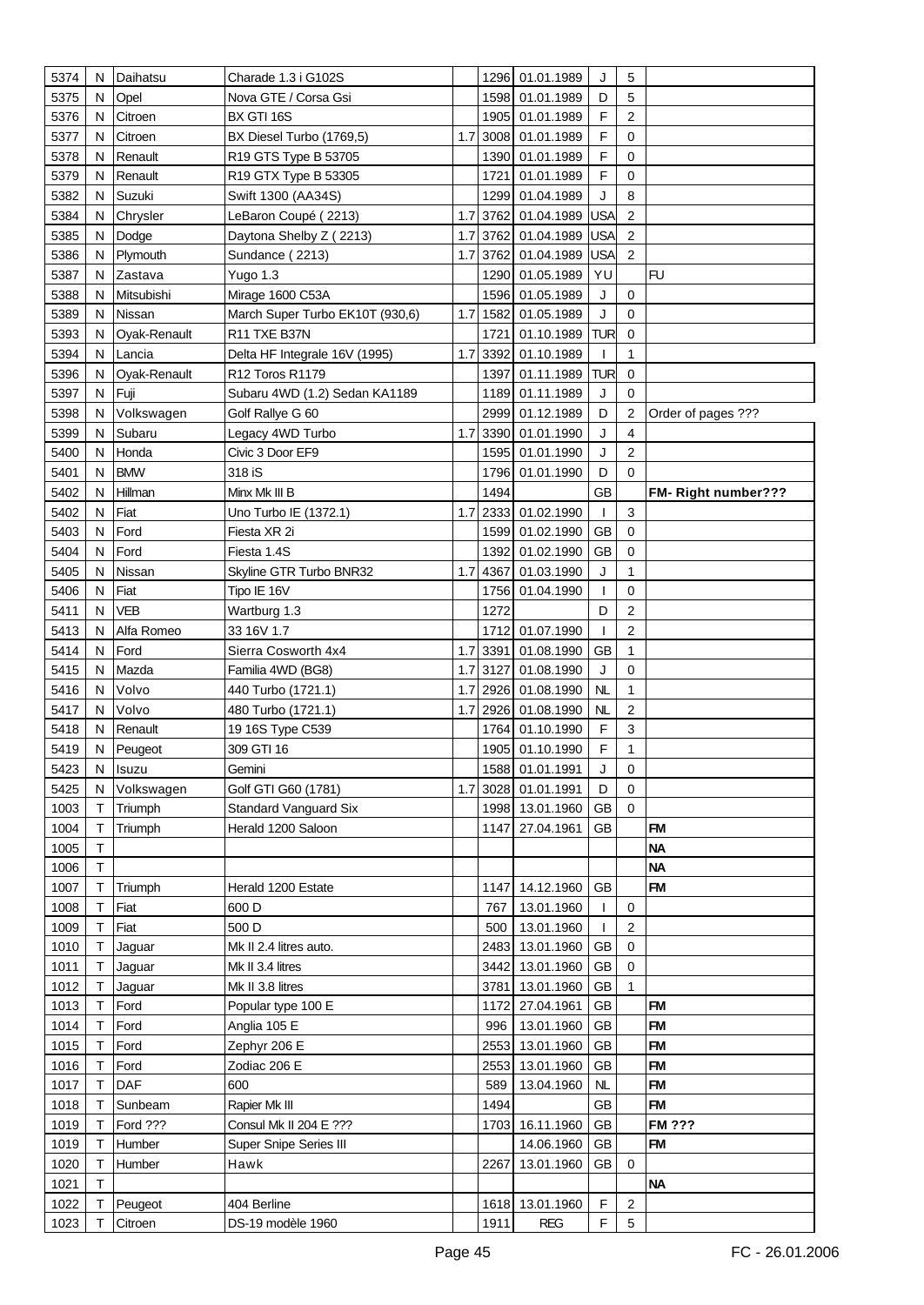| | | | | | | | | | |
|---|---|---|---|---|---|---|---|---|---|
| 5374 | N | Daihatsu | Charade 1.3 i G102S | | 1296 | 01.01.1989 | J | 5 | |
| 5375 | N | Opel | Nova GTE / Corsa Gsi | | 1598 | 01.01.1989 | D | 5 | |
| 5376 | N | Citroen | BX GTI 16S | | 1905 | 01.01.1989 | F | 2 | |
| 5377 | N | Citroen | BX Diesel Turbo (1769,5) | 1.7 | 3008 | 01.01.1989 | F | 0 | |
| 5378 | N | Renault | R19 GTS Type B 53705 | | 1390 | 01.01.1989 | F | 0 | |
| 5379 | N | Renault | R19 GTX Type B 53305 | | 1721 | 01.01.1989 | F | 0 | |
| 5382 | N | Suzuki | Swift 1300 (AA34S) | | 1299 | 01.04.1989 | J | 8 | |
| 5384 | N | Chrysler | LeBaron Coupé ( 2213) | 1.7 | 3762 | 01.04.1989 | USA | 2 | |
| 5385 | N | Dodge | Daytona Shelby Z ( 2213) | 1.7 | 3762 | 01.04.1989 | USA | 2 | |
| 5386 | N | Plymouth | Sundance ( 2213) | 1.7 | 3762 | 01.04.1989 | USA | 2 | |
| 5387 | N | Zastava | Yugo 1.3 | | 1290 | 01.05.1989 | YU | | FU |
| 5388 | N | Mitsubishi | Mirage 1600 C53A | | 1596 | 01.05.1989 | J | 0 | |
| 5389 | N | Nissan | March Super Turbo EK10T (930,6) | 1.7 | 1582 | 01.05.1989 | J | 0 | |
| 5393 | N | Oyak-Renault | R11 TXE B37N | | 1721 | 01.10.1989 | TUR | 0 | |
| 5394 | N | Lancia | Delta HF Integrale 16V (1995) | 1.7 | 3392 | 01.10.1989 | I | 1 | |
| 5396 | N | Oyak-Renault | R12 Toros R1179 | | 1397 | 01.11.1989 | TUR | 0 | |
| 5397 | N | Fuji | Subaru 4WD (1.2) Sedan KA1189 | | 1189 | 01.11.1989 | J | 0 | |
| 5398 | N | Volkswagen | Golf Rallye G 60 | | 2999 | 01.12.1989 | D | 2 | Order of pages ??? |
| 5399 | N | Subaru | Legacy 4WD Turbo | 1.7 | 3390 | 01.01.1990 | J | 4 | |
| 5400 | N | Honda | Civic 3 Door EF9 | | 1595 | 01.01.1990 | J | 2 | |
| 5401 | N | BMW | 318 iS | | 1796 | 01.01.1990 | D | 0 | |
| 5402 | N | Hillman | Minx Mk III B | | 1494 | | GB | | **FM- Right number???** |
| 5402 | N | Fiat | Uno Turbo IE (1372.1) | 1.7 | 2333 | 01.02.1990 | I | 3 | |
| 5403 | N | Ford | Fiesta XR 2i | | 1599 | 01.02.1990 | GB | 0 | |
| 5404 | N | Ford | Fiesta 1.4S | | 1392 | 01.02.1990 | GB | 0 | |
| 5405 | N | Nissan | Skyline GTR Turbo BNR32 | 1.7 | 4367 | 01.03.1990 | J | 1 | |
| 5406 | N | Fiat | Tipo IE 16V | | 1756 | 01.04.1990 | I | 0 | |
| 5411 | N | VEB | Wartburg 1.3 | | 1272 | | D | 2 | |
| 5413 | N | Alfa Romeo | 33 16V 1.7 | | 1712 | 01.07.1990 | I | 2 | |
| 5414 | N | Ford | Sierra Cosworth 4x4 | 1.7 | 3391 | 01.08.1990 | GB | 1 | |
| 5415 | N | Mazda | Familia 4WD (BG8) | 1.7 | 3127 | 01.08.1990 | J | 0 | |
| 5416 | N | Volvo | 440 Turbo (1721.1) | 1.7 | 2926 | 01.08.1990 | NL | 1 | |
| 5417 | N | Volvo | 480 Turbo (1721.1) | 1.7 | 2926 | 01.08.1990 | NL | 2 | |
| 5418 | N | Renault | 19 16S Type C539 | | 1764 | 01.10.1990 | F | 3 | |
| 5419 | N | Peugeot | 309 GTI 16 | | 1905 | 01.10.1990 | F | 1 | |
| 5423 | N | Isuzu | Gemini | | 1588 | 01.01.1991 | J | 0 | |
| 5425 | N | Volkswagen | Golf GTI G60 (1781) | 1.7 | 3028 | 01.01.1991 | D | 0 | |
| 1003 | T | Triumph | Standard Vanguard Six | | 1998 | 13.01.1960 | GB | 0 | |
| 1004 | T | Triumph | Herald 1200 Saloon | | 1147 | 27.04.1961 | GB | | **FM** |
| 1005 | T | | | | | | | | **NA** |
| 1006 | T | | | | | | | | **NA** |
| 1007 | T | Triumph | Herald 1200 Estate | | 1147 | 14.12.1960 | GB | | **FM** |
| 1008 | T | Fiat | 600 D | | 767 | 13.01.1960 | I | 0 | |
| 1009 | T | Fiat | 500 D | | 500 | 13.01.1960 | I | 2 | |
| 1010 | T | Jaguar | Mk II 2.4 litres auto. | | 2483 | 13.01.1960 | GB | 0 | |
| 1011 | T | Jaguar | Mk II 3.4 litres | | 3442 | 13.01.1960 | GB | 0 | |
| 1012 | T | Jaguar | Mk II 3.8 litres | | 3781 | 13.01.1960 | GB | 1 | |
| 1013 | T | Ford | Popular type 100 E | | 1172 | 27.04.1961 | GB | | **FM** |
| 1014 | T | Ford | Anglia 105 E | | 996 | 13.01.1960 | GB | | **FM** |
| 1015 | T | Ford | Zephyr 206 E | | 2553 | 13.01.1960 | GB | | **FM** |
| 1016 | T | Ford | Zodiac 206 E | | 2553 | 13.01.1960 | GB | | **FM** |
| 1017 | T | DAF | 600 | | 589 | 13.04.1960 | NL | | **FM** |
| 1018 | T | Sunbeam | Rapier Mk III | | 1494 | | GB | | **FM** |
| 1019 | T | Ford ??? | Consul Mk II 204 E ??? | | 1703 | 16.11.1960 | GB | | **FM ???** |
| 1019 | T | Humber | Super Snipe Series III | | | 14.06.1960 | GB | | **FM** |
| 1020 | T | Humber | Hawk | | 2267 | 13.01.1960 | GB | 0 | |
| 1021 | T | | | | | | | | **NA** |
| 1022 | T | Peugeot | 404 Berline | | 1618 | 13.01.1960 | F | 2 | |
| 1023 | T | Citroen | DS-19 modèle 1960 | | 1911 | REG | F | 5 | |

FC - 26.01.2006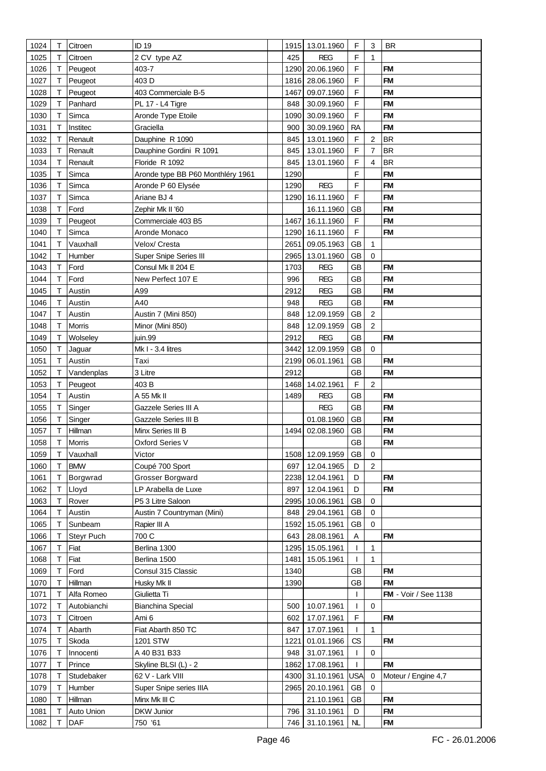| | | | | | | | | | |
|---|---|---|---|---|---|---|---|---|---|
| 1024 | T | Citroen | ID 19 | | 1915 | 13.01.1960 | F | 3 | BR |
| 1025 | T | Citroen | 2 CV type AZ | | 425 | REG | F | 1 | |
| 1026 | T | Peugeot | 403-7 | | 1290 | 20.06.1960 | F | | FM |
| 1027 | T | Peugeot | 403 D | | 1816 | 28.06.1960 | F | | FM |
| 1028 | T | Peugeot | 403 Commerciale B-5 | | 1467 | 09.07.1960 | F | | FM |
| 1029 | T | Panhard | PL 17 - L4 Tigre | | 848 | 30.09.1960 | F | | FM |
| 1030 | T | Simca | Aronde Type Etoile | | 1090 | 30.09.1960 | F | | FM |
| 1031 | T | Institec | Graciella | | 900 | 30.09.1960 | RA | | FM |
| 1032 | T | Renault | Dauphine R 1090 | | 845 | 13.01.1960 | F | 2 | BR |
| 1033 | T | Renault | Dauphine Gordini R 1091 | | 845 | 13.01.1960 | F | 7 | BR |
| 1034 | T | Renault | Floride R 1092 | | 845 | 13.01.1960 | F | 4 | BR |
| 1035 | T | Simca | Aronde type BB P60 Monthléry 1961 | | 1290 | | F | | FM |
| 1036 | T | Simca | Aronde P 60 Elysée | | 1290 | REG | F | | FM |
| 1037 | T | Simca | Ariane BJ 4 | | 1290 | 16.11.1960 | F | | FM |
| 1038 | T | Ford | Zephir Mk II '60 | | | 16.11.1960 | GB | | FM |
| 1039 | T | Peugeot | Commerciale 403 B5 | | 1467 | 16.11.1960 | F | | FM |
| 1040 | T | Simca | Aronde Monaco | | 1290 | 16.11.1960 | F | | FM |
| 1041 | T | Vauxhall | Velox/ Cresta | | 2651 | 09.05.1963 | GB | 1 | |
| 1042 | T | Humber | Super Snipe Series III | | 2965 | 13.01.1960 | GB | 0 | |
| 1043 | T | Ford | Consul Mk II 204 E | | 1703 | REG | GB | | FM |
| 1044 | T | Ford | New Perfect 107 E | | 996 | REG | GB | | FM |
| 1045 | T | Austin | A99 | | 2912 | REG | GB | | FM |
| 1046 | T | Austin | A40 | | 948 | REG | GB | | FM |
| 1047 | T | Austin | Austin 7 (Mini 850) | | 848 | 12.09.1959 | GB | 2 | |
| 1048 | T | Morris | Minor (Mini 850) | | 848 | 12.09.1959 | GB | 2 | |
| 1049 | T | Wolseley | juin.99 | | 2912 | REG | GB | | FM |
| 1050 | T | Jaguar | Mk I - 3.4 litres | | 3442 | 12.09.1959 | GB | 0 | |
| 1051 | T | Austin | Taxi | | 2199 | 06.01.1961 | GB | | FM |
| 1052 | T | Vandenplas | 3 Litre | | 2912 | | GB | | FM |
| 1053 | T | Peugeot | 403 B | | 1468 | 14.02.1961 | F | 2 | |
| 1054 | T | Austin | A 55 Mk II | | 1489 | REG | GB | | FM |
| 1055 | T | Singer | Gazzele Series III A | | | REG | GB | | FM |
| 1056 | T | Singer | Gazzele Series III B | | | 01.08.1960 | GB | | FM |
| 1057 | T | Hillman | Minx Series III B | | 1494 | 02.08.1960 | GB | | FM |
| 1058 | T | Morris | Oxford Series V | | | | GB | | FM |
| 1059 | T | Vauxhall | Victor | | 1508 | 12.09.1959 | GB | 0 | |
| 1060 | T | BMW | Coupé 700 Sport | | 697 | 12.04.1965 | D | 2 | |
| 1061 | T | Borgwrad | Grosser Borgward | | 2238 | 12.04.1961 | D | | FM |
| 1062 | T | Lloyd | LP Arabella de Luxe | | 897 | 12.04.1961 | D | | FM |
| 1063 | T | Rover | P5 3 Litre Saloon | | 2995 | 10.06.1961 | GB | 0 | |
| 1064 | T | Austin | Austin 7 Countryman (Mini) | | 848 | 29.04.1961 | GB | 0 | |
| 1065 | T | Sunbeam | Rapier III A | | 1592 | 15.05.1961 | GB | 0 | |
| 1066 | T | Steyr Puch | 700 C | | 643 | 28.08.1961 | A | | FM |
| 1067 | T | Fiat | Berlina 1300 | | 1295 | 15.05.1961 | I | 1 | |
| 1068 | T | Fiat | Berlina 1500 | | 1481 | 15.05.1961 | I | 1 | |
| 1069 | T | Ford | Consul 315 Classic | | 1340 | | GB | | FM |
| 1070 | T | Hillman | Husky Mk II | | 1390 | | GB | | FM |
| 1071 | T | Alfa Romeo | Giulietta Ti | | | | I | | FM - Voir / See 1138 |
| 1072 | T | Autobianchi | Bianchina Special | | 500 | 10.07.1961 | I | 0 | |
| 1073 | T | Citroen | Ami 6 | | 602 | 17.07.1961 | F | | FM |
| 1074 | T | Abarth | Fiat Abarth 850 TC | | 847 | 17.07.1961 | I | 1 | |
| 1075 | T | Skoda | 1201 STW | | 1221 | 01.01.1966 | CS | | FM |
| 1076 | T | Innocenti | A 40 B31 B33 | | 948 | 31.07.1961 | I | 0 | |
| 1077 | T | Prince | Skyline BLSI (L) - 2 | | 1862 | 17.08.1961 | I | | FM |
| 1078 | T | Studebaker | 62 V - Lark VIII | | 4300 | 31.10.1961 | USA | 0 | Moteur / Engine 4,7 |
| 1079 | T | Humber | Super Snipe series IIIA | | 2965 | 20.10.1961 | GB | 0 | |
| 1080 | T | Hillman | Minx Mk III C | | | 21.10.1961 | GB | | FM |
| 1081 | T | Auto Union | DKW Junior | | 796 | 31.10.1961 | D | | FM |
| 1082 | T | DAF | 750 '61 | | 746 | 31.10.1961 | NL | | FM |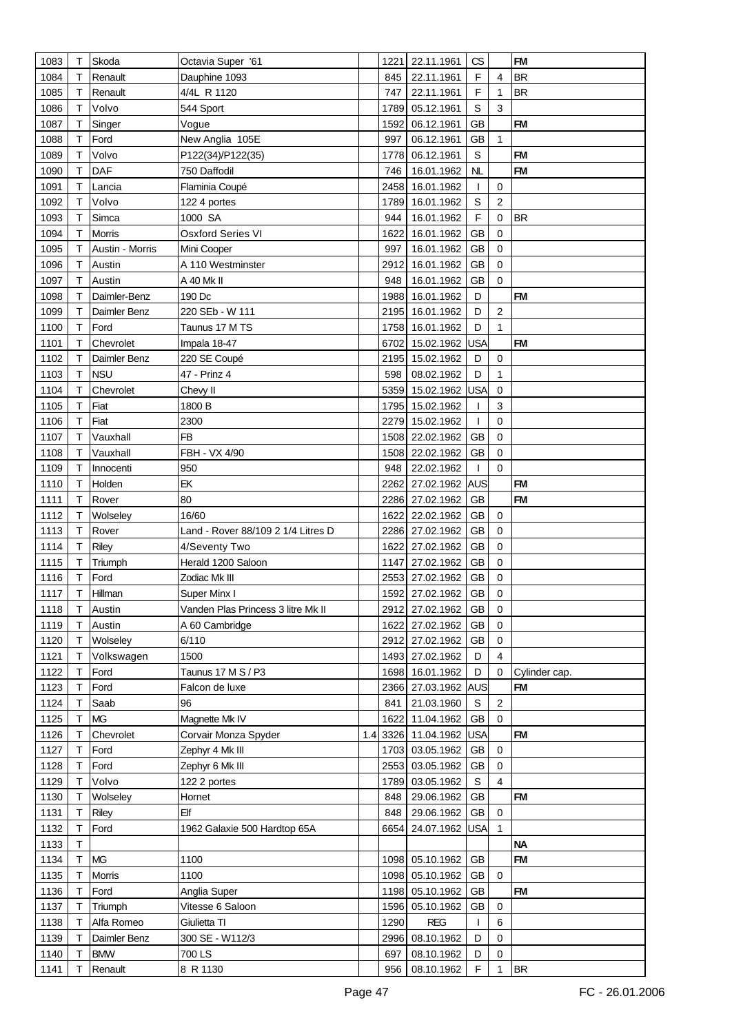| | | | | | | | | | |
|---|---|---|---|---|---|---|---|---|---|
| 1083 | T | Skoda | Octavia Super '61 | | 1221 | 22.11.1961 | CS | | FM |
| 1084 | T | Renault | Dauphine 1093 | | 845 | 22.11.1961 | F | 4 | BR |
| 1085 | T | Renault | 4/4L R 1120 | | 747 | 22.11.1961 | F | 1 | BR |
| 1086 | T | Volvo | 544 Sport | | 1789 | 05.12.1961 | S | 3 | |
| 1087 | T | Singer | Vogue | | 1592 | 06.12.1961 | GB | | FM |
| 1088 | T | Ford | New Anglia 105E | | 997 | 06.12.1961 | GB | 1 | |
| 1089 | T | Volvo | P122(34)/P122(35) | | 1778 | 06.12.1961 | S | | FM |
| 1090 | T | DAF | 750 Daffodil | | 746 | 16.01.1962 | NL | | FM |
| 1091 | T | Lancia | Flaminia Coupé | | 2458 | 16.01.1962 | I | 0 | |
| 1092 | T | Volvo | 122 4 portes | | 1789 | 16.01.1962 | S | 2 | |
| 1093 | T | Simca | 1000 SA | | 944 | 16.01.1962 | F | 0 | BR |
| 1094 | T | Morris | Osxford Series VI | | 1622 | 16.01.1962 | GB | 0 | |
| 1095 | T | Austin - Morris | Mini Cooper | | 997 | 16.01.1962 | GB | 0 | |
| 1096 | T | Austin | A 110 Westminster | | 2912 | 16.01.1962 | GB | 0 | |
| 1097 | T | Austin | A 40 Mk II | | 948 | 16.01.1962 | GB | 0 | |
| 1098 | T | Daimler-Benz | 190 Dc | | 1988 | 16.01.1962 | D | | FM |
| 1099 | T | Daimler Benz | 220 SEb - W 111 | | 2195 | 16.01.1962 | D | 2 | |
| 1100 | T | Ford | Taunus 17 M TS | | 1758 | 16.01.1962 | D | 1 | |
| 1101 | T | Chevrolet | Impala 18-47 | | 6702 | 15.02.1962 | USA | | FM |
| 1102 | T | Daimler Benz | 220 SE Coupé | | 2195 | 15.02.1962 | D | 0 | |
| 1103 | T | NSU | 47 - Prinz 4 | | 598 | 08.02.1962 | D | 1 | |
| 1104 | T | Chevrolet | Chevy II | | 5359 | 15.02.1962 | USA | 0 | |
| 1105 | T | Fiat | 1800 B | | 1795 | 15.02.1962 | I | 3 | |
| 1106 | T | Fiat | 2300 | | 2279 | 15.02.1962 | I | 0 | |
| 1107 | T | Vauxhall | FB | | 1508 | 22.02.1962 | GB | 0 | |
| 1108 | T | Vauxhall | FBH - VX 4/90 | | 1508 | 22.02.1962 | GB | 0 | |
| 1109 | T | Innocenti | 950 | | 948 | 22.02.1962 | I | 0 | |
| 1110 | T | Holden | EK | | 2262 | 27.02.1962 | AUS | | FM |
| 1111 | T | Rover | 80 | | 2286 | 27.02.1962 | GB | | FM |
| 1112 | T | Wolseley | 16/60 | | 1622 | 22.02.1962 | GB | 0 | |
| 1113 | T | Rover | Land - Rover 88/109 2 1/4 Litres D | | 2286 | 27.02.1962 | GB | 0 | |
| 1114 | T | Riley | 4/Seventy Two | | 1622 | 27.02.1962 | GB | 0 | |
| 1115 | T | Triumph | Herald 1200 Saloon | | 1147 | 27.02.1962 | GB | 0 | |
| 1116 | T | Ford | Zodiac Mk III | | 2553 | 27.02.1962 | GB | 0 | |
| 1117 | T | Hillman | Super Minx I | | 1592 | 27.02.1962 | GB | 0 | |
| 1118 | T | Austin | Vanden Plas Princess 3 litre Mk II | | 2912 | 27.02.1962 | GB | 0 | |
| 1119 | T | Austin | A 60 Cambridge | | 1622 | 27.02.1962 | GB | 0 | |
| 1120 | T | Wolseley | 6/110 | | 2912 | 27.02.1962 | GB | 0 | |
| 1121 | T | Volkswagen | 1500 | | 1493 | 27.02.1962 | D | 4 | |
| 1122 | T | Ford | Taunus 17 M S / P3 | | 1698 | 16.01.1962 | D | 0 | Cylinder cap. |
| 1123 | T | Ford | Falcon de luxe | | 2366 | 27.03.1962 | AUS | | FM |
| 1124 | T | Saab | 96 | | 841 | 21.03.1960 | S | 2 | |
| 1125 | T | MG | Magnette Mk IV | | 1622 | 11.04.1962 | GB | 0 | |
| 1126 | T | Chevrolet | Corvair Monza Spyder | 1.4 | 3326 | 11.04.1962 | USA | | FM |
| 1127 | T | Ford | Zephyr 4 Mk III | | 1703 | 03.05.1962 | GB | 0 | |
| 1128 | T | Ford | Zephyr 6 Mk III | | 2553 | 03.05.1962 | GB | 0 | |
| 1129 | T | Volvo | 122 2 portes | | 1789 | 03.05.1962 | S | 4 | |
| 1130 | T | Wolseley | Hornet | | 848 | 29.06.1962 | GB | | FM |
| 1131 | T | Riley | Elf | | 848 | 29.06.1962 | GB | 0 | |
| 1132 | T | Ford | 1962 Galaxie 500 Hardtop 65A | | 6654 | 24.07.1962 | USA | 1 | |
| 1133 | T | | | | | | | | NA |
| 1134 | T | MG | 1100 | | 1098 | 05.10.1962 | GB | | FM |
| 1135 | T | Morris | 1100 | | 1098 | 05.10.1962 | GB | 0 | |
| 1136 | T | Ford | Anglia Super | | 1198 | 05.10.1962 | GB | | FM |
| 1137 | T | Triumph | Vitesse 6 Saloon | | 1596 | 05.10.1962 | GB | 0 | |
| 1138 | T | Alfa Romeo | Giulietta TI | | 1290 | REG | I | 6 | |
| 1139 | T | Daimler Benz | 300 SE - W112/3 | | 2996 | 08.10.1962 | D | 0 | |
| 1140 | T | BMW | 700 LS | | 697 | 08.10.1962 | D | 0 | |
| 1141 | T | Renault | 8 R 1130 | | 956 | 08.10.1962 | F | 1 | BR |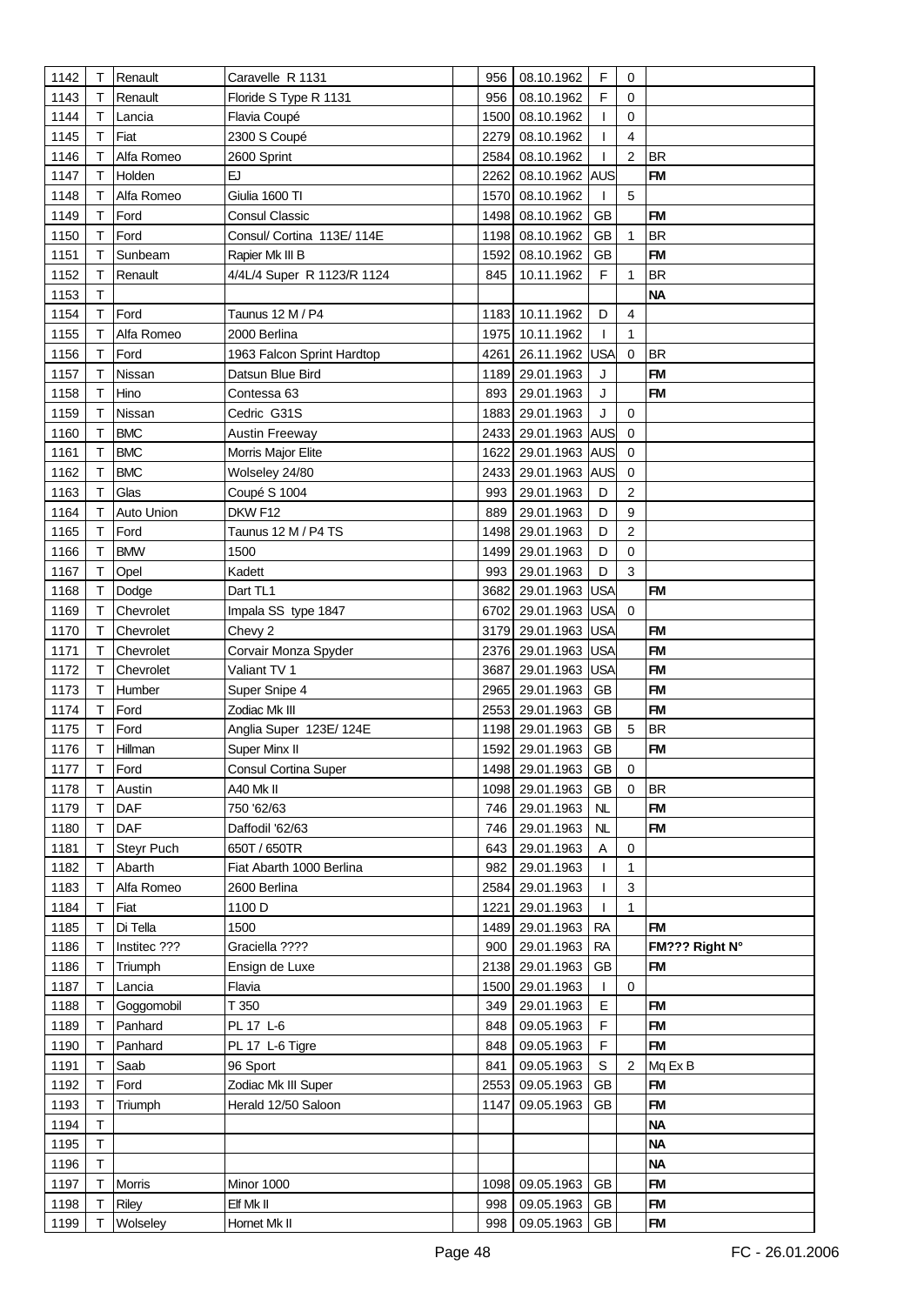| | | | | | | | | | |
|---|---|---|---|---|---|---|---|---|---|
| 1142 | T | Renault | Caravelle R 1131 | | 956 | 08.10.1962 | F | 0 | |
| 1143 | T | Renault | Floride S Type R 1131 | | 956 | 08.10.1962 | F | 0 | |
| 1144 | T | Lancia | Flavia Coupé | | 1500 | 08.10.1962 | I | 0 | |
| 1145 | T | Fiat | 2300 S Coupé | | 2279 | 08.10.1962 | I | 4 | |
| 1146 | T | Alfa Romeo | 2600 Sprint | | 2584 | 08.10.1962 | I | 2 | BR |
| 1147 | T | Holden | EJ | | 2262 | 08.10.1962 | AUS | | FM |
| 1148 | T | Alfa Romeo | Giulia 1600 TI | | 1570 | 08.10.1962 | I | 5 | |
| 1149 | T | Ford | Consul Classic | | 1498 | 08.10.1962 | GB | | FM |
| 1150 | T | Ford | Consul/ Cortina 113E/ 114E | | 1198 | 08.10.1962 | GB | 1 | BR |
| 1151 | T | Sunbeam | Rapier Mk III B | | 1592 | 08.10.1962 | GB | | FM |
| 1152 | T | Renault | 4/4L/4 Super R 1123/R 1124 | | 845 | 10.11.1962 | F | 1 | BR |
| 1153 | T | | | | | | | | NA |
| 1154 | T | Ford | Taunus 12 M / P4 | | 1183 | 10.11.1962 | D | 4 | |
| 1155 | T | Alfa Romeo | 2000 Berlina | | 1975 | 10.11.1962 | I | 1 | |
| 1156 | T | Ford | 1963 Falcon Sprint Hardtop | | 4261 | 26.11.1962 | USA | 0 | BR |
| 1157 | T | Nissan | Datsun Blue Bird | | 1189 | 29.01.1963 | J | | FM |
| 1158 | T | Hino | Contessa 63 | | 893 | 29.01.1963 | J | | FM |
| 1159 | T | Nissan | Cedric G31S | | 1883 | 29.01.1963 | J | 0 | |
| 1160 | T | BMC | Austin Freeway | | 2433 | 29.01.1963 | AUS | 0 | |
| 1161 | T | BMC | Morris Major Elite | | 1622 | 29.01.1963 | AUS | 0 | |
| 1162 | T | BMC | Wolseley 24/80 | | 2433 | 29.01.1963 | AUS | 0 | |
| 1163 | T | Glas | Coupé S 1004 | | 993 | 29.01.1963 | D | 2 | |
| 1164 | T | Auto Union | DKW F12 | | 889 | 29.01.1963 | D | 9 | |
| 1165 | T | Ford | Taunus 12 M / P4 TS | | 1498 | 29.01.1963 | D | 2 | |
| 1166 | T | BMW | 1500 | | 1499 | 29.01.1963 | D | 0 | |
| 1167 | T | Opel | Kadett | | 993 | 29.01.1963 | D | 3 | |
| 1168 | T | Dodge | Dart TL1 | | 3682 | 29.01.1963 | USA | | FM |
| 1169 | T | Chevrolet | Impala SS type 1847 | | 6702 | 29.01.1963 | USA | 0 | |
| 1170 | T | Chevrolet | Chevy 2 | | 3179 | 29.01.1963 | USA | | FM |
| 1171 | T | Chevrolet | Corvair Monza Spyder | | 2376 | 29.01.1963 | USA | | FM |
| 1172 | T | Chevrolet | Valiant TV 1 | | 3687 | 29.01.1963 | USA | | FM |
| 1173 | T | Humber | Super Snipe 4 | | 2965 | 29.01.1963 | GB | | FM |
| 1174 | T | Ford | Zodiac Mk III | | 2553 | 29.01.1963 | GB | | FM |
| 1175 | T | Ford | Anglia Super 123E/ 124E | | 1198 | 29.01.1963 | GB | 5 | BR |
| 1176 | T | Hillman | Super Minx II | | 1592 | 29.01.1963 | GB | | FM |
| 1177 | T | Ford | Consul Cortina Super | | 1498 | 29.01.1963 | GB | 0 | |
| 1178 | T | Austin | A40 Mk II | | 1098 | 29.01.1963 | GB | 0 | BR |
| 1179 | T | DAF | 750 '62/63 | | 746 | 29.01.1963 | NL | | FM |
| 1180 | T | DAF | Daffodil '62/63 | | 746 | 29.01.1963 | NL | | FM |
| 1181 | T | Steyr Puch | 650T / 650TR | | 643 | 29.01.1963 | A | 0 | |
| 1182 | T | Abarth | Fiat Abarth 1000 Berlina | | 982 | 29.01.1963 | I | 1 | |
| 1183 | T | Alfa Romeo | 2600 Berlina | | 2584 | 29.01.1963 | I | 3 | |
| 1184 | T | Fiat | 1100 D | | 1221 | 29.01.1963 | I | 1 | |
| 1185 | T | Di Tella | 1500 | | 1489 | 29.01.1963 | RA | | FM |
| 1186 | T | Institec ??? | Graciella ???? | | 900 | 29.01.1963 | RA | | FM??? Right N° |
| 1186 | T | Triumph | Ensign de Luxe | | 2138 | 29.01.1963 | GB | | FM |
| 1187 | T | Lancia | Flavia | | 1500 | 29.01.1963 | I | 0 | |
| 1188 | T | Goggomobil | T 350 | | 349 | 29.01.1963 | E | | FM |
| 1189 | T | Panhard | PL 17 L-6 | | 848 | 09.05.1963 | F | | FM |
| 1190 | T | Panhard | PL 17 L-6 Tigre | | 848 | 09.05.1963 | F | | FM |
| 1191 | T | Saab | 96 Sport | | 841 | 09.05.1963 | S | 2 | Mq Ex B |
| 1192 | T | Ford | Zodiac Mk III Super | | 2553 | 09.05.1963 | GB | | FM |
| 1193 | T | Triumph | Herald 12/50 Saloon | | 1147 | 09.05.1963 | GB | | FM |
| 1194 | T | | | | | | | | NA |
| 1195 | T | | | | | | | | NA |
| 1196 | T | | | | | | | | NA |
| 1197 | T | Morris | Minor 1000 | | 1098 | 09.05.1963 | GB | | FM |
| 1198 | T | Riley | Elf Mk II | | 998 | 09.05.1963 | GB | | FM |
| 1199 | T | Wolseley | Hornet Mk II | | 998 | 09.05.1963 | GB | | FM |

FC - 26.01.2006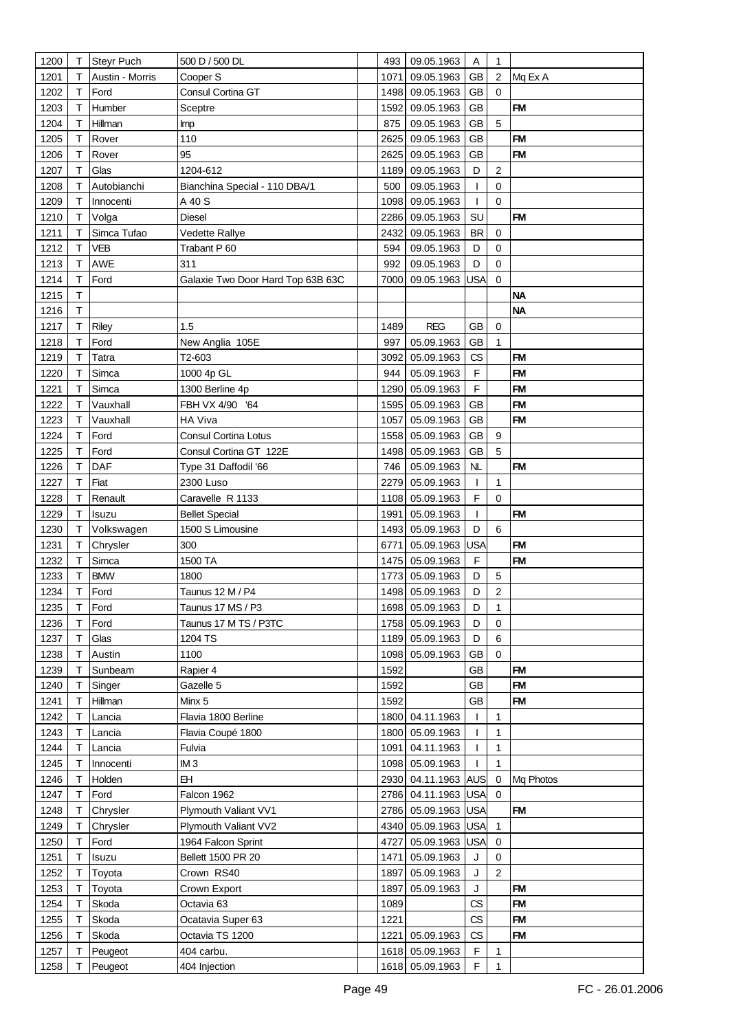| 1200 | T | Steyr Puch | 500 D / 500 DL | | 493 | 09.05.1963 | A | 1 | |
|---|---|---|---|---|---|---|---|---|---|
| 1201 | T | Austin - Morris | Cooper S | | 1071 | 09.05.1963 | GB | 2 | Mq Ex A |
| 1202 | T | Ford | Consul Cortina GT | | 1498 | 09.05.1963 | GB | 0 | |
| 1203 | T | Humber | Sceptre | | 1592 | 09.05.1963 | GB | | FM |
| 1204 | T | Hillman | Imp | | 875 | 09.05.1963 | GB | 5 | |
| 1205 | T | Rover | 110 | | 2625 | 09.05.1963 | GB | | FM |
| 1206 | T | Rover | 95 | | 2625 | 09.05.1963 | GB | | FM |
| 1207 | T | Glas | 1204-612 | | 1189 | 09.05.1963 | D | 2 | |
| 1208 | T | Autobianchi | Bianchina Special - 110 DBA/1 | | 500 | 09.05.1963 | I | 0 | |
| 1209 | T | Innocenti | A 40 S | | 1098 | 09.05.1963 | I | 0 | |
| 1210 | T | Volga | Diesel | | 2286 | 09.05.1963 | SU | | FM |
| 1211 | T | Simca Tufao | Vedette Rallye | | 2432 | 09.05.1963 | BR | 0 | |
| 1212 | T | VEB | Trabant P 60 | | 594 | 09.05.1963 | D | 0 | |
| 1213 | T | AWE | 311 | | 992 | 09.05.1963 | D | 0 | |
| 1214 | T | Ford | Galaxie Two Door Hard Top 63B 63C | | 7000 | 09.05.1963 | USA | 0 | |
| 1215 | T | | | | | | | | NA |
| 1216 | T | | | | | | | | NA |
| 1217 | T | Riley | 1.5 | | 1489 | REG | GB | 0 | |
| 1218 | T | Ford | New Anglia 105E | | 997 | 05.09.1963 | GB | 1 | |
| 1219 | T | Tatra | T2-603 | | 3092 | 05.09.1963 | CS | | FM |
| 1220 | T | Simca | 1000 4p GL | | 944 | 05.09.1963 | F | | FM |
| 1221 | T | Simca | 1300 Berline 4p | | 1290 | 05.09.1963 | F | | FM |
| 1222 | T | Vauxhall | FBH VX 4/90 '64 | | 1595 | 05.09.1963 | GB | | FM |
| 1223 | T | Vauxhall | HA Viva | | 1057 | 05.09.1963 | GB | | FM |
| 1224 | T | Ford | Consul Cortina Lotus | | 1558 | 05.09.1963 | GB | 9 | |
| 1225 | T | Ford | Consul Cortina GT 122E | | 1498 | 05.09.1963 | GB | 5 | |
| 1226 | T | DAF | Type 31 Daffodil '66 | | 746 | 05.09.1963 | NL | | FM |
| 1227 | T | Fiat | 2300 Luso | | 2279 | 05.09.1963 | I | 1 | |
| 1228 | T | Renault | Caravelle R 1133 | | 1108 | 05.09.1963 | F | 0 | |
| 1229 | T | Isuzu | Bellet Special | | 1991 | 05.09.1963 | I | | FM |
| 1230 | T | Volkswagen | 1500 S Limousine | | 1493 | 05.09.1963 | D | 6 | |
| 1231 | T | Chrysler | 300 | | 6771 | 05.09.1963 | USA | | FM |
| 1232 | T | Simca | 1500 TA | | 1475 | 05.09.1963 | F | | FM |
| 1233 | T | BMW | 1800 | | 1773 | 05.09.1963 | D | 5 | |
| 1234 | T | Ford | Taunus 12 M / P4 | | 1498 | 05.09.1963 | D | 2 | |
| 1235 | T | Ford | Taunus 17 MS / P3 | | 1698 | 05.09.1963 | D | 1 | |
| 1236 | T | Ford | Taunus 17 M TS / P3TC | | 1758 | 05.09.1963 | D | 0 | |
| 1237 | T | Glas | 1204 TS | | 1189 | 05.09.1963 | D | 6 | |
| 1238 | T | Austin | 1100 | | 1098 | 05.09.1963 | GB | 0 | |
| 1239 | T | Sunbeam | Rapier 4 | | 1592 | | GB | | FM |
| 1240 | T | Singer | Gazelle 5 | | 1592 | | GB | | FM |
| 1241 | T | Hillman | Minx 5 | | 1592 | | GB | | FM |
| 1242 | T | Lancia | Flavia 1800 Berline | | 1800 | 04.11.1963 | I | 1 | |
| 1243 | T | Lancia | Flavia Coupé 1800 | | 1800 | 05.09.1963 | I | 1 | |
| 1244 | T | Lancia | Fulvia | | 1091 | 04.11.1963 | I | 1 | |
| 1245 | T | Innocenti | IM 3 | | 1098 | 05.09.1963 | I | 1 | |
| 1246 | T | Holden | EH | | 2930 | 04.11.1963 | AUS | 0 | Mq Photos |
| 1247 | T | Ford | Falcon 1962 | | 2786 | 04.11.1963 | USA | 0 | |
| 1248 | T | Chrysler | Plymouth Valiant VV1 | | 2786 | 05.09.1963 | USA | | FM |
| 1249 | T | Chrysler | Plymouth Valiant VV2 | | 4340 | 05.09.1963 | USA | 1 | |
| 1250 | T | Ford | 1964 Falcon Sprint | | 4727 | 05.09.1963 | USA | 0 | |
| 1251 | T | Isuzu | Bellett 1500 PR 20 | | 1471 | 05.09.1963 | J | 0 | |
| 1252 | T | Toyota | Crown RS40 | | 1897 | 05.09.1963 | J | 2 | |
| 1253 | T | Toyota | Crown Export | | 1897 | 05.09.1963 | J | | FM |
| 1254 | T | Skoda | Octavia 63 | | 1089 | | CS | | FM |
| 1255 | T | Skoda | Ocatavia Super 63 | | 1221 | | CS | | FM |
| 1256 | T | Skoda | Octavia TS 1200 | | 1221 | 05.09.1963 | CS | | FM |
| 1257 | T | Peugeot | 404 carbu. | | 1618 | 05.09.1963 | F | 1 | |
| 1258 | T | Peugeot | 404 Injection | | 1618 | 05.09.1963 | F | 1 | |

FC - 26.01.2006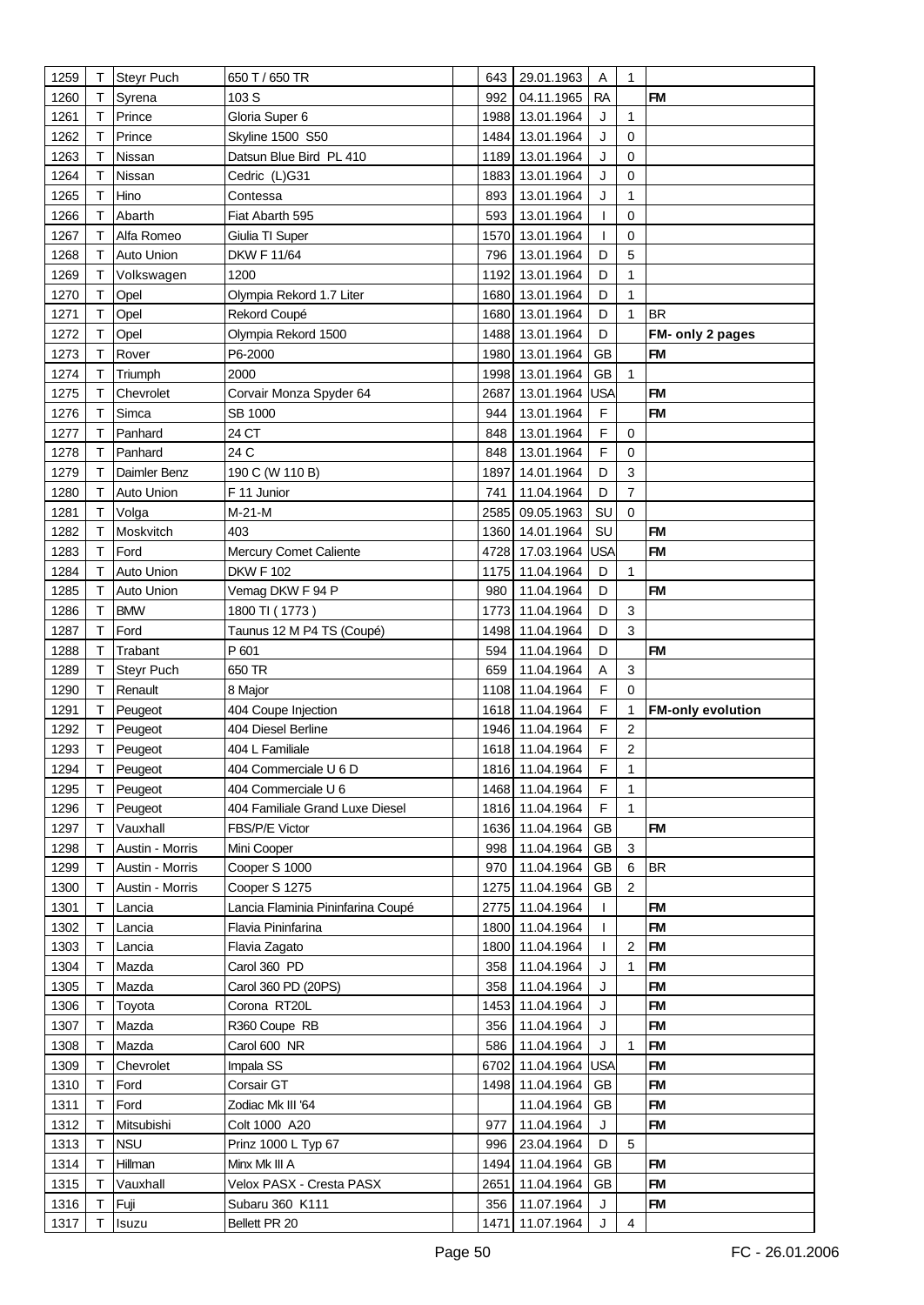| | | | | | | | | | |
|---|---|---|---|---|---|---|---|---|---|
| 1259 | T | Steyr Puch | 650 T / 650 TR | | 643 | 29.01.1963 | A | 1 | |
| 1260 | T | Syrena | 103 S | | 992 | 04.11.1965 | RA | | **FM** |
| 1261 | T | Prince | Gloria Super 6 | | 1988 | 13.01.1964 | J | 1 | |
| 1262 | T | Prince | Skyline 1500 S50 | | 1484 | 13.01.1964 | J | 0 | |
| 1263 | T | Nissan | Datsun Blue Bird PL 410 | | 1189 | 13.01.1964 | J | 0 | |
| 1264 | T | Nissan | Cedric (L)G31 | | 1883 | 13.01.1964 | J | 0 | |
| 1265 | T | Hino | Contessa | | 893 | 13.01.1964 | J | 1 | |
| 1266 | T | Abarth | Fiat Abarth 595 | | 593 | 13.01.1964 | I | 0 | |
| 1267 | T | Alfa Romeo | Giulia TI Super | | 1570 | 13.01.1964 | I | 0 | |
| 1268 | T | Auto Union | DKW F 11/64 | | 796 | 13.01.1964 | D | 5 | |
| 1269 | T | Volkswagen | 1200 | | 1192 | 13.01.1964 | D | 1 | |
| 1270 | T | Opel | Olympia Rekord 1.7 Liter | | 1680 | 13.01.1964 | D | 1 | |
| 1271 | T | Opel | Rekord Coupé | | 1680 | 13.01.1964 | D | 1 | BR |
| 1272 | T | Opel | Olympia Rekord 1500 | | 1488 | 13.01.1964 | D | | **FM- only 2 pages** |
| 1273 | T | Rover | P6-2000 | | 1980 | 13.01.1964 | GB | | **FM** |
| 1274 | T | Triumph | 2000 | | 1998 | 13.01.1964 | GB | 1 | |
| 1275 | T | Chevrolet | Corvair Monza Spyder 64 | | 2687 | 13.01.1964 | USA | | **FM** |
| 1276 | T | Simca | SB 1000 | | 944 | 13.01.1964 | F | | **FM** |
| 1277 | T | Panhard | 24 CT | | 848 | 13.01.1964 | F | 0 | |
| 1278 | T | Panhard | 24 C | | 848 | 13.01.1964 | F | 0 | |
| 1279 | T | Daimler Benz | 190 C (W 110 B) | | 1897 | 14.01.1964 | D | 3 | |
| 1280 | T | Auto Union | F 11 Junior | | 741 | 11.04.1964 | D | 7 | |
| 1281 | T | Volga | M-21-M | | 2585 | 09.05.1963 | SU | 0 | |
| 1282 | T | Moskvitch | 403 | | 1360 | 14.01.1964 | SU | | **FM** |
| 1283 | T | Ford | Mercury Comet Caliente | | 4728 | 17.03.1964 | USA | | **FM** |
| 1284 | T | Auto Union | DKW F 102 | | 1175 | 11.04.1964 | D | 1 | |
| 1285 | T | Auto Union | Vemag DKW F 94 P | | 980 | 11.04.1964 | D | | **FM** |
| 1286 | T | BMW | 1800 TI ( 1773 ) | | 1773 | 11.04.1964 | D | 3 | |
| 1287 | T | Ford | Taunus 12 M P4 TS (Coupé) | | 1498 | 11.04.1964 | D | 3 | |
| 1288 | T | Trabant | P 601 | | 594 | 11.04.1964 | D | | **FM** |
| 1289 | T | Steyr Puch | 650 TR | | 659 | 11.04.1964 | A | 3 | |
| 1290 | T | Renault | 8 Major | | 1108 | 11.04.1964 | F | 0 | |
| 1291 | T | Peugeot | 404 Coupe Injection | | 1618 | 11.04.1964 | F | 1 | **FM-only evolution** |
| 1292 | T | Peugeot | 404 Diesel Berline | | 1946 | 11.04.1964 | F | 2 | |
| 1293 | T | Peugeot | 404 L Familiale | | 1618 | 11.04.1964 | F | 2 | |
| 1294 | T | Peugeot | 404 Commerciale U 6 D | | 1816 | 11.04.1964 | F | 1 | |
| 1295 | T | Peugeot | 404 Commerciale U 6 | | 1468 | 11.04.1964 | F | 1 | |
| 1296 | T | Peugeot | 404 Familiale Grand Luxe Diesel | | 1816 | 11.04.1964 | F | 1 | |
| 1297 | T | Vauxhall | FBS/P/E Victor | | 1636 | 11.04.1964 | GB | | **FM** |
| 1298 | T | Austin - Morris | Mini Cooper | | 998 | 11.04.1964 | GB | 3 | |
| 1299 | T | Austin - Morris | Cooper S 1000 | | 970 | 11.04.1964 | GB | 6 | BR |
| 1300 | T | Austin - Morris | Cooper S 1275 | | 1275 | 11.04.1964 | GB | 2 | |
| 1301 | T | Lancia | Lancia Flaminia Pininfarina Coupé | | 2775 | 11.04.1964 | I | | **FM** |
| 1302 | T | Lancia | Flavia Pininfarina | | 1800 | 11.04.1964 | I | | **FM** |
| 1303 | T | Lancia | Flavia Zagato | | 1800 | 11.04.1964 | I | 2 | **FM** |
| 1304 | T | Mazda | Carol 360 PD | | 358 | 11.04.1964 | J | 1 | **FM** |
| 1305 | T | Mazda | Carol 360 PD (20PS) | | 358 | 11.04.1964 | J | | **FM** |
| 1306 | T | Toyota | Corona RT20L | | 1453 | 11.04.1964 | J | | **FM** |
| 1307 | T | Mazda | R360 Coupe RB | | 356 | 11.04.1964 | J | | **FM** |
| 1308 | T | Mazda | Carol 600 NR | | 586 | 11.04.1964 | J | 1 | **FM** |
| 1309 | T | Chevrolet | Impala SS | | 6702 | 11.04.1964 | USA | | **FM** |
| 1310 | T | Ford | Corsair GT | | 1498 | 11.04.1964 | GB | | **FM** |
| 1311 | T | Ford | Zodiac Mk III '64 | | | 11.04.1964 | GB | | **FM** |
| 1312 | T | Mitsubishi | Colt 1000 A20 | | 977 | 11.04.1964 | J | | **FM** |
| 1313 | T | NSU | Prinz 1000 L Typ 67 | | 996 | 23.04.1964 | D | 5 | |
| 1314 | T | Hillman | Minx Mk III A | | 1494 | 11.04.1964 | GB | | **FM** |
| 1315 | T | Vauxhall | Velox PASX - Cresta PASX | | 2651 | 11.04.1964 | GB | | **FM** |
| 1316 | T | Fuji | Subaru 360 K111 | | 356 | 11.07.1964 | J | | **FM** |
| 1317 | T | Isuzu | Bellett PR 20 | | 1471 | 11.07.1964 | J | 4 | |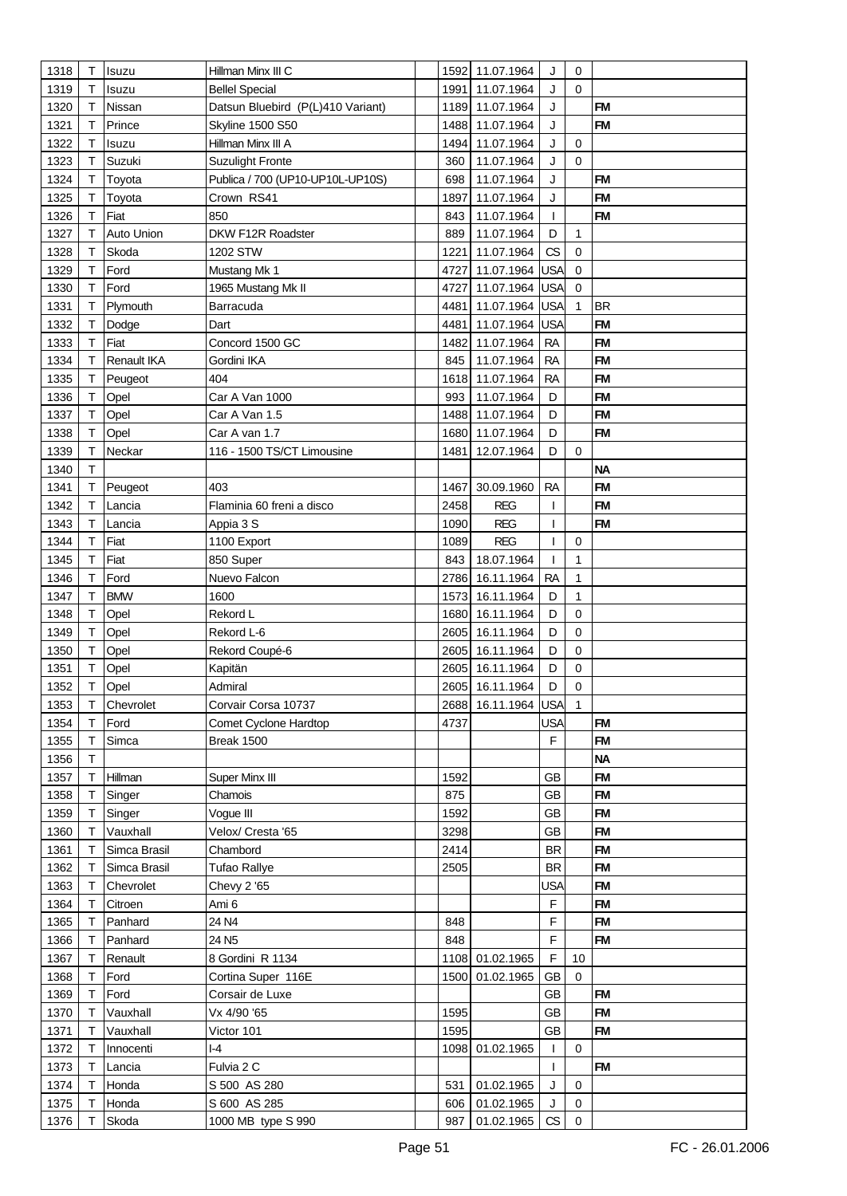| | | | | | | | | | |
|---|---|---|---|---|---|---|---|---|---|
| 1318 | T | Isuzu | Hillman Minx III C | | 1592 | 11.07.1964 | J | 0 | |
| 1319 | T | Isuzu | Bellel Special | | 1991 | 11.07.1964 | J | 0 | |
| 1320 | T | Nissan | Datsun Bluebird (P(L)410 Variant) | | 1189 | 11.07.1964 | J | | FM |
| 1321 | T | Prince | Skyline 1500 S50 | | 1488 | 11.07.1964 | J | | FM |
| 1322 | T | Isuzu | Hillman Minx III A | | 1494 | 11.07.1964 | J | 0 | |
| 1323 | T | Suzuki | Suzulight Fronte | | 360 | 11.07.1964 | J | 0 | |
| 1324 | T | Toyota | Publica / 700 (UP10-UP10L-UP10S) | | 698 | 11.07.1964 | J | | FM |
| 1325 | T | Toyota | Crown RS41 | | 1897 | 11.07.1964 | J | | FM |
| 1326 | T | Fiat | 850 | | 843 | 11.07.1964 | I | | FM |
| 1327 | T | Auto Union | DKW F12R Roadster | | 889 | 11.07.1964 | D | 1 | |
| 1328 | T | Skoda | 1202 STW | | 1221 | 11.07.1964 | CS | 0 | |
| 1329 | T | Ford | Mustang Mk 1 | | 4727 | 11.07.1964 | USA | 0 | |
| 1330 | T | Ford | 1965 Mustang Mk II | | 4727 | 11.07.1964 | USA | 0 | |
| 1331 | T | Plymouth | Barracuda | | 4481 | 11.07.1964 | USA | 1 | BR |
| 1332 | T | Dodge | Dart | | 4481 | 11.07.1964 | USA | | FM |
| 1333 | T | Fiat | Concord 1500 GC | | 1482 | 11.07.1964 | RA | | FM |
| 1334 | T | Renault IKA | Gordini IKA | | 845 | 11.07.1964 | RA | | FM |
| 1335 | T | Peugeot | 404 | | 1618 | 11.07.1964 | RA | | FM |
| 1336 | T | Opel | Car A Van 1000 | | 993 | 11.07.1964 | D | | FM |
| 1337 | T | Opel | Car A Van 1.5 | | 1488 | 11.07.1964 | D | | FM |
| 1338 | T | Opel | Car A van 1.7 | | 1680 | 11.07.1964 | D | | FM |
| 1339 | T | Neckar | 116 - 1500 TS/CT Limousine | | 1481 | 12.07.1964 | D | 0 | |
| 1340 | T | | | | | | | | NA |
| 1341 | T | Peugeot | 403 | | 1467 | 30.09.1960 | RA | | FM |
| 1342 | T | Lancia | Flaminia 60 freni a disco | | 2458 | REG | I | | FM |
| 1343 | T | Lancia | Appia 3 S | | 1090 | REG | I | | FM |
| 1344 | T | Fiat | 1100 Export | | 1089 | REG | I | 0 | |
| 1345 | T | Fiat | 850 Super | | 843 | 18.07.1964 | I | 1 | |
| 1346 | T | Ford | Nuevo Falcon | | 2786 | 16.11.1964 | RA | 1 | |
| 1347 | T | BMW | 1600 | | 1573 | 16.11.1964 | D | 1 | |
| 1348 | T | Opel | Rekord L | | 1680 | 16.11.1964 | D | 0 | |
| 1349 | T | Opel | Rekord L-6 | | 2605 | 16.11.1964 | D | 0 | |
| 1350 | T | Opel | Rekord Coupé-6 | | 2605 | 16.11.1964 | D | 0 | |
| 1351 | T | Opel | Kapitän | | 2605 | 16.11.1964 | D | 0 | |
| 1352 | T | Opel | Admiral | | 2605 | 16.11.1964 | D | 0 | |
| 1353 | T | Chevrolet | Corvair Corsa 10737 | | 2688 | 16.11.1964 | USA | 1 | |
| 1354 | T | Ford | Comet Cyclone Hardtop | | 4737 | | USA | | FM |
| 1355 | T | Simca | Break 1500 | | | | F | | FM |
| 1356 | T | | | | | | | | NA |
| 1357 | T | Hillman | Super Minx III | | 1592 | | GB | | FM |
| 1358 | T | Singer | Chamois | | 875 | | GB | | FM |
| 1359 | T | Singer | Vogue III | | 1592 | | GB | | FM |
| 1360 | T | Vauxhall | Velox/ Cresta '65 | | 3298 | | GB | | FM |
| 1361 | T | Simca Brasil | Chambord | | 2414 | | BR | | FM |
| 1362 | T | Simca Brasil | Tufao Rallye | | 2505 | | BR | | FM |
| 1363 | T | Chevrolet | Chevy 2 '65 | | | | USA | | FM |
| 1364 | T | Citroen | Ami 6 | | | | F | | FM |
| 1365 | T | Panhard | 24 N4 | | 848 | | F | | FM |
| 1366 | T | Panhard | 24 N5 | | 848 | | F | | FM |
| 1367 | T | Renault | 8 Gordini R 1134 | | 1108 | 01.02.1965 | F | 10 | |
| 1368 | T | Ford | Cortina Super 116E | | 1500 | 01.02.1965 | GB | 0 | |
| 1369 | T | Ford | Corsair de Luxe | | | | GB | | FM |
| 1370 | T | Vauxhall | Vx 4/90 '65 | | 1595 | | GB | | FM |
| 1371 | T | Vauxhall | Victor 101 | | 1595 | | GB | | FM |
| 1372 | T | Innocenti | I-4 | | 1098 | 01.02.1965 | I | 0 | |
| 1373 | T | Lancia | Fulvia 2 C | | | | I | | FM |
| 1374 | T | Honda | S 500 AS 280 | | 531 | 01.02.1965 | J | 0 | |
| 1375 | T | Honda | S 600 AS 285 | | 606 | 01.02.1965 | J | 0 | |
| 1376 | T | Skoda | 1000 MB type S 990 | | 987 | 01.02.1965 | CS | 0 | |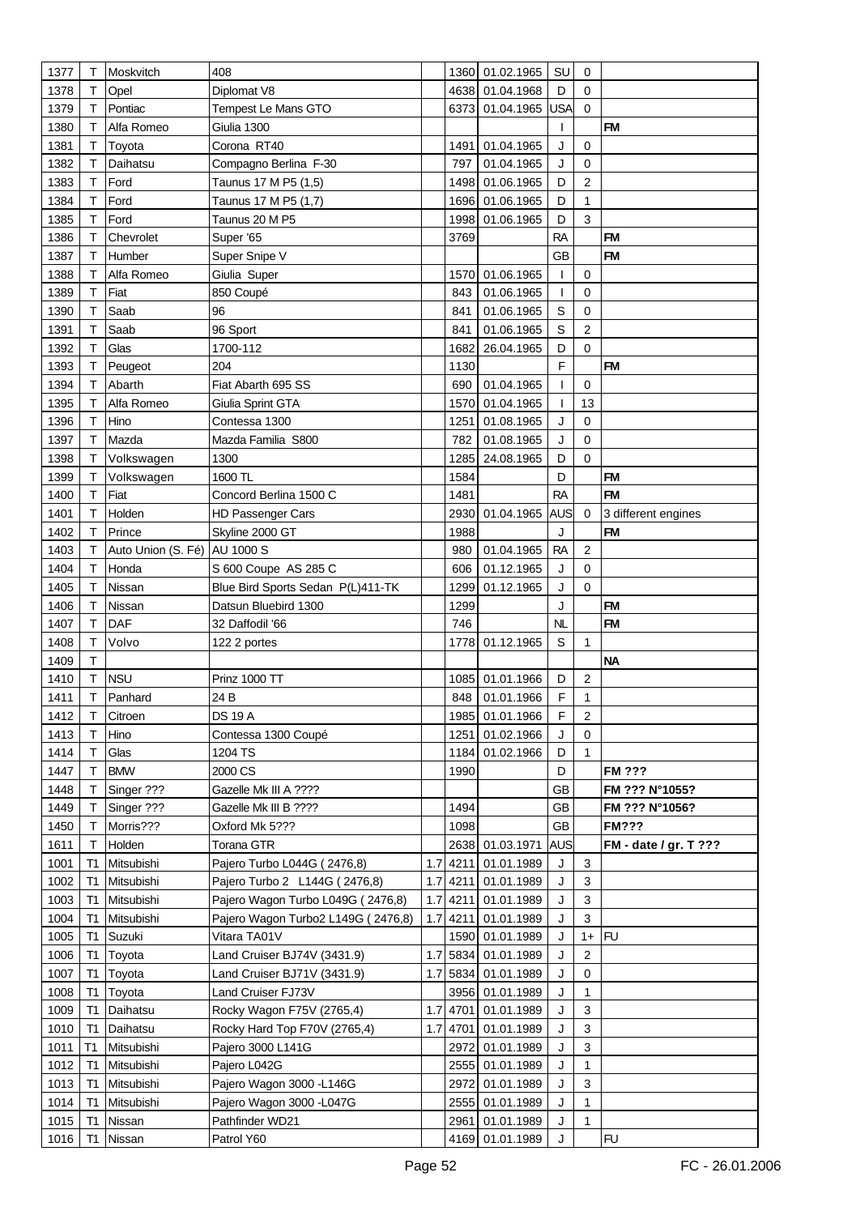| | | | | | | | | | |
|---|---|---|---|---|---|---|---|---|---|
| 1377 | T | Moskvitch | 408 | | 1360 | 01.02.1965 | SU | 0 | |
| 1378 | T | Opel | Diplomat V8 | | 4638 | 01.04.1968 | D | 0 | |
| 1379 | T | Pontiac | Tempest Le Mans GTO | | 6373 | 01.04.1965 | USA | 0 | |
| 1380 | T | Alfa Romeo | Giulia 1300 | | | | I | | **FM** |
| 1381 | T | Toyota | Corona RT40 | | 1491 | 01.04.1965 | J | 0 | |
| 1382 | T | Daihatsu | Compagno Berlina F-30 | | 797 | 01.04.1965 | J | 0 | |
| 1383 | T | Ford | Taunus 17 M P5 (1,5) | | 1498 | 01.06.1965 | D | 2 | |
| 1384 | T | Ford | Taunus 17 M P5 (1,7) | | 1696 | 01.06.1965 | D | 1 | |
| 1385 | T | Ford | Taunus 20 M P5 | | 1998 | 01.06.1965 | D | 3 | |
| 1386 | T | Chevrolet | Super '65 | | 3769 | | RA | | **FM** |
| 1387 | T | Humber | Super Snipe V | | | | GB | | **FM** |
| 1388 | T | Alfa Romeo | Giulia Super | | 1570 | 01.06.1965 | I | 0 | |
| 1389 | T | Fiat | 850 Coupé | | 843 | 01.06.1965 | I | 0 | |
| 1390 | T | Saab | 96 | | 841 | 01.06.1965 | S | 0 | |
| 1391 | T | Saab | 96 Sport | | 841 | 01.06.1965 | S | 2 | |
| 1392 | T | Glas | 1700-112 | | 1682 | 26.04.1965 | D | 0 | |
| 1393 | T | Peugeot | 204 | | 1130 | | F | | **FM** |
| 1394 | T | Abarth | Fiat Abarth 695 SS | | 690 | 01.04.1965 | I | 0 | |
| 1395 | T | Alfa Romeo | Giulia Sprint GTA | | 1570 | 01.04.1965 | I | 13 | |
| 1396 | T | Hino | Contessa 1300 | | 1251 | 01.08.1965 | J | 0 | |
| 1397 | T | Mazda | Mazda Familia S800 | | 782 | 01.08.1965 | J | 0 | |
| 1398 | T | Volkswagen | 1300 | | 1285 | 24.08.1965 | D | 0 | |
| 1399 | T | Volkswagen | 1600 TL | | 1584 | | D | | **FM** |
| 1400 | T | Fiat | Concord Berlina 1500 C | | 1481 | | RA | | **FM** |
| 1401 | T | Holden | HD Passenger Cars | | 2930 | 01.04.1965 | AUS | 0 | 3 different engines |
| 1402 | T | Prince | Skyline 2000 GT | | 1988 | | J | | **FM** |
| 1403 | T | Auto Union (S. Fé) | AU 1000 S | | 980 | 01.04.1965 | RA | 2 | |
| 1404 | T | Honda | S 600 Coupe AS 285 C | | 606 | 01.12.1965 | J | 0 | |
| 1405 | T | Nissan | Blue Bird Sports Sedan P(L)411-TK | | 1299 | 01.12.1965 | J | 0 | |
| 1406 | T | Nissan | Datsun Bluebird 1300 | | 1299 | | J | | **FM** |
| 1407 | T | DAF | 32 Daffodil '66 | | 746 | | NL | | **FM** |
| 1408 | T | Volvo | 122 2 portes | | 1778 | 01.12.1965 | S | 1 | |
| 1409 | T | | | | | | | | **NA** |
| 1410 | T | NSU | Prinz 1000 TT | | 1085 | 01.01.1966 | D | 2 | |
| 1411 | T | Panhard | 24 B | | 848 | 01.01.1966 | F | 1 | |
| 1412 | T | Citroen | DS 19 A | | 1985 | 01.01.1966 | F | 2 | |
| 1413 | T | Hino | Contessa 1300 Coupé | | 1251 | 01.02.1966 | J | 0 | |
| 1414 | T | Glas | 1204 TS | | 1184 | 01.02.1966 | D | 1 | |
| 1447 | T | BMW | 2000 CS | | 1990 | | D | | **FM ???** |
| 1448 | T | Singer ??? | Gazelle Mk III A ???? | | | | GB | | **FM ??? N°1055?** |
| 1449 | T | Singer ??? | Gazelle Mk III B ???? | | 1494 | | GB | | **FM ??? N°1056?** |
| 1450 | T | Morris??? | Oxford Mk 5??? | | 1098 | | GB | | **FM???** |
| 1611 | T | Holden | Torana GTR | | 2638 | 01.03.1971 | AUS | | **FM - date / gr. T ???** |
| 1001 | T1 | Mitsubishi | Pajero Turbo L044G ( 2476,8) | 1.7 | 4211 | 01.01.1989 | J | 3 | |
| 1002 | T1 | Mitsubishi | Pajero Turbo 2 L144G ( 2476,8) | 1.7 | 4211 | 01.01.1989 | J | 3 | |
| 1003 | T1 | Mitsubishi | Pajero Wagon Turbo L049G ( 2476,8) | 1.7 | 4211 | 01.01.1989 | J | 3 | |
| 1004 | T1 | Mitsubishi | Pajero Wagon Turbo2 L149G ( 2476,8) | 1.7 | 4211 | 01.01.1989 | J | 3 | |
| 1005 | T1 | Suzuki | Vitara TA01V | | 1590 | 01.01.1989 | J | 1+ | FU |
| 1006 | T1 | Toyota | Land Cruiser BJ74V (3431.9) | 1.7 | 5834 | 01.01.1989 | J | 2 | |
| 1007 | T1 | Toyota | Land Cruiser BJ71V (3431.9) | 1.7 | 5834 | 01.01.1989 | J | 0 | |
| 1008 | T1 | Toyota | Land Cruiser FJ73V | | 3956 | 01.01.1989 | J | 1 | |
| 1009 | T1 | Daihatsu | Rocky Wagon F75V (2765,4) | 1.7 | 4701 | 01.01.1989 | J | 3 | |
| 1010 | T1 | Daihatsu | Rocky Hard Top F70V (2765,4) | 1.7 | 4701 | 01.01.1989 | J | 3 | |
| 1011 | T1 | Mitsubishi | Pajero 3000 L141G | | 2972 | 01.01.1989 | J | 3 | |
| 1012 | T1 | Mitsubishi | Pajero L042G | | 2555 | 01.01.1989 | J | 1 | |
| 1013 | T1 | Mitsubishi | Pajero Wagon 3000 -L146G | | 2972 | 01.01.1989 | J | 3 | |
| 1014 | T1 | Mitsubishi | Pajero Wagon 3000 -L047G | | 2555 | 01.01.1989 | J | 1 | |
| 1015 | T1 | Nissan | Pathfinder WD21 | | 2961 | 01.01.1989 | J | 1 | |
| 1016 | T1 | Nissan | Patrol Y60 | | 4169 | 01.01.1989 | J | | FU |

FC - 26.01.2006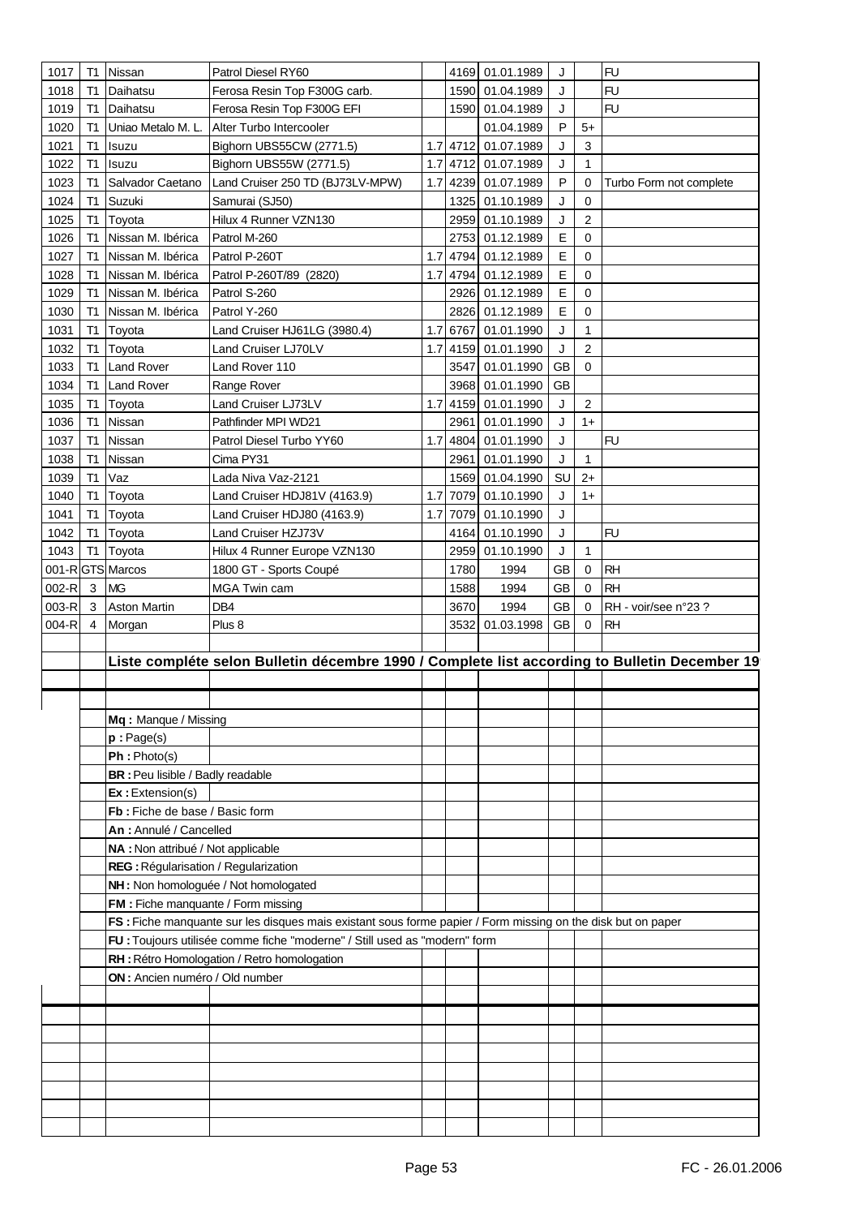| | | | | | | | | | |
|---|---|---|---|---|---|---|---|---|---|
| 1017 | T1 | Nissan | Patrol Diesel RY60 | | 4169 | 01.01.1989 | J | | FU |
| 1018 | T1 | Daihatsu | Ferosa Resin Top F300G carb. | | 1590 | 01.04.1989 | J | | FU |
| 1019 | T1 | Daihatsu | Ferosa Resin Top F300G EFI | | 1590 | 01.04.1989 | J | | FU |
| 1020 | T1 | Uniao Metalo M. L. | Alter Turbo Intercooler | | | 01.04.1989 | P | 5+ | |
| 1021 | T1 | Isuzu | Bighorn UBS55CW (2771.5) | 1.7 | 4712 | 01.07.1989 | J | 3 | |
| 1022 | T1 | Isuzu | Bighorn UBS55W (2771.5) | 1.7 | 4712 | 01.07.1989 | J | 1 | |
| 1023 | T1 | Salvador Caetano | Land Cruiser 250 TD (BJ73LV-MPW) | 1.7 | 4239 | 01.07.1989 | P | 0 | Turbo Form not complete |
| 1024 | T1 | Suzuki | Samurai (SJ50) | | 1325 | 01.10.1989 | J | 0 | |
| 1025 | T1 | Toyota | Hilux 4 Runner VZN130 | | 2959 | 01.10.1989 | J | 2 | |
| 1026 | T1 | Nissan M. Ibérica | Patrol M-260 | | 2753 | 01.12.1989 | E | 0 | |
| 1027 | T1 | Nissan M. Ibérica | Patrol P-260T | 1.7 | 4794 | 01.12.1989 | E | 0 | |
| 1028 | T1 | Nissan M. Ibérica | Patrol P-260T/89 (2820) | 1.7 | 4794 | 01.12.1989 | E | 0 | |
| 1029 | T1 | Nissan M. Ibérica | Patrol S-260 | | 2926 | 01.12.1989 | E | 0 | |
| 1030 | T1 | Nissan M. Ibérica | Patrol Y-260 | | 2826 | 01.12.1989 | E | 0 | |
| 1031 | T1 | Toyota | Land Cruiser HJ61LG (3980.4) | 1.7 | 6767 | 01.01.1990 | J | 1 | |
| 1032 | T1 | Toyota | Land Cruiser LJ70LV | 1.7 | 4159 | 01.01.1990 | J | 2 | |
| 1033 | T1 | Land Rover | Land Rover 110 | | 3547 | 01.01.1990 | GB | 0 | |
| 1034 | T1 | Land Rover | Range Rover | | 3968 | 01.01.1990 | GB | | |
| 1035 | T1 | Toyota | Land Cruiser LJ73LV | 1.7 | 4159 | 01.01.1990 | J | 2 | |
| 1036 | T1 | Nissan | Pathfinder MPI WD21 | | 2961 | 01.01.1990 | J | 1+ | |
| 1037 | T1 | Nissan | Patrol Diesel Turbo YY60 | 1.7 | 4804 | 01.01.1990 | J | | FU |
| 1038 | T1 | Nissan | Cima PY31 | | 2961 | 01.01.1990 | J | 1 | |
| 1039 | T1 | Vaz | Lada Niva Vaz-2121 | | 1569 | 01.04.1990 | SU | 2+ | |
| 1040 | T1 | Toyota | Land Cruiser HDJ81V (4163.9) | 1.7 | 7079 | 01.10.1990 | J | 1+ | |
| 1041 | T1 | Toyota | Land Cruiser HDJ80 (4163.9) | 1.7 | 7079 | 01.10.1990 | J | | |
| 1042 | T1 | Toyota | Land Cruiser HZJ73V | | 4164 | 01.10.1990 | J | | FU |
| 1043 | T1 | Toyota | Hilux 4 Runner Europe VZN130 | | 2959 | 01.10.1990 | J | 1 | |
| 001-R | GTS | Marcos | 1800 GT - Sports Coupé | | 1780 | 1994 | GB | 0 | RH |
| 002-R | 3 | MG | MGA Twin cam | | 1588 | 1994 | GB | 0 | RH |
| 003-R | 3 | Aston Martin | DB4 | | 3670 | 1994 | GB | 0 | RH - voir/see n°23 ? |
| 004-R | 4 | Morgan | Plus 8 | | 3532 | 01.03.1998 | GB | 0 | RH |

**Liste compléte selon Bulletin décembre 1990 / Complete list according to Bulletin December 19**

**Mq :** Manque / Missing

**p :** Page(s)

**Ph :** Photo(s)

**BR :** Peu lisible / Badly readable

**Ex :** Extension(s)

**Fb :** Fiche de base / Basic form

**An :** Annulé / Cancelled

**NA :** Non attribué / Not applicable

**REG :** Régularisation / Regularization

**NH :** Non homologuée / Not homologated

**FM :** Fiche manquante / Form missing

**FS :** Fiche manquante sur les disques mais existant sous forme papier / Form missing on the disk but on paper

**FU :** Toujours utilisée comme fiche "moderne" / Still used as "modern" form

**RH :** Rétro Homologation / Retro homologation

**ON :** Ancien numéro / Old number

FC - 26.01.2006